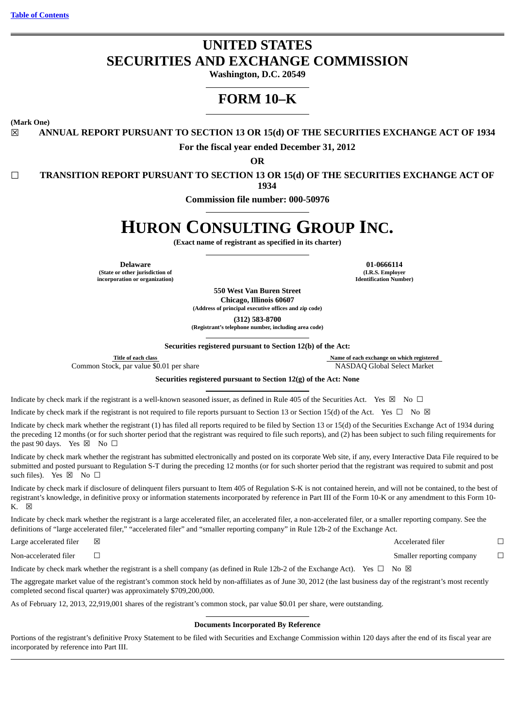[Table of Contents](#)

# UNITED STATES
# SECURITIES AND EXCHANGE COMMISSION

**Washington, D.C. 20549**

## FORM 10–K

**(Mark One)**

☒ **ANNUAL REPORT PURSUANT TO SECTION 13 OR 15(d) OF THE SECURITIES EXCHANGE ACT OF 1934**

**For the fiscal year ended December 31, 2012**

**OR**

☐ **TRANSITION REPORT PURSUANT TO SECTION 13 OR 15(d) OF THE SECURITIES EXCHANGE ACT OF 1934**

**Commission file number: 000-50976**

# HURON CONSULTING GROUP INC.

**(Exact name of registrant as specified in its charter)**

| **Delaware** | **01-0666114** |
|---|---|
| **(State or other jurisdiction of incorporation or organization)** | **(I.R.S. Employer Identification Number)** |

**550 West Van Buren Street**
**Chicago, Illinois 60607**
**(Address of principal executive offices and zip code)**

**(312) 583-8700**
**(Registrant's telephone number, including area code)**

**Securities registered pursuant to Section 12(b) of the Act:**

| Title of each class | Name of each exchange on which registered |
|---|---|
| Common Stock, par value $0.01 per share | NASDAQ Global Select Market |

**Securities registered pursuant to Section 12(g) of the Act: None**

Indicate by check mark if the registrant is a well-known seasoned issuer, as defined in Rule 405 of the Securities Act. Yes ☒ No ☐

Indicate by check mark if the registrant is not required to file reports pursuant to Section 13 or Section 15(d) of the Act. Yes ☐ No ☒

Indicate by check mark whether the registrant (1) has filed all reports required to be filed by Section 13 or 15(d) of the Securities Exchange Act of 1934 during the preceding 12 months (or for such shorter period that the registrant was required to file such reports), and (2) has been subject to such filing requirements for the past 90 days. Yes ☒ No ☐

Indicate by check mark whether the registrant has submitted electronically and posted on its corporate Web site, if any, every Interactive Data File required to be submitted and posted pursuant to Regulation S-T during the preceding 12 months (or for such shorter period that the registrant was required to submit and post such files). Yes ☒ No ☐

Indicate by check mark if disclosure of delinquent filers pursuant to Item 405 of Regulation S-K is not contained herein, and will not be contained, to the best of registrant's knowledge, in definitive proxy or information statements incorporated by reference in Part III of the Form 10-K or any amendment to this Form 10-K. ☒

Indicate by check mark whether the registrant is a large accelerated filer, an accelerated filer, a non-accelerated filer, or a smaller reporting company. See the definitions of "large accelerated filer," "accelerated filer" and "smaller reporting company" in Rule 12b-2 of the Exchange Act.

| | | | |
|---|---|---|---|
| Large accelerated filer | ☒ | Accelerated filer | ☐ |
| Non-accelerated filer | ☐ | Smaller reporting company | ☐ |

Indicate by check mark whether the registrant is a shell company (as defined in Rule 12b-2 of the Exchange Act). Yes ☐ No ☒

The aggregate market value of the registrant's common stock held by non-affiliates as of June 30, 2012 (the last business day of the registrant's most recently completed second fiscal quarter) was approximately $709,200,000.

As of February 12, 2013, 22,919,001 shares of the registrant's common stock, par value $0.01 per share, were outstanding.

**Documents Incorporated By Reference**

Portions of the registrant's definitive Proxy Statement to be filed with Securities and Exchange Commission within 120 days after the end of its fiscal year are incorporated by reference into Part III.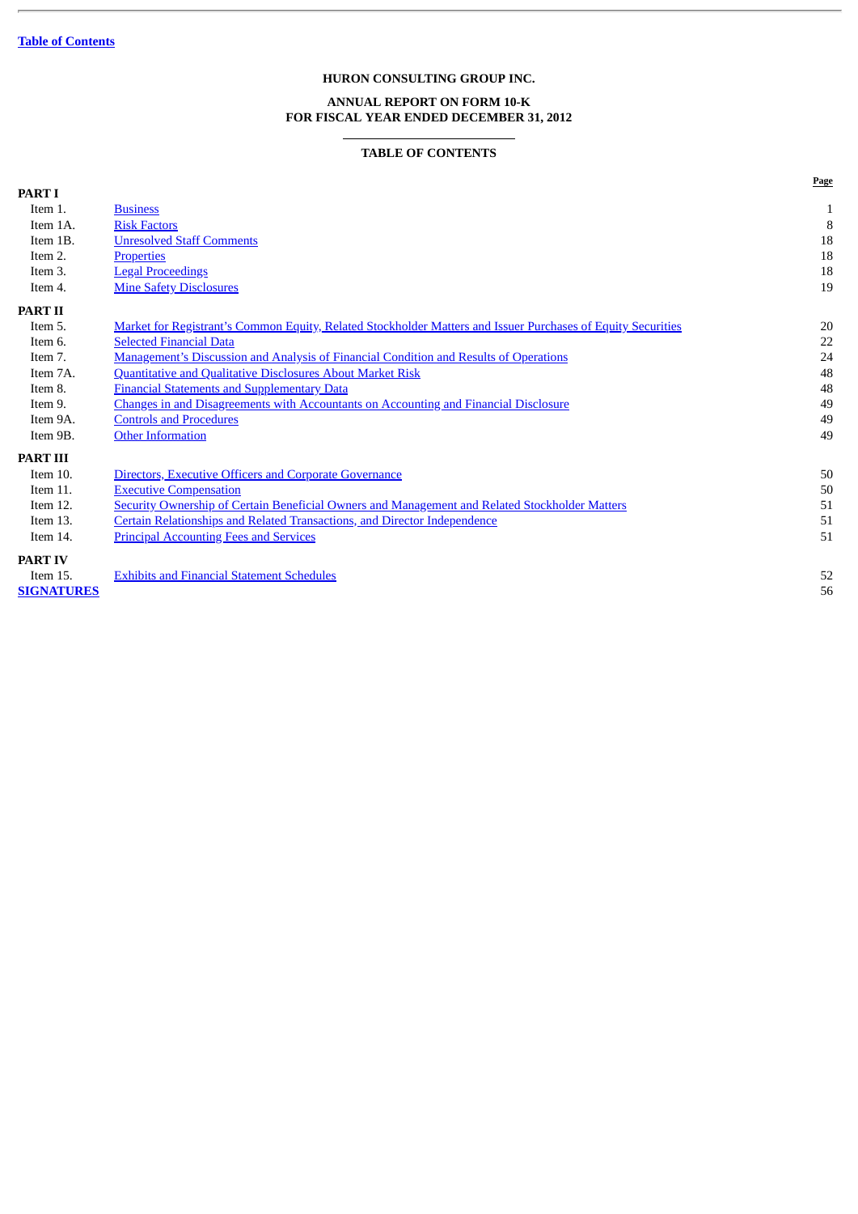Table of Contents

**HURON CONSULTING GROUP INC.**

**ANNUAL REPORT ON FORM 10-K**
**FOR FISCAL YEAR ENDED DECEMBER 31, 2012**

**TABLE OF CONTENTS**

| | | Page |
|---|---|---|
| **PART I** | | |
| Item 1. | Business | 1 |
| Item 1A. | Risk Factors | 8 |
| Item 1B. | Unresolved Staff Comments | 18 |
| Item 2. | Properties | 18 |
| Item 3. | Legal Proceedings | 18 |
| Item 4. | Mine Safety Disclosures | 19 |
| **PART II** | | |
| Item 5. | Market for Registrant's Common Equity, Related Stockholder Matters and Issuer Purchases of Equity Securities | 20 |
| Item 6. | Selected Financial Data | 22 |
| Item 7. | Management's Discussion and Analysis of Financial Condition and Results of Operations | 24 |
| Item 7A. | Quantitative and Qualitative Disclosures About Market Risk | 48 |
| Item 8. | Financial Statements and Supplementary Data | 48 |
| Item 9. | Changes in and Disagreements with Accountants on Accounting and Financial Disclosure | 49 |
| Item 9A. | Controls and Procedures | 49 |
| Item 9B. | Other Information | 49 |
| **PART III** | | |
| Item 10. | Directors, Executive Officers and Corporate Governance | 50 |
| Item 11. | Executive Compensation | 50 |
| Item 12. | Security Ownership of Certain Beneficial Owners and Management and Related Stockholder Matters | 51 |
| Item 13. | Certain Relationships and Related Transactions, and Director Independence | 51 |
| Item 14. | Principal Accounting Fees and Services | 51 |
| **PART IV** | | |
| Item 15. | Exhibits and Financial Statement Schedules | 52 |
| **SIGNATURES** | | 56 |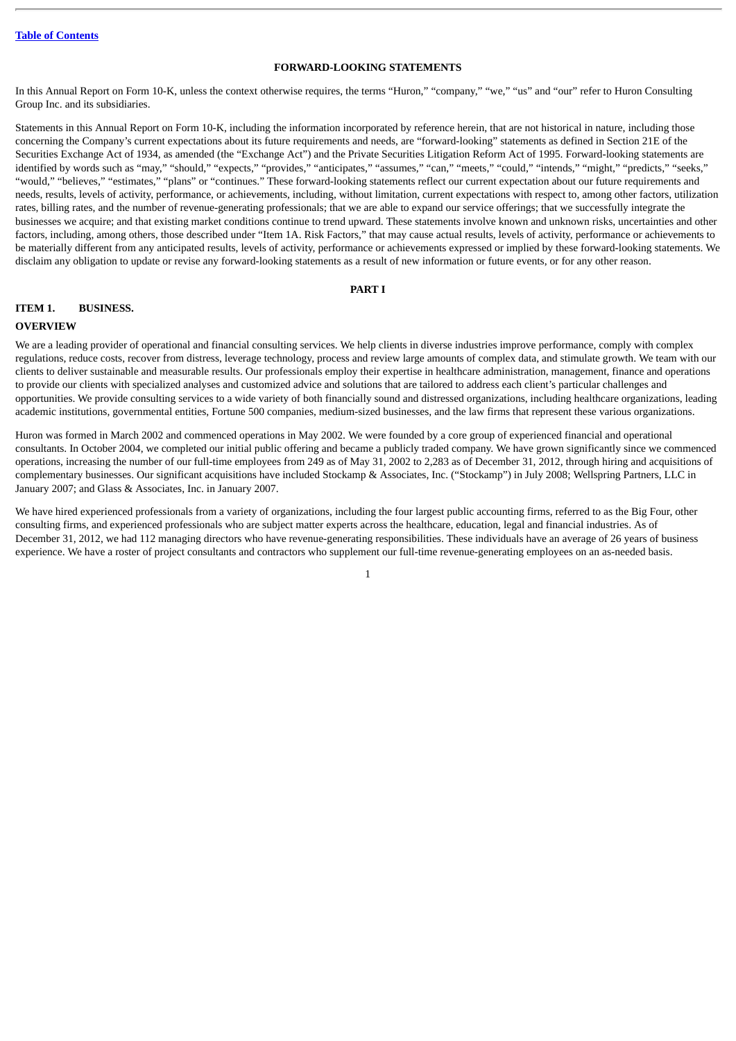Table of Contents

## FORWARD-LOOKING STATEMENTS

In this Annual Report on Form 10-K, unless the context otherwise requires, the terms "Huron," "company," "we," "us" and "our" refer to Huron Consulting Group Inc. and its subsidiaries.

Statements in this Annual Report on Form 10-K, including the information incorporated by reference herein, that are not historical in nature, including those concerning the Company's current expectations about its future requirements and needs, are "forward-looking" statements as defined in Section 21E of the Securities Exchange Act of 1934, as amended (the "Exchange Act") and the Private Securities Litigation Reform Act of 1995. Forward-looking statements are identified by words such as "may," "should," "expects," "provides," "anticipates," "assumes," "can," "meets," "could," "intends," "might," "predicts," "seeks," "would," "believes," "estimates," "plans" or "continues." These forward-looking statements reflect our current expectation about our future requirements and needs, results, levels of activity, performance, or achievements, including, without limitation, current expectations with respect to, among other factors, utilization rates, billing rates, and the number of revenue-generating professionals; that we are able to expand our service offerings; that we successfully integrate the businesses we acquire; and that existing market conditions continue to trend upward. These statements involve known and unknown risks, uncertainties and other factors, including, among others, those described under "Item 1A. Risk Factors," that may cause actual results, levels of activity, performance or achievements to be materially different from any anticipated results, levels of activity, performance or achievements expressed or implied by these forward-looking statements. We disclaim any obligation to update or revise any forward-looking statements as a result of new information or future events, or for any other reason.

# PART I

## ITEM 1. BUSINESS.

### OVERVIEW

We are a leading provider of operational and financial consulting services. We help clients in diverse industries improve performance, comply with complex regulations, reduce costs, recover from distress, leverage technology, process and review large amounts of complex data, and stimulate growth. We team with our clients to deliver sustainable and measurable results. Our professionals employ their expertise in healthcare administration, management, finance and operations to provide our clients with specialized analyses and customized advice and solutions that are tailored to address each client's particular challenges and opportunities. We provide consulting services to a wide variety of both financially sound and distressed organizations, including healthcare organizations, leading academic institutions, governmental entities, Fortune 500 companies, medium-sized businesses, and the law firms that represent these various organizations.

Huron was formed in March 2002 and commenced operations in May 2002. We were founded by a core group of experienced financial and operational consultants. In October 2004, we completed our initial public offering and became a publicly traded company. We have grown significantly since we commenced operations, increasing the number of our full-time employees from 249 as of May 31, 2002 to 2,283 as of December 31, 2012, through hiring and acquisitions of complementary businesses. Our significant acquisitions have included Stockamp & Associates, Inc. ("Stockamp") in July 2008; Wellspring Partners, LLC in January 2007; and Glass & Associates, Inc. in January 2007.

We have hired experienced professionals from a variety of organizations, including the four largest public accounting firms, referred to as the Big Four, other consulting firms, and experienced professionals who are subject matter experts across the healthcare, education, legal and financial industries. As of December 31, 2012, we had 112 managing directors who have revenue-generating responsibilities. These individuals have an average of 26 years of business experience. We have a roster of project consultants and contractors who supplement our full-time revenue-generating employees on an as-needed basis.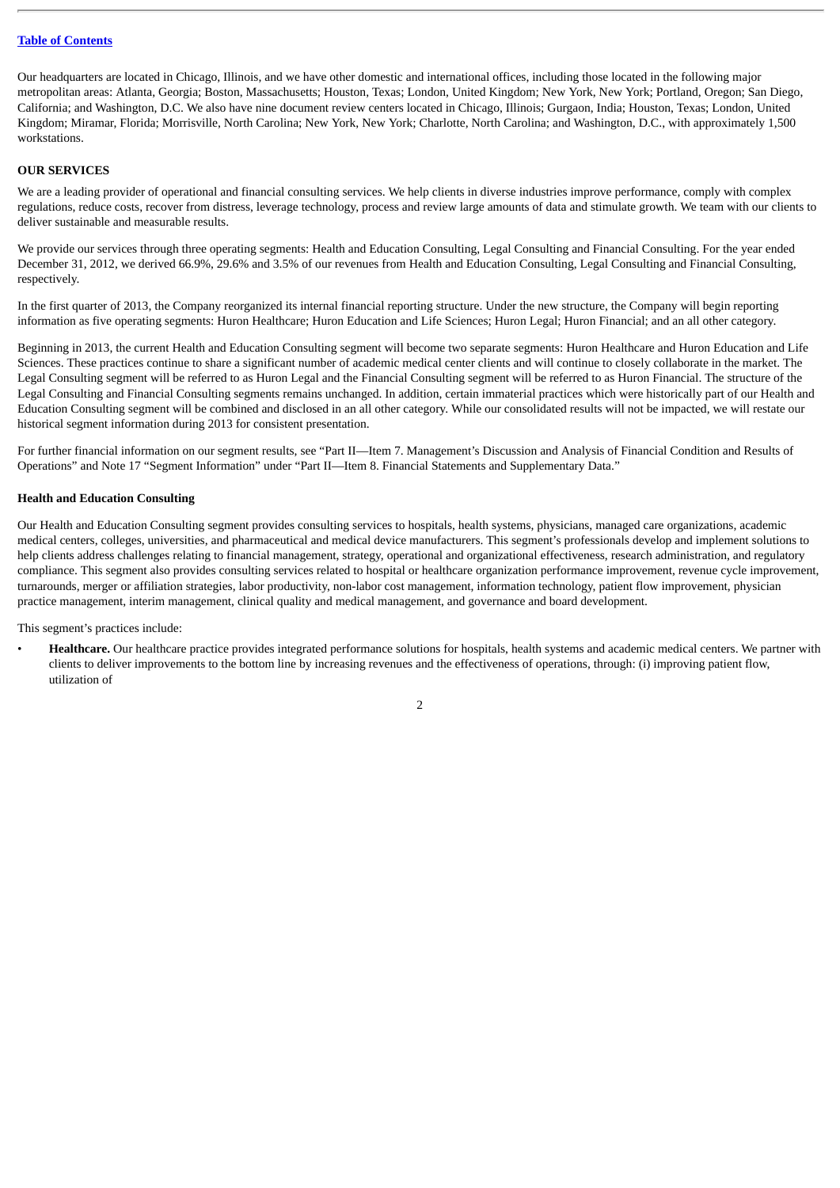Our headquarters are located in Chicago, Illinois, and we have other domestic and international offices, including those located in the following major metropolitan areas: Atlanta, Georgia; Boston, Massachusetts; Houston, Texas; London, United Kingdom; New York, New York; Portland, Oregon; San Diego, California; and Washington, D.C. We also have nine document review centers located in Chicago, Illinois; Gurgaon, India; Houston, Texas; London, United Kingdom; Miramar, Florida; Morrisville, North Carolina; New York, New York; Charlotte, North Carolina; and Washington, D.C., with approximately 1,500 workstations.

## OUR SERVICES

We are a leading provider of operational and financial consulting services. We help clients in diverse industries improve performance, comply with complex regulations, reduce costs, recover from distress, leverage technology, process and review large amounts of data and stimulate growth. We team with our clients to deliver sustainable and measurable results.

We provide our services through three operating segments: Health and Education Consulting, Legal Consulting and Financial Consulting. For the year ended December 31, 2012, we derived 66.9%, 29.6% and 3.5% of our revenues from Health and Education Consulting, Legal Consulting and Financial Consulting, respectively.

In the first quarter of 2013, the Company reorganized its internal financial reporting structure. Under the new structure, the Company will begin reporting information as five operating segments: Huron Healthcare; Huron Education and Life Sciences; Huron Legal; Huron Financial; and an all other category.

Beginning in 2013, the current Health and Education Consulting segment will become two separate segments: Huron Healthcare and Huron Education and Life Sciences. These practices continue to share a significant number of academic medical center clients and will continue to closely collaborate in the market. The Legal Consulting segment will be referred to as Huron Legal and the Financial Consulting segment will be referred to as Huron Financial. The structure of the Legal Consulting and Financial Consulting segments remains unchanged. In addition, certain immaterial practices which were historically part of our Health and Education Consulting segment will be combined and disclosed in an all other category. While our consolidated results will not be impacted, we will restate our historical segment information during 2013 for consistent presentation.

For further financial information on our segment results, see "Part II—Item 7. Management's Discussion and Analysis of Financial Condition and Results of Operations" and Note 17 "Segment Information" under "Part II—Item 8. Financial Statements and Supplementary Data."

### Health and Education Consulting

Our Health and Education Consulting segment provides consulting services to hospitals, health systems, physicians, managed care organizations, academic medical centers, colleges, universities, and pharmaceutical and medical device manufacturers. This segment's professionals develop and implement solutions to help clients address challenges relating to financial management, strategy, operational and organizational effectiveness, research administration, and regulatory compliance. This segment also provides consulting services related to hospital or healthcare organization performance improvement, revenue cycle improvement, turnarounds, merger or affiliation strategies, labor productivity, non-labor cost management, information technology, patient flow improvement, physician practice management, interim management, clinical quality and medical management, and governance and board development.

This segment's practices include:

- **Healthcare.** Our healthcare practice provides integrated performance solutions for hospitals, health systems and academic medical centers. We partner with clients to deliver improvements to the bottom line by increasing revenues and the effectiveness of operations, through: (i) improving patient flow, utilization of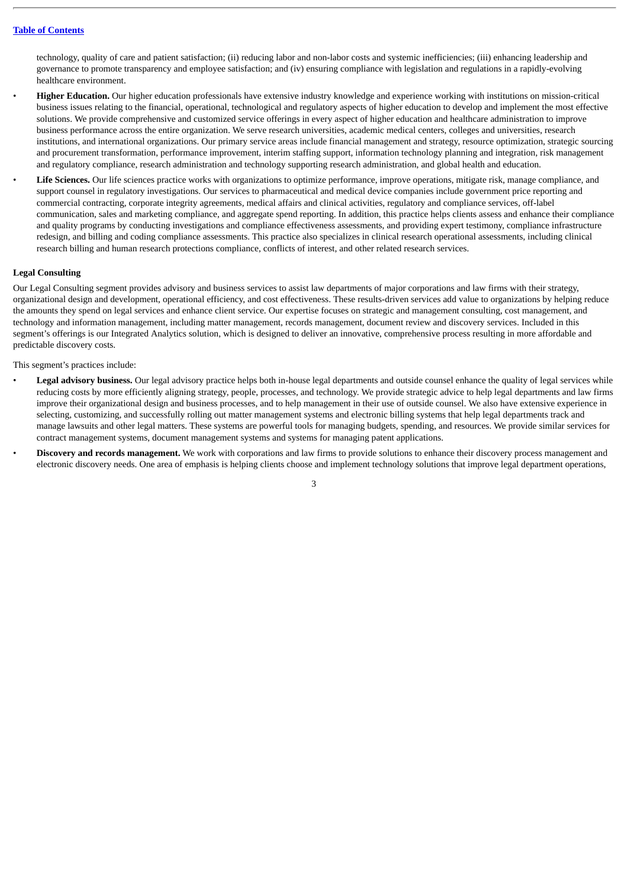technology, quality of care and patient satisfaction; (ii) reducing labor and non-labor costs and systemic inefficiencies; (iii) enhancing leadership and governance to promote transparency and employee satisfaction; and (iv) ensuring compliance with legislation and regulations in a rapidly-evolving healthcare environment.

- **Higher Education.** Our higher education professionals have extensive industry knowledge and experience working with institutions on mission-critical business issues relating to the financial, operational, technological and regulatory aspects of higher education to develop and implement the most effective solutions. We provide comprehensive and customized service offerings in every aspect of higher education and healthcare administration to improve business performance across the entire organization. We serve research universities, academic medical centers, colleges and universities, research institutions, and international organizations. Our primary service areas include financial management and strategy, resource optimization, strategic sourcing and procurement transformation, performance improvement, interim staffing support, information technology planning and integration, risk management and regulatory compliance, research administration and technology supporting research administration, and global health and education.
- **Life Sciences.** Our life sciences practice works with organizations to optimize performance, improve operations, mitigate risk, manage compliance, and support counsel in regulatory investigations. Our services to pharmaceutical and medical device companies include government price reporting and commercial contracting, corporate integrity agreements, medical affairs and clinical activities, regulatory and compliance services, off-label communication, sales and marketing compliance, and aggregate spend reporting. In addition, this practice helps clients assess and enhance their compliance and quality programs by conducting investigations and compliance effectiveness assessments, and providing expert testimony, compliance infrastructure redesign, and billing and coding compliance assessments. This practice also specializes in clinical research operational assessments, including clinical research billing and human research protections compliance, conflicts of interest, and other related research services.

**Legal Consulting**

Our Legal Consulting segment provides advisory and business services to assist law departments of major corporations and law firms with their strategy, organizational design and development, operational efficiency, and cost effectiveness. These results-driven services add value to organizations by helping reduce the amounts they spend on legal services and enhance client service. Our expertise focuses on strategic and management consulting, cost management, and technology and information management, including matter management, records management, document review and discovery services. Included in this segment's offerings is our Integrated Analytics solution, which is designed to deliver an innovative, comprehensive process resulting in more affordable and predictable discovery costs.

This segment's practices include:

- **Legal advisory business.** Our legal advisory practice helps both in-house legal departments and outside counsel enhance the quality of legal services while reducing costs by more efficiently aligning strategy, people, processes, and technology. We provide strategic advice to help legal departments and law firms improve their organizational design and business processes, and to help management in their use of outside counsel. We also have extensive experience in selecting, customizing, and successfully rolling out matter management systems and electronic billing systems that help legal departments track and manage lawsuits and other legal matters. These systems are powerful tools for managing budgets, spending, and resources. We provide similar services for contract management systems, document management systems and systems for managing patent applications.
- **Discovery and records management.** We work with corporations and law firms to provide solutions to enhance their discovery process management and electronic discovery needs. One area of emphasis is helping clients choose and implement technology solutions that improve legal department operations,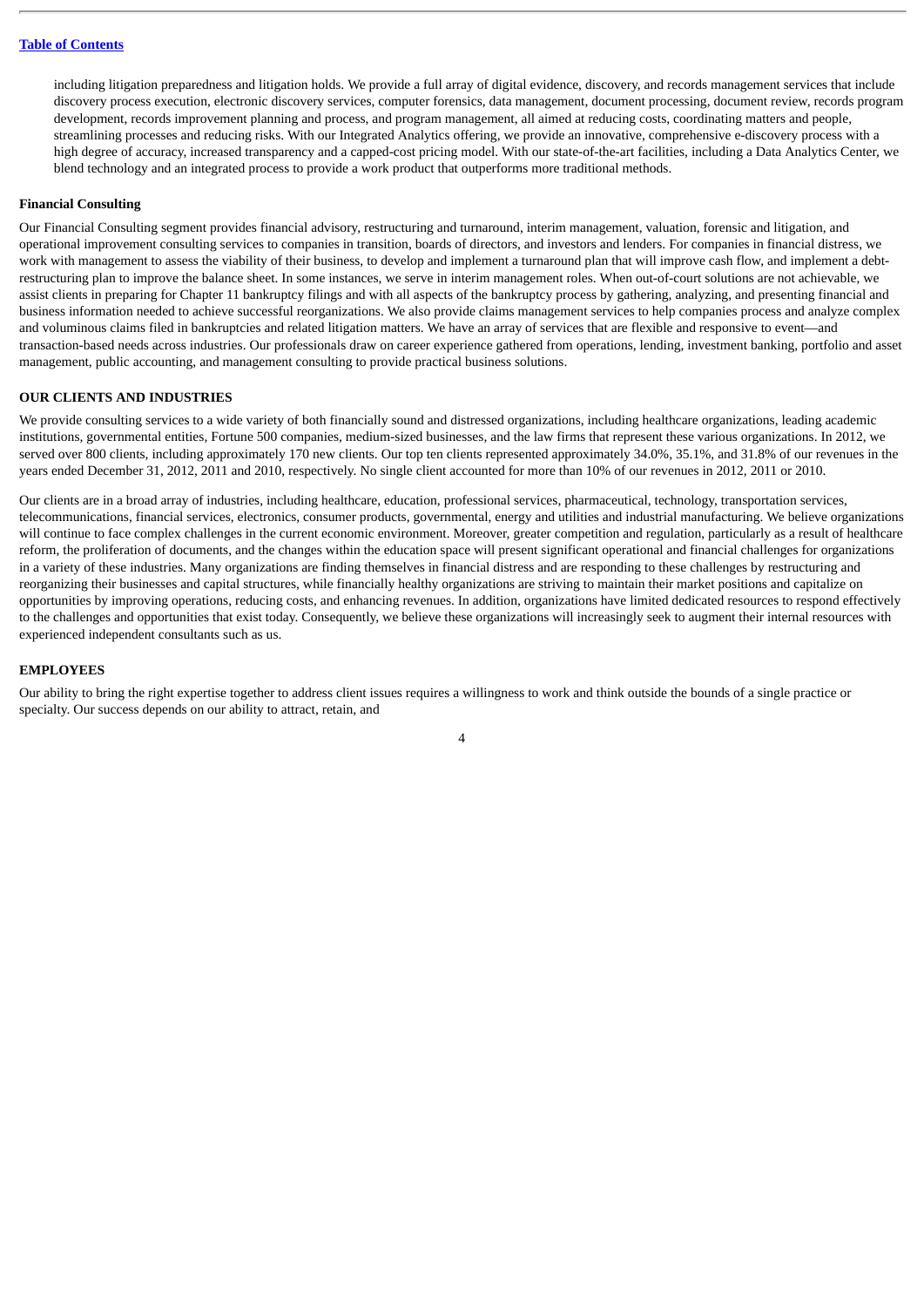including litigation preparedness and litigation holds. We provide a full array of digital evidence, discovery, and records management services that include discovery process execution, electronic discovery services, computer forensics, data management, document processing, document review, records program development, records improvement planning and process, and program management, all aimed at reducing costs, coordinating matters and people, streamlining processes and reducing risks. With our Integrated Analytics offering, we provide an innovative, comprehensive e-discovery process with a high degree of accuracy, increased transparency and a capped-cost pricing model. With our state-of-the-art facilities, including a Data Analytics Center, we blend technology and an integrated process to provide a work product that outperforms more traditional methods.

**Financial Consulting**

Our Financial Consulting segment provides financial advisory, restructuring and turnaround, interim management, valuation, forensic and litigation, and operational improvement consulting services to companies in transition, boards of directors, and investors and lenders. For companies in financial distress, we work with management to assess the viability of their business, to develop and implement a turnaround plan that will improve cash flow, and implement a debt-restructuring plan to improve the balance sheet. In some instances, we serve in interim management roles. When out-of-court solutions are not achievable, we assist clients in preparing for Chapter 11 bankruptcy filings and with all aspects of the bankruptcy process by gathering, analyzing, and presenting financial and business information needed to achieve successful reorganizations. We also provide claims management services to help companies process and analyze complex and voluminous claims filed in bankruptcies and related litigation matters. We have an array of services that are flexible and responsive to event—and transaction-based needs across industries. Our professionals draw on career experience gathered from operations, lending, investment banking, portfolio and asset management, public accounting, and management consulting to provide practical business solutions.

**OUR CLIENTS AND INDUSTRIES**

We provide consulting services to a wide variety of both financially sound and distressed organizations, including healthcare organizations, leading academic institutions, governmental entities, Fortune 500 companies, medium-sized businesses, and the law firms that represent these various organizations. In 2012, we served over 800 clients, including approximately 170 new clients. Our top ten clients represented approximately 34.0%, 35.1%, and 31.8% of our revenues in the years ended December 31, 2012, 2011 and 2010, respectively. No single client accounted for more than 10% of our revenues in 2012, 2011 or 2010.

Our clients are in a broad array of industries, including healthcare, education, professional services, pharmaceutical, technology, transportation services, telecommunications, financial services, electronics, consumer products, governmental, energy and utilities and industrial manufacturing. We believe organizations will continue to face complex challenges in the current economic environment. Moreover, greater competition and regulation, particularly as a result of healthcare reform, the proliferation of documents, and the changes within the education space will present significant operational and financial challenges for organizations in a variety of these industries. Many organizations are finding themselves in financial distress and are responding to these challenges by restructuring and reorganizing their businesses and capital structures, while financially healthy organizations are striving to maintain their market positions and capitalize on opportunities by improving operations, reducing costs, and enhancing revenues. In addition, organizations have limited dedicated resources to respond effectively to the challenges and opportunities that exist today. Consequently, we believe these organizations will increasingly seek to augment their internal resources with experienced independent consultants such as us.

**EMPLOYEES**

Our ability to bring the right expertise together to address client issues requires a willingness to work and think outside the bounds of a single practice or specialty. Our success depends on our ability to attract, retain, and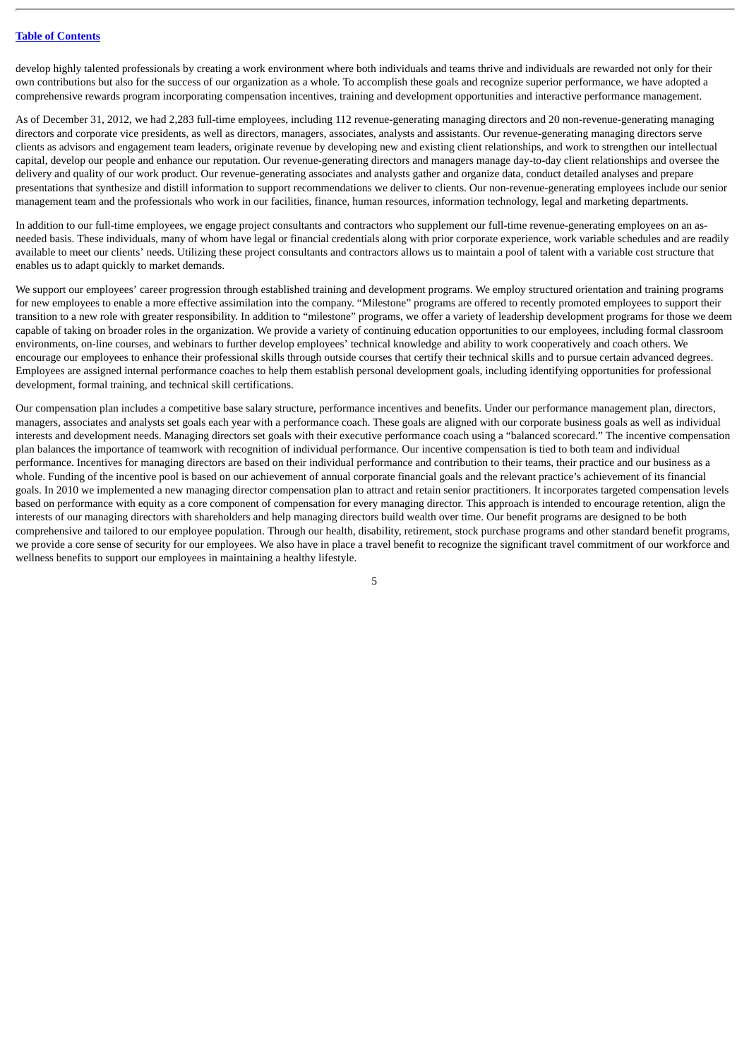develop highly talented professionals by creating a work environment where both individuals and teams thrive and individuals are rewarded not only for their own contributions but also for the success of our organization as a whole. To accomplish these goals and recognize superior performance, we have adopted a comprehensive rewards program incorporating compensation incentives, training and development opportunities and interactive performance management.

As of December 31, 2012, we had 2,283 full-time employees, including 112 revenue-generating managing directors and 20 non-revenue-generating managing directors and corporate vice presidents, as well as directors, managers, associates, analysts and assistants. Our revenue-generating managing directors serve clients as advisors and engagement team leaders, originate revenue by developing new and existing client relationships, and work to strengthen our intellectual capital, develop our people and enhance our reputation. Our revenue-generating directors and managers manage day-to-day client relationships and oversee the delivery and quality of our work product. Our revenue-generating associates and analysts gather and organize data, conduct detailed analyses and prepare presentations that synthesize and distill information to support recommendations we deliver to clients. Our non-revenue-generating employees include our senior management team and the professionals who work in our facilities, finance, human resources, information technology, legal and marketing departments.

In addition to our full-time employees, we engage project consultants and contractors who supplement our full-time revenue-generating employees on an as-needed basis. These individuals, many of whom have legal or financial credentials along with prior corporate experience, work variable schedules and are readily available to meet our clients' needs. Utilizing these project consultants and contractors allows us to maintain a pool of talent with a variable cost structure that enables us to adapt quickly to market demands.

We support our employees' career progression through established training and development programs. We employ structured orientation and training programs for new employees to enable a more effective assimilation into the company. "Milestone" programs are offered to recently promoted employees to support their transition to a new role with greater responsibility. In addition to "milestone" programs, we offer a variety of leadership development programs for those we deem capable of taking on broader roles in the organization. We provide a variety of continuing education opportunities to our employees, including formal classroom environments, on-line courses, and webinars to further develop employees' technical knowledge and ability to work cooperatively and coach others. We encourage our employees to enhance their professional skills through outside courses that certify their technical skills and to pursue certain advanced degrees. Employees are assigned internal performance coaches to help them establish personal development goals, including identifying opportunities for professional development, formal training, and technical skill certifications.

Our compensation plan includes a competitive base salary structure, performance incentives and benefits. Under our performance management plan, directors, managers, associates and analysts set goals each year with a performance coach. These goals are aligned with our corporate business goals as well as individual interests and development needs. Managing directors set goals with their executive performance coach using a "balanced scorecard." The incentive compensation plan balances the importance of teamwork with recognition of individual performance. Our incentive compensation is tied to both team and individual performance. Incentives for managing directors are based on their individual performance and contribution to their teams, their practice and our business as a whole. Funding of the incentive pool is based on our achievement of annual corporate financial goals and the relevant practice's achievement of its financial goals. In 2010 we implemented a new managing director compensation plan to attract and retain senior practitioners. It incorporates targeted compensation levels based on performance with equity as a core component of compensation for every managing director. This approach is intended to encourage retention, align the interests of our managing directors with shareholders and help managing directors build wealth over time. Our benefit programs are designed to be both comprehensive and tailored to our employee population. Through our health, disability, retirement, stock purchase programs and other standard benefit programs, we provide a core sense of security for our employees. We also have in place a travel benefit to recognize the significant travel commitment of our workforce and wellness benefits to support our employees in maintaining a healthy lifestyle.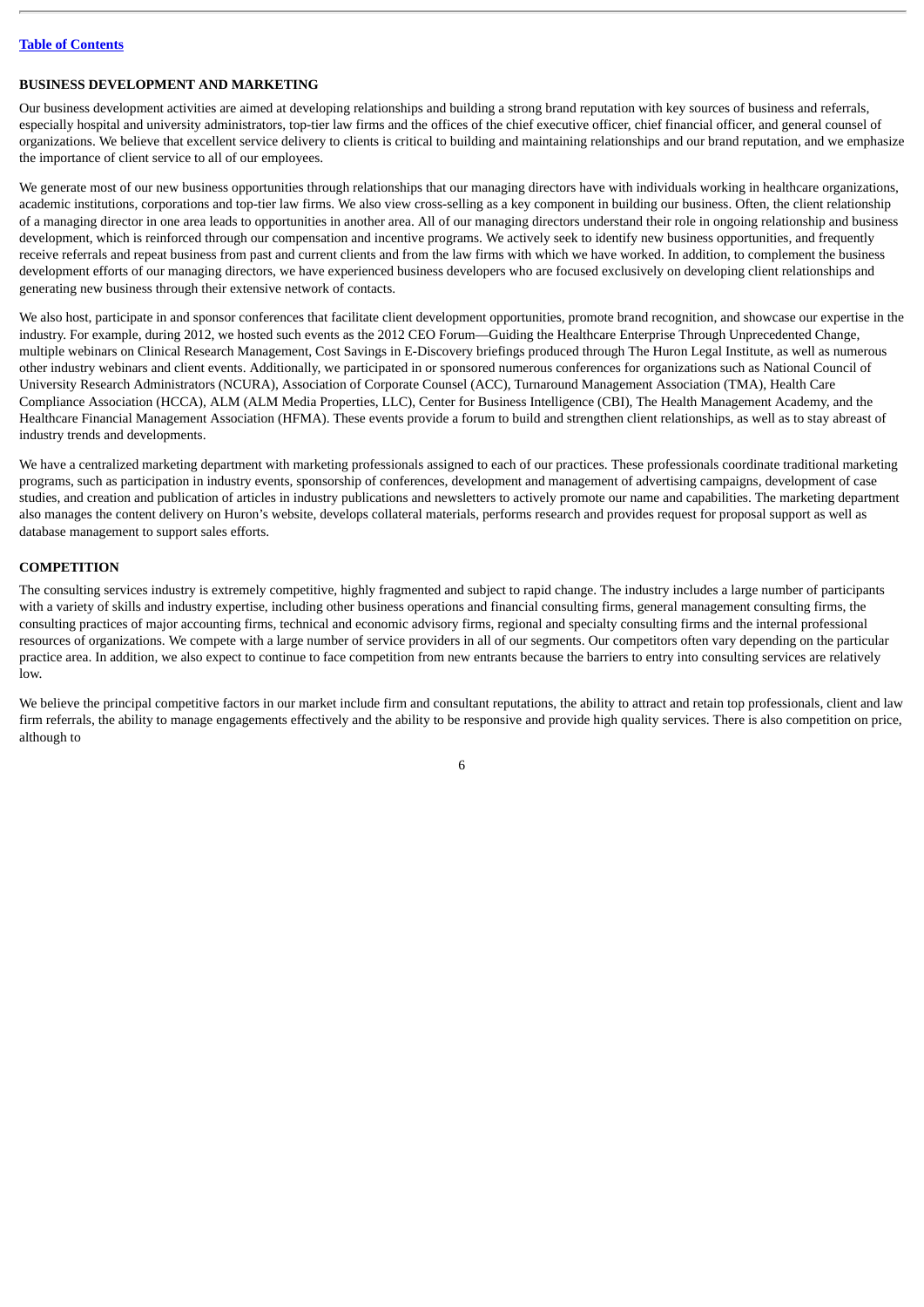## BUSINESS DEVELOPMENT AND MARKETING

Our business development activities are aimed at developing relationships and building a strong brand reputation with key sources of business and referrals, especially hospital and university administrators, top-tier law firms and the offices of the chief executive officer, chief financial officer, and general counsel of organizations. We believe that excellent service delivery to clients is critical to building and maintaining relationships and our brand reputation, and we emphasize the importance of client service to all of our employees.

We generate most of our new business opportunities through relationships that our managing directors have with individuals working in healthcare organizations, academic institutions, corporations and top-tier law firms. We also view cross-selling as a key component in building our business. Often, the client relationship of a managing director in one area leads to opportunities in another area. All of our managing directors understand their role in ongoing relationship and business development, which is reinforced through our compensation and incentive programs. We actively seek to identify new business opportunities, and frequently receive referrals and repeat business from past and current clients and from the law firms with which we have worked. In addition, to complement the business development efforts of our managing directors, we have experienced business developers who are focused exclusively on developing client relationships and generating new business through their extensive network of contacts.

We also host, participate in and sponsor conferences that facilitate client development opportunities, promote brand recognition, and showcase our expertise in the industry. For example, during 2012, we hosted such events as the 2012 CEO Forum—Guiding the Healthcare Enterprise Through Unprecedented Change, multiple webinars on Clinical Research Management, Cost Savings in E-Discovery briefings produced through The Huron Legal Institute, as well as numerous other industry webinars and client events. Additionally, we participated in or sponsored numerous conferences for organizations such as National Council of University Research Administrators (NCURA), Association of Corporate Counsel (ACC), Turnaround Management Association (TMA), Health Care Compliance Association (HCCA), ALM (ALM Media Properties, LLC), Center for Business Intelligence (CBI), The Health Management Academy, and the Healthcare Financial Management Association (HFMA). These events provide a forum to build and strengthen client relationships, as well as to stay abreast of industry trends and developments.

We have a centralized marketing department with marketing professionals assigned to each of our practices. These professionals coordinate traditional marketing programs, such as participation in industry events, sponsorship of conferences, development and management of advertising campaigns, development of case studies, and creation and publication of articles in industry publications and newsletters to actively promote our name and capabilities. The marketing department also manages the content delivery on Huron's website, develops collateral materials, performs research and provides request for proposal support as well as database management to support sales efforts.

## COMPETITION

The consulting services industry is extremely competitive, highly fragmented and subject to rapid change. The industry includes a large number of participants with a variety of skills and industry expertise, including other business operations and financial consulting firms, general management consulting firms, the consulting practices of major accounting firms, technical and economic advisory firms, regional and specialty consulting firms and the internal professional resources of organizations. We compete with a large number of service providers in all of our segments. Our competitors often vary depending on the particular practice area. In addition, we also expect to continue to face competition from new entrants because the barriers to entry into consulting services are relatively low.

We believe the principal competitive factors in our market include firm and consultant reputations, the ability to attract and retain top professionals, client and law firm referrals, the ability to manage engagements effectively and the ability to be responsive and provide high quality services. There is also competition on price, although to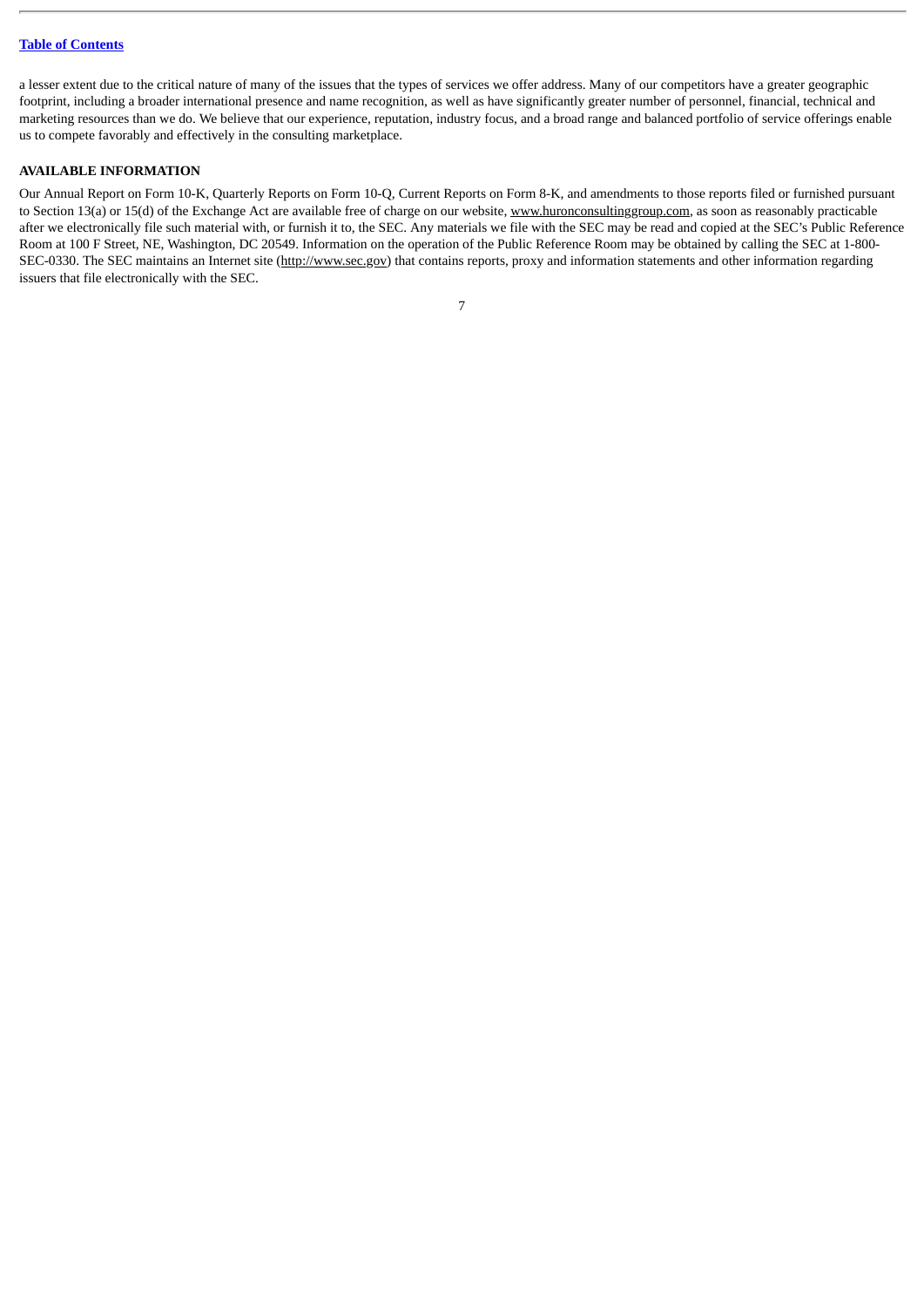a lesser extent due to the critical nature of many of the issues that the types of services we offer address. Many of our competitors have a greater geographic footprint, including a broader international presence and name recognition, as well as have significantly greater number of personnel, financial, technical and marketing resources than we do. We believe that our experience, reputation, industry focus, and a broad range and balanced portfolio of service offerings enable us to compete favorably and effectively in the consulting marketplace.

**AVAILABLE INFORMATION**

Our Annual Report on Form 10-K, Quarterly Reports on Form 10-Q, Current Reports on Form 8-K, and amendments to those reports filed or furnished pursuant to Section 13(a) or 15(d) of the Exchange Act are available free of charge on our website, www.huronconsultinggroup.com, as soon as reasonably practicable after we electronically file such material with, or furnish it to, the SEC. Any materials we file with the SEC may be read and copied at the SEC's Public Reference Room at 100 F Street, NE, Washington, DC 20549. Information on the operation of the Public Reference Room may be obtained by calling the SEC at 1-800-SEC-0330. The SEC maintains an Internet site (http://www.sec.gov) that contains reports, proxy and information statements and other information regarding issuers that file electronically with the SEC.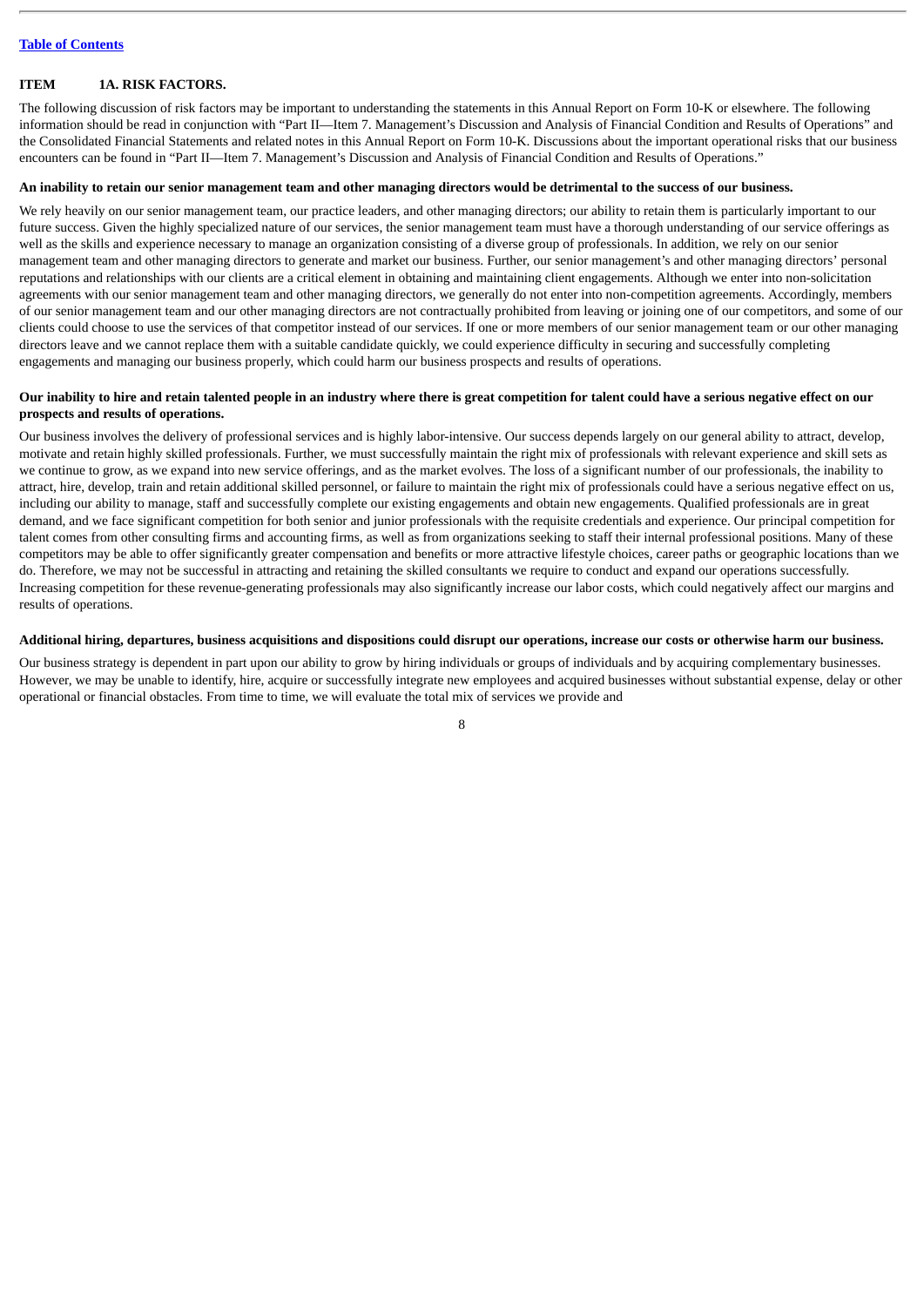## ITEM 1A. RISK FACTORS.

The following discussion of risk factors may be important to understanding the statements in this Annual Report on Form 10-K or elsewhere. The following information should be read in conjunction with "Part II—Item 7. Management's Discussion and Analysis of Financial Condition and Results of Operations" and the Consolidated Financial Statements and related notes in this Annual Report on Form 10-K. Discussions about the important operational risks that our business encounters can be found in "Part II—Item 7. Management's Discussion and Analysis of Financial Condition and Results of Operations."

**An inability to retain our senior management team and other managing directors would be detrimental to the success of our business.**

We rely heavily on our senior management team, our practice leaders, and other managing directors; our ability to retain them is particularly important to our future success. Given the highly specialized nature of our services, the senior management team must have a thorough understanding of our service offerings as well as the skills and experience necessary to manage an organization consisting of a diverse group of professionals. In addition, we rely on our senior management team and other managing directors to generate and market our business. Further, our senior management's and other managing directors' personal reputations and relationships with our clients are a critical element in obtaining and maintaining client engagements. Although we enter into non-solicitation agreements with our senior management team and other managing directors, we generally do not enter into non-competition agreements. Accordingly, members of our senior management team and our other managing directors are not contractually prohibited from leaving or joining one of our competitors, and some of our clients could choose to use the services of that competitor instead of our services. If one or more members of our senior management team or our other managing directors leave and we cannot replace them with a suitable candidate quickly, we could experience difficulty in securing and successfully completing engagements and managing our business properly, which could harm our business prospects and results of operations.

**Our inability to hire and retain talented people in an industry where there is great competition for talent could have a serious negative effect on our prospects and results of operations.**

Our business involves the delivery of professional services and is highly labor-intensive. Our success depends largely on our general ability to attract, develop, motivate and retain highly skilled professionals. Further, we must successfully maintain the right mix of professionals with relevant experience and skill sets as we continue to grow, as we expand into new service offerings, and as the market evolves. The loss of a significant number of our professionals, the inability to attract, hire, develop, train and retain additional skilled personnel, or failure to maintain the right mix of professionals could have a serious negative effect on us, including our ability to manage, staff and successfully complete our existing engagements and obtain new engagements. Qualified professionals are in great demand, and we face significant competition for both senior and junior professionals with the requisite credentials and experience. Our principal competition for talent comes from other consulting firms and accounting firms, as well as from organizations seeking to staff their internal professional positions. Many of these competitors may be able to offer significantly greater compensation and benefits or more attractive lifestyle choices, career paths or geographic locations than we do. Therefore, we may not be successful in attracting and retaining the skilled consultants we require to conduct and expand our operations successfully. Increasing competition for these revenue-generating professionals may also significantly increase our labor costs, which could negatively affect our margins and results of operations.

**Additional hiring, departures, business acquisitions and dispositions could disrupt our operations, increase our costs or otherwise harm our business.**

Our business strategy is dependent in part upon our ability to grow by hiring individuals or groups of individuals and by acquiring complementary businesses. However, we may be unable to identify, hire, acquire or successfully integrate new employees and acquired businesses without substantial expense, delay or other operational or financial obstacles. From time to time, we will evaluate the total mix of services we provide and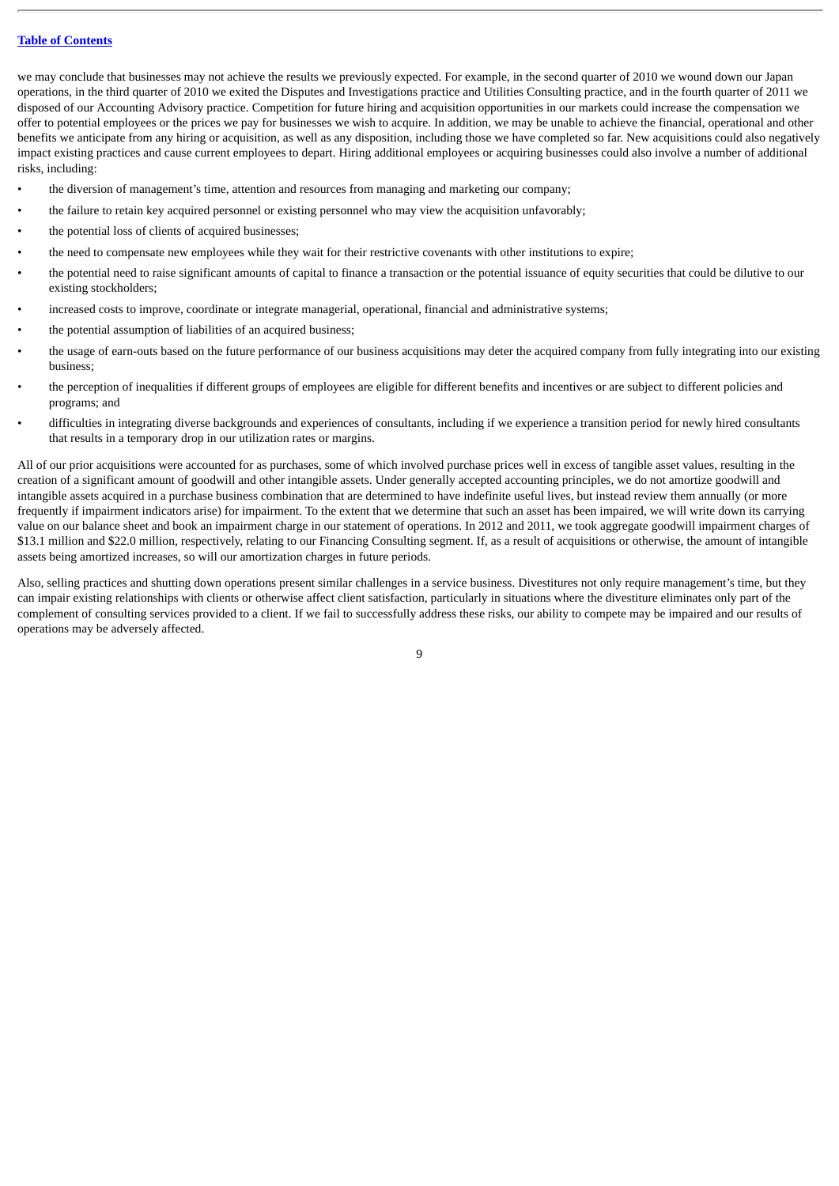we may conclude that businesses may not achieve the results we previously expected. For example, in the second quarter of 2010 we wound down our Japan operations, in the third quarter of 2010 we exited the Disputes and Investigations practice and Utilities Consulting practice, and in the fourth quarter of 2011 we disposed of our Accounting Advisory practice. Competition for future hiring and acquisition opportunities in our markets could increase the compensation we offer to potential employees or the prices we pay for businesses we wish to acquire. In addition, we may be unable to achieve the financial, operational and other benefits we anticipate from any hiring or acquisition, as well as any disposition, including those we have completed so far. New acquisitions could also negatively impact existing practices and cause current employees to depart. Hiring additional employees or acquiring businesses could also involve a number of additional risks, including:

- the diversion of management's time, attention and resources from managing and marketing our company;
- the failure to retain key acquired personnel or existing personnel who may view the acquisition unfavorably;
- the potential loss of clients of acquired businesses;
- the need to compensate new employees while they wait for their restrictive covenants with other institutions to expire;
- the potential need to raise significant amounts of capital to finance a transaction or the potential issuance of equity securities that could be dilutive to our existing stockholders;
- increased costs to improve, coordinate or integrate managerial, operational, financial and administrative systems;
- the potential assumption of liabilities of an acquired business;
- the usage of earn-outs based on the future performance of our business acquisitions may deter the acquired company from fully integrating into our existing business;
- the perception of inequalities if different groups of employees are eligible for different benefits and incentives or are subject to different policies and programs; and
- difficulties in integrating diverse backgrounds and experiences of consultants, including if we experience a transition period for newly hired consultants that results in a temporary drop in our utilization rates or margins.

All of our prior acquisitions were accounted for as purchases, some of which involved purchase prices well in excess of tangible asset values, resulting in the creation of a significant amount of goodwill and other intangible assets. Under generally accepted accounting principles, we do not amortize goodwill and intangible assets acquired in a purchase business combination that are determined to have indefinite useful lives, but instead review them annually (or more frequently if impairment indicators arise) for impairment. To the extent that we determine that such an asset has been impaired, we will write down its carrying value on our balance sheet and book an impairment charge in our statement of operations. In 2012 and 2011, we took aggregate goodwill impairment charges of $13.1 million and $22.0 million, respectively, relating to our Financing Consulting segment. If, as a result of acquisitions or otherwise, the amount of intangible assets being amortized increases, so will our amortization charges in future periods.

Also, selling practices and shutting down operations present similar challenges in a service business. Divestitures not only require management's time, but they can impair existing relationships with clients or otherwise affect client satisfaction, particularly in situations where the divestiture eliminates only part of the complement of consulting services provided to a client. If we fail to successfully address these risks, our ability to compete may be impaired and our results of operations may be adversely affected.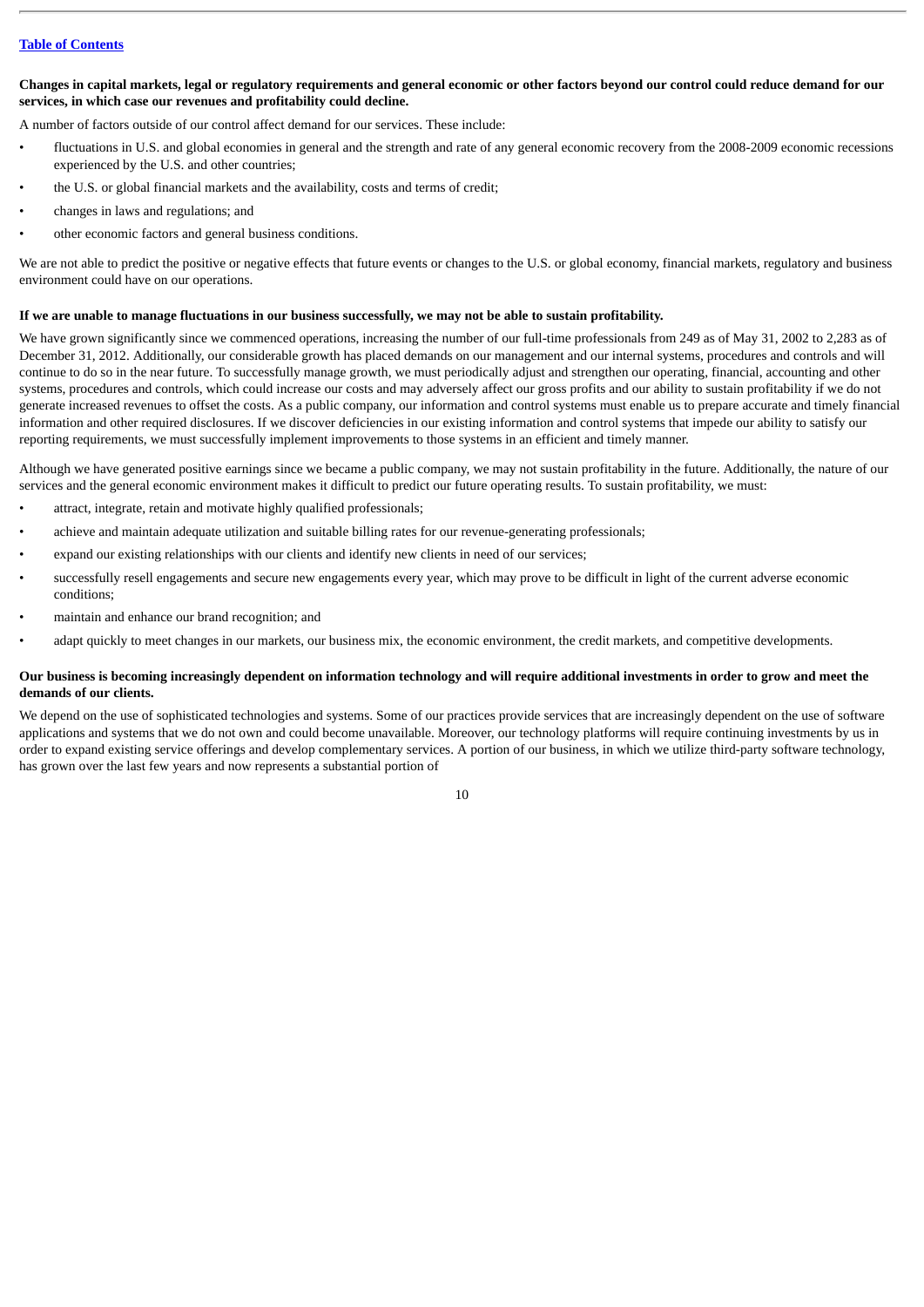**Changes in capital markets, legal or regulatory requirements and general economic or other factors beyond our control could reduce demand for our services, in which case our revenues and profitability could decline.**

A number of factors outside of our control affect demand for our services. These include:

- fluctuations in U.S. and global economies in general and the strength and rate of any general economic recovery from the 2008-2009 economic recessions experienced by the U.S. and other countries;
- the U.S. or global financial markets and the availability, costs and terms of credit;
- changes in laws and regulations; and
- other economic factors and general business conditions.

We are not able to predict the positive or negative effects that future events or changes to the U.S. or global economy, financial markets, regulatory and business environment could have on our operations.

**If we are unable to manage fluctuations in our business successfully, we may not be able to sustain profitability.**

We have grown significantly since we commenced operations, increasing the number of our full-time professionals from 249 as of May 31, 2002 to 2,283 as of December 31, 2012. Additionally, our considerable growth has placed demands on our management and our internal systems, procedures and controls and will continue to do so in the near future. To successfully manage growth, we must periodically adjust and strengthen our operating, financial, accounting and other systems, procedures and controls, which could increase our costs and may adversely affect our gross profits and our ability to sustain profitability if we do not generate increased revenues to offset the costs. As a public company, our information and control systems must enable us to prepare accurate and timely financial information and other required disclosures. If we discover deficiencies in our existing information and control systems that impede our ability to satisfy our reporting requirements, we must successfully implement improvements to those systems in an efficient and timely manner.

Although we have generated positive earnings since we became a public company, we may not sustain profitability in the future. Additionally, the nature of our services and the general economic environment makes it difficult to predict our future operating results. To sustain profitability, we must:

- attract, integrate, retain and motivate highly qualified professionals;
- achieve and maintain adequate utilization and suitable billing rates for our revenue-generating professionals;
- expand our existing relationships with our clients and identify new clients in need of our services;
- successfully resell engagements and secure new engagements every year, which may prove to be difficult in light of the current adverse economic conditions;
- maintain and enhance our brand recognition; and
- adapt quickly to meet changes in our markets, our business mix, the economic environment, the credit markets, and competitive developments.

**Our business is becoming increasingly dependent on information technology and will require additional investments in order to grow and meet the demands of our clients.**

We depend on the use of sophisticated technologies and systems. Some of our practices provide services that are increasingly dependent on the use of software applications and systems that we do not own and could become unavailable. Moreover, our technology platforms will require continuing investments by us in order to expand existing service offerings and develop complementary services. A portion of our business, in which we utilize third-party software technology, has grown over the last few years and now represents a substantial portion of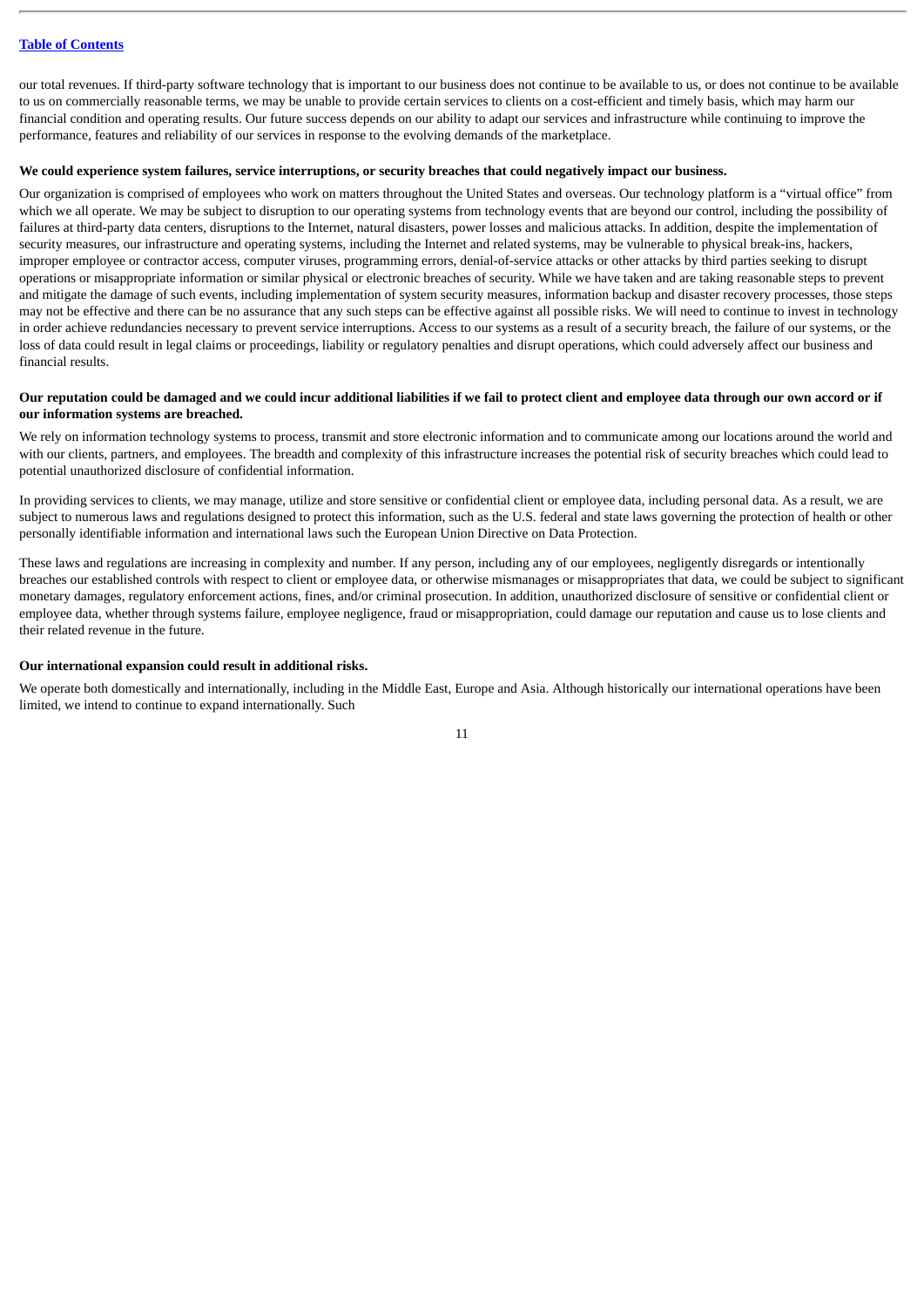our total revenues. If third-party software technology that is important to our business does not continue to be available to us, or does not continue to be available to us on commercially reasonable terms, we may be unable to provide certain services to clients on a cost-efficient and timely basis, which may harm our financial condition and operating results. Our future success depends on our ability to adapt our services and infrastructure while continuing to improve the performance, features and reliability of our services in response to the evolving demands of the marketplace.

**We could experience system failures, service interruptions, or security breaches that could negatively impact our business.**

Our organization is comprised of employees who work on matters throughout the United States and overseas. Our technology platform is a "virtual office" from which we all operate. We may be subject to disruption to our operating systems from technology events that are beyond our control, including the possibility of failures at third-party data centers, disruptions to the Internet, natural disasters, power losses and malicious attacks. In addition, despite the implementation of security measures, our infrastructure and operating systems, including the Internet and related systems, may be vulnerable to physical break-ins, hackers, improper employee or contractor access, computer viruses, programming errors, denial-of-service attacks or other attacks by third parties seeking to disrupt operations or misappropriate information or similar physical or electronic breaches of security. While we have taken and are taking reasonable steps to prevent and mitigate the damage of such events, including implementation of system security measures, information backup and disaster recovery processes, those steps may not be effective and there can be no assurance that any such steps can be effective against all possible risks. We will need to continue to invest in technology in order achieve redundancies necessary to prevent service interruptions. Access to our systems as a result of a security breach, the failure of our systems, or the loss of data could result in legal claims or proceedings, liability or regulatory penalties and disrupt operations, which could adversely affect our business and financial results.

**Our reputation could be damaged and we could incur additional liabilities if we fail to protect client and employee data through our own accord or if our information systems are breached.**

We rely on information technology systems to process, transmit and store electronic information and to communicate among our locations around the world and with our clients, partners, and employees. The breadth and complexity of this infrastructure increases the potential risk of security breaches which could lead to potential unauthorized disclosure of confidential information.

In providing services to clients, we may manage, utilize and store sensitive or confidential client or employee data, including personal data. As a result, we are subject to numerous laws and regulations designed to protect this information, such as the U.S. federal and state laws governing the protection of health or other personally identifiable information and international laws such the European Union Directive on Data Protection.

These laws and regulations are increasing in complexity and number. If any person, including any of our employees, negligently disregards or intentionally breaches our established controls with respect to client or employee data, or otherwise mismanages or misappropriates that data, we could be subject to significant monetary damages, regulatory enforcement actions, fines, and/or criminal prosecution. In addition, unauthorized disclosure of sensitive or confidential client or employee data, whether through systems failure, employee negligence, fraud or misappropriation, could damage our reputation and cause us to lose clients and their related revenue in the future.

**Our international expansion could result in additional risks.**

We operate both domestically and internationally, including in the Middle East, Europe and Asia. Although historically our international operations have been limited, we intend to continue to expand internationally. Such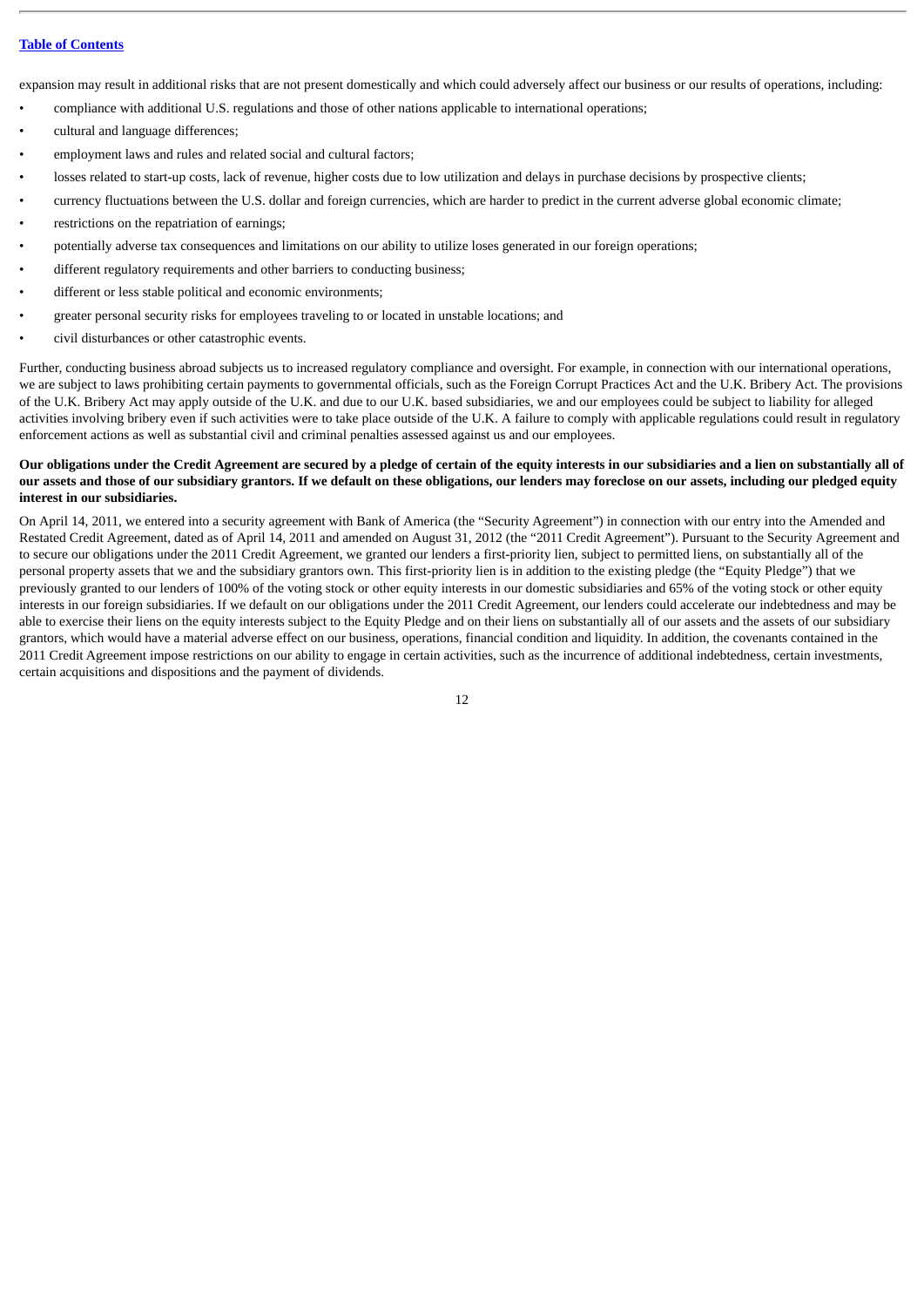expansion may result in additional risks that are not present domestically and which could adversely affect our business or our results of operations, including:

- compliance with additional U.S. regulations and those of other nations applicable to international operations;
- cultural and language differences;
- employment laws and rules and related social and cultural factors;
- losses related to start-up costs, lack of revenue, higher costs due to low utilization and delays in purchase decisions by prospective clients;
- currency fluctuations between the U.S. dollar and foreign currencies, which are harder to predict in the current adverse global economic climate;
- restrictions on the repatriation of earnings;
- potentially adverse tax consequences and limitations on our ability to utilize loses generated in our foreign operations;
- different regulatory requirements and other barriers to conducting business;
- different or less stable political and economic environments;
- greater personal security risks for employees traveling to or located in unstable locations; and
- civil disturbances or other catastrophic events.

Further, conducting business abroad subjects us to increased regulatory compliance and oversight. For example, in connection with our international operations, we are subject to laws prohibiting certain payments to governmental officials, such as the Foreign Corrupt Practices Act and the U.K. Bribery Act. The provisions of the U.K. Bribery Act may apply outside of the U.K. and due to our U.K. based subsidiaries, we and our employees could be subject to liability for alleged activities involving bribery even if such activities were to take place outside of the U.K. A failure to comply with applicable regulations could result in regulatory enforcement actions as well as substantial civil and criminal penalties assessed against us and our employees.

**Our obligations under the Credit Agreement are secured by a pledge of certain of the equity interests in our subsidiaries and a lien on substantially all of our assets and those of our subsidiary grantors. If we default on these obligations, our lenders may foreclose on our assets, including our pledged equity interest in our subsidiaries.**

On April 14, 2011, we entered into a security agreement with Bank of America (the "Security Agreement") in connection with our entry into the Amended and Restated Credit Agreement, dated as of April 14, 2011 and amended on August 31, 2012 (the "2011 Credit Agreement"). Pursuant to the Security Agreement and to secure our obligations under the 2011 Credit Agreement, we granted our lenders a first-priority lien, subject to permitted liens, on substantially all of the personal property assets that we and the subsidiary grantors own. This first-priority lien is in addition to the existing pledge (the "Equity Pledge") that we previously granted to our lenders of 100% of the voting stock or other equity interests in our domestic subsidiaries and 65% of the voting stock or other equity interests in our foreign subsidiaries. If we default on our obligations under the 2011 Credit Agreement, our lenders could accelerate our indebtedness and may be able to exercise their liens on the equity interests subject to the Equity Pledge and on their liens on substantially all of our assets and the assets of our subsidiary grantors, which would have a material adverse effect on our business, operations, financial condition and liquidity. In addition, the covenants contained in the 2011 Credit Agreement impose restrictions on our ability to engage in certain activities, such as the incurrence of additional indebtedness, certain investments, certain acquisitions and dispositions and the payment of dividends.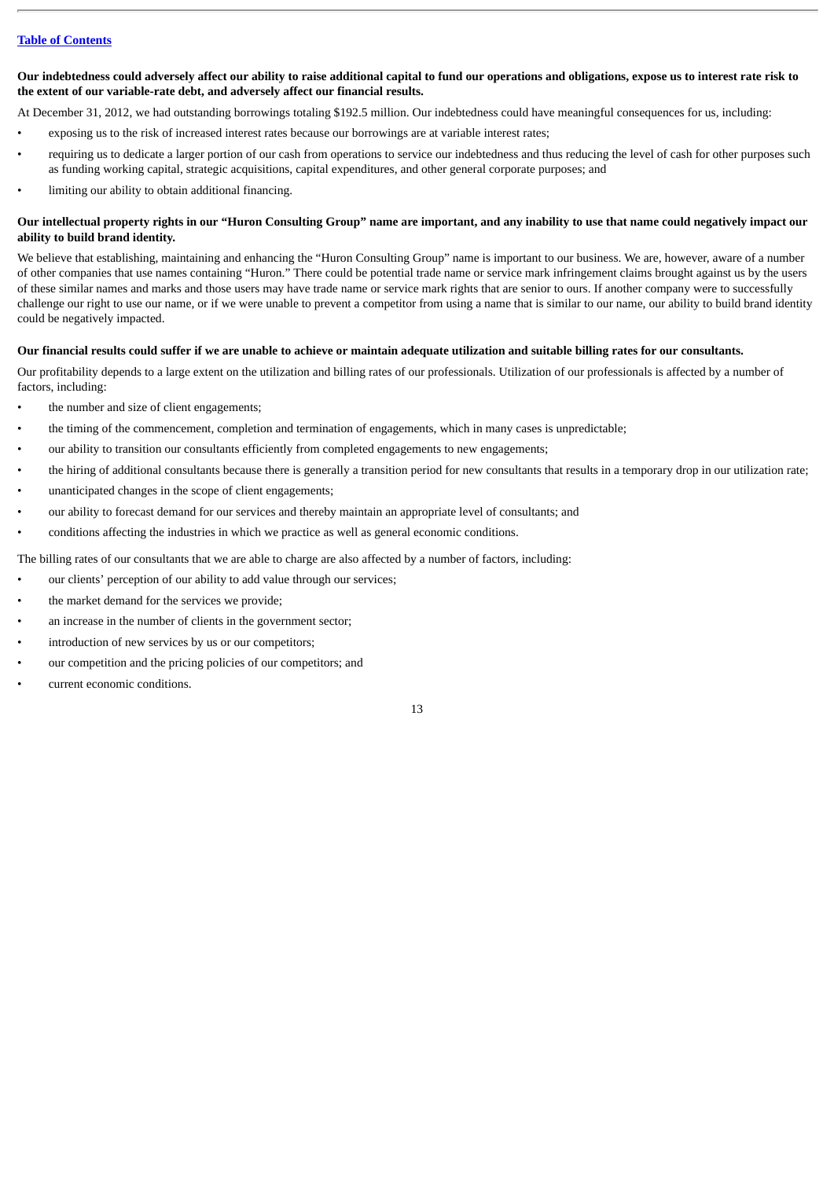**Our indebtedness could adversely affect our ability to raise additional capital to fund our operations and obligations, expose us to interest rate risk to the extent of our variable-rate debt, and adversely affect our financial results.**

At December 31, 2012, we had outstanding borrowings totaling $192.5 million. Our indebtedness could have meaningful consequences for us, including:

- exposing us to the risk of increased interest rates because our borrowings are at variable interest rates;
- requiring us to dedicate a larger portion of our cash from operations to service our indebtedness and thus reducing the level of cash for other purposes such as funding working capital, strategic acquisitions, capital expenditures, and other general corporate purposes; and
- limiting our ability to obtain additional financing.

**Our intellectual property rights in our "Huron Consulting Group" name are important, and any inability to use that name could negatively impact our ability to build brand identity.**

We believe that establishing, maintaining and enhancing the "Huron Consulting Group" name is important to our business. We are, however, aware of a number of other companies that use names containing "Huron." There could be potential trade name or service mark infringement claims brought against us by the users of these similar names and marks and those users may have trade name or service mark rights that are senior to ours. If another company were to successfully challenge our right to use our name, or if we were unable to prevent a competitor from using a name that is similar to our name, our ability to build brand identity could be negatively impacted.

**Our financial results could suffer if we are unable to achieve or maintain adequate utilization and suitable billing rates for our consultants.**

Our profitability depends to a large extent on the utilization and billing rates of our professionals. Utilization of our professionals is affected by a number of factors, including:

- the number and size of client engagements;
- the timing of the commencement, completion and termination of engagements, which in many cases is unpredictable;
- our ability to transition our consultants efficiently from completed engagements to new engagements;
- the hiring of additional consultants because there is generally a transition period for new consultants that results in a temporary drop in our utilization rate;
- unanticipated changes in the scope of client engagements;
- our ability to forecast demand for our services and thereby maintain an appropriate level of consultants; and
- conditions affecting the industries in which we practice as well as general economic conditions.

The billing rates of our consultants that we are able to charge are also affected by a number of factors, including:

- our clients' perception of our ability to add value through our services;
- the market demand for the services we provide;
- an increase in the number of clients in the government sector;
- introduction of new services by us or our competitors;
- our competition and the pricing policies of our competitors; and
- current economic conditions.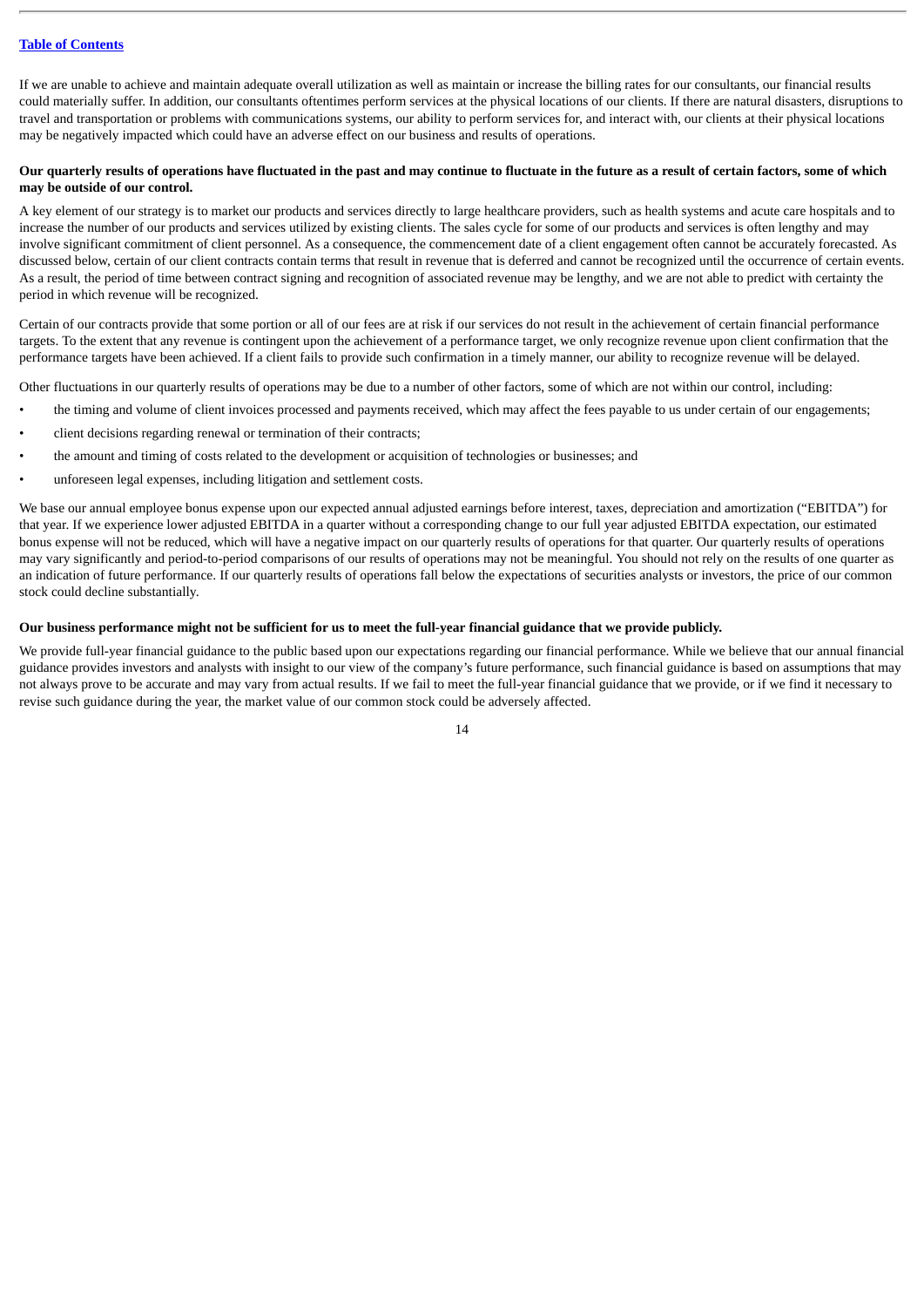If we are unable to achieve and maintain adequate overall utilization as well as maintain or increase the billing rates for our consultants, our financial results could materially suffer. In addition, our consultants oftentimes perform services at the physical locations of our clients. If there are natural disasters, disruptions to travel and transportation or problems with communications systems, our ability to perform services for, and interact with, our clients at their physical locations may be negatively impacted which could have an adverse effect on our business and results of operations.

**Our quarterly results of operations have fluctuated in the past and may continue to fluctuate in the future as a result of certain factors, some of which may be outside of our control.**

A key element of our strategy is to market our products and services directly to large healthcare providers, such as health systems and acute care hospitals and to increase the number of our products and services utilized by existing clients. The sales cycle for some of our products and services is often lengthy and may involve significant commitment of client personnel. As a consequence, the commencement date of a client engagement often cannot be accurately forecasted. As discussed below, certain of our client contracts contain terms that result in revenue that is deferred and cannot be recognized until the occurrence of certain events. As a result, the period of time between contract signing and recognition of associated revenue may be lengthy, and we are not able to predict with certainty the period in which revenue will be recognized.

Certain of our contracts provide that some portion or all of our fees are at risk if our services do not result in the achievement of certain financial performance targets. To the extent that any revenue is contingent upon the achievement of a performance target, we only recognize revenue upon client confirmation that the performance targets have been achieved. If a client fails to provide such confirmation in a timely manner, our ability to recognize revenue will be delayed.

Other fluctuations in our quarterly results of operations may be due to a number of other factors, some of which are not within our control, including:

- the timing and volume of client invoices processed and payments received, which may affect the fees payable to us under certain of our engagements;
- client decisions regarding renewal or termination of their contracts;
- the amount and timing of costs related to the development or acquisition of technologies or businesses; and
- unforeseen legal expenses, including litigation and settlement costs.

We base our annual employee bonus expense upon our expected annual adjusted earnings before interest, taxes, depreciation and amortization ("EBITDA") for that year. If we experience lower adjusted EBITDA in a quarter without a corresponding change to our full year adjusted EBITDA expectation, our estimated bonus expense will not be reduced, which will have a negative impact on our quarterly results of operations for that quarter. Our quarterly results of operations may vary significantly and period-to-period comparisons of our results of operations may not be meaningful. You should not rely on the results of one quarter as an indication of future performance. If our quarterly results of operations fall below the expectations of securities analysts or investors, the price of our common stock could decline substantially.

**Our business performance might not be sufficient for us to meet the full-year financial guidance that we provide publicly.**

We provide full-year financial guidance to the public based upon our expectations regarding our financial performance. While we believe that our annual financial guidance provides investors and analysts with insight to our view of the company's future performance, such financial guidance is based on assumptions that may not always prove to be accurate and may vary from actual results. If we fail to meet the full-year financial guidance that we provide, or if we find it necessary to revise such guidance during the year, the market value of our common stock could be adversely affected.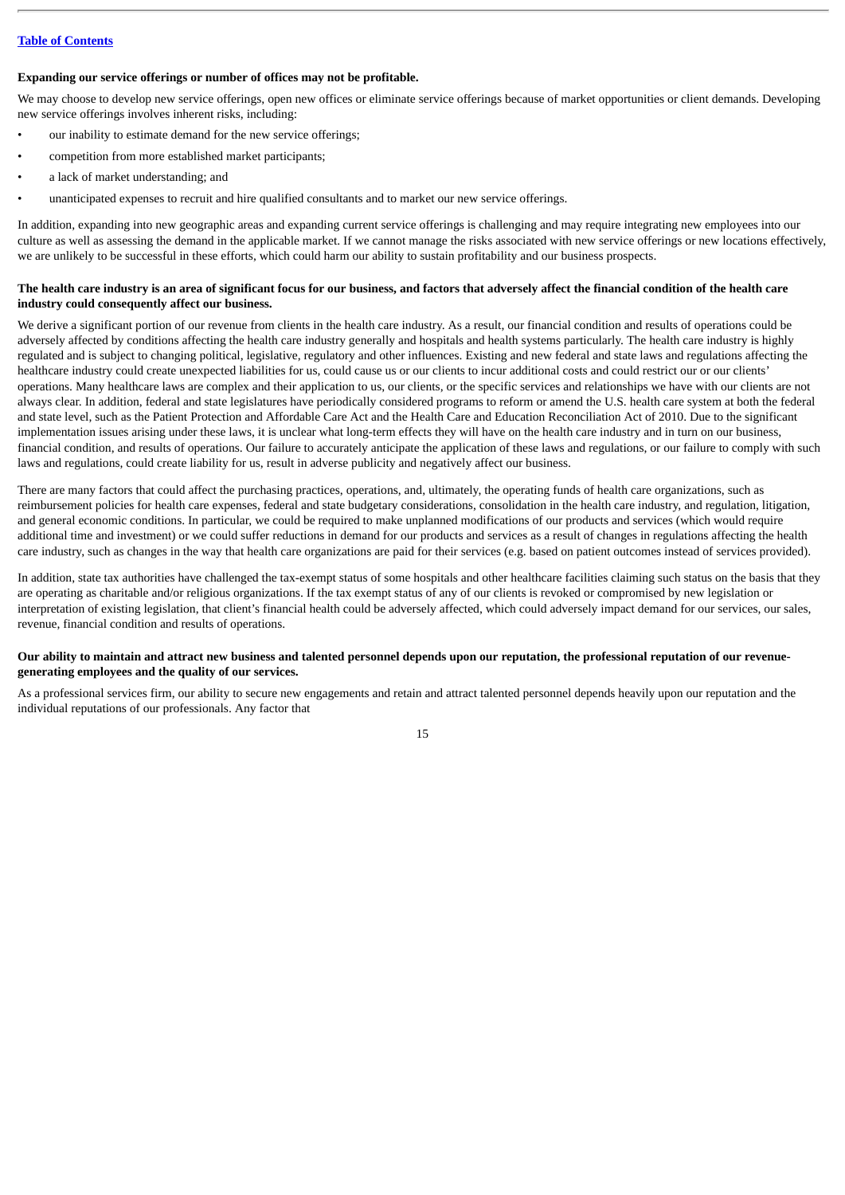**Expanding our service offerings or number of offices may not be profitable.**

We may choose to develop new service offerings, open new offices or eliminate service offerings because of market opportunities or client demands. Developing new service offerings involves inherent risks, including:

- our inability to estimate demand for the new service offerings;
- competition from more established market participants;
- a lack of market understanding; and
- unanticipated expenses to recruit and hire qualified consultants and to market our new service offerings.

In addition, expanding into new geographic areas and expanding current service offerings is challenging and may require integrating new employees into our culture as well as assessing the demand in the applicable market. If we cannot manage the risks associated with new service offerings or new locations effectively, we are unlikely to be successful in these efforts, which could harm our ability to sustain profitability and our business prospects.

**The health care industry is an area of significant focus for our business, and factors that adversely affect the financial condition of the health care industry could consequently affect our business.**

We derive a significant portion of our revenue from clients in the health care industry. As a result, our financial condition and results of operations could be adversely affected by conditions affecting the health care industry generally and hospitals and health systems particularly. The health care industry is highly regulated and is subject to changing political, legislative, regulatory and other influences. Existing and new federal and state laws and regulations affecting the healthcare industry could create unexpected liabilities for us, could cause us or our clients to incur additional costs and could restrict our or our clients' operations. Many healthcare laws are complex and their application to us, our clients, or the specific services and relationships we have with our clients are not always clear. In addition, federal and state legislatures have periodically considered programs to reform or amend the U.S. health care system at both the federal and state level, such as the Patient Protection and Affordable Care Act and the Health Care and Education Reconciliation Act of 2010. Due to the significant implementation issues arising under these laws, it is unclear what long-term effects they will have on the health care industry and in turn on our business, financial condition, and results of operations. Our failure to accurately anticipate the application of these laws and regulations, or our failure to comply with such laws and regulations, could create liability for us, result in adverse publicity and negatively affect our business.

There are many factors that could affect the purchasing practices, operations, and, ultimately, the operating funds of health care organizations, such as reimbursement policies for health care expenses, federal and state budgetary considerations, consolidation in the health care industry, and regulation, litigation, and general economic conditions. In particular, we could be required to make unplanned modifications of our products and services (which would require additional time and investment) or we could suffer reductions in demand for our products and services as a result of changes in regulations affecting the health care industry, such as changes in the way that health care organizations are paid for their services (e.g. based on patient outcomes instead of services provided).

In addition, state tax authorities have challenged the tax-exempt status of some hospitals and other healthcare facilities claiming such status on the basis that they are operating as charitable and/or religious organizations. If the tax exempt status of any of our clients is revoked or compromised by new legislation or interpretation of existing legislation, that client's financial health could be adversely affected, which could adversely impact demand for our services, our sales, revenue, financial condition and results of operations.

**Our ability to maintain and attract new business and talented personnel depends upon our reputation, the professional reputation of our revenue-generating employees and the quality of our services.**

As a professional services firm, our ability to secure new engagements and retain and attract talented personnel depends heavily upon our reputation and the individual reputations of our professionals. Any factor that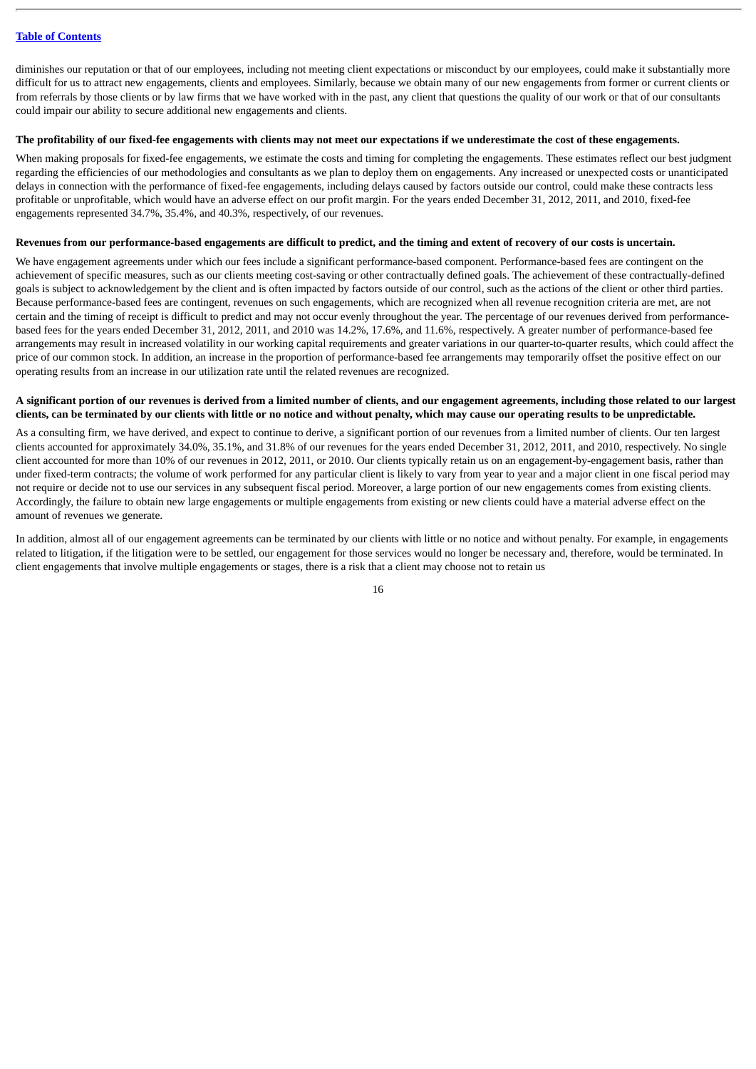diminishes our reputation or that of our employees, including not meeting client expectations or misconduct by our employees, could make it substantially more difficult for us to attract new engagements, clients and employees. Similarly, because we obtain many of our new engagements from former or current clients or from referrals by those clients or by law firms that we have worked with in the past, any client that questions the quality of our work or that of our consultants could impair our ability to secure additional new engagements and clients.

**The profitability of our fixed-fee engagements with clients may not meet our expectations if we underestimate the cost of these engagements.**

When making proposals for fixed-fee engagements, we estimate the costs and timing for completing the engagements. These estimates reflect our best judgment regarding the efficiencies of our methodologies and consultants as we plan to deploy them on engagements. Any increased or unexpected costs or unanticipated delays in connection with the performance of fixed-fee engagements, including delays caused by factors outside our control, could make these contracts less profitable or unprofitable, which would have an adverse effect on our profit margin. For the years ended December 31, 2012, 2011, and 2010, fixed-fee engagements represented 34.7%, 35.4%, and 40.3%, respectively, of our revenues.

**Revenues from our performance-based engagements are difficult to predict, and the timing and extent of recovery of our costs is uncertain.**

We have engagement agreements under which our fees include a significant performance-based component. Performance-based fees are contingent on the achievement of specific measures, such as our clients meeting cost-saving or other contractually defined goals. The achievement of these contractually-defined goals is subject to acknowledgement by the client and is often impacted by factors outside of our control, such as the actions of the client or other third parties. Because performance-based fees are contingent, revenues on such engagements, which are recognized when all revenue recognition criteria are met, are not certain and the timing of receipt is difficult to predict and may not occur evenly throughout the year. The percentage of our revenues derived from performance-based fees for the years ended December 31, 2012, 2011, and 2010 was 14.2%, 17.6%, and 11.6%, respectively. A greater number of performance-based fee arrangements may result in increased volatility in our working capital requirements and greater variations in our quarter-to-quarter results, which could affect the price of our common stock. In addition, an increase in the proportion of performance-based fee arrangements may temporarily offset the positive effect on our operating results from an increase in our utilization rate until the related revenues are recognized.

**A significant portion of our revenues is derived from a limited number of clients, and our engagement agreements, including those related to our largest clients, can be terminated by our clients with little or no notice and without penalty, which may cause our operating results to be unpredictable.**

As a consulting firm, we have derived, and expect to continue to derive, a significant portion of our revenues from a limited number of clients. Our ten largest clients accounted for approximately 34.0%, 35.1%, and 31.8% of our revenues for the years ended December 31, 2012, 2011, and 2010, respectively. No single client accounted for more than 10% of our revenues in 2012, 2011, or 2010. Our clients typically retain us on an engagement-by-engagement basis, rather than under fixed-term contracts; the volume of work performed for any particular client is likely to vary from year to year and a major client in one fiscal period may not require or decide not to use our services in any subsequent fiscal period. Moreover, a large portion of our new engagements comes from existing clients. Accordingly, the failure to obtain new large engagements or multiple engagements from existing or new clients could have a material adverse effect on the amount of revenues we generate.

In addition, almost all of our engagement agreements can be terminated by our clients with little or no notice and without penalty. For example, in engagements related to litigation, if the litigation were to be settled, our engagement for those services would no longer be necessary and, therefore, would be terminated. In client engagements that involve multiple engagements or stages, there is a risk that a client may choose not to retain us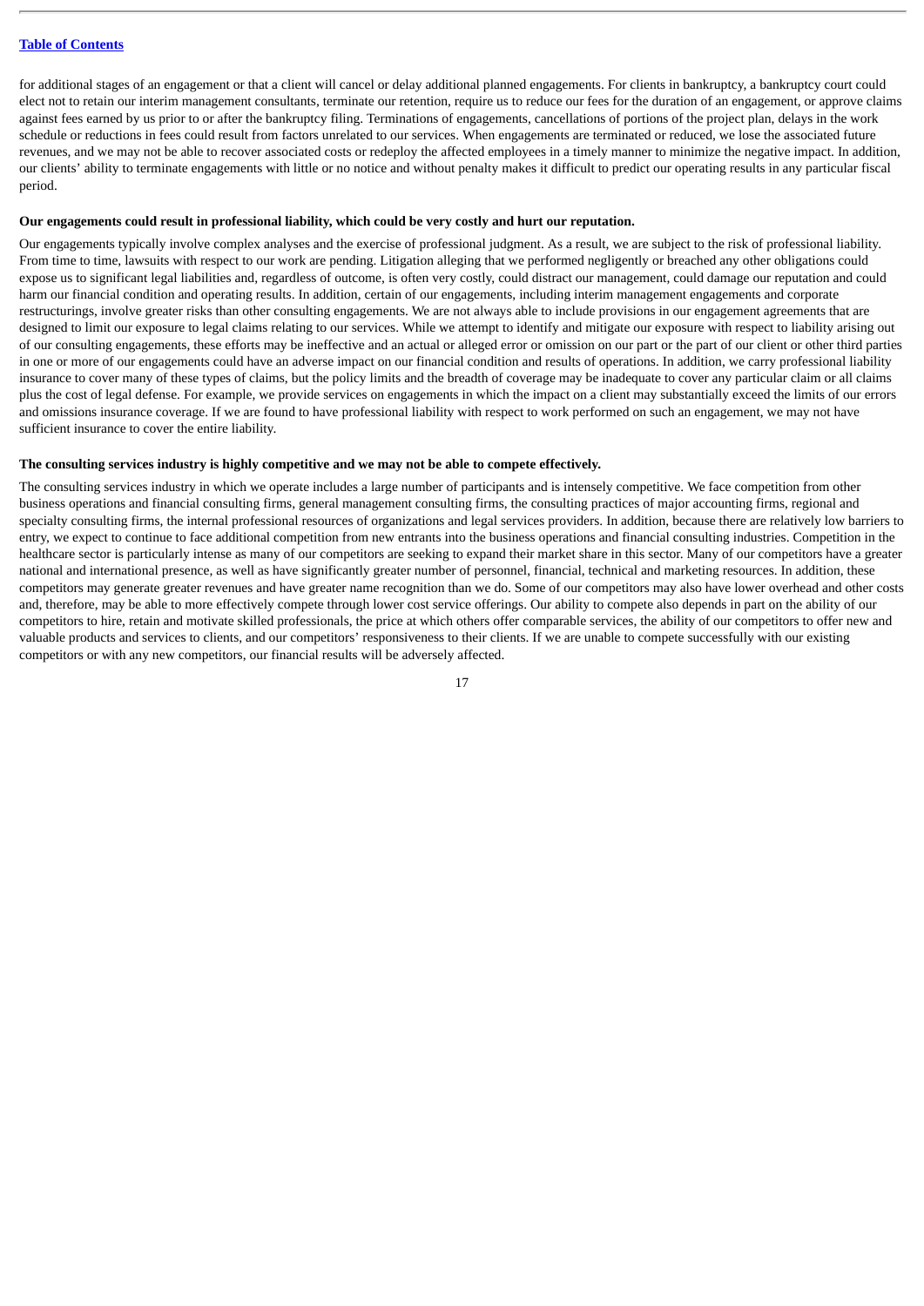for additional stages of an engagement or that a client will cancel or delay additional planned engagements. For clients in bankruptcy, a bankruptcy court could elect not to retain our interim management consultants, terminate our retention, require us to reduce our fees for the duration of an engagement, or approve claims against fees earned by us prior to or after the bankruptcy filing. Terminations of engagements, cancellations of portions of the project plan, delays in the work schedule or reductions in fees could result from factors unrelated to our services. When engagements are terminated or reduced, we lose the associated future revenues, and we may not be able to recover associated costs or redeploy the affected employees in a timely manner to minimize the negative impact. In addition, our clients' ability to terminate engagements with little or no notice and without penalty makes it difficult to predict our operating results in any particular fiscal period.

**Our engagements could result in professional liability, which could be very costly and hurt our reputation.**

Our engagements typically involve complex analyses and the exercise of professional judgment. As a result, we are subject to the risk of professional liability. From time to time, lawsuits with respect to our work are pending. Litigation alleging that we performed negligently or breached any other obligations could expose us to significant legal liabilities and, regardless of outcome, is often very costly, could distract our management, could damage our reputation and could harm our financial condition and operating results. In addition, certain of our engagements, including interim management engagements and corporate restructurings, involve greater risks than other consulting engagements. We are not always able to include provisions in our engagement agreements that are designed to limit our exposure to legal claims relating to our services. While we attempt to identify and mitigate our exposure with respect to liability arising out of our consulting engagements, these efforts may be ineffective and an actual or alleged error or omission on our part or the part of our client or other third parties in one or more of our engagements could have an adverse impact on our financial condition and results of operations. In addition, we carry professional liability insurance to cover many of these types of claims, but the policy limits and the breadth of coverage may be inadequate to cover any particular claim or all claims plus the cost of legal defense. For example, we provide services on engagements in which the impact on a client may substantially exceed the limits of our errors and omissions insurance coverage. If we are found to have professional liability with respect to work performed on such an engagement, we may not have sufficient insurance to cover the entire liability.

**The consulting services industry is highly competitive and we may not be able to compete effectively.**

The consulting services industry in which we operate includes a large number of participants and is intensely competitive. We face competition from other business operations and financial consulting firms, general management consulting firms, the consulting practices of major accounting firms, regional and specialty consulting firms, the internal professional resources of organizations and legal services providers. In addition, because there are relatively low barriers to entry, we expect to continue to face additional competition from new entrants into the business operations and financial consulting industries. Competition in the healthcare sector is particularly intense as many of our competitors are seeking to expand their market share in this sector. Many of our competitors have a greater national and international presence, as well as have significantly greater number of personnel, financial, technical and marketing resources. In addition, these competitors may generate greater revenues and have greater name recognition than we do. Some of our competitors may also have lower overhead and other costs and, therefore, may be able to more effectively compete through lower cost service offerings. Our ability to compete also depends in part on the ability of our competitors to hire, retain and motivate skilled professionals, the price at which others offer comparable services, the ability of our competitors to offer new and valuable products and services to clients, and our competitors' responsiveness to their clients. If we are unable to compete successfully with our existing competitors or with any new competitors, our financial results will be adversely affected.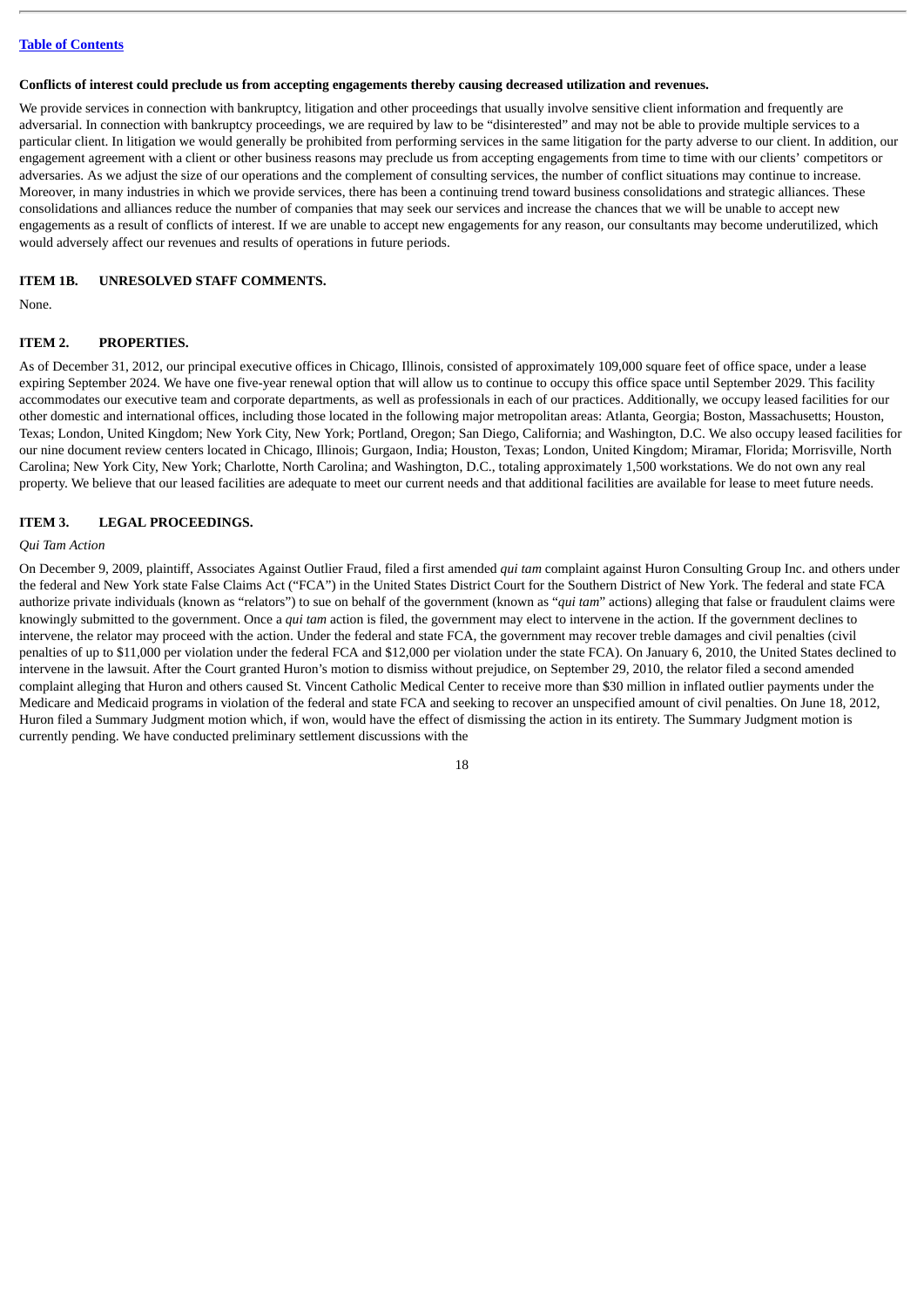**Conflicts of interest could preclude us from accepting engagements thereby causing decreased utilization and revenues.**

We provide services in connection with bankruptcy, litigation and other proceedings that usually involve sensitive client information and frequently are adversarial. In connection with bankruptcy proceedings, we are required by law to be "disinterested" and may not be able to provide multiple services to a particular client. In litigation we would generally be prohibited from performing services in the same litigation for the party adverse to our client. In addition, our engagement agreement with a client or other business reasons may preclude us from accepting engagements from time to time with our clients' competitors or adversaries. As we adjust the size of our operations and the complement of consulting services, the number of conflict situations may continue to increase. Moreover, in many industries in which we provide services, there has been a continuing trend toward business consolidations and strategic alliances. These consolidations and alliances reduce the number of companies that may seek our services and increase the chances that we will be unable to accept new engagements as a result of conflicts of interest. If we are unable to accept new engagements for any reason, our consultants may become underutilized, which would adversely affect our revenues and results of operations in future periods.

## ITEM 1B. UNRESOLVED STAFF COMMENTS.

None.

## ITEM 2. PROPERTIES.

As of December 31, 2012, our principal executive offices in Chicago, Illinois, consisted of approximately 109,000 square feet of office space, under a lease expiring September 2024. We have one five-year renewal option that will allow us to continue to occupy this office space until September 2029. This facility accommodates our executive team and corporate departments, as well as professionals in each of our practices. Additionally, we occupy leased facilities for our other domestic and international offices, including those located in the following major metropolitan areas: Atlanta, Georgia; Boston, Massachusetts; Houston, Texas; London, United Kingdom; New York City, New York; Portland, Oregon; San Diego, California; and Washington, D.C. We also occupy leased facilities for our nine document review centers located in Chicago, Illinois; Gurgaon, India; Houston, Texas; London, United Kingdom; Miramar, Florida; Morrisville, North Carolina; New York City, New York; Charlotte, North Carolina; and Washington, D.C., totaling approximately 1,500 workstations. We do not own any real property. We believe that our leased facilities are adequate to meet our current needs and that additional facilities are available for lease to meet future needs.

## ITEM 3. LEGAL PROCEEDINGS.

*Qui Tam Action*

On December 9, 2009, plaintiff, Associates Against Outlier Fraud, filed a first amended *qui tam* complaint against Huron Consulting Group Inc. and others under the federal and New York state False Claims Act ("FCA") in the United States District Court for the Southern District of New York. The federal and state FCA authorize private individuals (known as "relators") to sue on behalf of the government (known as "*qui tam*" actions) alleging that false or fraudulent claims were knowingly submitted to the government. Once a *qui tam* action is filed, the government may elect to intervene in the action. If the government declines to intervene, the relator may proceed with the action. Under the federal and state FCA, the government may recover treble damages and civil penalties (civil penalties of up to $11,000 per violation under the federal FCA and $12,000 per violation under the state FCA). On January 6, 2010, the United States declined to intervene in the lawsuit. After the Court granted Huron's motion to dismiss without prejudice, on September 29, 2010, the relator filed a second amended complaint alleging that Huron and others caused St. Vincent Catholic Medical Center to receive more than $30 million in inflated outlier payments under the Medicare and Medicaid programs in violation of the federal and state FCA and seeking to recover an unspecified amount of civil penalties. On June 18, 2012, Huron filed a Summary Judgment motion which, if won, would have the effect of dismissing the action in its entirety. The Summary Judgment motion is currently pending. We have conducted preliminary settlement discussions with the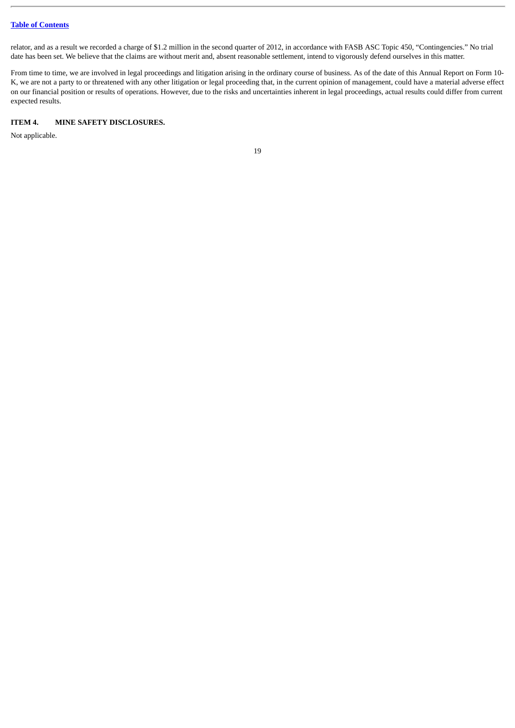relator, and as a result we recorded a charge of $1.2 million in the second quarter of 2012, in accordance with FASB ASC Topic 450, “Contingencies.” No trial date has been set. We believe that the claims are without merit and, absent reasonable settlement, intend to vigorously defend ourselves in this matter.

From time to time, we are involved in legal proceedings and litigation arising in the ordinary course of business. As of the date of this Annual Report on Form 10-K, we are not a party to or threatened with any other litigation or legal proceeding that, in the current opinion of management, could have a material adverse effect on our financial position or results of operations. However, due to the risks and uncertainties inherent in legal proceedings, actual results could differ from current expected results.

## ITEM 4. MINE SAFETY DISCLOSURES.

Not applicable.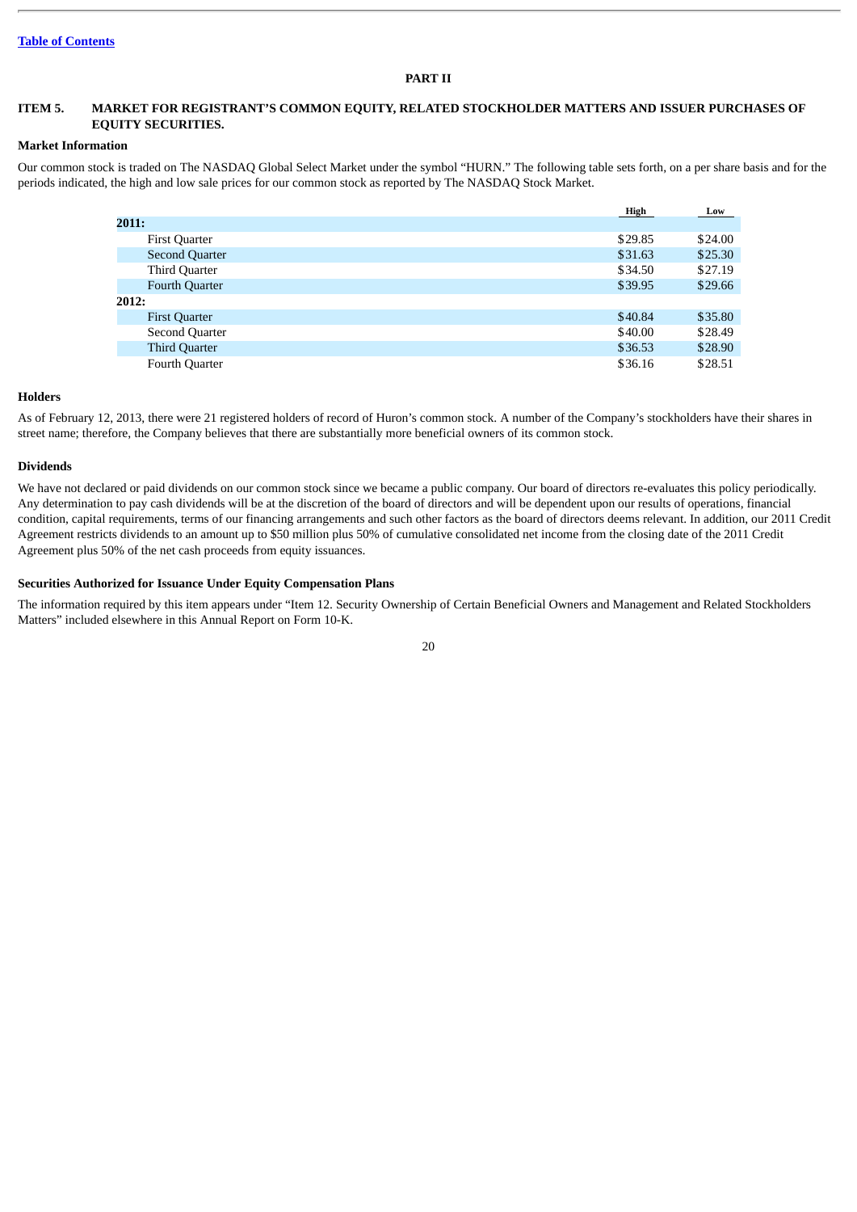# PART II

## ITEM 5. MARKET FOR REGISTRANT'S COMMON EQUITY, RELATED STOCKHOLDER MATTERS AND ISSUER PURCHASES OF EQUITY SECURITIES.

### Market Information

Our common stock is traded on The NASDAQ Global Select Market under the symbol "HURN." The following table sets forth, on a per share basis and for the periods indicated, the high and low sale prices for our common stock as reported by The NASDAQ Stock Market.

| | High | Low |
|---|---|---|
| **2011:** | | |
| First Quarter | $29.85 | $24.00 |
| Second Quarter | $31.63 | $25.30 |
| Third Quarter | $34.50 | $27.19 |
| Fourth Quarter | $39.95 | $29.66 |
| **2012:** | | |
| First Quarter | $40.84 | $35.80 |
| Second Quarter | $40.00 | $28.49 |
| Third Quarter | $36.53 | $28.90 |
| Fourth Quarter | $36.16 | $28.51 |

### Holders

As of February 12, 2013, there were 21 registered holders of record of Huron's common stock. A number of the Company's stockholders have their shares in street name; therefore, the Company believes that there are substantially more beneficial owners of its common stock.

### Dividends

We have not declared or paid dividends on our common stock since we became a public company. Our board of directors re-evaluates this policy periodically. Any determination to pay cash dividends will be at the discretion of the board of directors and will be dependent upon our results of operations, financial condition, capital requirements, terms of our financing arrangements and such other factors as the board of directors deems relevant. In addition, our 2011 Credit Agreement restricts dividends to an amount up to $50 million plus 50% of cumulative consolidated net income from the closing date of the 2011 Credit Agreement plus 50% of the net cash proceeds from equity issuances.

### Securities Authorized for Issuance Under Equity Compensation Plans

The information required by this item appears under "Item 12. Security Ownership of Certain Beneficial Owners and Management and Related Stockholders Matters" included elsewhere in this Annual Report on Form 10-K.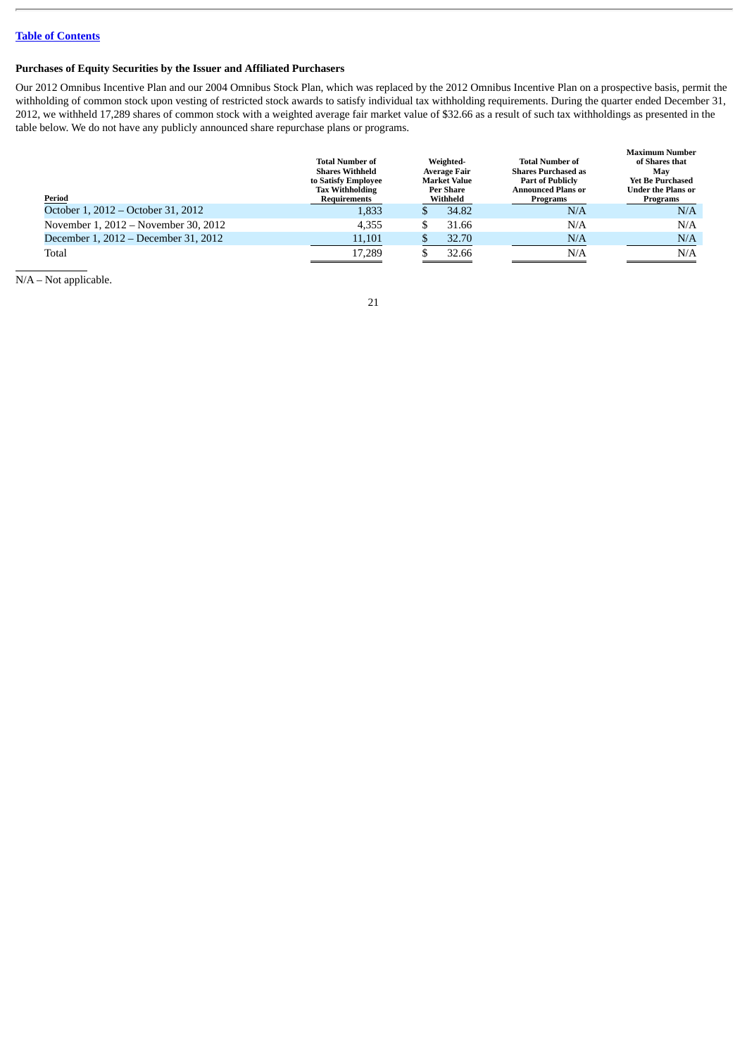### Purchases of Equity Securities by the Issuer and Affiliated Purchasers

Our 2012 Omnibus Incentive Plan and our 2004 Omnibus Stock Plan, which was replaced by the 2012 Omnibus Incentive Plan on a prospective basis, permit the withholding of common stock upon vesting of restricted stock awards to satisfy individual tax withholding requirements. During the quarter ended December 31, 2012, we withheld 17,289 shares of common stock with a weighted average fair market value of $32.66 as a result of such tax withholdings as presented in the table below. We do not have any publicly announced share repurchase plans or programs.

| Period | Total Number of Shares Withheld to Satisfy Employee Tax Withholding Requirements | Weighted-Average Fair Market Value Per Share Withheld | Total Number of Shares Purchased as Part of Publicly Announced Plans or Programs | Maximum Number of Shares that May Yet Be Purchased Under the Plans or Programs |
|---|---|---|---|---|
| October 1, 2012 – October 31, 2012 | 1,833 | $ 34.82 | N/A | N/A |
| November 1, 2012 – November 30, 2012 | 4,355 | $ 31.66 | N/A | N/A |
| December 1, 2012 – December 31, 2012 | 11,101 | $ 32.70 | N/A | N/A |
| Total | 17,289 | $ 32.66 | N/A | N/A |

N/A – Not applicable.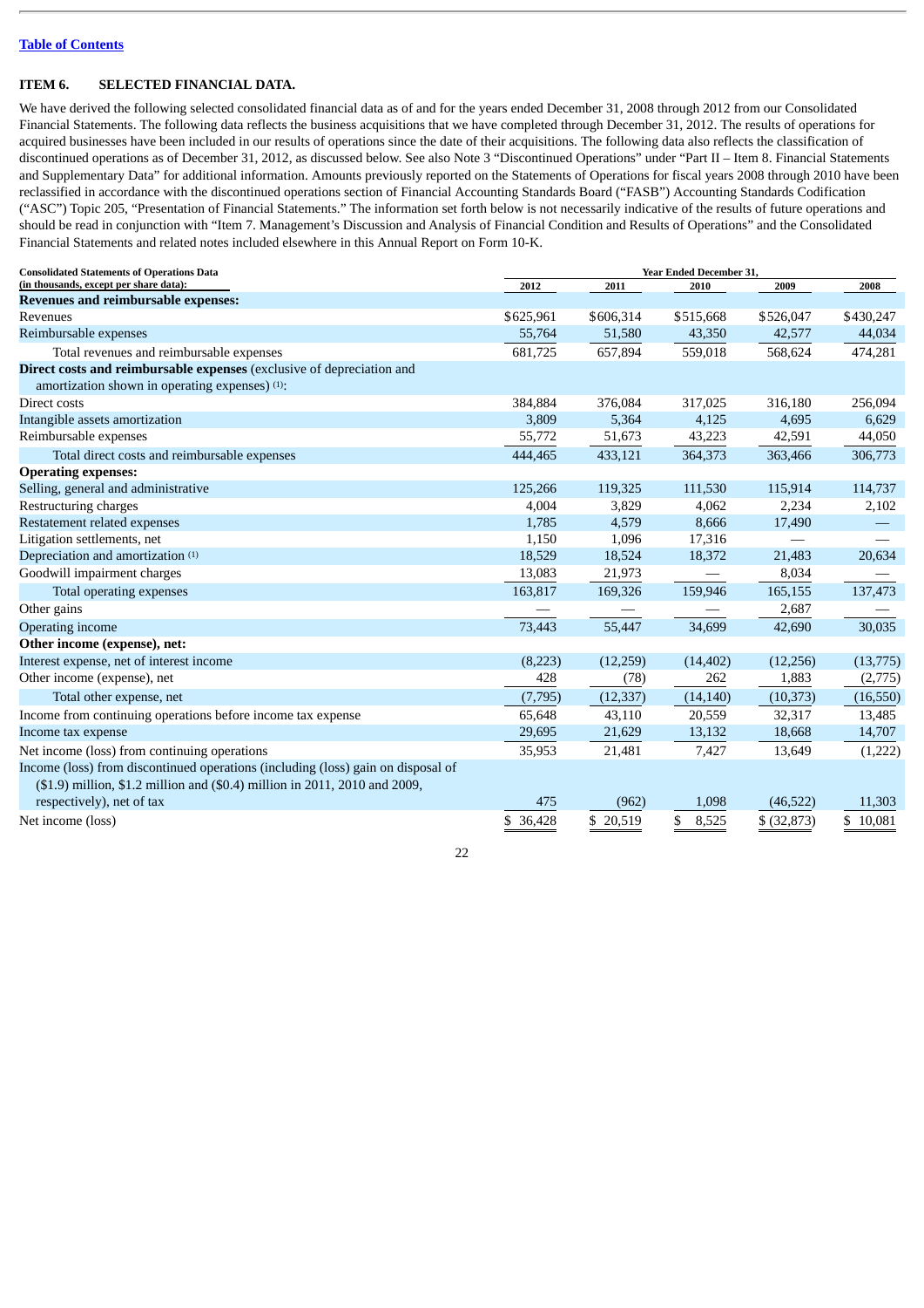Table of Contents

## ITEM 6. SELECTED FINANCIAL DATA.

We have derived the following selected consolidated financial data as of and for the years ended December 31, 2008 through 2012 from our Consolidated Financial Statements. The following data reflects the business acquisitions that we have completed through December 31, 2012. The results of operations for acquired businesses have been included in our results of operations since the date of their acquisitions. The following data also reflects the classification of discontinued operations as of December 31, 2012, as discussed below. See also Note 3 "Discontinued Operations" under "Part II – Item 8. Financial Statements and Supplementary Data" for additional information. Amounts previously reported on the Statements of Operations for fiscal years 2008 through 2010 have been reclassified in accordance with the discontinued operations section of Financial Accounting Standards Board ("FASB") Accounting Standards Codification ("ASC") Topic 205, "Presentation of Financial Statements." The information set forth below is not necessarily indicative of the results of future operations and should be read in conjunction with "Item 7. Management's Discussion and Analysis of Financial Condition and Results of Operations" and the Consolidated Financial Statements and related notes included elsewhere in this Annual Report on Form 10-K.

| Consolidated Statements of Operations Data (in thousands, except per share data): | Year Ended December 31, | | | | |
|---|---|---|---|---|---|
| | 2012 | 2011 | 2010 | 2009 | 2008 |
| **Revenues and reimbursable expenses:** | | | | | |
| Revenues | $625,961 | $606,314 | $515,668 | $526,047 | $430,247 |
| Reimbursable expenses | 55,764 | 51,580 | 43,350 | 42,577 | 44,034 |
| Total revenues and reimbursable expenses | 681,725 | 657,894 | 559,018 | 568,624 | 474,281 |
| **Direct costs and reimbursable expenses** (exclusive of depreciation and amortization shown in operating expenses) (1): | | | | | |
| Direct costs | 384,884 | 376,084 | 317,025 | 316,180 | 256,094 |
| Intangible assets amortization | 3,809 | 5,364 | 4,125 | 4,695 | 6,629 |
| Reimbursable expenses | 55,772 | 51,673 | 43,223 | 42,591 | 44,050 |
| Total direct costs and reimbursable expenses | 444,465 | 433,121 | 364,373 | 363,466 | 306,773 |
| **Operating expenses:** | | | | | |
| Selling, general and administrative | 125,266 | 119,325 | 111,530 | 115,914 | 114,737 |
| Restructuring charges | 4,004 | 3,829 | 4,062 | 2,234 | 2,102 |
| Restatement related expenses | 1,785 | 4,579 | 8,666 | 17,490 | — |
| Litigation settlements, net | 1,150 | 1,096 | 17,316 | — | — |
| Depreciation and amortization (1) | 18,529 | 18,524 | 18,372 | 21,483 | 20,634 |
| Goodwill impairment charges | 13,083 | 21,973 | — | 8,034 | — |
| Total operating expenses | 163,817 | 169,326 | 159,946 | 165,155 | 137,473 |
| Other gains | — | — | — | 2,687 | — |
| Operating income | 73,443 | 55,447 | 34,699 | 42,690 | 30,035 |
| **Other income (expense), net:** | | | | | |
| Interest expense, net of interest income | (8,223) | (12,259) | (14,402) | (12,256) | (13,775) |
| Other income (expense), net | 428 | (78) | 262 | 1,883 | (2,775) |
| Total other expense, net | (7,795) | (12,337) | (14,140) | (10,373) | (16,550) |
| Income from continuing operations before income tax expense | 65,648 | 43,110 | 20,559 | 32,317 | 13,485 |
| Income tax expense | 29,695 | 21,629 | 13,132 | 18,668 | 14,707 |
| Net income (loss) from continuing operations | 35,953 | 21,481 | 7,427 | 13,649 | (1,222) |
| Income (loss) from discontinued operations (including (loss) gain on disposal of ($1.9) million, $1.2 million and ($0.4) million in 2011, 2010 and 2009, respectively), net of tax | 475 | (962) | 1,098 | (46,522) | 11,303 |
| Net income (loss) | $ 36,428 | $ 20,519 | $ 8,525 | $ (32,873) | $ 10,081 |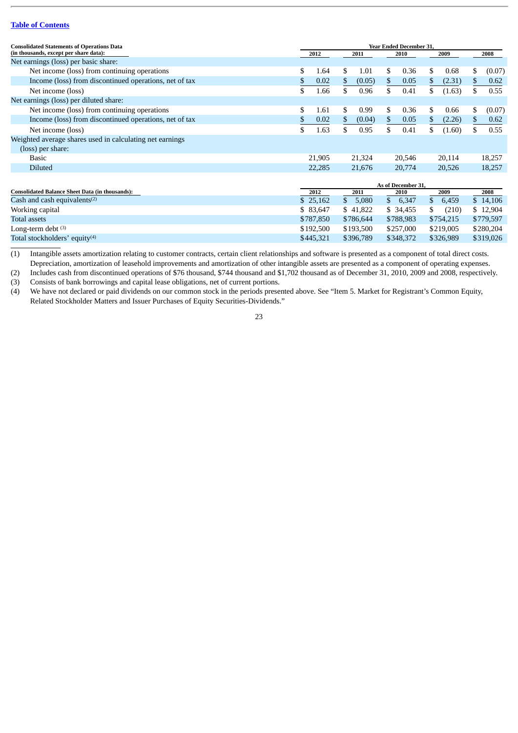[Table of Contents](#)

| Consolidated Statements of Operations Data (in thousands, except per share data): | Year Ended December 31, 2012 | 2011 | 2010 | 2009 | 2008 |
|---|---|---|---|---|---|
| Net earnings (loss) per basic share: | | | | | |
| Net income (loss) from continuing operations | $ 1.64 | $ 1.01 | $ 0.36 | $ 0.68 | $ (0.07) |
| Income (loss) from discontinued operations, net of tax | $ 0.02 | $ (0.05) | $ 0.05 | $ (2.31) | $ 0.62 |
| Net income (loss) | $ 1.66 | $ 0.96 | $ 0.41 | $ (1.63) | $ 0.55 |
| Net earnings (loss) per diluted share: | | | | | |
| Net income (loss) from continuing operations | $ 1.61 | $ 0.99 | $ 0.36 | $ 0.66 | $ (0.07) |
| Income (loss) from discontinued operations, net of tax | $ 0.02 | $ (0.04) | $ 0.05 | $ (2.26) | $ 0.62 |
| Net income (loss) | $ 1.63 | $ 0.95 | $ 0.41 | $ (1.60) | $ 0.55 |
| Weighted average shares used in calculating net earnings (loss) per share: | | | | | |
| Basic | 21,905 | 21,324 | 20,546 | 20,114 | 18,257 |
| Diluted | 22,285 | 21,676 | 20,774 | 20,526 | 18,257 |

| Consolidated Balance Sheet Data (in thousands): | As of December 31, 2012 | 2011 | 2010 | 2009 | 2008 |
|---|---|---|---|---|---|
| Cash and cash equivalents(2) | $ 25,162 | $ 5,080 | $ 6,347 | $ 6,459 | $ 14,106 |
| Working capital | $ 83,647 | $ 41,822 | $ 34,455 | $ (210) | $ 12,904 |
| Total assets | $787,850 | $786,644 | $788,983 | $754,215 | $779,597 |
| Long-term debt (3) | $192,500 | $193,500 | $257,000 | $219,005 | $280,204 |
| Total stockholders' equity(4) | $445,321 | $396,789 | $348,372 | $326,989 | $319,026 |

(1) Intangible assets amortization relating to customer contracts, certain client relationships and software is presented as a component of total direct costs. Depreciation, amortization of leasehold improvements and amortization of other intangible assets are presented as a component of operating expenses.

(2) Includes cash from discontinued operations of $76 thousand, $744 thousand and $1,702 thousand as of December 31, 2010, 2009 and 2008, respectively.

(3) Consists of bank borrowings and capital lease obligations, net of current portions.

(4) We have not declared or paid dividends on our common stock in the periods presented above. See "Item 5. Market for Registrant's Common Equity, Related Stockholder Matters and Issuer Purchases of Equity Securities-Dividends."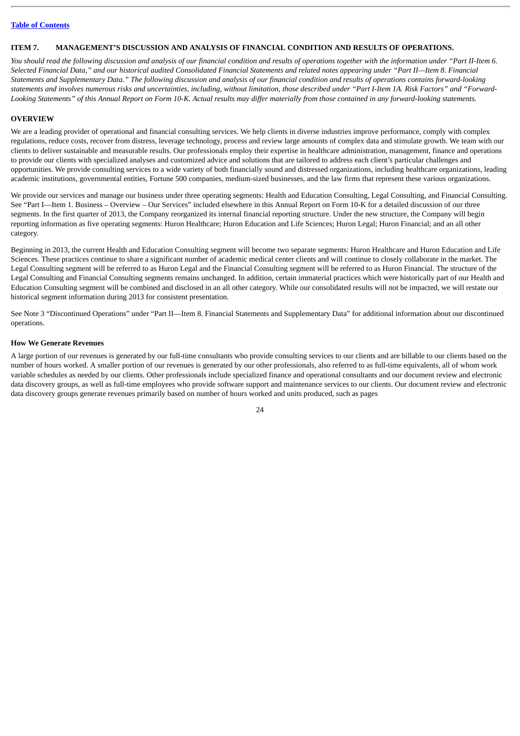## ITEM 7. MANAGEMENT'S DISCUSSION AND ANALYSIS OF FINANCIAL CONDITION AND RESULTS OF OPERATIONS.

*You should read the following discussion and analysis of our financial condition and results of operations together with the information under "Part II-Item 6. Selected Financial Data," and our historical audited Consolidated Financial Statements and related notes appearing under "Part II—Item 8. Financial Statements and Supplementary Data." The following discussion and analysis of our financial condition and results of operations contains forward-looking statements and involves numerous risks and uncertainties, including, without limitation, those described under "Part I-Item 1A. Risk Factors" and "Forward-Looking Statements" of this Annual Report on Form 10-K. Actual results may differ materially from those contained in any forward-looking statements.*

### OVERVIEW

We are a leading provider of operational and financial consulting services. We help clients in diverse industries improve performance, comply with complex regulations, reduce costs, recover from distress, leverage technology, process and review large amounts of complex data and stimulate growth. We team with our clients to deliver sustainable and measurable results. Our professionals employ their expertise in healthcare administration, management, finance and operations to provide our clients with specialized analyses and customized advice and solutions that are tailored to address each client's particular challenges and opportunities. We provide consulting services to a wide variety of both financially sound and distressed organizations, including healthcare organizations, leading academic institutions, governmental entities, Fortune 500 companies, medium-sized businesses, and the law firms that represent these various organizations.

We provide our services and manage our business under three operating segments: Health and Education Consulting, Legal Consulting, and Financial Consulting. See "Part I—Item 1. Business – Overview – Our Services" included elsewhere in this Annual Report on Form 10-K for a detailed discussion of our three segments. In the first quarter of 2013, the Company reorganized its internal financial reporting structure. Under the new structure, the Company will begin reporting information as five operating segments: Huron Healthcare; Huron Education and Life Sciences; Huron Legal; Huron Financial; and an all other category.

Beginning in 2013, the current Health and Education Consulting segment will become two separate segments: Huron Healthcare and Huron Education and Life Sciences. These practices continue to share a significant number of academic medical center clients and will continue to closely collaborate in the market. The Legal Consulting segment will be referred to as Huron Legal and the Financial Consulting segment will be referred to as Huron Financial. The structure of the Legal Consulting and Financial Consulting segments remains unchanged. In addition, certain immaterial practices which were historically part of our Health and Education Consulting segment will be combined and disclosed in an all other category. While our consolidated results will not be impacted, we will restate our historical segment information during 2013 for consistent presentation.

See Note 3 "Discontinued Operations" under "Part II—Item 8. Financial Statements and Supplementary Data" for additional information about our discontinued operations.

#### How We Generate Revenues

A large portion of our revenues is generated by our full-time consultants who provide consulting services to our clients and are billable to our clients based on the number of hours worked. A smaller portion of our revenues is generated by our other professionals, also referred to as full-time equivalents, all of whom work variable schedules as needed by our clients. Other professionals include specialized finance and operational consultants and our document review and electronic data discovery groups, as well as full-time employees who provide software support and maintenance services to our clients. Our document review and electronic data discovery groups generate revenues primarily based on number of hours worked and units produced, such as pages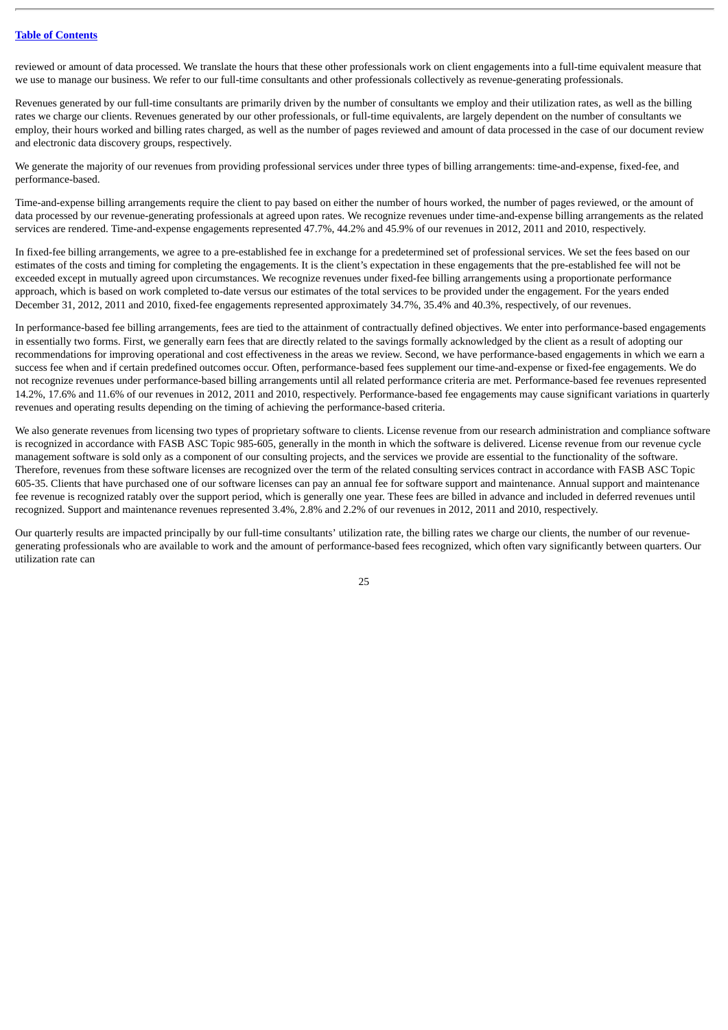reviewed or amount of data processed. We translate the hours that these other professionals work on client engagements into a full-time equivalent measure that we use to manage our business. We refer to our full-time consultants and other professionals collectively as revenue-generating professionals.

Revenues generated by our full-time consultants are primarily driven by the number of consultants we employ and their utilization rates, as well as the billing rates we charge our clients. Revenues generated by our other professionals, or full-time equivalents, are largely dependent on the number of consultants we employ, their hours worked and billing rates charged, as well as the number of pages reviewed and amount of data processed in the case of our document review and electronic data discovery groups, respectively.

We generate the majority of our revenues from providing professional services under three types of billing arrangements: time-and-expense, fixed-fee, and performance-based.

Time-and-expense billing arrangements require the client to pay based on either the number of hours worked, the number of pages reviewed, or the amount of data processed by our revenue-generating professionals at agreed upon rates. We recognize revenues under time-and-expense billing arrangements as the related services are rendered. Time-and-expense engagements represented 47.7%, 44.2% and 45.9% of our revenues in 2012, 2011 and 2010, respectively.

In fixed-fee billing arrangements, we agree to a pre-established fee in exchange for a predetermined set of professional services. We set the fees based on our estimates of the costs and timing for completing the engagements. It is the client's expectation in these engagements that the pre-established fee will not be exceeded except in mutually agreed upon circumstances. We recognize revenues under fixed-fee billing arrangements using a proportionate performance approach, which is based on work completed to-date versus our estimates of the total services to be provided under the engagement. For the years ended December 31, 2012, 2011 and 2010, fixed-fee engagements represented approximately 34.7%, 35.4% and 40.3%, respectively, of our revenues.

In performance-based fee billing arrangements, fees are tied to the attainment of contractually defined objectives. We enter into performance-based engagements in essentially two forms. First, we generally earn fees that are directly related to the savings formally acknowledged by the client as a result of adopting our recommendations for improving operational and cost effectiveness in the areas we review. Second, we have performance-based engagements in which we earn a success fee when and if certain predefined outcomes occur. Often, performance-based fees supplement our time-and-expense or fixed-fee engagements. We do not recognize revenues under performance-based billing arrangements until all related performance criteria are met. Performance-based fee revenues represented 14.2%, 17.6% and 11.6% of our revenues in 2012, 2011 and 2010, respectively. Performance-based fee engagements may cause significant variations in quarterly revenues and operating results depending on the timing of achieving the performance-based criteria.

We also generate revenues from licensing two types of proprietary software to clients. License revenue from our research administration and compliance software is recognized in accordance with FASB ASC Topic 985-605, generally in the month in which the software is delivered. License revenue from our revenue cycle management software is sold only as a component of our consulting projects, and the services we provide are essential to the functionality of the software. Therefore, revenues from these software licenses are recognized over the term of the related consulting services contract in accordance with FASB ASC Topic 605-35. Clients that have purchased one of our software licenses can pay an annual fee for software support and maintenance. Annual support and maintenance fee revenue is recognized ratably over the support period, which is generally one year. These fees are billed in advance and included in deferred revenues until recognized. Support and maintenance revenues represented 3.4%, 2.8% and 2.2% of our revenues in 2012, 2011 and 2010, respectively.

Our quarterly results are impacted principally by our full-time consultants' utilization rate, the billing rates we charge our clients, the number of our revenue-generating professionals who are available to work and the amount of performance-based fees recognized, which often vary significantly between quarters. Our utilization rate can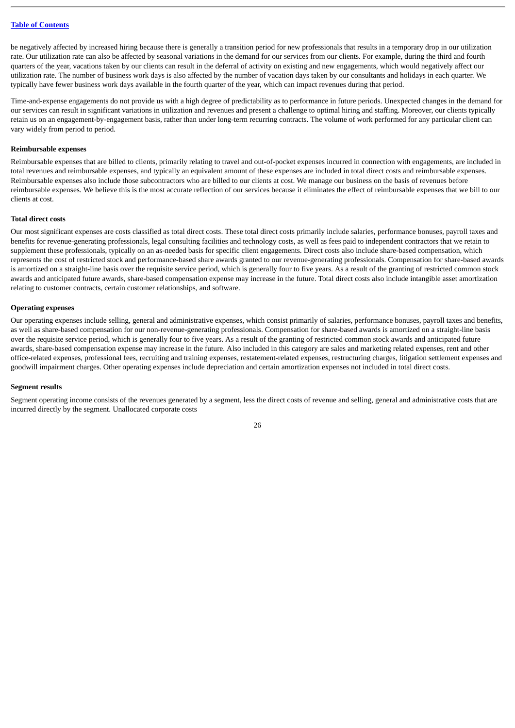be negatively affected by increased hiring because there is generally a transition period for new professionals that results in a temporary drop in our utilization rate. Our utilization rate can also be affected by seasonal variations in the demand for our services from our clients. For example, during the third and fourth quarters of the year, vacations taken by our clients can result in the deferral of activity on existing and new engagements, which would negatively affect our utilization rate. The number of business work days is also affected by the number of vacation days taken by our consultants and holidays in each quarter. We typically have fewer business work days available in the fourth quarter of the year, which can impact revenues during that period.

Time-and-expense engagements do not provide us with a high degree of predictability as to performance in future periods. Unexpected changes in the demand for our services can result in significant variations in utilization and revenues and present a challenge to optimal hiring and staffing. Moreover, our clients typically retain us on an engagement-by-engagement basis, rather than under long-term recurring contracts. The volume of work performed for any particular client can vary widely from period to period.

**Reimbursable expenses**

Reimbursable expenses that are billed to clients, primarily relating to travel and out-of-pocket expenses incurred in connection with engagements, are included in total revenues and reimbursable expenses, and typically an equivalent amount of these expenses are included in total direct costs and reimbursable expenses. Reimbursable expenses also include those subcontractors who are billed to our clients at cost. We manage our business on the basis of revenues before reimbursable expenses. We believe this is the most accurate reflection of our services because it eliminates the effect of reimbursable expenses that we bill to our clients at cost.

**Total direct costs**

Our most significant expenses are costs classified as total direct costs. These total direct costs primarily include salaries, performance bonuses, payroll taxes and benefits for revenue-generating professionals, legal consulting facilities and technology costs, as well as fees paid to independent contractors that we retain to supplement these professionals, typically on an as-needed basis for specific client engagements. Direct costs also include share-based compensation, which represents the cost of restricted stock and performance-based share awards granted to our revenue-generating professionals. Compensation for share-based awards is amortized on a straight-line basis over the requisite service period, which is generally four to five years. As a result of the granting of restricted common stock awards and anticipated future awards, share-based compensation expense may increase in the future. Total direct costs also include intangible asset amortization relating to customer contracts, certain customer relationships, and software.

**Operating expenses**

Our operating expenses include selling, general and administrative expenses, which consist primarily of salaries, performance bonuses, payroll taxes and benefits, as well as share-based compensation for our non-revenue-generating professionals. Compensation for share-based awards is amortized on a straight-line basis over the requisite service period, which is generally four to five years. As a result of the granting of restricted common stock awards and anticipated future awards, share-based compensation expense may increase in the future. Also included in this category are sales and marketing related expenses, rent and other office-related expenses, professional fees, recruiting and training expenses, restatement-related expenses, restructuring charges, litigation settlement expenses and goodwill impairment charges. Other operating expenses include depreciation and certain amortization expenses not included in total direct costs.

**Segment results**

Segment operating income consists of the revenues generated by a segment, less the direct costs of revenue and selling, general and administrative costs that are incurred directly by the segment. Unallocated corporate costs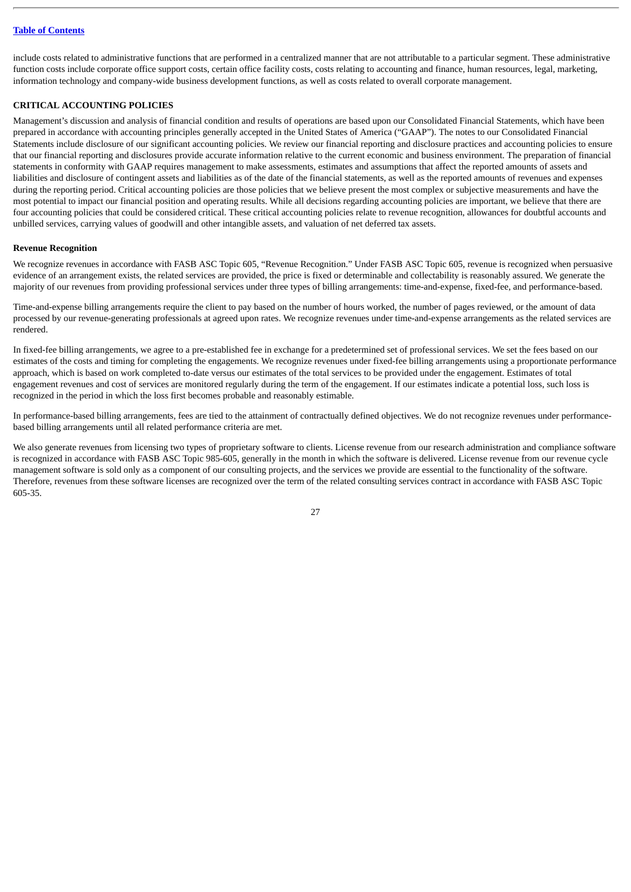include costs related to administrative functions that are performed in a centralized manner that are not attributable to a particular segment. These administrative function costs include corporate office support costs, certain office facility costs, costs relating to accounting and finance, human resources, legal, marketing, information technology and company-wide business development functions, as well as costs related to overall corporate management.

## CRITICAL ACCOUNTING POLICIES

Management's discussion and analysis of financial condition and results of operations are based upon our Consolidated Financial Statements, which have been prepared in accordance with accounting principles generally accepted in the United States of America ("GAAP"). The notes to our Consolidated Financial Statements include disclosure of our significant accounting policies. We review our financial reporting and disclosure practices and accounting policies to ensure that our financial reporting and disclosures provide accurate information relative to the current economic and business environment. The preparation of financial statements in conformity with GAAP requires management to make assessments, estimates and assumptions that affect the reported amounts of assets and liabilities and disclosure of contingent assets and liabilities as of the date of the financial statements, as well as the reported amounts of revenues and expenses during the reporting period. Critical accounting policies are those policies that we believe present the most complex or subjective measurements and have the most potential to impact our financial position and operating results. While all decisions regarding accounting policies are important, we believe that there are four accounting policies that could be considered critical. These critical accounting policies relate to revenue recognition, allowances for doubtful accounts and unbilled services, carrying values of goodwill and other intangible assets, and valuation of net deferred tax assets.

### Revenue Recognition

We recognize revenues in accordance with FASB ASC Topic 605, "Revenue Recognition." Under FASB ASC Topic 605, revenue is recognized when persuasive evidence of an arrangement exists, the related services are provided, the price is fixed or determinable and collectability is reasonably assured. We generate the majority of our revenues from providing professional services under three types of billing arrangements: time-and-expense, fixed-fee, and performance-based.

Time-and-expense billing arrangements require the client to pay based on the number of hours worked, the number of pages reviewed, or the amount of data processed by our revenue-generating professionals at agreed upon rates. We recognize revenues under time-and-expense arrangements as the related services are rendered.

In fixed-fee billing arrangements, we agree to a pre-established fee in exchange for a predetermined set of professional services. We set the fees based on our estimates of the costs and timing for completing the engagements. We recognize revenues under fixed-fee billing arrangements using a proportionate performance approach, which is based on work completed to-date versus our estimates of the total services to be provided under the engagement. Estimates of total engagement revenues and cost of services are monitored regularly during the term of the engagement. If our estimates indicate a potential loss, such loss is recognized in the period in which the loss first becomes probable and reasonably estimable.

In performance-based billing arrangements, fees are tied to the attainment of contractually defined objectives. We do not recognize revenues under performance-based billing arrangements until all related performance criteria are met.

We also generate revenues from licensing two types of proprietary software to clients. License revenue from our research administration and compliance software is recognized in accordance with FASB ASC Topic 985-605, generally in the month in which the software is delivered. License revenue from our revenue cycle management software is sold only as a component of our consulting projects, and the services we provide are essential to the functionality of the software. Therefore, revenues from these software licenses are recognized over the term of the related consulting services contract in accordance with FASB ASC Topic 605-35.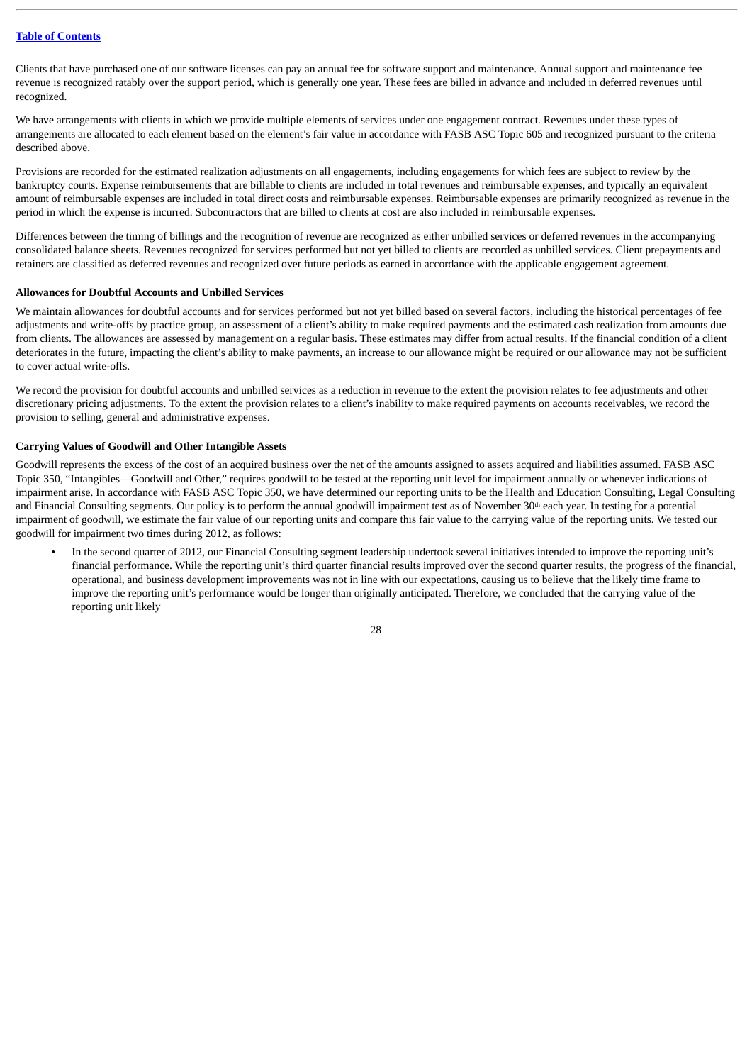Clients that have purchased one of our software licenses can pay an annual fee for software support and maintenance. Annual support and maintenance fee revenue is recognized ratably over the support period, which is generally one year. These fees are billed in advance and included in deferred revenues until recognized.

We have arrangements with clients in which we provide multiple elements of services under one engagement contract. Revenues under these types of arrangements are allocated to each element based on the element's fair value in accordance with FASB ASC Topic 605 and recognized pursuant to the criteria described above.

Provisions are recorded for the estimated realization adjustments on all engagements, including engagements for which fees are subject to review by the bankruptcy courts. Expense reimbursements that are billable to clients are included in total revenues and reimbursable expenses, and typically an equivalent amount of reimbursable expenses are included in total direct costs and reimbursable expenses. Reimbursable expenses are primarily recognized as revenue in the period in which the expense is incurred. Subcontractors that are billed to clients at cost are also included in reimbursable expenses.

Differences between the timing of billings and the recognition of revenue are recognized as either unbilled services or deferred revenues in the accompanying consolidated balance sheets. Revenues recognized for services performed but not yet billed to clients are recorded as unbilled services. Client prepayments and retainers are classified as deferred revenues and recognized over future periods as earned in accordance with the applicable engagement agreement.

**Allowances for Doubtful Accounts and Unbilled Services**

We maintain allowances for doubtful accounts and for services performed but not yet billed based on several factors, including the historical percentages of fee adjustments and write-offs by practice group, an assessment of a client's ability to make required payments and the estimated cash realization from amounts due from clients. The allowances are assessed by management on a regular basis. These estimates may differ from actual results. If the financial condition of a client deteriorates in the future, impacting the client's ability to make payments, an increase to our allowance might be required or our allowance may not be sufficient to cover actual write-offs.

We record the provision for doubtful accounts and unbilled services as a reduction in revenue to the extent the provision relates to fee adjustments and other discretionary pricing adjustments. To the extent the provision relates to a client's inability to make required payments on accounts receivables, we record the provision to selling, general and administrative expenses.

**Carrying Values of Goodwill and Other Intangible Assets**

Goodwill represents the excess of the cost of an acquired business over the net of the amounts assigned to assets acquired and liabilities assumed. FASB ASC Topic 350, "Intangibles—Goodwill and Other," requires goodwill to be tested at the reporting unit level for impairment annually or whenever indications of impairment arise. In accordance with FASB ASC Topic 350, we have determined our reporting units to be the Health and Education Consulting, Legal Consulting and Financial Consulting segments. Our policy is to perform the annual goodwill impairment test as of November 30th each year. In testing for a potential impairment of goodwill, we estimate the fair value of our reporting units and compare this fair value to the carrying value of the reporting units. We tested our goodwill for impairment two times during 2012, as follows:

- In the second quarter of 2012, our Financial Consulting segment leadership undertook several initiatives intended to improve the reporting unit's financial performance. While the reporting unit's third quarter financial results improved over the second quarter results, the progress of the financial, operational, and business development improvements was not in line with our expectations, causing us to believe that the likely time frame to improve the reporting unit's performance would be longer than originally anticipated. Therefore, we concluded that the carrying value of the reporting unit likely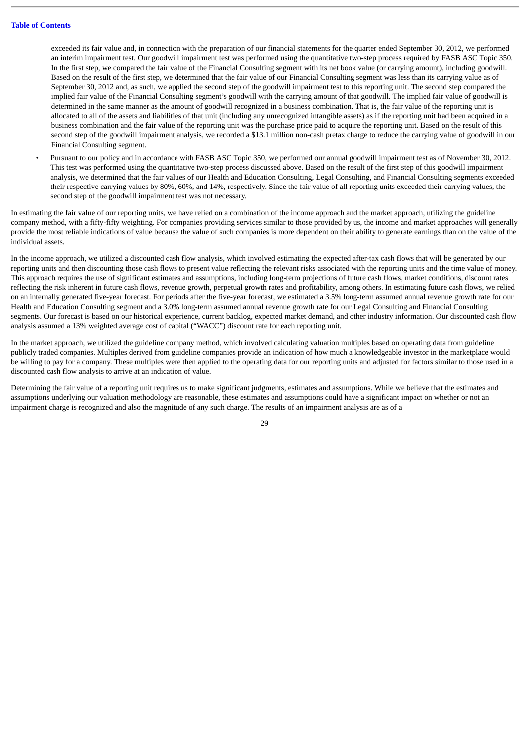exceeded its fair value and, in connection with the preparation of our financial statements for the quarter ended September 30, 2012, we performed an interim impairment test. Our goodwill impairment test was performed using the quantitative two-step process required by FASB ASC Topic 350. In the first step, we compared the fair value of the Financial Consulting segment with its net book value (or carrying amount), including goodwill. Based on the result of the first step, we determined that the fair value of our Financial Consulting segment was less than its carrying value as of September 30, 2012 and, as such, we applied the second step of the goodwill impairment test to this reporting unit. The second step compared the implied fair value of the Financial Consulting segment's goodwill with the carrying amount of that goodwill. The implied fair value of goodwill is determined in the same manner as the amount of goodwill recognized in a business combination. That is, the fair value of the reporting unit is allocated to all of the assets and liabilities of that unit (including any unrecognized intangible assets) as if the reporting unit had been acquired in a business combination and the fair value of the reporting unit was the purchase price paid to acquire the reporting unit. Based on the result of this second step of the goodwill impairment analysis, we recorded a $13.1 million non-cash pretax charge to reduce the carrying value of goodwill in our Financial Consulting segment.

- Pursuant to our policy and in accordance with FASB ASC Topic 350, we performed our annual goodwill impairment test as of November 30, 2012. This test was performed using the quantitative two-step process discussed above. Based on the result of the first step of this goodwill impairment analysis, we determined that the fair values of our Health and Education Consulting, Legal Consulting, and Financial Consulting segments exceeded their respective carrying values by 80%, 60%, and 14%, respectively. Since the fair value of all reporting units exceeded their carrying values, the second step of the goodwill impairment test was not necessary.

In estimating the fair value of our reporting units, we have relied on a combination of the income approach and the market approach, utilizing the guideline company method, with a fifty-fifty weighting. For companies providing services similar to those provided by us, the income and market approaches will generally provide the most reliable indications of value because the value of such companies is more dependent on their ability to generate earnings than on the value of the individual assets.

In the income approach, we utilized a discounted cash flow analysis, which involved estimating the expected after-tax cash flows that will be generated by our reporting units and then discounting those cash flows to present value reflecting the relevant risks associated with the reporting units and the time value of money. This approach requires the use of significant estimates and assumptions, including long-term projections of future cash flows, market conditions, discount rates reflecting the risk inherent in future cash flows, revenue growth, perpetual growth rates and profitability, among others. In estimating future cash flows, we relied on an internally generated five-year forecast. For periods after the five-year forecast, we estimated a 3.5% long-term assumed annual revenue growth rate for our Health and Education Consulting segment and a 3.0% long-term assumed annual revenue growth rate for our Legal Consulting and Financial Consulting segments. Our forecast is based on our historical experience, current backlog, expected market demand, and other industry information. Our discounted cash flow analysis assumed a 13% weighted average cost of capital ("WACC") discount rate for each reporting unit.

In the market approach, we utilized the guideline company method, which involved calculating valuation multiples based on operating data from guideline publicly traded companies. Multiples derived from guideline companies provide an indication of how much a knowledgeable investor in the marketplace would be willing to pay for a company. These multiples were then applied to the operating data for our reporting units and adjusted for factors similar to those used in a discounted cash flow analysis to arrive at an indication of value.

Determining the fair value of a reporting unit requires us to make significant judgments, estimates and assumptions. While we believe that the estimates and assumptions underlying our valuation methodology are reasonable, these estimates and assumptions could have a significant impact on whether or not an impairment charge is recognized and also the magnitude of any such charge. The results of an impairment analysis are as of a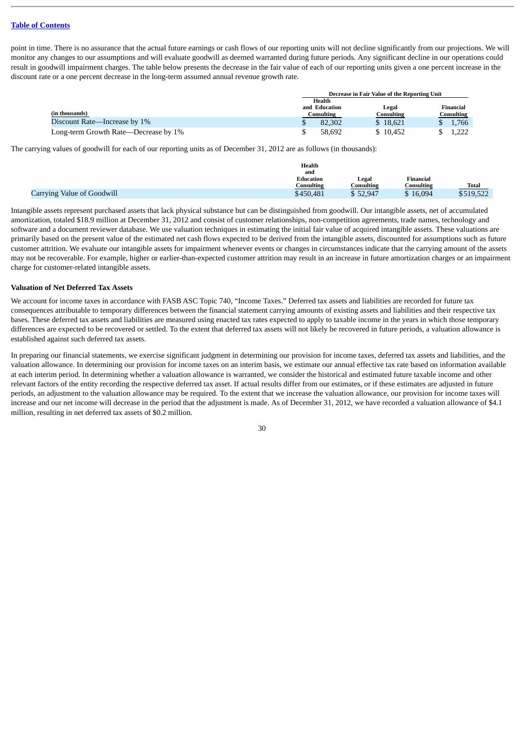point in time. There is no assurance that the actual future earnings or cash flows of our reporting units will not decline significantly from our projections. We will monitor any changes to our assumptions and will evaluate goodwill as deemed warranted during future periods. Any significant decline in our operations could result in goodwill impairment charges. The table below presents the decrease in the fair value of each of our reporting units given a one percent increase in the discount rate or a one percent decrease in the long-term assumed annual revenue growth rate.

| | Decrease in Fair Value of the Reporting Unit | | |
|---|---|---|---|
| (in thousands) | Health and Education Consulting | Legal Consulting | Financial Consulting |
| Discount Rate—Increase by 1% | $ 82,302 | $ 18,621 | $ 1,766 |
| Long-term Growth Rate—Decrease by 1% | $ 58,692 | $ 10,452 | $ 1,222 |

The carrying values of goodwill for each of our reporting units as of December 31, 2012 are as follows (in thousands):

| | Health and Education Consulting | Legal Consulting | Financial Consulting | Total |
|---|---|---|---|---|
| Carrying Value of Goodwill | $450,481 | $ 52,947 | $ 16,094 | $519,522 |

Intangible assets represent purchased assets that lack physical substance but can be distinguished from goodwill. Our intangible assets, net of accumulated amortization, totaled $18.9 million at December 31, 2012 and consist of customer relationships, non-competition agreements, trade names, technology and software and a document reviewer database. We use valuation techniques in estimating the initial fair value of acquired intangible assets. These valuations are primarily based on the present value of the estimated net cash flows expected to be derived from the intangible assets, discounted for assumptions such as future customer attrition. We evaluate our intangible assets for impairment whenever events or changes in circumstances indicate that the carrying amount of the assets may not be recoverable. For example, higher or earlier-than-expected customer attrition may result in an increase in future amortization charges or an impairment charge for customer-related intangible assets.

**Valuation of Net Deferred Tax Assets**

We account for income taxes in accordance with FASB ASC Topic 740, "Income Taxes." Deferred tax assets and liabilities are recorded for future tax consequences attributable to temporary differences between the financial statement carrying amounts of existing assets and liabilities and their respective tax bases. These deferred tax assets and liabilities are measured using enacted tax rates expected to apply to taxable income in the years in which those temporary differences are expected to be recovered or settled. To the extent that deferred tax assets will not likely be recovered in future periods, a valuation allowance is established against such deferred tax assets.

In preparing our financial statements, we exercise significant judgment in determining our provision for income taxes, deferred tax assets and liabilities, and the valuation allowance. In determining our provision for income taxes on an interim basis, we estimate our annual effective tax rate based on information available at each interim period. In determining whether a valuation allowance is warranted, we consider the historical and estimated future taxable income and other relevant factors of the entity recording the respective deferred tax asset. If actual results differ from our estimates, or if these estimates are adjusted in future periods, an adjustment to the valuation allowance may be required. To the extent that we increase the valuation allowance, our provision for income taxes will increase and our net income will decrease in the period that the adjustment is made. As of December 31, 2012, we have recorded a valuation allowance of $4.1 million, resulting in net deferred tax assets of $0.2 million.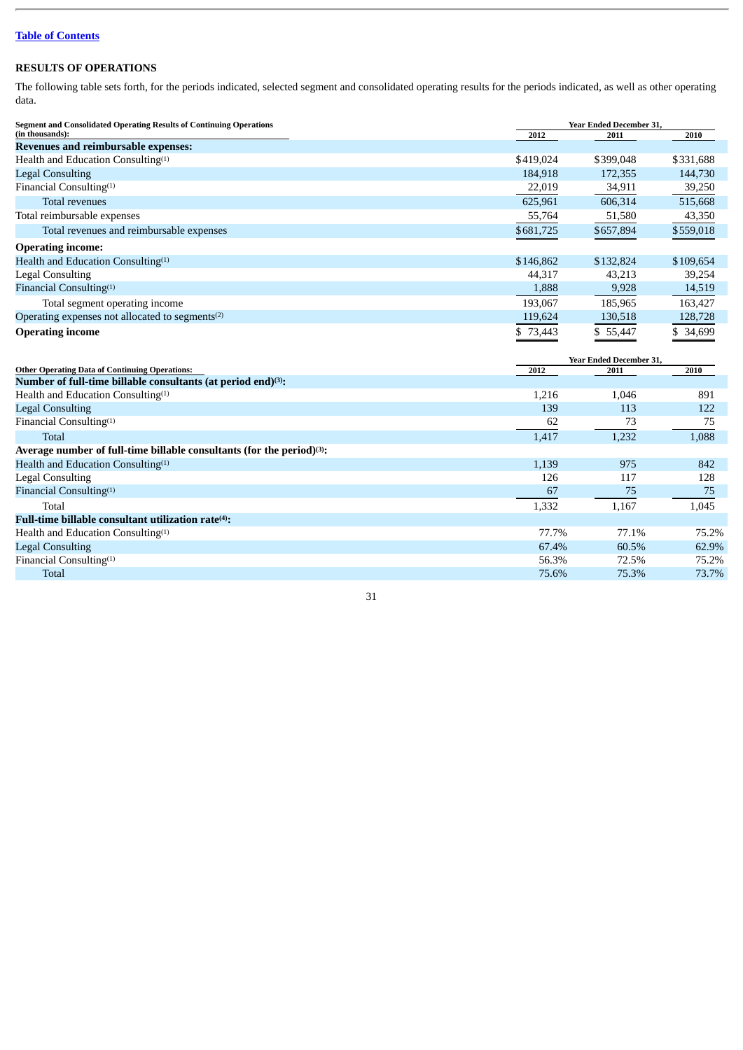[Table of Contents](#)

## RESULTS OF OPERATIONS

The following table sets forth, for the periods indicated, selected segment and consolidated operating results for the periods indicated, as well as other operating data.

| Segment and Consolidated Operating Results of Continuing Operations (in thousands): | Year Ended December 31, | | |
|---|---|---|---|
| | 2012 | 2011 | 2010 |
| **Revenues and reimbursable expenses:** | | | |
| Health and Education Consulting[1] | $419,024 | $399,048 | $331,688 |
| Legal Consulting | 184,918 | 172,355 | 144,730 |
| Financial Consulting[1] | 22,019 | 34,911 | 39,250 |
| Total revenues | 625,961 | 606,314 | 515,668 |
| Total reimbursable expenses | 55,764 | 51,580 | 43,350 |
| Total revenues and reimbursable expenses | $681,725 | $657,894 | $559,018 |
| **Operating income:** | | | |
| Health and Education Consulting[1] | $146,862 | $132,824 | $109,654 |
| Legal Consulting | 44,317 | 43,213 | 39,254 |
| Financial Consulting[1] | 1,888 | 9,928 | 14,519 |
| Total segment operating income | 193,067 | 185,965 | 163,427 |
| Operating expenses not allocated to segments[2] | 119,624 | 130,518 | 128,728 |
| **Operating income** | $ 73,443 | $ 55,447 | $ 34,699 |

| Other Operating Data of Continuing Operations: | Year Ended December 31, | | |
|---|---|---|---|
| | 2012 | 2011 | 2010 |
| **Number of full-time billable consultants (at period end)[3]:** | | | |
| Health and Education Consulting[1] | 1,216 | 1,046 | 891 |
| Legal Consulting | 139 | 113 | 122 |
| Financial Consulting[1] | 62 | 73 | 75 |
| Total | 1,417 | 1,232 | 1,088 |
| **Average number of full-time billable consultants (for the period)[3]:** | | | |
| Health and Education Consulting[1] | 1,139 | 975 | 842 |
| Legal Consulting | 126 | 117 | 128 |
| Financial Consulting[1] | 67 | 75 | 75 |
| Total | 1,332 | 1,167 | 1,045 |
| **Full-time billable consultant utilization rate[4]:** | | | |
| Health and Education Consulting[1] | 77.7% | 77.1% | 75.2% |
| Legal Consulting | 67.4% | 60.5% | 62.9% |
| Financial Consulting[1] | 56.3% | 72.5% | 75.2% |
| Total | 75.6% | 75.3% | 73.7% |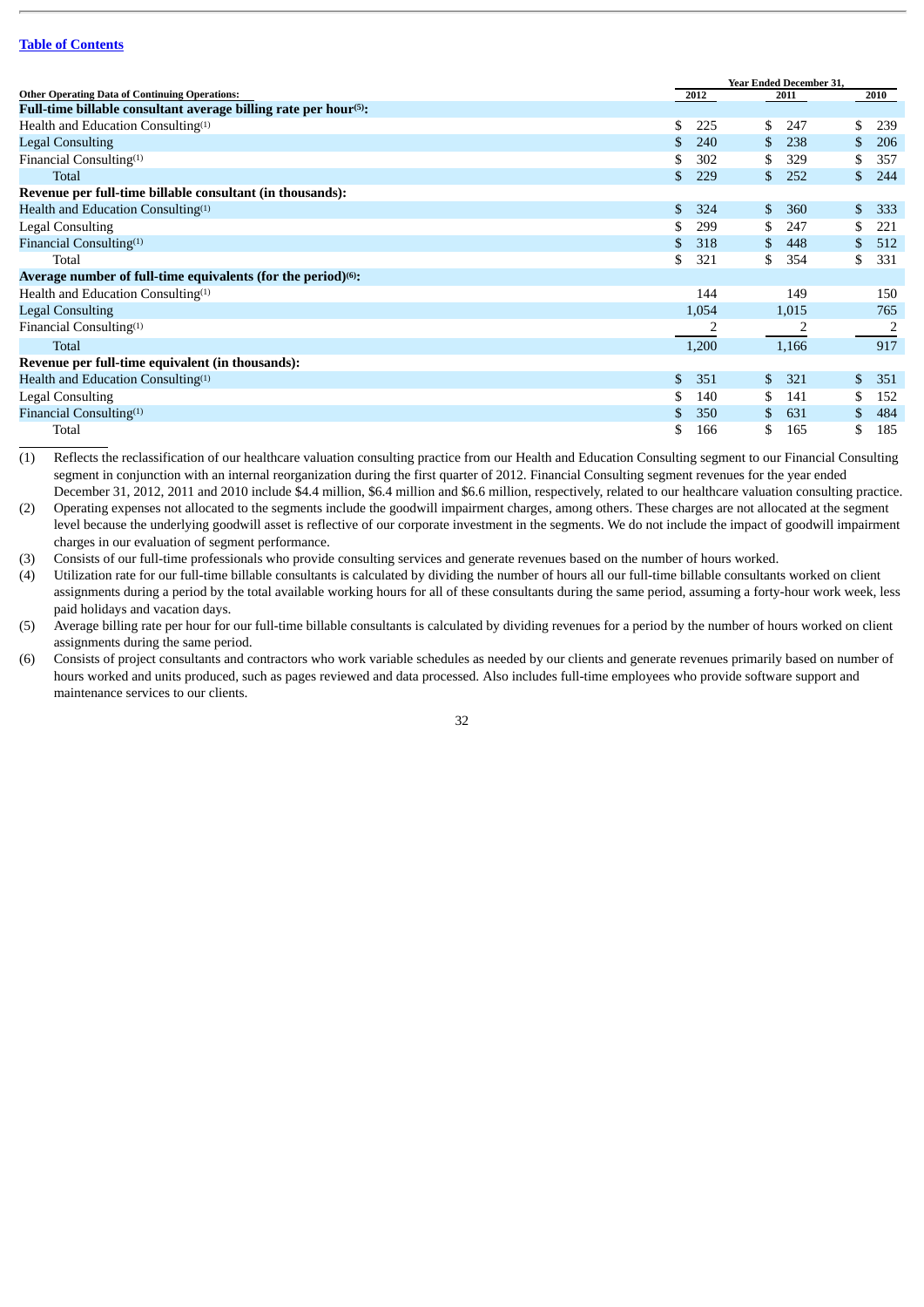[Table of Contents](#)

| Other Operating Data of Continuing Operations: | Year Ended December 31, 2012 | 2011 | 2010 |
|---|---|---|---|
| **Full-time billable consultant average billing rate per hour[5]:** | | | |
| Health and Education Consulting[1] | $ 225 | $ 247 | $ 239 |
| Legal Consulting | $ 240 | $ 238 | $ 206 |
| Financial Consulting[1] | $ 302 | $ 329 | $ 357 |
| Total | $ 229 | $ 252 | $ 244 |
| **Revenue per full-time billable consultant (in thousands):** | | | |
| Health and Education Consulting[1] | $ 324 | $ 360 | $ 333 |
| Legal Consulting | $ 299 | $ 247 | $ 221 |
| Financial Consulting[1] | $ 318 | $ 448 | $ 512 |
| Total | $ 321 | $ 354 | $ 331 |
| **Average number of full-time equivalents (for the period)[6]:** | | | |
| Health and Education Consulting[1] | 144 | 149 | 150 |
| Legal Consulting | 1,054 | 1,015 | 765 |
| Financial Consulting[1] | 2 | 2 | 2 |
| Total | 1,200 | 1,166 | 917 |
| **Revenue per full-time equivalent (in thousands):** | | | |
| Health and Education Consulting[1] | $ 351 | $ 321 | $ 351 |
| Legal Consulting | $ 140 | $ 141 | $ 152 |
| Financial Consulting[1] | $ 350 | $ 631 | $ 484 |
| Total | $ 166 | $ 165 | $ 185 |

(1) Reflects the reclassification of our healthcare valuation consulting practice from our Health and Education Consulting segment to our Financial Consulting segment in conjunction with an internal reorganization during the first quarter of 2012. Financial Consulting segment revenues for the year ended December 31, 2012, 2011 and 2010 include $4.4 million, $6.4 million and $6.6 million, respectively, related to our healthcare valuation consulting practice.

(2) Operating expenses not allocated to the segments include the goodwill impairment charges, among others. These charges are not allocated at the segment level because the underlying goodwill asset is reflective of our corporate investment in the segments. We do not include the impact of goodwill impairment charges in our evaluation of segment performance.

(3) Consists of our full-time professionals who provide consulting services and generate revenues based on the number of hours worked.

(4) Utilization rate for our full-time billable consultants is calculated by dividing the number of hours all our full-time billable consultants worked on client assignments during a period by the total available working hours for all of these consultants during the same period, assuming a forty-hour work week, less paid holidays and vacation days.

(5) Average billing rate per hour for our full-time billable consultants is calculated by dividing revenues for a period by the number of hours worked on client assignments during the same period.

(6) Consists of project consultants and contractors who work variable schedules as needed by our clients and generate revenues primarily based on number of hours worked and units produced, such as pages reviewed and data processed. Also includes full-time employees who provide software support and maintenance services to our clients.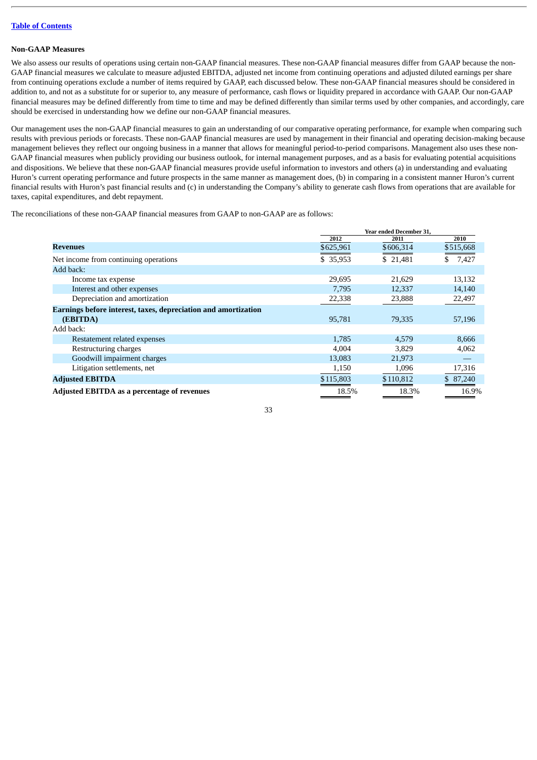**Non-GAAP Measures**

We also assess our results of operations using certain non-GAAP financial measures. These non-GAAP financial measures differ from GAAP because the non-GAAP financial measures we calculate to measure adjusted EBITDA, adjusted net income from continuing operations and adjusted diluted earnings per share from continuing operations exclude a number of items required by GAAP, each discussed below. These non-GAAP financial measures should be considered in addition to, and not as a substitute for or superior to, any measure of performance, cash flows or liquidity prepared in accordance with GAAP. Our non-GAAP financial measures may be defined differently from time to time and may be defined differently than similar terms used by other companies, and accordingly, care should be exercised in understanding how we define our non-GAAP financial measures.

Our management uses the non-GAAP financial measures to gain an understanding of our comparative operating performance, for example when comparing such results with previous periods or forecasts. These non-GAAP financial measures are used by management in their financial and operating decision-making because management believes they reflect our ongoing business in a manner that allows for meaningful period-to-period comparisons. Management also uses these non-GAAP financial measures when publicly providing our business outlook, for internal management purposes, and as a basis for evaluating potential acquisitions and dispositions. We believe that these non-GAAP financial measures provide useful information to investors and others (a) in understanding and evaluating Huron's current operating performance and future prospects in the same manner as management does, (b) in comparing in a consistent manner Huron's current financial results with Huron's past financial results and (c) in understanding the Company's ability to generate cash flows from operations that are available for taxes, capital expenditures, and debt repayment.

The reconciliations of these non-GAAP financial measures from GAAP to non-GAAP are as follows:

| | Year ended December 31, | | |
|---|---|---|---|
| | 2012 | 2011 | 2010 |
| **Revenues** | $625,961 | $606,314 | $515,668 |
| Net income from continuing operations | $ 35,953 | $ 21,481 | $ 7,427 |
| Add back: | | | |
| Income tax expense | 29,695 | 21,629 | 13,132 |
| Interest and other expenses | 7,795 | 12,337 | 14,140 |
| Depreciation and amortization | 22,338 | 23,888 | 22,497 |
| **Earnings before interest, taxes, depreciation and amortization (EBITDA)** | 95,781 | 79,335 | 57,196 |
| Add back: | | | |
| Restatement related expenses | 1,785 | 4,579 | 8,666 |
| Restructuring charges | 4,004 | 3,829 | 4,062 |
| Goodwill impairment charges | 13,083 | 21,973 | — |
| Litigation settlements, net | 1,150 | 1,096 | 17,316 |
| **Adjusted EBITDA** | $115,803 | $110,812 | $ 87,240 |
| **Adjusted EBITDA as a percentage of revenues** | 18.5% | 18.3% | 16.9% |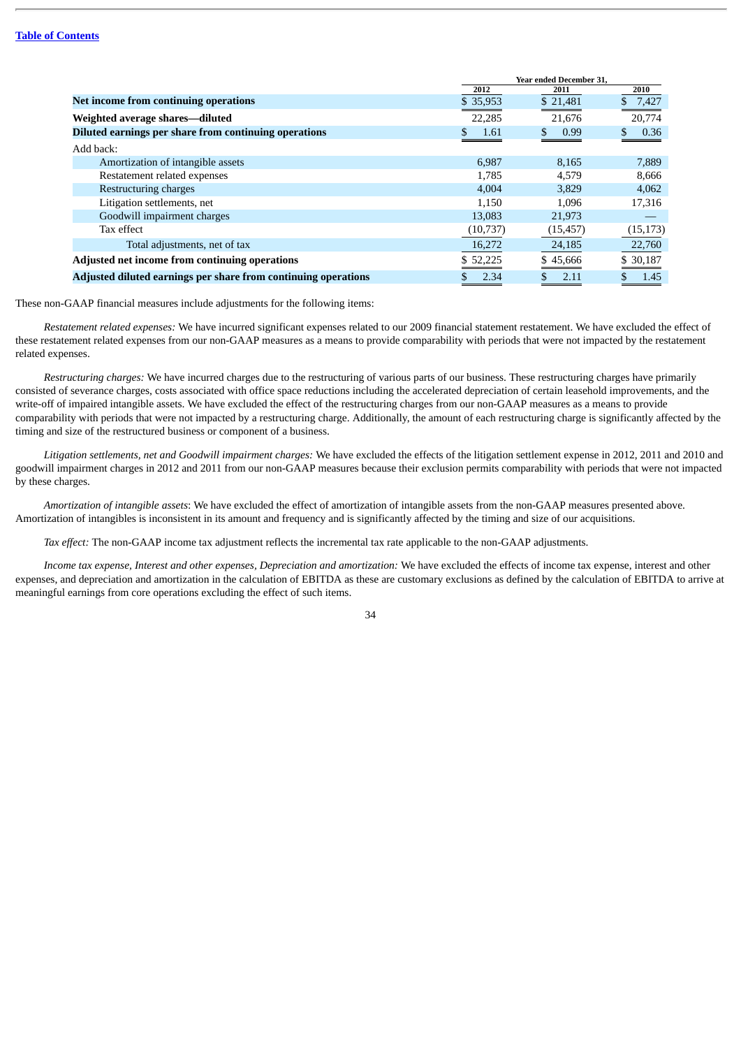| | Year ended December 31, | | |
|---|---|---|---|
| | 2012 | 2011 | 2010 |
| **Net income from continuing operations** | $ 35,953 | $ 21,481 | $ 7,427 |
| **Weighted average shares—diluted** | 22,285 | 21,676 | 20,774 |
| **Diluted earnings per share from continuing operations** | $ 1.61 | $ 0.99 | $ 0.36 |
| Add back: | | | |
| Amortization of intangible assets | 6,987 | 8,165 | 7,889 |
| Restatement related expenses | 1,785 | 4,579 | 8,666 |
| Restructuring charges | 4,004 | 3,829 | 4,062 |
| Litigation settlements, net | 1,150 | 1,096 | 17,316 |
| Goodwill impairment charges | 13,083 | 21,973 | — |
| Tax effect | (10,737) | (15,457) | (15,173) |
| Total adjustments, net of tax | 16,272 | 24,185 | 22,760 |
| **Adjusted net income from continuing operations** | $ 52,225 | $ 45,666 | $ 30,187 |
| **Adjusted diluted earnings per share from continuing operations** | $ 2.34 | $ 2.11 | $ 1.45 |

These non-GAAP financial measures include adjustments for the following items:

*Restatement related expenses:* We have incurred significant expenses related to our 2009 financial statement restatement. We have excluded the effect of these restatement related expenses from our non-GAAP measures as a means to provide comparability with periods that were not impacted by the restatement related expenses.

*Restructuring charges:* We have incurred charges due to the restructuring of various parts of our business. These restructuring charges have primarily consisted of severance charges, costs associated with office space reductions including the accelerated depreciation of certain leasehold improvements, and the write-off of impaired intangible assets. We have excluded the effect of the restructuring charges from our non-GAAP measures as a means to provide comparability with periods that were not impacted by a restructuring charge. Additionally, the amount of each restructuring charge is significantly affected by the timing and size of the restructured business or component of a business.

*Litigation settlements, net and Goodwill impairment charges:* We have excluded the effects of the litigation settlement expense in 2012, 2011 and 2010 and goodwill impairment charges in 2012 and 2011 from our non-GAAP measures because their exclusion permits comparability with periods that were not impacted by these charges.

*Amortization of intangible assets*: We have excluded the effect of amortization of intangible assets from the non-GAAP measures presented above. Amortization of intangibles is inconsistent in its amount and frequency and is significantly affected by the timing and size of our acquisitions.

*Tax effect:* The non-GAAP income tax adjustment reflects the incremental tax rate applicable to the non-GAAP adjustments.

*Income tax expense, Interest and other expenses, Depreciation and amortization:* We have excluded the effects of income tax expense, interest and other expenses, and depreciation and amortization in the calculation of EBITDA as these are customary exclusions as defined by the calculation of EBITDA to arrive at meaningful earnings from core operations excluding the effect of such items.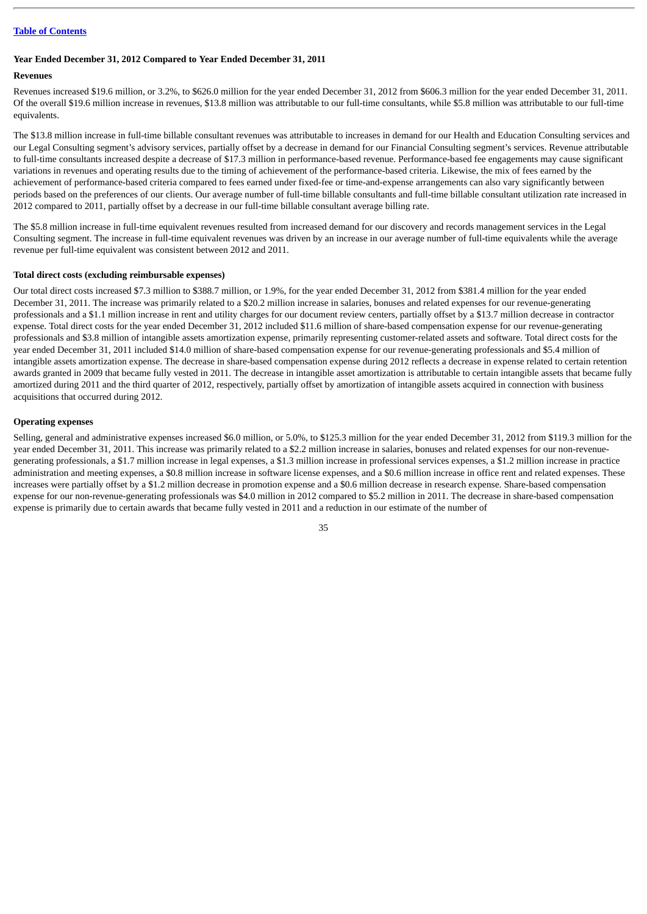### Year Ended December 31, 2012 Compared to Year Ended December 31, 2011

#### Revenues

Revenues increased $19.6 million, or 3.2%, to $626.0 million for the year ended December 31, 2012 from $606.3 million for the year ended December 31, 2011. Of the overall $19.6 million increase in revenues, $13.8 million was attributable to our full-time consultants, while $5.8 million was attributable to our full-time equivalents.

The $13.8 million increase in full-time billable consultant revenues was attributable to increases in demand for our Health and Education Consulting services and our Legal Consulting segment's advisory services, partially offset by a decrease in demand for our Financial Consulting segment's services. Revenue attributable to full-time consultants increased despite a decrease of $17.3 million in performance-based revenue. Performance-based fee engagements may cause significant variations in revenues and operating results due to the timing of achievement of the performance-based criteria. Likewise, the mix of fees earned by the achievement of performance-based criteria compared to fees earned under fixed-fee or time-and-expense arrangements can also vary significantly between periods based on the preferences of our clients. Our average number of full-time billable consultants and full-time billable consultant utilization rate increased in 2012 compared to 2011, partially offset by a decrease in our full-time billable consultant average billing rate.

The $5.8 million increase in full-time equivalent revenues resulted from increased demand for our discovery and records management services in the Legal Consulting segment. The increase in full-time equivalent revenues was driven by an increase in our average number of full-time equivalents while the average revenue per full-time equivalent was consistent between 2012 and 2011.

#### Total direct costs (excluding reimbursable expenses)

Our total direct costs increased $7.3 million to $388.7 million, or 1.9%, for the year ended December 31, 2012 from $381.4 million for the year ended December 31, 2011. The increase was primarily related to a $20.2 million increase in salaries, bonuses and related expenses for our revenue-generating professionals and a $1.1 million increase in rent and utility charges for our document review centers, partially offset by a $13.7 million decrease in contractor expense. Total direct costs for the year ended December 31, 2012 included $11.6 million of share-based compensation expense for our revenue-generating professionals and $3.8 million of intangible assets amortization expense, primarily representing customer-related assets and software. Total direct costs for the year ended December 31, 2011 included $14.0 million of share-based compensation expense for our revenue-generating professionals and $5.4 million of intangible assets amortization expense. The decrease in share-based compensation expense during 2012 reflects a decrease in expense related to certain retention awards granted in 2009 that became fully vested in 2011. The decrease in intangible asset amortization is attributable to certain intangible assets that became fully amortized during 2011 and the third quarter of 2012, respectively, partially offset by amortization of intangible assets acquired in connection with business acquisitions that occurred during 2012.

#### Operating expenses

Selling, general and administrative expenses increased $6.0 million, or 5.0%, to $125.3 million for the year ended December 31, 2012 from $119.3 million for the year ended December 31, 2011. This increase was primarily related to a $2.2 million increase in salaries, bonuses and related expenses for our non-revenue-generating professionals, a $1.7 million increase in legal expenses, a $1.3 million increase in professional services expenses, a $1.2 million increase in practice administration and meeting expenses, a $0.8 million increase in software license expenses, and a $0.6 million increase in office rent and related expenses. These increases were partially offset by a $1.2 million decrease in promotion expense and a $0.6 million decrease in research expense. Share-based compensation expense for our non-revenue-generating professionals was $4.0 million in 2012 compared to $5.2 million in 2011. The decrease in share-based compensation expense is primarily due to certain awards that became fully vested in 2011 and a reduction in our estimate of the number of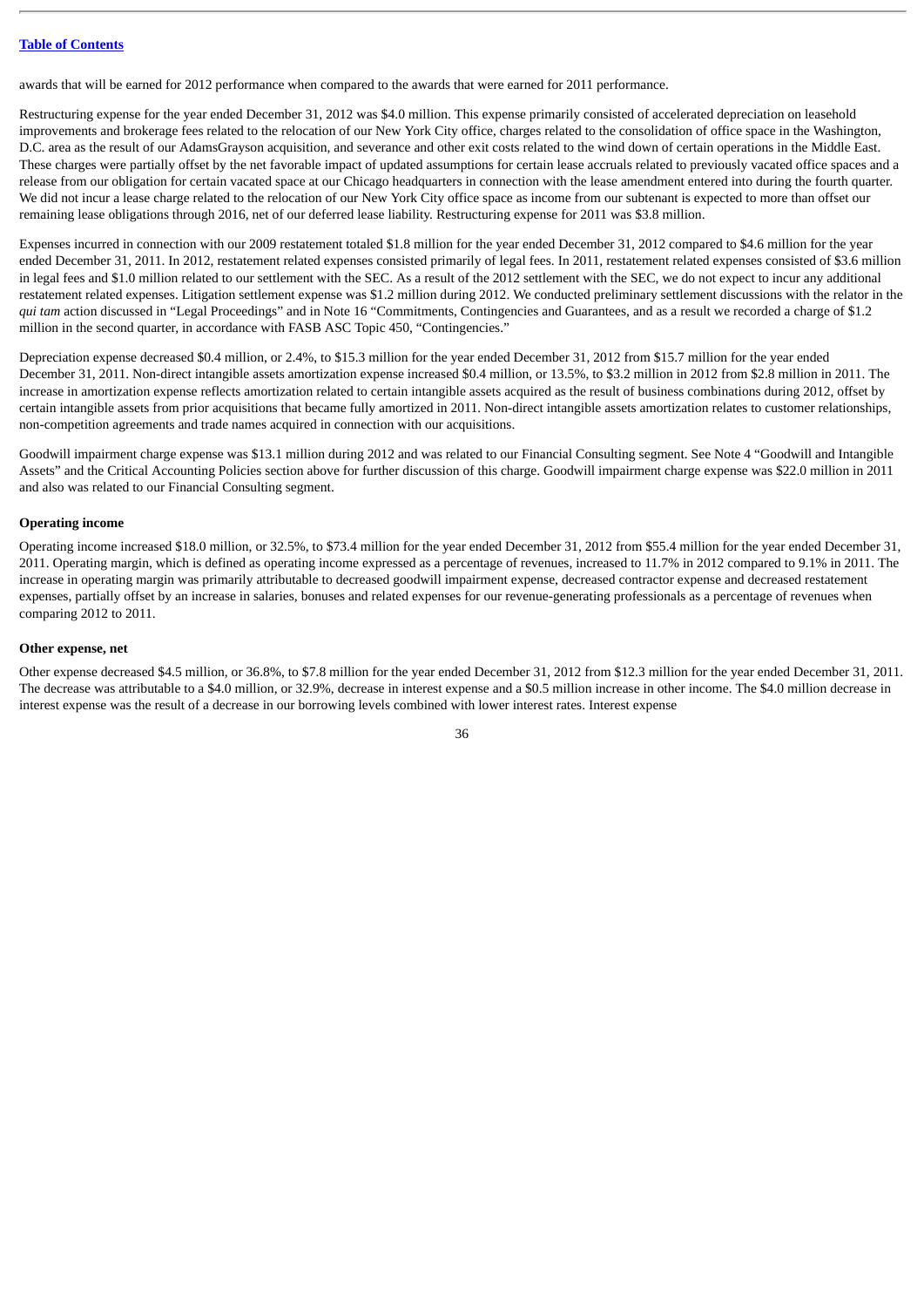awards that will be earned for 2012 performance when compared to the awards that were earned for 2011 performance.

Restructuring expense for the year ended December 31, 2012 was $4.0 million. This expense primarily consisted of accelerated depreciation on leasehold improvements and brokerage fees related to the relocation of our New York City office, charges related to the consolidation of office space in the Washington, D.C. area as the result of our AdamsGrayson acquisition, and severance and other exit costs related to the wind down of certain operations in the Middle East. These charges were partially offset by the net favorable impact of updated assumptions for certain lease accruals related to previously vacated office spaces and a release from our obligation for certain vacated space at our Chicago headquarters in connection with the lease amendment entered into during the fourth quarter. We did not incur a lease charge related to the relocation of our New York City office space as income from our subtenant is expected to more than offset our remaining lease obligations through 2016, net of our deferred lease liability. Restructuring expense for 2011 was $3.8 million.

Expenses incurred in connection with our 2009 restatement totaled $1.8 million for the year ended December 31, 2012 compared to $4.6 million for the year ended December 31, 2011. In 2012, restatement related expenses consisted primarily of legal fees. In 2011, restatement related expenses consisted of $3.6 million in legal fees and $1.0 million related to our settlement with the SEC. As a result of the 2012 settlement with the SEC, we do not expect to incur any additional restatement related expenses. Litigation settlement expense was $1.2 million during 2012. We conducted preliminary settlement discussions with the relator in the *qui tam* action discussed in "Legal Proceedings" and in Note 16 "Commitments, Contingencies and Guarantees, and as a result we recorded a charge of $1.2 million in the second quarter, in accordance with FASB ASC Topic 450, "Contingencies."

Depreciation expense decreased $0.4 million, or 2.4%, to $15.3 million for the year ended December 31, 2012 from $15.7 million for the year ended December 31, 2011. Non-direct intangible assets amortization expense increased $0.4 million, or 13.5%, to $3.2 million in 2012 from $2.8 million in 2011. The increase in amortization expense reflects amortization related to certain intangible assets acquired as the result of business combinations during 2012, offset by certain intangible assets from prior acquisitions that became fully amortized in 2011. Non-direct intangible assets amortization relates to customer relationships, non-competition agreements and trade names acquired in connection with our acquisitions.

Goodwill impairment charge expense was $13.1 million during 2012 and was related to our Financial Consulting segment. See Note 4 "Goodwill and Intangible Assets" and the Critical Accounting Policies section above for further discussion of this charge. Goodwill impairment charge expense was $22.0 million in 2011 and also was related to our Financial Consulting segment.

**Operating income**

Operating income increased $18.0 million, or 32.5%, to $73.4 million for the year ended December 31, 2012 from $55.4 million for the year ended December 31, 2011. Operating margin, which is defined as operating income expressed as a percentage of revenues, increased to 11.7% in 2012 compared to 9.1% in 2011. The increase in operating margin was primarily attributable to decreased goodwill impairment expense, decreased contractor expense and decreased restatement expenses, partially offset by an increase in salaries, bonuses and related expenses for our revenue-generating professionals as a percentage of revenues when comparing 2012 to 2011.

**Other expense, net**

Other expense decreased $4.5 million, or 36.8%, to $7.8 million for the year ended December 31, 2012 from $12.3 million for the year ended December 31, 2011. The decrease was attributable to a $4.0 million, or 32.9%, decrease in interest expense and a $0.5 million increase in other income. The $4.0 million decrease in interest expense was the result of a decrease in our borrowing levels combined with lower interest rates. Interest expense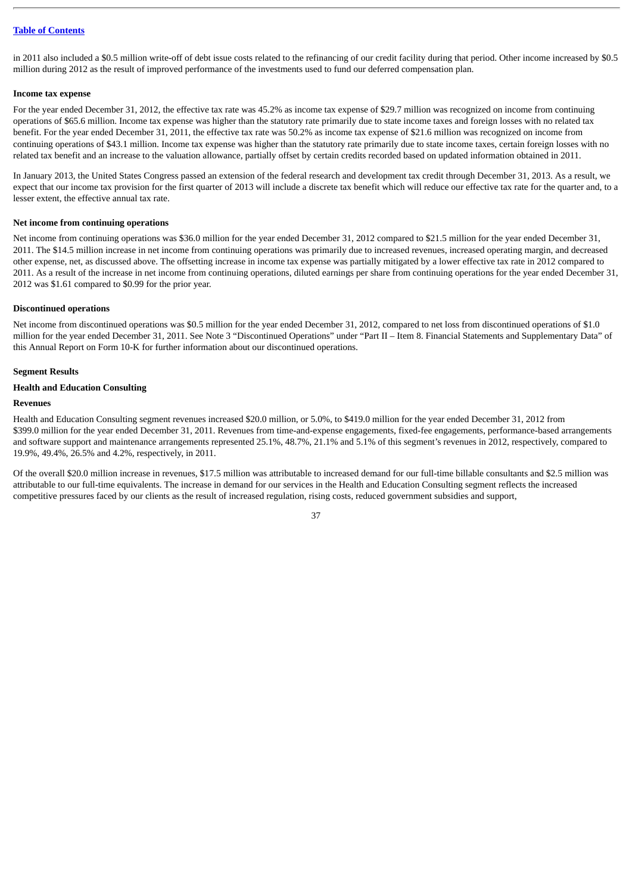in 2011 also included a $0.5 million write-off of debt issue costs related to the refinancing of our credit facility during that period. Other income increased by $0.5 million during 2012 as the result of improved performance of the investments used to fund our deferred compensation plan.

**Income tax expense**

For the year ended December 31, 2012, the effective tax rate was 45.2% as income tax expense of $29.7 million was recognized on income from continuing operations of $65.6 million. Income tax expense was higher than the statutory rate primarily due to state income taxes and foreign losses with no related tax benefit. For the year ended December 31, 2011, the effective tax rate was 50.2% as income tax expense of $21.6 million was recognized on income from continuing operations of $43.1 million. Income tax expense was higher than the statutory rate primarily due to state income taxes, certain foreign losses with no related tax benefit and an increase to the valuation allowance, partially offset by certain credits recorded based on updated information obtained in 2011.

In January 2013, the United States Congress passed an extension of the federal research and development tax credit through December 31, 2013. As a result, we expect that our income tax provision for the first quarter of 2013 will include a discrete tax benefit which will reduce our effective tax rate for the quarter and, to a lesser extent, the effective annual tax rate.

**Net income from continuing operations**

Net income from continuing operations was $36.0 million for the year ended December 31, 2012 compared to $21.5 million for the year ended December 31, 2011. The $14.5 million increase in net income from continuing operations was primarily due to increased revenues, increased operating margin, and decreased other expense, net, as discussed above. The offsetting increase in income tax expense was partially mitigated by a lower effective tax rate in 2012 compared to 2011. As a result of the increase in net income from continuing operations, diluted earnings per share from continuing operations for the year ended December 31, 2012 was $1.61 compared to $0.99 for the prior year.

**Discontinued operations**

Net income from discontinued operations was $0.5 million for the year ended December 31, 2012, compared to net loss from discontinued operations of $1.0 million for the year ended December 31, 2011. See Note 3 "Discontinued Operations" under "Part II – Item 8. Financial Statements and Supplementary Data" of this Annual Report on Form 10-K for further information about our discontinued operations.

**Segment Results**

**Health and Education Consulting**

**Revenues**

Health and Education Consulting segment revenues increased $20.0 million, or 5.0%, to $419.0 million for the year ended December 31, 2012 from $399.0 million for the year ended December 31, 2011. Revenues from time-and-expense engagements, fixed-fee engagements, performance-based arrangements and software support and maintenance arrangements represented 25.1%, 48.7%, 21.1% and 5.1% of this segment's revenues in 2012, respectively, compared to 19.9%, 49.4%, 26.5% and 4.2%, respectively, in 2011.

Of the overall $20.0 million increase in revenues, $17.5 million was attributable to increased demand for our full-time billable consultants and $2.5 million was attributable to our full-time equivalents. The increase in demand for our services in the Health and Education Consulting segment reflects the increased competitive pressures faced by our clients as the result of increased regulation, rising costs, reduced government subsidies and support,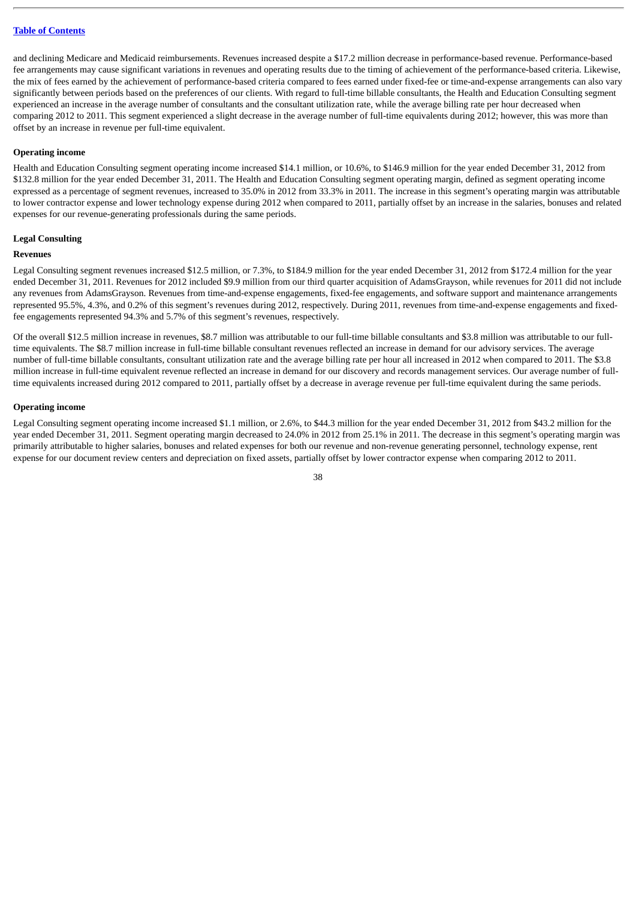and declining Medicare and Medicaid reimbursements. Revenues increased despite a $17.2 million decrease in performance-based revenue. Performance-based fee arrangements may cause significant variations in revenues and operating results due to the timing of achievement of the performance-based criteria. Likewise, the mix of fees earned by the achievement of performance-based criteria compared to fees earned under fixed-fee or time-and-expense arrangements can also vary significantly between periods based on the preferences of our clients. With regard to full-time billable consultants, the Health and Education Consulting segment experienced an increase in the average number of consultants and the consultant utilization rate, while the average billing rate per hour decreased when comparing 2012 to 2011. This segment experienced a slight decrease in the average number of full-time equivalents during 2012; however, this was more than offset by an increase in revenue per full-time equivalent.

**Operating income**

Health and Education Consulting segment operating income increased $14.1 million, or 10.6%, to $146.9 million for the year ended December 31, 2012 from $132.8 million for the year ended December 31, 2011. The Health and Education Consulting segment operating margin, defined as segment operating income expressed as a percentage of segment revenues, increased to 35.0% in 2012 from 33.3% in 2011. The increase in this segment's operating margin was attributable to lower contractor expense and lower technology expense during 2012 when compared to 2011, partially offset by an increase in the salaries, bonuses and related expenses for our revenue-generating professionals during the same periods.

**Legal Consulting**

**Revenues**

Legal Consulting segment revenues increased $12.5 million, or 7.3%, to $184.9 million for the year ended December 31, 2012 from $172.4 million for the year ended December 31, 2011. Revenues for 2012 included $9.9 million from our third quarter acquisition of AdamsGrayson, while revenues for 2011 did not include any revenues from AdamsGrayson. Revenues from time-and-expense engagements, fixed-fee engagements, and software support and maintenance arrangements represented 95.5%, 4.3%, and 0.2% of this segment's revenues during 2012, respectively. During 2011, revenues from time-and-expense engagements and fixed-fee engagements represented 94.3% and 5.7% of this segment's revenues, respectively.

Of the overall $12.5 million increase in revenues, $8.7 million was attributable to our full-time billable consultants and $3.8 million was attributable to our full-time equivalents. The $8.7 million increase in full-time billable consultant revenues reflected an increase in demand for our advisory services. The average number of full-time billable consultants, consultant utilization rate and the average billing rate per hour all increased in 2012 when compared to 2011. The $3.8 million increase in full-time equivalent revenue reflected an increase in demand for our discovery and records management services. Our average number of full-time equivalents increased during 2012 compared to 2011, partially offset by a decrease in average revenue per full-time equivalent during the same periods.

**Operating income**

Legal Consulting segment operating income increased $1.1 million, or 2.6%, to $44.3 million for the year ended December 31, 2012 from $43.2 million for the year ended December 31, 2011. Segment operating margin decreased to 24.0% in 2012 from 25.1% in 2011. The decrease in this segment's operating margin was primarily attributable to higher salaries, bonuses and related expenses for both our revenue and non-revenue generating personnel, technology expense, rent expense for our document review centers and depreciation on fixed assets, partially offset by lower contractor expense when comparing 2012 to 2011.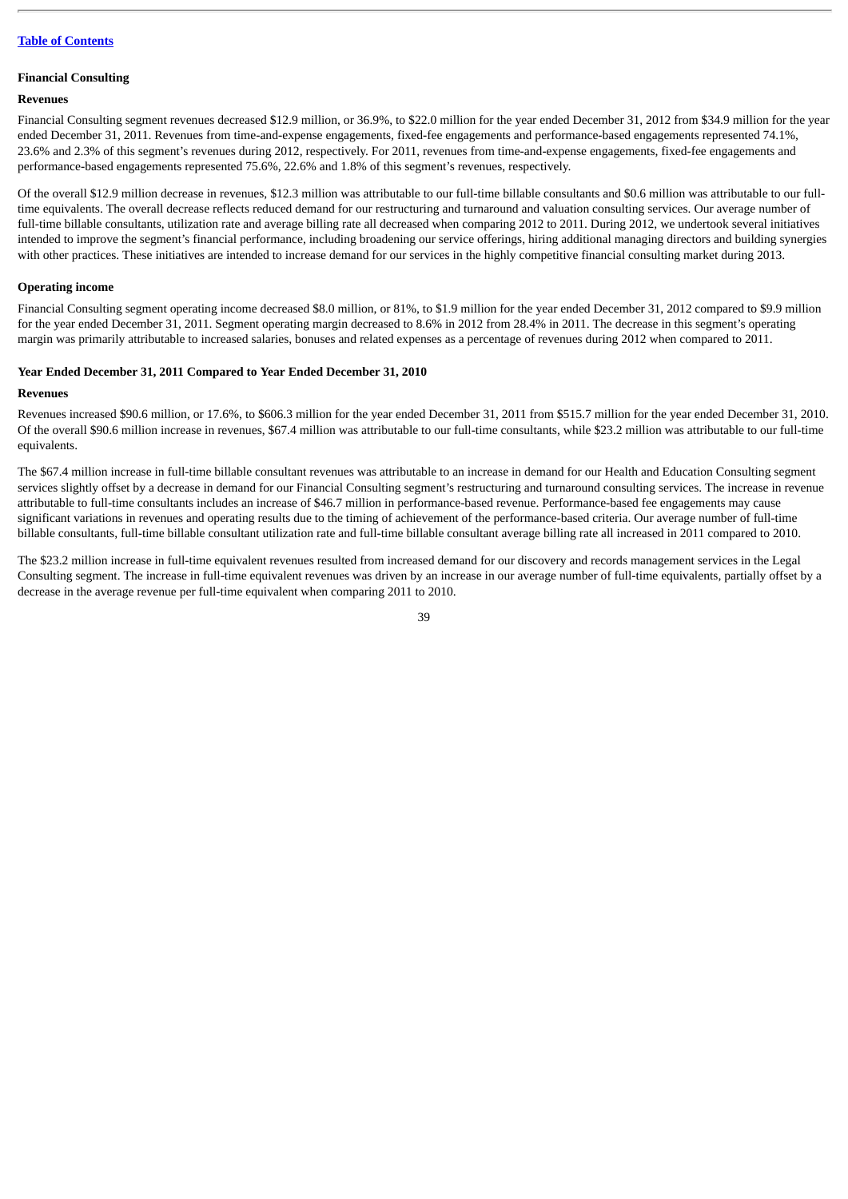**Financial Consulting**

**Revenues**

Financial Consulting segment revenues decreased $12.9 million, or 36.9%, to $22.0 million for the year ended December 31, 2012 from $34.9 million for the year ended December 31, 2011. Revenues from time-and-expense engagements, fixed-fee engagements and performance-based engagements represented 74.1%, 23.6% and 2.3% of this segment's revenues during 2012, respectively. For 2011, revenues from time-and-expense engagements, fixed-fee engagements and performance-based engagements represented 75.6%, 22.6% and 1.8% of this segment's revenues, respectively.

Of the overall $12.9 million decrease in revenues, $12.3 million was attributable to our full-time billable consultants and $0.6 million was attributable to our full-time equivalents. The overall decrease reflects reduced demand for our restructuring and turnaround and valuation consulting services. Our average number of full-time billable consultants, utilization rate and average billing rate all decreased when comparing 2012 to 2011. During 2012, we undertook several initiatives intended to improve the segment's financial performance, including broadening our service offerings, hiring additional managing directors and building synergies with other practices. These initiatives are intended to increase demand for our services in the highly competitive financial consulting market during 2013.

**Operating income**

Financial Consulting segment operating income decreased $8.0 million, or 81%, to $1.9 million for the year ended December 31, 2012 compared to $9.9 million for the year ended December 31, 2011. Segment operating margin decreased to 8.6% in 2012 from 28.4% in 2011. The decrease in this segment's operating margin was primarily attributable to increased salaries, bonuses and related expenses as a percentage of revenues during 2012 when compared to 2011.

**Year Ended December 31, 2011 Compared to Year Ended December 31, 2010**

**Revenues**

Revenues increased $90.6 million, or 17.6%, to $606.3 million for the year ended December 31, 2011 from $515.7 million for the year ended December 31, 2010. Of the overall $90.6 million increase in revenues, $67.4 million was attributable to our full-time consultants, while $23.2 million was attributable to our full-time equivalents.

The $67.4 million increase in full-time billable consultant revenues was attributable to an increase in demand for our Health and Education Consulting segment services slightly offset by a decrease in demand for our Financial Consulting segment's restructuring and turnaround consulting services. The increase in revenue attributable to full-time consultants includes an increase of $46.7 million in performance-based revenue. Performance-based fee engagements may cause significant variations in revenues and operating results due to the timing of achievement of the performance-based criteria. Our average number of full-time billable consultants, full-time billable consultant utilization rate and full-time billable consultant average billing rate all increased in 2011 compared to 2010.

The $23.2 million increase in full-time equivalent revenues resulted from increased demand for our discovery and records management services in the Legal Consulting segment. The increase in full-time equivalent revenues was driven by an increase in our average number of full-time equivalents, partially offset by a decrease in the average revenue per full-time equivalent when comparing 2011 to 2010.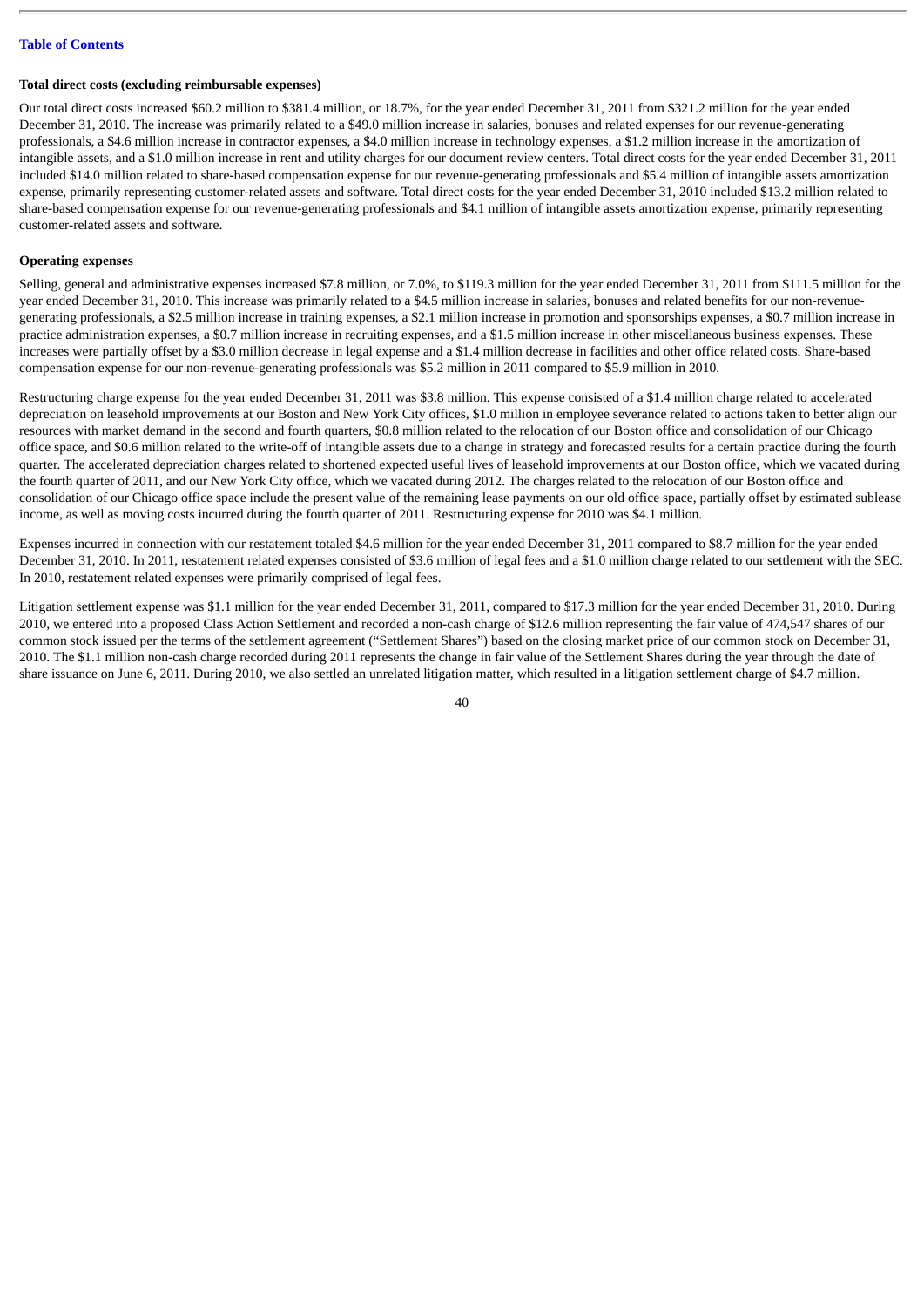**Total direct costs (excluding reimbursable expenses)**

Our total direct costs increased $60.2 million to $381.4 million, or 18.7%, for the year ended December 31, 2011 from $321.2 million for the year ended December 31, 2010. The increase was primarily related to a $49.0 million increase in salaries, bonuses and related expenses for our revenue-generating professionals, a $4.6 million increase in contractor expenses, a $4.0 million increase in technology expenses, a $1.2 million increase in the amortization of intangible assets, and a $1.0 million increase in rent and utility charges for our document review centers. Total direct costs for the year ended December 31, 2011 included $14.0 million related to share-based compensation expense for our revenue-generating professionals and $5.4 million of intangible assets amortization expense, primarily representing customer-related assets and software. Total direct costs for the year ended December 31, 2010 included $13.2 million related to share-based compensation expense for our revenue-generating professionals and $4.1 million of intangible assets amortization expense, primarily representing customer-related assets and software.

**Operating expenses**

Selling, general and administrative expenses increased $7.8 million, or 7.0%, to $119.3 million for the year ended December 31, 2011 from $111.5 million for the year ended December 31, 2010. This increase was primarily related to a $4.5 million increase in salaries, bonuses and related benefits for our non-revenue-generating professionals, a $2.5 million increase in training expenses, a $2.1 million increase in promotion and sponsorships expenses, a $0.7 million increase in practice administration expenses, a $0.7 million increase in recruiting expenses, and a $1.5 million increase in other miscellaneous business expenses. These increases were partially offset by a $3.0 million decrease in legal expense and a $1.4 million decrease in facilities and other office related costs. Share-based compensation expense for our non-revenue-generating professionals was $5.2 million in 2011 compared to $5.9 million in 2010.

Restructuring charge expense for the year ended December 31, 2011 was $3.8 million. This expense consisted of a $1.4 million charge related to accelerated depreciation on leasehold improvements at our Boston and New York City offices, $1.0 million in employee severance related to actions taken to better align our resources with market demand in the second and fourth quarters, $0.8 million related to the relocation of our Boston office and consolidation of our Chicago office space, and $0.6 million related to the write-off of intangible assets due to a change in strategy and forecasted results for a certain practice during the fourth quarter. The accelerated depreciation charges related to shortened expected useful lives of leasehold improvements at our Boston office, which we vacated during the fourth quarter of 2011, and our New York City office, which we vacated during 2012. The charges related to the relocation of our Boston office and consolidation of our Chicago office space include the present value of the remaining lease payments on our old office space, partially offset by estimated sublease income, as well as moving costs incurred during the fourth quarter of 2011. Restructuring expense for 2010 was $4.1 million.

Expenses incurred in connection with our restatement totaled $4.6 million for the year ended December 31, 2011 compared to $8.7 million for the year ended December 31, 2010. In 2011, restatement related expenses consisted of $3.6 million of legal fees and a $1.0 million charge related to our settlement with the SEC. In 2010, restatement related expenses were primarily comprised of legal fees.

Litigation settlement expense was $1.1 million for the year ended December 31, 2011, compared to $17.3 million for the year ended December 31, 2010. During 2010, we entered into a proposed Class Action Settlement and recorded a non-cash charge of $12.6 million representing the fair value of 474,547 shares of our common stock issued per the terms of the settlement agreement ("Settlement Shares") based on the closing market price of our common stock on December 31, 2010. The $1.1 million non-cash charge recorded during 2011 represents the change in fair value of the Settlement Shares during the year through the date of share issuance on June 6, 2011. During 2010, we also settled an unrelated litigation matter, which resulted in a litigation settlement charge of $4.7 million.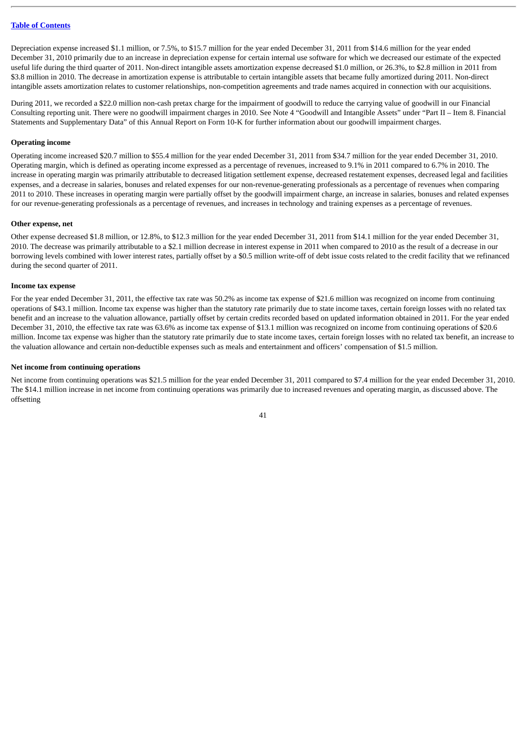Depreciation expense increased $1.1 million, or 7.5%, to $15.7 million for the year ended December 31, 2011 from $14.6 million for the year ended December 31, 2010 primarily due to an increase in depreciation expense for certain internal use software for which we decreased our estimate of the expected useful life during the third quarter of 2011. Non-direct intangible assets amortization expense decreased $1.0 million, or 26.3%, to $2.8 million in 2011 from $3.8 million in 2010. The decrease in amortization expense is attributable to certain intangible assets that became fully amortized during 2011. Non-direct intangible assets amortization relates to customer relationships, non-competition agreements and trade names acquired in connection with our acquisitions.

During 2011, we recorded a $22.0 million non-cash pretax charge for the impairment of goodwill to reduce the carrying value of goodwill in our Financial Consulting reporting unit. There were no goodwill impairment charges in 2010. See Note 4 "Goodwill and Intangible Assets" under "Part II – Item 8. Financial Statements and Supplementary Data" of this Annual Report on Form 10-K for further information about our goodwill impairment charges.

**Operating income**

Operating income increased $20.7 million to $55.4 million for the year ended December 31, 2011 from $34.7 million for the year ended December 31, 2010. Operating margin, which is defined as operating income expressed as a percentage of revenues, increased to 9.1% in 2011 compared to 6.7% in 2010. The increase in operating margin was primarily attributable to decreased litigation settlement expense, decreased restatement expenses, decreased legal and facilities expenses, and a decrease in salaries, bonuses and related expenses for our non-revenue-generating professionals as a percentage of revenues when comparing 2011 to 2010. These increases in operating margin were partially offset by the goodwill impairment charge, an increase in salaries, bonuses and related expenses for our revenue-generating professionals as a percentage of revenues, and increases in technology and training expenses as a percentage of revenues.

**Other expense, net**

Other expense decreased $1.8 million, or 12.8%, to $12.3 million for the year ended December 31, 2011 from $14.1 million for the year ended December 31, 2010. The decrease was primarily attributable to a $2.1 million decrease in interest expense in 2011 when compared to 2010 as the result of a decrease in our borrowing levels combined with lower interest rates, partially offset by a $0.5 million write-off of debt issue costs related to the credit facility that we refinanced during the second quarter of 2011.

**Income tax expense**

For the year ended December 31, 2011, the effective tax rate was 50.2% as income tax expense of $21.6 million was recognized on income from continuing operations of $43.1 million. Income tax expense was higher than the statutory rate primarily due to state income taxes, certain foreign losses with no related tax benefit and an increase to the valuation allowance, partially offset by certain credits recorded based on updated information obtained in 2011. For the year ended December 31, 2010, the effective tax rate was 63.6% as income tax expense of $13.1 million was recognized on income from continuing operations of $20.6 million. Income tax expense was higher than the statutory rate primarily due to state income taxes, certain foreign losses with no related tax benefit, an increase to the valuation allowance and certain non-deductible expenses such as meals and entertainment and officers' compensation of $1.5 million.

**Net income from continuing operations**

Net income from continuing operations was $21.5 million for the year ended December 31, 2011 compared to $7.4 million for the year ended December 31, 2010. The $14.1 million increase in net income from continuing operations was primarily due to increased revenues and operating margin, as discussed above. The offsetting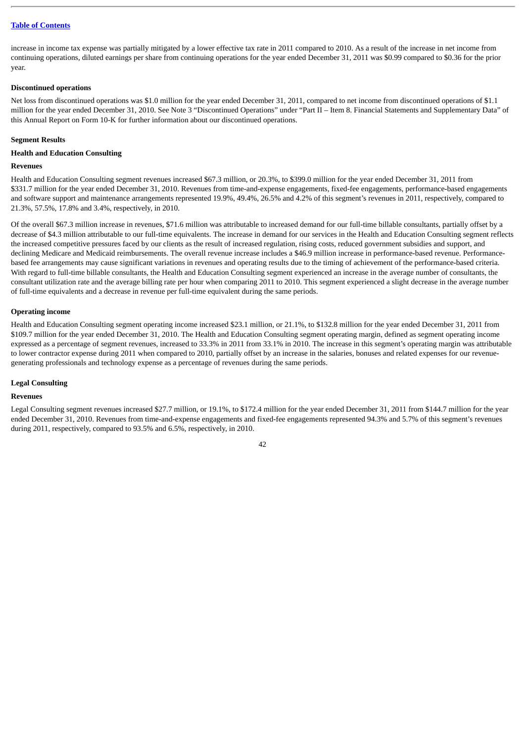increase in income tax expense was partially mitigated by a lower effective tax rate in 2011 compared to 2010. As a result of the increase in net income from continuing operations, diluted earnings per share from continuing operations for the year ended December 31, 2011 was $0.99 compared to $0.36 for the prior year.

**Discontinued operations**

Net loss from discontinued operations was $1.0 million for the year ended December 31, 2011, compared to net income from discontinued operations of $1.1 million for the year ended December 31, 2010. See Note 3 "Discontinued Operations" under "Part II – Item 8. Financial Statements and Supplementary Data" of this Annual Report on Form 10-K for further information about our discontinued operations.

**Segment Results**

**Health and Education Consulting**

**Revenues**

Health and Education Consulting segment revenues increased $67.3 million, or 20.3%, to $399.0 million for the year ended December 31, 2011 from $331.7 million for the year ended December 31, 2010. Revenues from time-and-expense engagements, fixed-fee engagements, performance-based engagements and software support and maintenance arrangements represented 19.9%, 49.4%, 26.5% and 4.2% of this segment's revenues in 2011, respectively, compared to 21.3%, 57.5%, 17.8% and 3.4%, respectively, in 2010.

Of the overall $67.3 million increase in revenues, $71.6 million was attributable to increased demand for our full-time billable consultants, partially offset by a decrease of $4.3 million attributable to our full-time equivalents. The increase in demand for our services in the Health and Education Consulting segment reflects the increased competitive pressures faced by our clients as the result of increased regulation, rising costs, reduced government subsidies and support, and declining Medicare and Medicaid reimbursements. The overall revenue increase includes a $46.9 million increase in performance-based revenue. Performance-based fee arrangements may cause significant variations in revenues and operating results due to the timing of achievement of the performance-based criteria. With regard to full-time billable consultants, the Health and Education Consulting segment experienced an increase in the average number of consultants, the consultant utilization rate and the average billing rate per hour when comparing 2011 to 2010. This segment experienced a slight decrease in the average number of full-time equivalents and a decrease in revenue per full-time equivalent during the same periods.

**Operating income**

Health and Education Consulting segment operating income increased $23.1 million, or 21.1%, to $132.8 million for the year ended December 31, 2011 from $109.7 million for the year ended December 31, 2010. The Health and Education Consulting segment operating margin, defined as segment operating income expressed as a percentage of segment revenues, increased to 33.3% in 2011 from 33.1% in 2010. The increase in this segment's operating margin was attributable to lower contractor expense during 2011 when compared to 2010, partially offset by an increase in the salaries, bonuses and related expenses for our revenue-generating professionals and technology expense as a percentage of revenues during the same periods.

**Legal Consulting**

**Revenues**

Legal Consulting segment revenues increased $27.7 million, or 19.1%, to $172.4 million for the year ended December 31, 2011 from $144.7 million for the year ended December 31, 2010. Revenues from time-and-expense engagements and fixed-fee engagements represented 94.3% and 5.7% of this segment's revenues during 2011, respectively, compared to 93.5% and 6.5%, respectively, in 2010.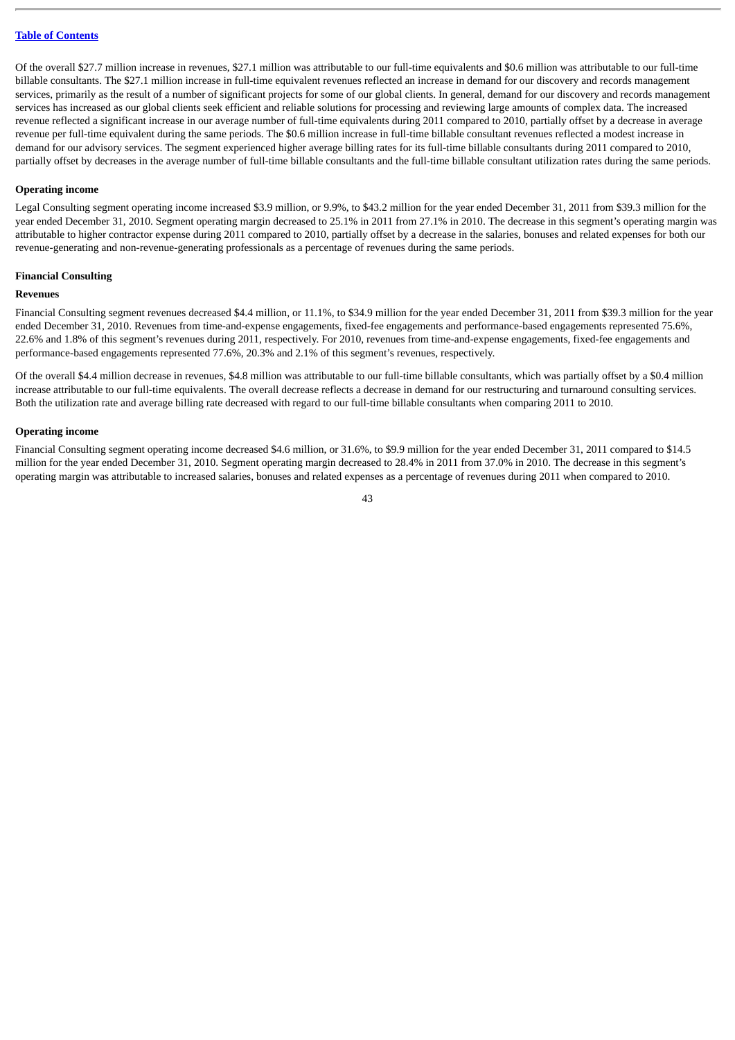Of the overall $27.7 million increase in revenues, $27.1 million was attributable to our full-time equivalents and $0.6 million was attributable to our full-time billable consultants. The $27.1 million increase in full-time equivalent revenues reflected an increase in demand for our discovery and records management services, primarily as the result of a number of significant projects for some of our global clients. In general, demand for our discovery and records management services has increased as our global clients seek efficient and reliable solutions for processing and reviewing large amounts of complex data. The increased revenue reflected a significant increase in our average number of full-time equivalents during 2011 compared to 2010, partially offset by a decrease in average revenue per full-time equivalent during the same periods. The $0.6 million increase in full-time billable consultant revenues reflected a modest increase in demand for our advisory services. The segment experienced higher average billing rates for its full-time billable consultants during 2011 compared to 2010, partially offset by decreases in the average number of full-time billable consultants and the full-time billable consultant utilization rates during the same periods.

#### Operating income

Legal Consulting segment operating income increased $3.9 million, or 9.9%, to $43.2 million for the year ended December 31, 2011 from $39.3 million for the year ended December 31, 2010. Segment operating margin decreased to 25.1% in 2011 from 27.1% in 2010. The decrease in this segment's operating margin was attributable to higher contractor expense during 2011 compared to 2010, partially offset by a decrease in the salaries, bonuses and related expenses for both our revenue-generating and non-revenue-generating professionals as a percentage of revenues during the same periods.

### Financial Consulting

#### Revenues

Financial Consulting segment revenues decreased $4.4 million, or 11.1%, to $34.9 million for the year ended December 31, 2011 from $39.3 million for the year ended December 31, 2010. Revenues from time-and-expense engagements, fixed-fee engagements and performance-based engagements represented 75.6%, 22.6% and 1.8% of this segment's revenues during 2011, respectively. For 2010, revenues from time-and-expense engagements, fixed-fee engagements and performance-based engagements represented 77.6%, 20.3% and 2.1% of this segment's revenues, respectively.

Of the overall $4.4 million decrease in revenues, $4.8 million was attributable to our full-time billable consultants, which was partially offset by a $0.4 million increase attributable to our full-time equivalents. The overall decrease reflects a decrease in demand for our restructuring and turnaround consulting services. Both the utilization rate and average billing rate decreased with regard to our full-time billable consultants when comparing 2011 to 2010.

#### Operating income

Financial Consulting segment operating income decreased $4.6 million, or 31.6%, to $9.9 million for the year ended December 31, 2011 compared to $14.5 million for the year ended December 31, 2010. Segment operating margin decreased to 28.4% in 2011 from 37.0% in 2010. The decrease in this segment's operating margin was attributable to increased salaries, bonuses and related expenses as a percentage of revenues during 2011 when compared to 2010.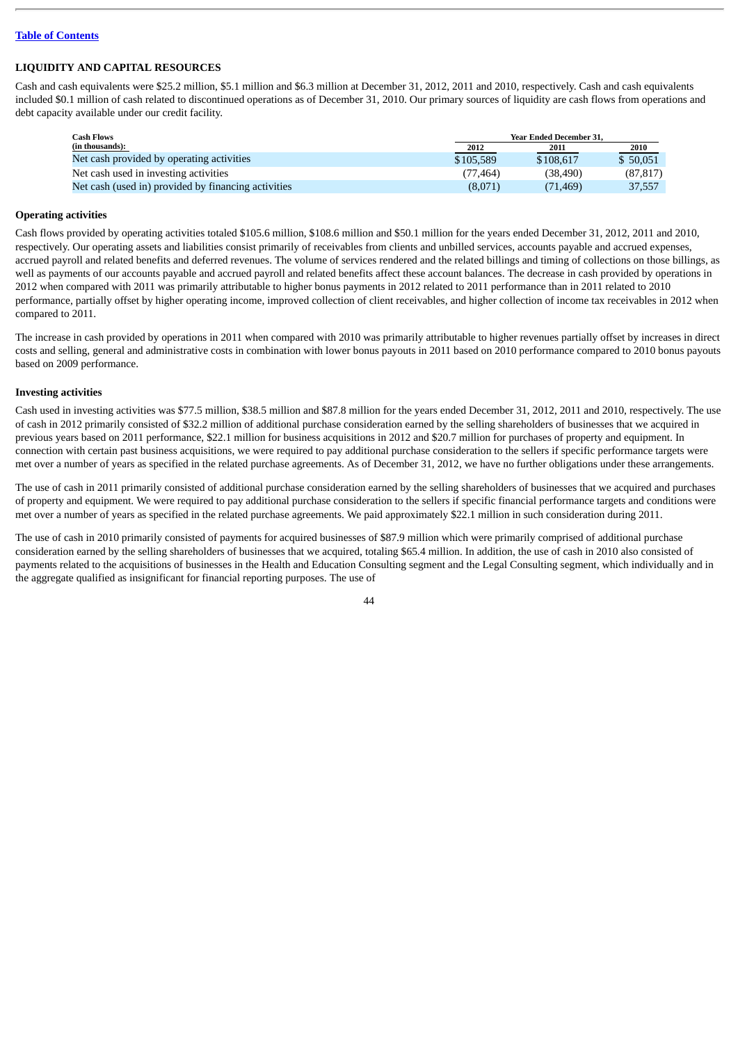## LIQUIDITY AND CAPITAL RESOURCES

Cash and cash equivalents were $25.2 million, $5.1 million and $6.3 million at December 31, 2012, 2011 and 2010, respectively. Cash and cash equivalents included $0.1 million of cash related to discontinued operations as of December 31, 2010. Our primary sources of liquidity are cash flows from operations and debt capacity available under our credit facility.

| Cash Flows (in thousands): | Year Ended December 31, | | |
|---|---|---|---|
| | 2012 | 2011 | 2010 |
| Net cash provided by operating activities | $105,589 | $108,617 | $ 50,051 |
| Net cash used in investing activities | (77,464) | (38,490) | (87,817) |
| Net cash (used in) provided by financing activities | (8,071) | (71,469) | 37,557 |

### Operating activities

Cash flows provided by operating activities totaled $105.6 million, $108.6 million and $50.1 million for the years ended December 31, 2012, 2011 and 2010, respectively. Our operating assets and liabilities consist primarily of receivables from clients and unbilled services, accounts payable and accrued expenses, accrued payroll and related benefits and deferred revenues. The volume of services rendered and the related billings and timing of collections on those billings, as well as payments of our accounts payable and accrued payroll and related benefits affect these account balances. The decrease in cash provided by operations in 2012 when compared with 2011 was primarily attributable to higher bonus payments in 2012 related to 2011 performance than in 2011 related to 2010 performance, partially offset by higher operating income, improved collection of client receivables, and higher collection of income tax receivables in 2012 when compared to 2011.

The increase in cash provided by operations in 2011 when compared with 2010 was primarily attributable to higher revenues partially offset by increases in direct costs and selling, general and administrative costs in combination with lower bonus payouts in 2011 based on 2010 performance compared to 2010 bonus payouts based on 2009 performance.

### Investing activities

Cash used in investing activities was $77.5 million, $38.5 million and $87.8 million for the years ended December 31, 2012, 2011 and 2010, respectively. The use of cash in 2012 primarily consisted of $32.2 million of additional purchase consideration earned by the selling shareholders of businesses that we acquired in previous years based on 2011 performance, $22.1 million for business acquisitions in 2012 and $20.7 million for purchases of property and equipment. In connection with certain past business acquisitions, we were required to pay additional purchase consideration to the sellers if specific performance targets were met over a number of years as specified in the related purchase agreements. As of December 31, 2012, we have no further obligations under these arrangements.

The use of cash in 2011 primarily consisted of additional purchase consideration earned by the selling shareholders of businesses that we acquired and purchases of property and equipment. We were required to pay additional purchase consideration to the sellers if specific financial performance targets and conditions were met over a number of years as specified in the related purchase agreements. We paid approximately $22.1 million in such consideration during 2011.

The use of cash in 2010 primarily consisted of payments for acquired businesses of $87.9 million which were primarily comprised of additional purchase consideration earned by the selling shareholders of businesses that we acquired, totaling $65.4 million. In addition, the use of cash in 2010 also consisted of payments related to the acquisitions of businesses in the Health and Education Consulting segment and the Legal Consulting segment, which individually and in the aggregate qualified as insignificant for financial reporting purposes. The use of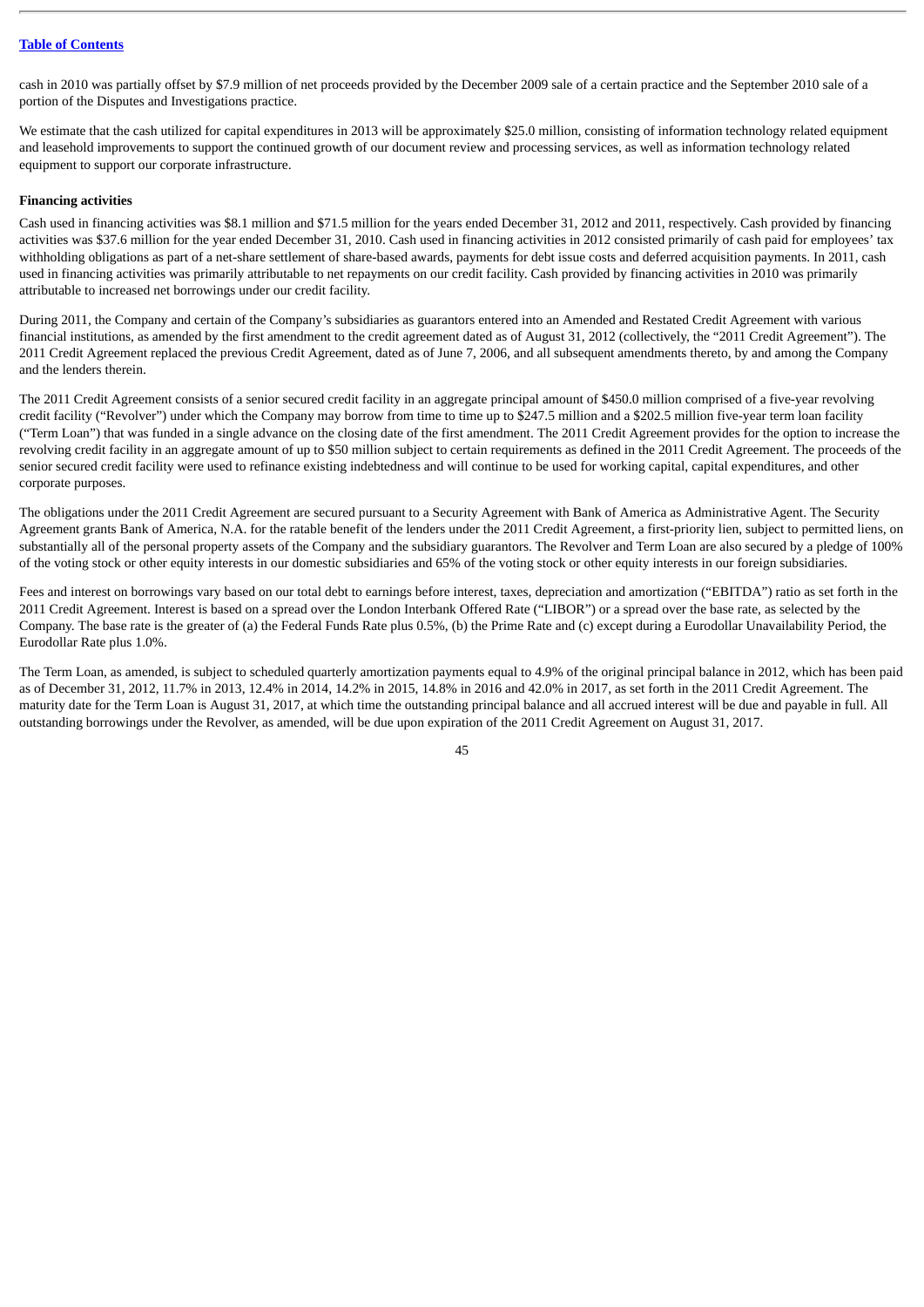cash in 2010 was partially offset by $7.9 million of net proceeds provided by the December 2009 sale of a certain practice and the September 2010 sale of a portion of the Disputes and Investigations practice.

We estimate that the cash utilized for capital expenditures in 2013 will be approximately $25.0 million, consisting of information technology related equipment and leasehold improvements to support the continued growth of our document review and processing services, as well as information technology related equipment to support our corporate infrastructure.

**Financing activities**

Cash used in financing activities was $8.1 million and $71.5 million for the years ended December 31, 2012 and 2011, respectively. Cash provided by financing activities was $37.6 million for the year ended December 31, 2010. Cash used in financing activities in 2012 consisted primarily of cash paid for employees' tax withholding obligations as part of a net-share settlement of share-based awards, payments for debt issue costs and deferred acquisition payments. In 2011, cash used in financing activities was primarily attributable to net repayments on our credit facility. Cash provided by financing activities in 2010 was primarily attributable to increased net borrowings under our credit facility.

During 2011, the Company and certain of the Company's subsidiaries as guarantors entered into an Amended and Restated Credit Agreement with various financial institutions, as amended by the first amendment to the credit agreement dated as of August 31, 2012 (collectively, the "2011 Credit Agreement"). The 2011 Credit Agreement replaced the previous Credit Agreement, dated as of June 7, 2006, and all subsequent amendments thereto, by and among the Company and the lenders therein.

The 2011 Credit Agreement consists of a senior secured credit facility in an aggregate principal amount of $450.0 million comprised of a five-year revolving credit facility ("Revolver") under which the Company may borrow from time to time up to $247.5 million and a $202.5 million five-year term loan facility ("Term Loan") that was funded in a single advance on the closing date of the first amendment. The 2011 Credit Agreement provides for the option to increase the revolving credit facility in an aggregate amount of up to $50 million subject to certain requirements as defined in the 2011 Credit Agreement. The proceeds of the senior secured credit facility were used to refinance existing indebtedness and will continue to be used for working capital, capital expenditures, and other corporate purposes.

The obligations under the 2011 Credit Agreement are secured pursuant to a Security Agreement with Bank of America as Administrative Agent. The Security Agreement grants Bank of America, N.A. for the ratable benefit of the lenders under the 2011 Credit Agreement, a first-priority lien, subject to permitted liens, on substantially all of the personal property assets of the Company and the subsidiary guarantors. The Revolver and Term Loan are also secured by a pledge of 100% of the voting stock or other equity interests in our domestic subsidiaries and 65% of the voting stock or other equity interests in our foreign subsidiaries.

Fees and interest on borrowings vary based on our total debt to earnings before interest, taxes, depreciation and amortization ("EBITDA") ratio as set forth in the 2011 Credit Agreement. Interest is based on a spread over the London Interbank Offered Rate ("LIBOR") or a spread over the base rate, as selected by the Company. The base rate is the greater of (a) the Federal Funds Rate plus 0.5%, (b) the Prime Rate and (c) except during a Eurodollar Unavailability Period, the Eurodollar Rate plus 1.0%.

The Term Loan, as amended, is subject to scheduled quarterly amortization payments equal to 4.9% of the original principal balance in 2012, which has been paid as of December 31, 2012, 11.7% in 2013, 12.4% in 2014, 14.2% in 2015, 14.8% in 2016 and 42.0% in 2017, as set forth in the 2011 Credit Agreement. The maturity date for the Term Loan is August 31, 2017, at which time the outstanding principal balance and all accrued interest will be due and payable in full. All outstanding borrowings under the Revolver, as amended, will be due upon expiration of the 2011 Credit Agreement on August 31, 2017.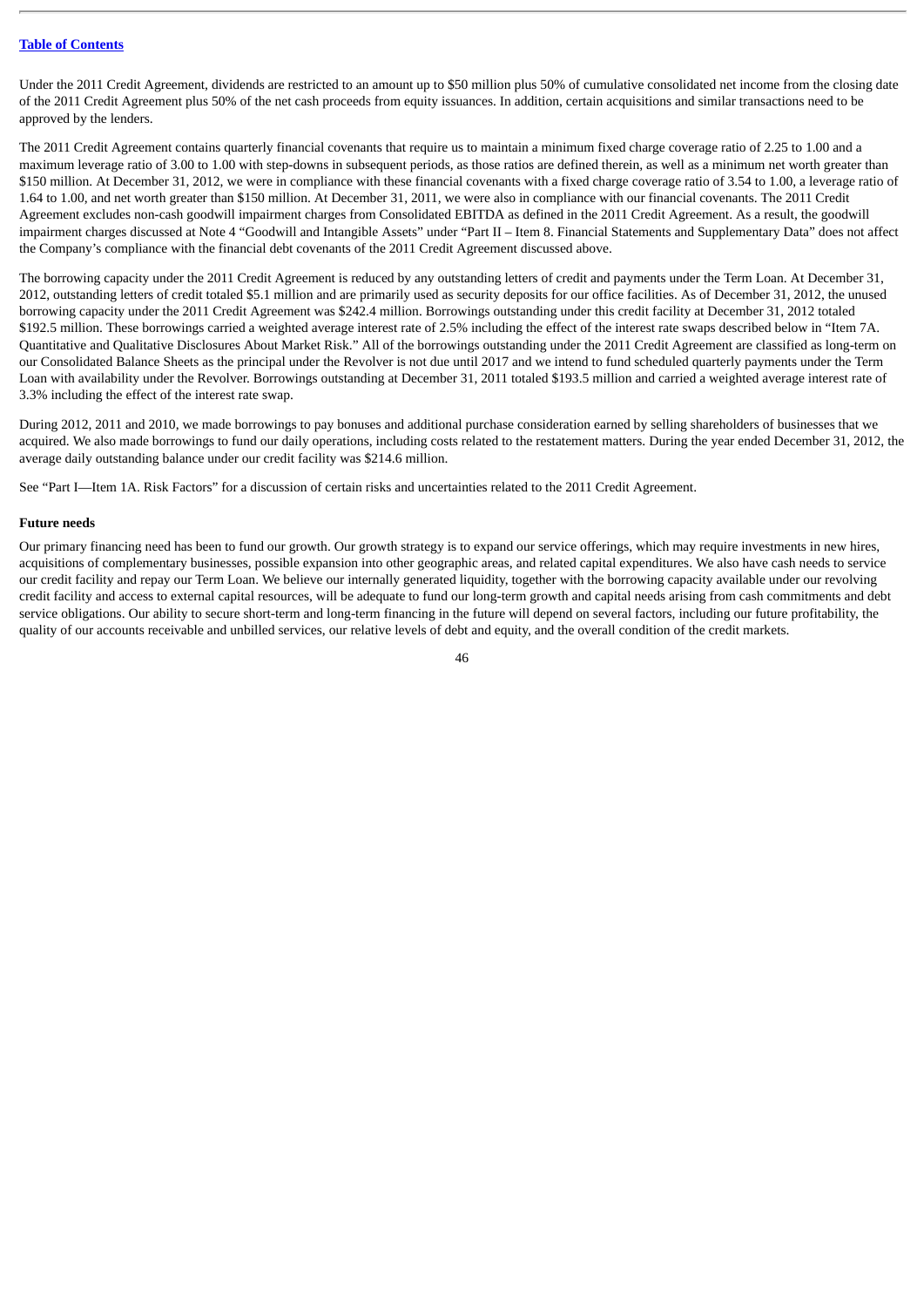Under the 2011 Credit Agreement, dividends are restricted to an amount up to $50 million plus 50% of cumulative consolidated net income from the closing date of the 2011 Credit Agreement plus 50% of the net cash proceeds from equity issuances. In addition, certain acquisitions and similar transactions need to be approved by the lenders.

The 2011 Credit Agreement contains quarterly financial covenants that require us to maintain a minimum fixed charge coverage ratio of 2.25 to 1.00 and a maximum leverage ratio of 3.00 to 1.00 with step-downs in subsequent periods, as those ratios are defined therein, as well as a minimum net worth greater than $150 million. At December 31, 2012, we were in compliance with these financial covenants with a fixed charge coverage ratio of 3.54 to 1.00, a leverage ratio of 1.64 to 1.00, and net worth greater than $150 million. At December 31, 2011, we were also in compliance with our financial covenants. The 2011 Credit Agreement excludes non-cash goodwill impairment charges from Consolidated EBITDA as defined in the 2011 Credit Agreement. As a result, the goodwill impairment charges discussed at Note 4 "Goodwill and Intangible Assets" under "Part II – Item 8. Financial Statements and Supplementary Data" does not affect the Company's compliance with the financial debt covenants of the 2011 Credit Agreement discussed above.

The borrowing capacity under the 2011 Credit Agreement is reduced by any outstanding letters of credit and payments under the Term Loan. At December 31, 2012, outstanding letters of credit totaled $5.1 million and are primarily used as security deposits for our office facilities. As of December 31, 2012, the unused borrowing capacity under the 2011 Credit Agreement was $242.4 million. Borrowings outstanding under this credit facility at December 31, 2012 totaled $192.5 million. These borrowings carried a weighted average interest rate of 2.5% including the effect of the interest rate swaps described below in "Item 7A. Quantitative and Qualitative Disclosures About Market Risk." All of the borrowings outstanding under the 2011 Credit Agreement are classified as long-term on our Consolidated Balance Sheets as the principal under the Revolver is not due until 2017 and we intend to fund scheduled quarterly payments under the Term Loan with availability under the Revolver. Borrowings outstanding at December 31, 2011 totaled $193.5 million and carried a weighted average interest rate of 3.3% including the effect of the interest rate swap.

During 2012, 2011 and 2010, we made borrowings to pay bonuses and additional purchase consideration earned by selling shareholders of businesses that we acquired. We also made borrowings to fund our daily operations, including costs related to the restatement matters. During the year ended December 31, 2012, the average daily outstanding balance under our credit facility was $214.6 million.

See "Part I—Item 1A. Risk Factors" for a discussion of certain risks and uncertainties related to the 2011 Credit Agreement.

**Future needs**

Our primary financing need has been to fund our growth. Our growth strategy is to expand our service offerings, which may require investments in new hires, acquisitions of complementary businesses, possible expansion into other geographic areas, and related capital expenditures. We also have cash needs to service our credit facility and repay our Term Loan. We believe our internally generated liquidity, together with the borrowing capacity available under our revolving credit facility and access to external capital resources, will be adequate to fund our long-term growth and capital needs arising from cash commitments and debt service obligations. Our ability to secure short-term and long-term financing in the future will depend on several factors, including our future profitability, the quality of our accounts receivable and unbilled services, our relative levels of debt and equity, and the overall condition of the credit markets.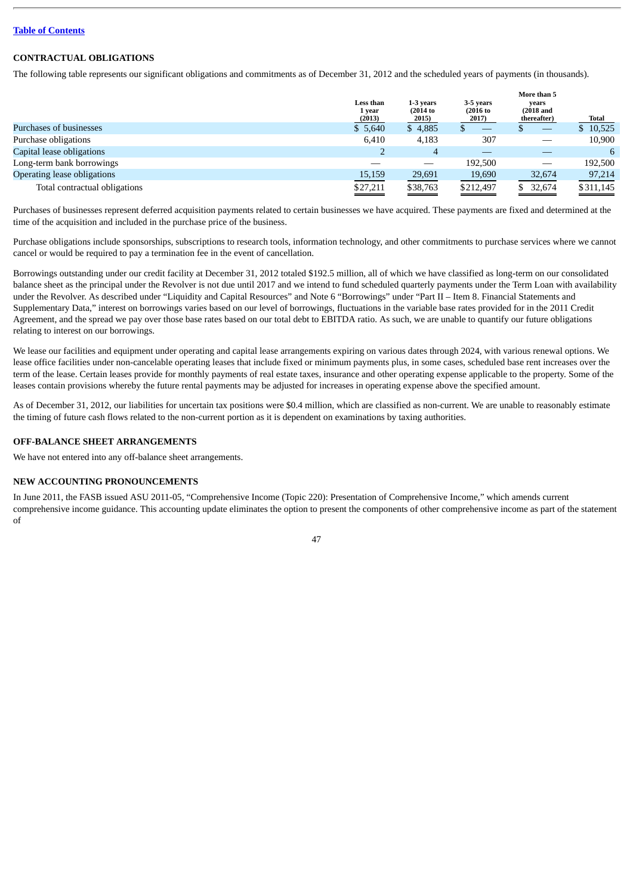[Table of Contents](#)

## CONTRACTUAL OBLIGATIONS

The following table represents our significant obligations and commitments as of December 31, 2012 and the scheduled years of payments (in thousands).

| | Less than 1 year (2013) | 1-3 years (2014 to 2015) | 3-5 years (2016 to 2017) | More than 5 years (2018 and thereafter) | Total |
|---|---|---|---|---|---|
| Purchases of businesses | $ 5,640 | $ 4,885 | $ — | $ — | $ 10,525 |
| Purchase obligations | 6,410 | 4,183 | 307 | — | 10,900 |
| Capital lease obligations | 2 | 4 | — | — | 6 |
| Long-term bank borrowings | — | — | 192,500 | — | 192,500 |
| Operating lease obligations | 15,159 | 29,691 | 19,690 | 32,674 | 97,214 |
| Total contractual obligations | $27,211 | $38,763 | $212,497 | $ 32,674 | $311,145 |

Purchases of businesses represent deferred acquisition payments related to certain businesses we have acquired. These payments are fixed and determined at the time of the acquisition and included in the purchase price of the business.

Purchase obligations include sponsorships, subscriptions to research tools, information technology, and other commitments to purchase services where we cannot cancel or would be required to pay a termination fee in the event of cancellation.

Borrowings outstanding under our credit facility at December 31, 2012 totaled $192.5 million, all of which we have classified as long-term on our consolidated balance sheet as the principal under the Revolver is not due until 2017 and we intend to fund scheduled quarterly payments under the Term Loan with availability under the Revolver. As described under "Liquidity and Capital Resources" and Note 6 "Borrowings" under "Part II – Item 8. Financial Statements and Supplementary Data," interest on borrowings varies based on our level of borrowings, fluctuations in the variable base rates provided for in the 2011 Credit Agreement, and the spread we pay over those base rates based on our total debt to EBITDA ratio. As such, we are unable to quantify our future obligations relating to interest on our borrowings.

We lease our facilities and equipment under operating and capital lease arrangements expiring on various dates through 2024, with various renewal options. We lease office facilities under non-cancelable operating leases that include fixed or minimum payments plus, in some cases, scheduled base rent increases over the term of the lease. Certain leases provide for monthly payments of real estate taxes, insurance and other operating expense applicable to the property. Some of the leases contain provisions whereby the future rental payments may be adjusted for increases in operating expense above the specified amount.

As of December 31, 2012, our liabilities for uncertain tax positions were $0.4 million, which are classified as non-current. We are unable to reasonably estimate the timing of future cash flows related to the non-current portion as it is dependent on examinations by taxing authorities.

## OFF-BALANCE SHEET ARRANGEMENTS

We have not entered into any off-balance sheet arrangements.

## NEW ACCOUNTING PRONOUNCEMENTS

In June 2011, the FASB issued ASU 2011-05, "Comprehensive Income (Topic 220): Presentation of Comprehensive Income," which amends current comprehensive income guidance. This accounting update eliminates the option to present the components of other comprehensive income as part of the statement of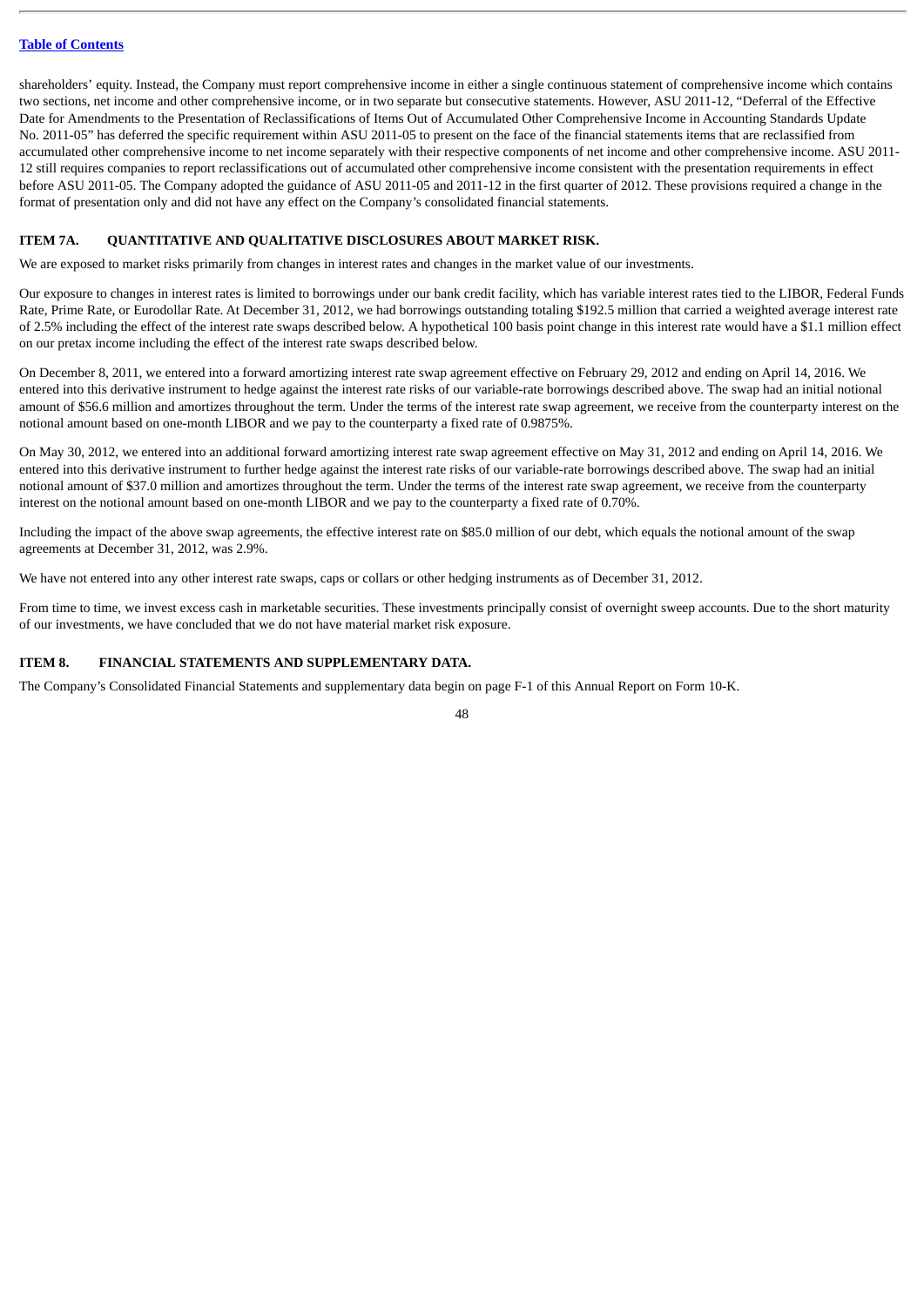shareholders' equity. Instead, the Company must report comprehensive income in either a single continuous statement of comprehensive income which contains two sections, net income and other comprehensive income, or in two separate but consecutive statements. However, ASU 2011-12, "Deferral of the Effective Date for Amendments to the Presentation of Reclassifications of Items Out of Accumulated Other Comprehensive Income in Accounting Standards Update No. 2011-05" has deferred the specific requirement within ASU 2011-05 to present on the face of the financial statements items that are reclassified from accumulated other comprehensive income to net income separately with their respective components of net income and other comprehensive income. ASU 2011-12 still requires companies to report reclassifications out of accumulated other comprehensive income consistent with the presentation requirements in effect before ASU 2011-05. The Company adopted the guidance of ASU 2011-05 and 2011-12 in the first quarter of 2012. These provisions required a change in the format of presentation only and did not have any effect on the Company's consolidated financial statements.

## ITEM 7A. QUANTITATIVE AND QUALITATIVE DISCLOSURES ABOUT MARKET RISK.

We are exposed to market risks primarily from changes in interest rates and changes in the market value of our investments.

Our exposure to changes in interest rates is limited to borrowings under our bank credit facility, which has variable interest rates tied to the LIBOR, Federal Funds Rate, Prime Rate, or Eurodollar Rate. At December 31, 2012, we had borrowings outstanding totaling $192.5 million that carried a weighted average interest rate of 2.5% including the effect of the interest rate swaps described below. A hypothetical 100 basis point change in this interest rate would have a $1.1 million effect on our pretax income including the effect of the interest rate swaps described below.

On December 8, 2011, we entered into a forward amortizing interest rate swap agreement effective on February 29, 2012 and ending on April 14, 2016. We entered into this derivative instrument to hedge against the interest rate risks of our variable-rate borrowings described above. The swap had an initial notional amount of $56.6 million and amortizes throughout the term. Under the terms of the interest rate swap agreement, we receive from the counterparty interest on the notional amount based on one-month LIBOR and we pay to the counterparty a fixed rate of 0.9875%.

On May 30, 2012, we entered into an additional forward amortizing interest rate swap agreement effective on May 31, 2012 and ending on April 14, 2016. We entered into this derivative instrument to further hedge against the interest rate risks of our variable-rate borrowings described above. The swap had an initial notional amount of $37.0 million and amortizes throughout the term. Under the terms of the interest rate swap agreement, we receive from the counterparty interest on the notional amount based on one-month LIBOR and we pay to the counterparty a fixed rate of 0.70%.

Including the impact of the above swap agreements, the effective interest rate on $85.0 million of our debt, which equals the notional amount of the swap agreements at December 31, 2012, was 2.9%.

We have not entered into any other interest rate swaps, caps or collars or other hedging instruments as of December 31, 2012.

From time to time, we invest excess cash in marketable securities. These investments principally consist of overnight sweep accounts. Due to the short maturity of our investments, we have concluded that we do not have material market risk exposure.

## ITEM 8. FINANCIAL STATEMENTS AND SUPPLEMENTARY DATA.

The Company's Consolidated Financial Statements and supplementary data begin on page F-1 of this Annual Report on Form 10-K.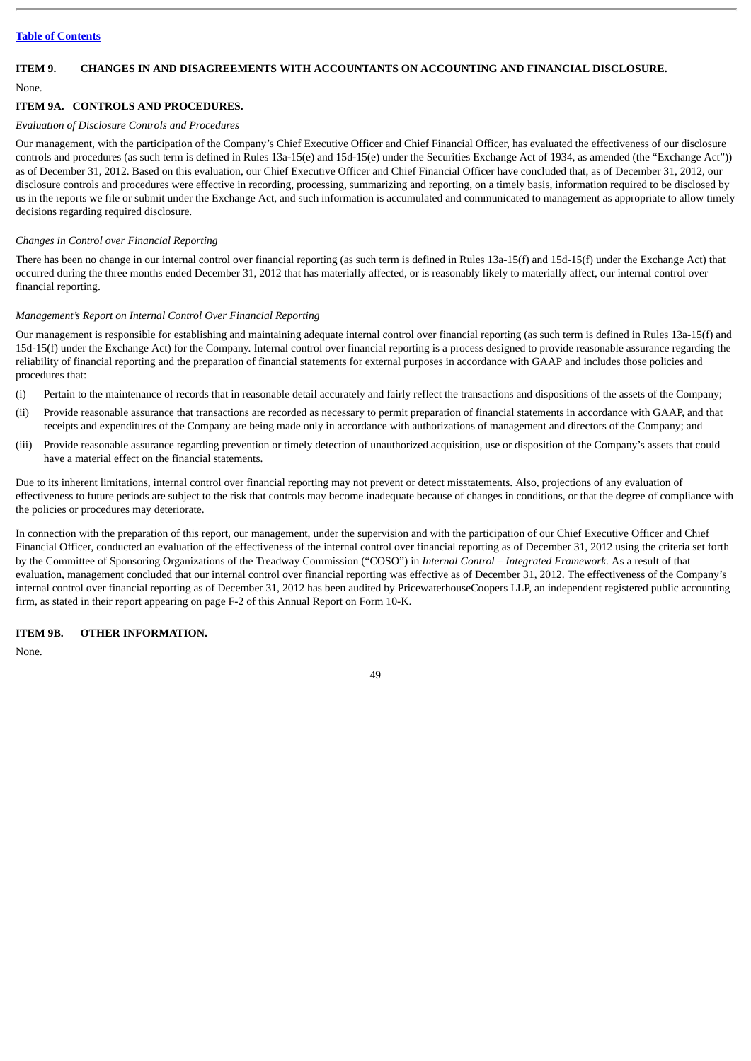[Table of Contents](#)

## ITEM 9. CHANGES IN AND DISAGREEMENTS WITH ACCOUNTANTS ON ACCOUNTING AND FINANCIAL DISCLOSURE.

None.

## ITEM 9A. CONTROLS AND PROCEDURES.

*Evaluation of Disclosure Controls and Procedures*

Our management, with the participation of the Company's Chief Executive Officer and Chief Financial Officer, has evaluated the effectiveness of our disclosure controls and procedures (as such term is defined in Rules 13a-15(e) and 15d-15(e) under the Securities Exchange Act of 1934, as amended (the "Exchange Act")) as of December 31, 2012. Based on this evaluation, our Chief Executive Officer and Chief Financial Officer have concluded that, as of December 31, 2012, our disclosure controls and procedures were effective in recording, processing, summarizing and reporting, on a timely basis, information required to be disclosed by us in the reports we file or submit under the Exchange Act, and such information is accumulated and communicated to management as appropriate to allow timely decisions regarding required disclosure.

*Changes in Control over Financial Reporting*

There has been no change in our internal control over financial reporting (as such term is defined in Rules 13a-15(f) and 15d-15(f) under the Exchange Act) that occurred during the three months ended December 31, 2012 that has materially affected, or is reasonably likely to materially affect, our internal control over financial reporting.

*Management's Report on Internal Control Over Financial Reporting*

Our management is responsible for establishing and maintaining adequate internal control over financial reporting (as such term is defined in Rules 13a-15(f) and 15d-15(f) under the Exchange Act) for the Company. Internal control over financial reporting is a process designed to provide reasonable assurance regarding the reliability of financial reporting and the preparation of financial statements for external purposes in accordance with GAAP and includes those policies and procedures that:

(i) Pertain to the maintenance of records that in reasonable detail accurately and fairly reflect the transactions and dispositions of the assets of the Company;

(ii) Provide reasonable assurance that transactions are recorded as necessary to permit preparation of financial statements in accordance with GAAP, and that receipts and expenditures of the Company are being made only in accordance with authorizations of management and directors of the Company; and

(iii) Provide reasonable assurance regarding prevention or timely detection of unauthorized acquisition, use or disposition of the Company's assets that could have a material effect on the financial statements.

Due to its inherent limitations, internal control over financial reporting may not prevent or detect misstatements. Also, projections of any evaluation of effectiveness to future periods are subject to the risk that controls may become inadequate because of changes in conditions, or that the degree of compliance with the policies or procedures may deteriorate.

In connection with the preparation of this report, our management, under the supervision and with the participation of our Chief Executive Officer and Chief Financial Officer, conducted an evaluation of the effectiveness of the internal control over financial reporting as of December 31, 2012 using the criteria set forth by the Committee of Sponsoring Organizations of the Treadway Commission ("COSO") in *Internal Control – Integrated Framework.* As a result of that evaluation, management concluded that our internal control over financial reporting was effective as of December 31, 2012. The effectiveness of the Company's internal control over financial reporting as of December 31, 2012 has been audited by PricewaterhouseCoopers LLP, an independent registered public accounting firm, as stated in their report appearing on page F-2 of this Annual Report on Form 10-K.

## ITEM 9B. OTHER INFORMATION.

None.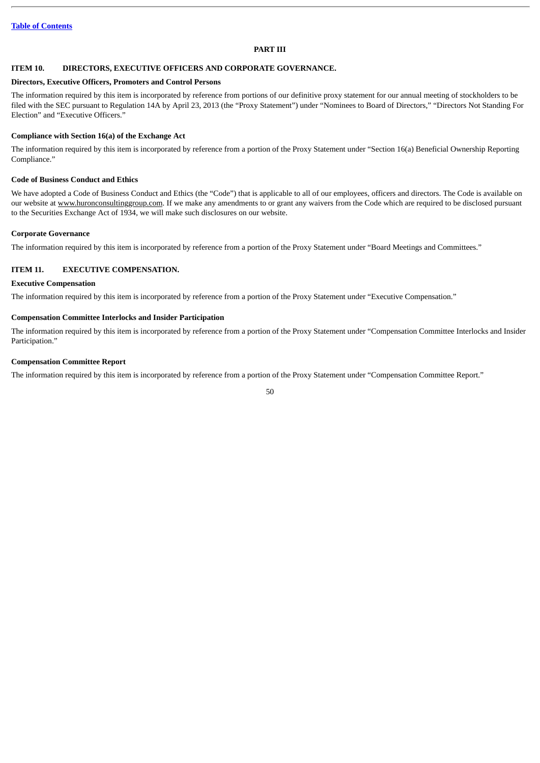# PART III

## ITEM 10. DIRECTORS, EXECUTIVE OFFICERS AND CORPORATE GOVERNANCE.

### Directors, Executive Officers, Promoters and Control Persons

The information required by this item is incorporated by reference from portions of our definitive proxy statement for our annual meeting of stockholders to be filed with the SEC pursuant to Regulation 14A by April 23, 2013 (the "Proxy Statement") under "Nominees to Board of Directors," "Directors Not Standing For Election" and "Executive Officers."

### Compliance with Section 16(a) of the Exchange Act

The information required by this item is incorporated by reference from a portion of the Proxy Statement under "Section 16(a) Beneficial Ownership Reporting Compliance."

### Code of Business Conduct and Ethics

We have adopted a Code of Business Conduct and Ethics (the "Code") that is applicable to all of our employees, officers and directors. The Code is available on our website at www.huronconsultinggroup.com. If we make any amendments to or grant any waivers from the Code which are required to be disclosed pursuant to the Securities Exchange Act of 1934, we will make such disclosures on our website.

### Corporate Governance

The information required by this item is incorporated by reference from a portion of the Proxy Statement under "Board Meetings and Committees."

## ITEM 11. EXECUTIVE COMPENSATION.

### Executive Compensation

The information required by this item is incorporated by reference from a portion of the Proxy Statement under "Executive Compensation."

### Compensation Committee Interlocks and Insider Participation

The information required by this item is incorporated by reference from a portion of the Proxy Statement under "Compensation Committee Interlocks and Insider Participation."

### Compensation Committee Report

The information required by this item is incorporated by reference from a portion of the Proxy Statement under "Compensation Committee Report."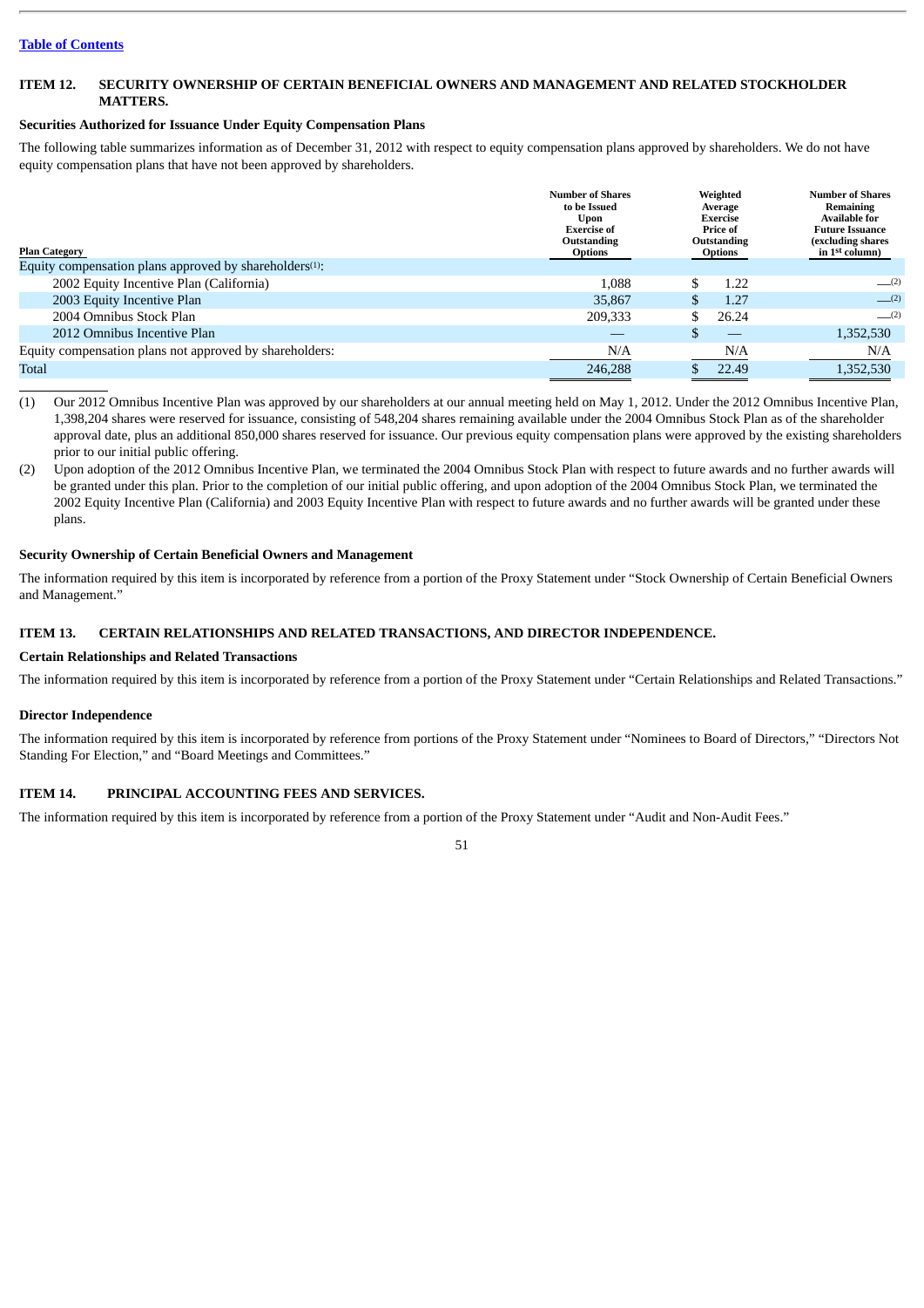[Table of Contents](#)

## ITEM 12. SECURITY OWNERSHIP OF CERTAIN BENEFICIAL OWNERS AND MANAGEMENT AND RELATED STOCKHOLDER MATTERS.

### Securities Authorized for Issuance Under Equity Compensation Plans

The following table summarizes information as of December 31, 2012 with respect to equity compensation plans approved by shareholders. We do not have equity compensation plans that have not been approved by shareholders.

| Plan Category | Number of Shares to be Issued Upon Exercise of Outstanding Options | Weighted Average Exercise Price of Outstanding Options | Number of Shares Remaining Available for Future Issuance (excluding shares in 1st column) |
|---|---|---|---|
| Equity compensation plans approved by shareholders[(1)]: | | | |
| 2002 Equity Incentive Plan (California) | 1,088 | $ 1.22 | —[(2)] |
| 2003 Equity Incentive Plan | 35,867 | $ 1.27 | —[(2)] |
| 2004 Omnibus Stock Plan | 209,333 | $ 26.24 | —[(2)] |
| 2012 Omnibus Incentive Plan | — | $ — | 1,352,530 |
| Equity compensation plans not approved by shareholders: | N/A | N/A | N/A |
| Total | 246,288 | $ 22.49 | 1,352,530 |

(1) Our 2012 Omnibus Incentive Plan was approved by our shareholders at our annual meeting held on May 1, 2012. Under the 2012 Omnibus Incentive Plan, 1,398,204 shares were reserved for issuance, consisting of 548,204 shares remaining available under the 2004 Omnibus Stock Plan as of the shareholder approval date, plus an additional 850,000 shares reserved for issuance. Our previous equity compensation plans were approved by the existing shareholders prior to our initial public offering.

(2) Upon adoption of the 2012 Omnibus Incentive Plan, we terminated the 2004 Omnibus Stock Plan with respect to future awards and no further awards will be granted under this plan. Prior to the completion of our initial public offering, and upon adoption of the 2004 Omnibus Stock Plan, we terminated the 2002 Equity Incentive Plan (California) and 2003 Equity Incentive Plan with respect to future awards and no further awards will be granted under these plans.

### Security Ownership of Certain Beneficial Owners and Management

The information required by this item is incorporated by reference from a portion of the Proxy Statement under "Stock Ownership of Certain Beneficial Owners and Management."

## ITEM 13. CERTAIN RELATIONSHIPS AND RELATED TRANSACTIONS, AND DIRECTOR INDEPENDENCE.

### Certain Relationships and Related Transactions

The information required by this item is incorporated by reference from a portion of the Proxy Statement under "Certain Relationships and Related Transactions."

### Director Independence

The information required by this item is incorporated by reference from portions of the Proxy Statement under "Nominees to Board of Directors," "Directors Not Standing For Election," and "Board Meetings and Committees."

## ITEM 14. PRINCIPAL ACCOUNTING FEES AND SERVICES.

The information required by this item is incorporated by reference from a portion of the Proxy Statement under "Audit and Non-Audit Fees."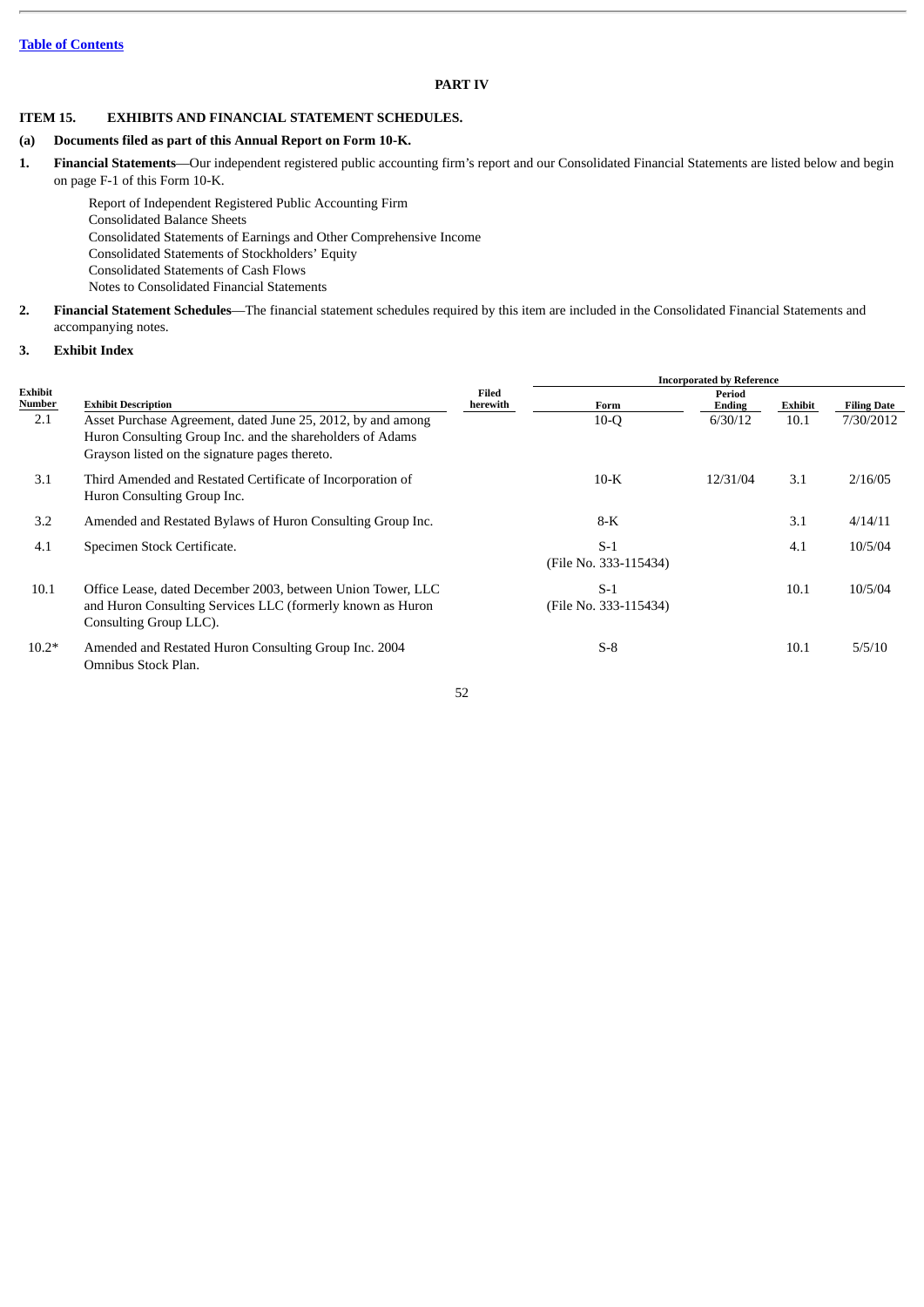## PART IV

### ITEM 15. EXHIBITS AND FINANCIAL STATEMENT SCHEDULES.

**(a) Documents filed as part of this Annual Report on Form 10-K.**

1. **Financial Statements**—Our independent registered public accounting firm's report and our Consolidated Financial Statements are listed below and begin on page F-1 of this Form 10-K.

   Report of Independent Registered Public Accounting Firm
   Consolidated Balance Sheets
   Consolidated Statements of Earnings and Other Comprehensive Income
   Consolidated Statements of Stockholders' Equity
   Consolidated Statements of Cash Flows
   Notes to Consolidated Financial Statements

2. **Financial Statement Schedules**—The financial statement schedules required by this item are included in the Consolidated Financial Statements and accompanying notes.

3. **Exhibit Index**

| Exhibit Number | Exhibit Description | Filed herewith | Incorporated by Reference | | | |
|---|---|---|---|---|---|---|
| | | | Form | Period Ending | Exhibit | Filing Date |
| 2.1 | Asset Purchase Agreement, dated June 25, 2012, by and among Huron Consulting Group Inc. and the shareholders of Adams Grayson listed on the signature pages thereto. | | 10-Q | 6/30/12 | 10.1 | 7/30/2012 |
| 3.1 | Third Amended and Restated Certificate of Incorporation of Huron Consulting Group Inc. | | 10-K | 12/31/04 | 3.1 | 2/16/05 |
| 3.2 | Amended and Restated Bylaws of Huron Consulting Group Inc. | | 8-K | | 3.1 | 4/14/11 |
| 4.1 | Specimen Stock Certificate. | | S-1 (File No. 333-115434) | | 4.1 | 10/5/04 |
| 10.1 | Office Lease, dated December 2003, between Union Tower, LLC and Huron Consulting Services LLC (formerly known as Huron Consulting Group LLC). | | S-1 (File No. 333-115434) | | 10.1 | 10/5/04 |
| 10.2* | Amended and Restated Huron Consulting Group Inc. 2004 Omnibus Stock Plan. | | S-8 | | 10.1 | 5/5/10 |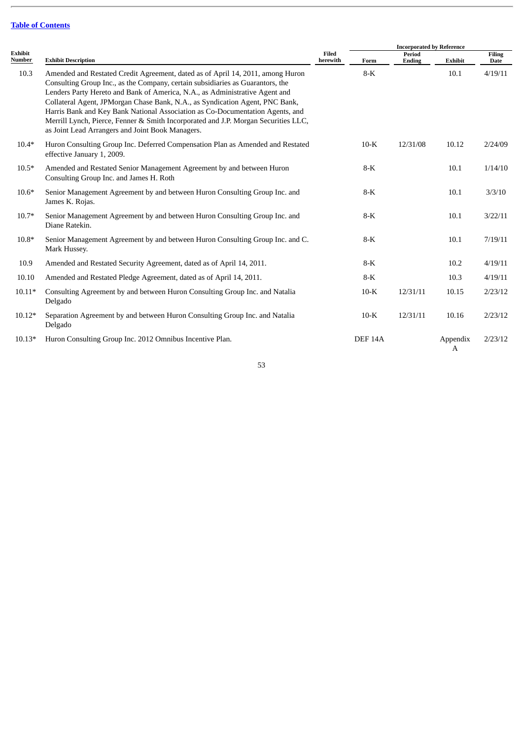[Table of Contents](#)

| Exhibit Number | Exhibit Description | Filed herewith | Incorporated by Reference | | | | |
|---|---|---|---|---|---|---|---|
| | | | Form | Period Ending | Exhibit | Filing Date |
| 10.3 | Amended and Restated Credit Agreement, dated as of April 14, 2011, among Huron Consulting Group Inc., as the Company, certain subsidiaries as Guarantors, the Lenders Party Hereto and Bank of America, N.A., as Administrative Agent and Collateral Agent, JPMorgan Chase Bank, N.A., as Syndication Agent, PNC Bank, Harris Bank and Key Bank National Association as Co-Documentation Agents, and Merrill Lynch, Pierce, Fenner & Smith Incorporated and J.P. Morgan Securities LLC, as Joint Lead Arrangers and Joint Book Managers. | | 8-K | | 10.1 | 4/19/11 |
| 10.4* | Huron Consulting Group Inc. Deferred Compensation Plan as Amended and Restated effective January 1, 2009. | | 10-K | 12/31/08 | 10.12 | 2/24/09 |
| 10.5* | Amended and Restated Senior Management Agreement by and between Huron Consulting Group Inc. and James H. Roth | | 8-K | | 10.1 | 1/14/10 |
| 10.6* | Senior Management Agreement by and between Huron Consulting Group Inc. and James K. Rojas. | | 8-K | | 10.1 | 3/3/10 |
| 10.7* | Senior Management Agreement by and between Huron Consulting Group Inc. and Diane Ratekin. | | 8-K | | 10.1 | 3/22/11 |
| 10.8* | Senior Management Agreement by and between Huron Consulting Group Inc. and C. Mark Hussey. | | 8-K | | 10.1 | 7/19/11 |
| 10.9 | Amended and Restated Security Agreement, dated as of April 14, 2011. | | 8-K | | 10.2 | 4/19/11 |
| 10.10 | Amended and Restated Pledge Agreement, dated as of April 14, 2011. | | 8-K | | 10.3 | 4/19/11 |
| 10.11* | Consulting Agreement by and between Huron Consulting Group Inc. and Natalia Delgado | | 10-K | 12/31/11 | 10.15 | 2/23/12 |
| 10.12* | Separation Agreement by and between Huron Consulting Group Inc. and Natalia Delgado | | 10-K | 12/31/11 | 10.16 | 2/23/12 |
| 10.13* | Huron Consulting Group Inc. 2012 Omnibus Incentive Plan. | | DEF 14A | | Appendix A | 2/23/12 |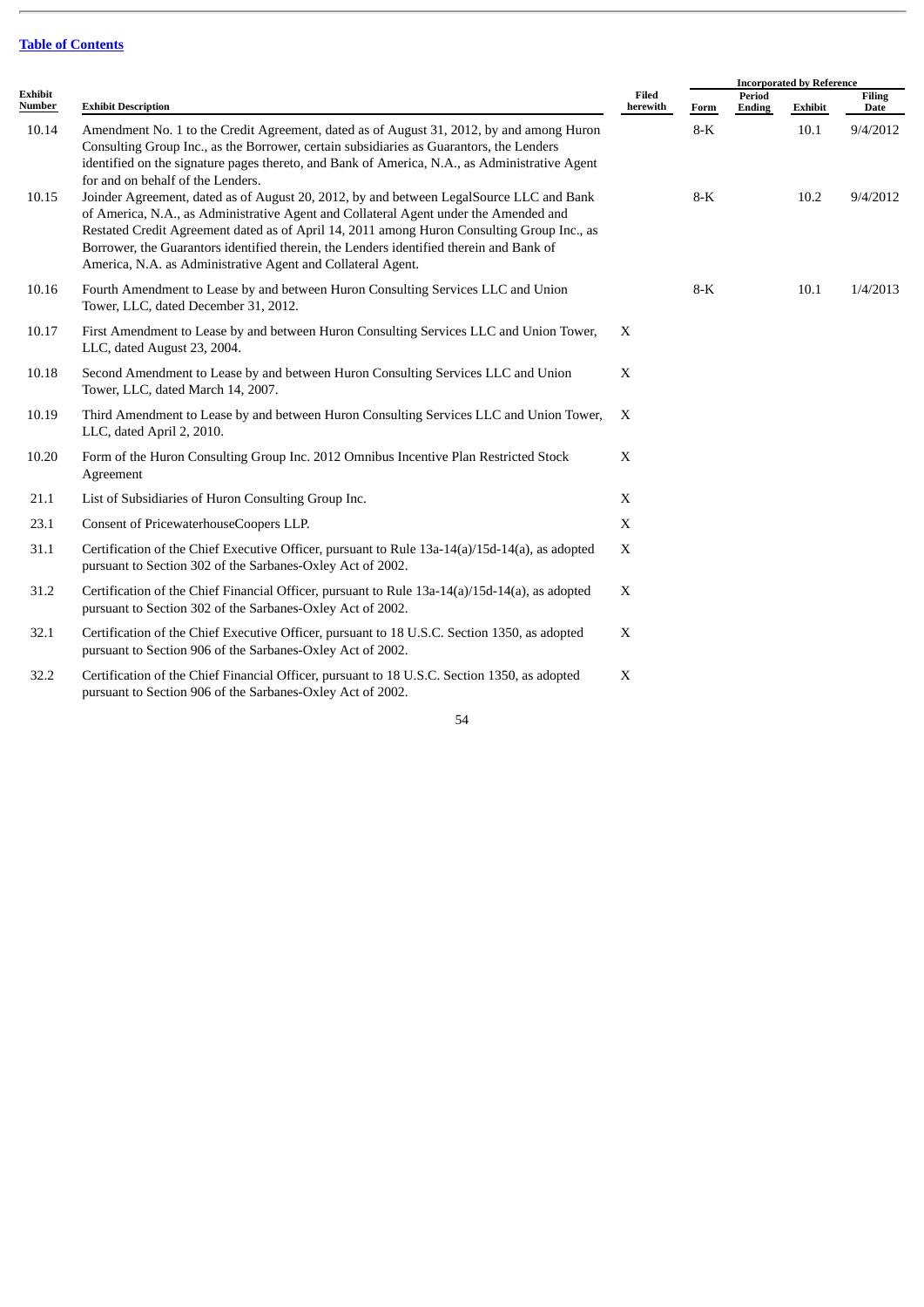[Table of Contents](#)

| Exhibit Number | Exhibit Description | Filed herewith | Incorporated by Reference | | | |
|---|---|---|---|---|---|---|
| | | | Form | Period Ending | Exhibit | Filing Date |
| 10.14 | Amendment No. 1 to the Credit Agreement, dated as of August 31, 2012, by and among Huron Consulting Group Inc., as the Borrower, certain subsidiaries as Guarantors, the Lenders identified on the signature pages thereto, and Bank of America, N.A., as Administrative Agent for and on behalf of the Lenders. | | 8-K | | 10.1 | 9/4/2012 |
| 10.15 | Joinder Agreement, dated as of August 20, 2012, by and between LegalSource LLC and Bank of America, N.A., as Administrative Agent and Collateral Agent under the Amended and Restated Credit Agreement dated as of April 14, 2011 among Huron Consulting Group Inc., as Borrower, the Guarantors identified therein, the Lenders identified therein and Bank of America, N.A. as Administrative Agent and Collateral Agent. | | 8-K | | 10.2 | 9/4/2012 |
| 10.16 | Fourth Amendment to Lease by and between Huron Consulting Services LLC and Union Tower, LLC, dated December 31, 2012. | | 8-K | | 10.1 | 1/4/2013 |
| 10.17 | First Amendment to Lease by and between Huron Consulting Services LLC and Union Tower, LLC, dated August 23, 2004. | X | | | | |
| 10.18 | Second Amendment to Lease by and between Huron Consulting Services LLC and Union Tower, LLC, dated March 14, 2007. | X | | | | |
| 10.19 | Third Amendment to Lease by and between Huron Consulting Services LLC and Union Tower, LLC, dated April 2, 2010. | X | | | | |
| 10.20 | Form of the Huron Consulting Group Inc. 2012 Omnibus Incentive Plan Restricted Stock Agreement | X | | | | |
| 21.1 | List of Subsidiaries of Huron Consulting Group Inc. | X | | | | |
| 23.1 | Consent of PricewaterhouseCoopers LLP. | X | | | | |
| 31.1 | Certification of the Chief Executive Officer, pursuant to Rule 13a-14(a)/15d-14(a), as adopted pursuant to Section 302 of the Sarbanes-Oxley Act of 2002. | X | | | | |
| 31.2 | Certification of the Chief Financial Officer, pursuant to Rule 13a-14(a)/15d-14(a), as adopted pursuant to Section 302 of the Sarbanes-Oxley Act of 2002. | X | | | | |
| 32.1 | Certification of the Chief Executive Officer, pursuant to 18 U.S.C. Section 1350, as adopted pursuant to Section 906 of the Sarbanes-Oxley Act of 2002. | X | | | | |
| 32.2 | Certification of the Chief Financial Officer, pursuant to 18 U.S.C. Section 1350, as adopted pursuant to Section 906 of the Sarbanes-Oxley Act of 2002. | X | | | | |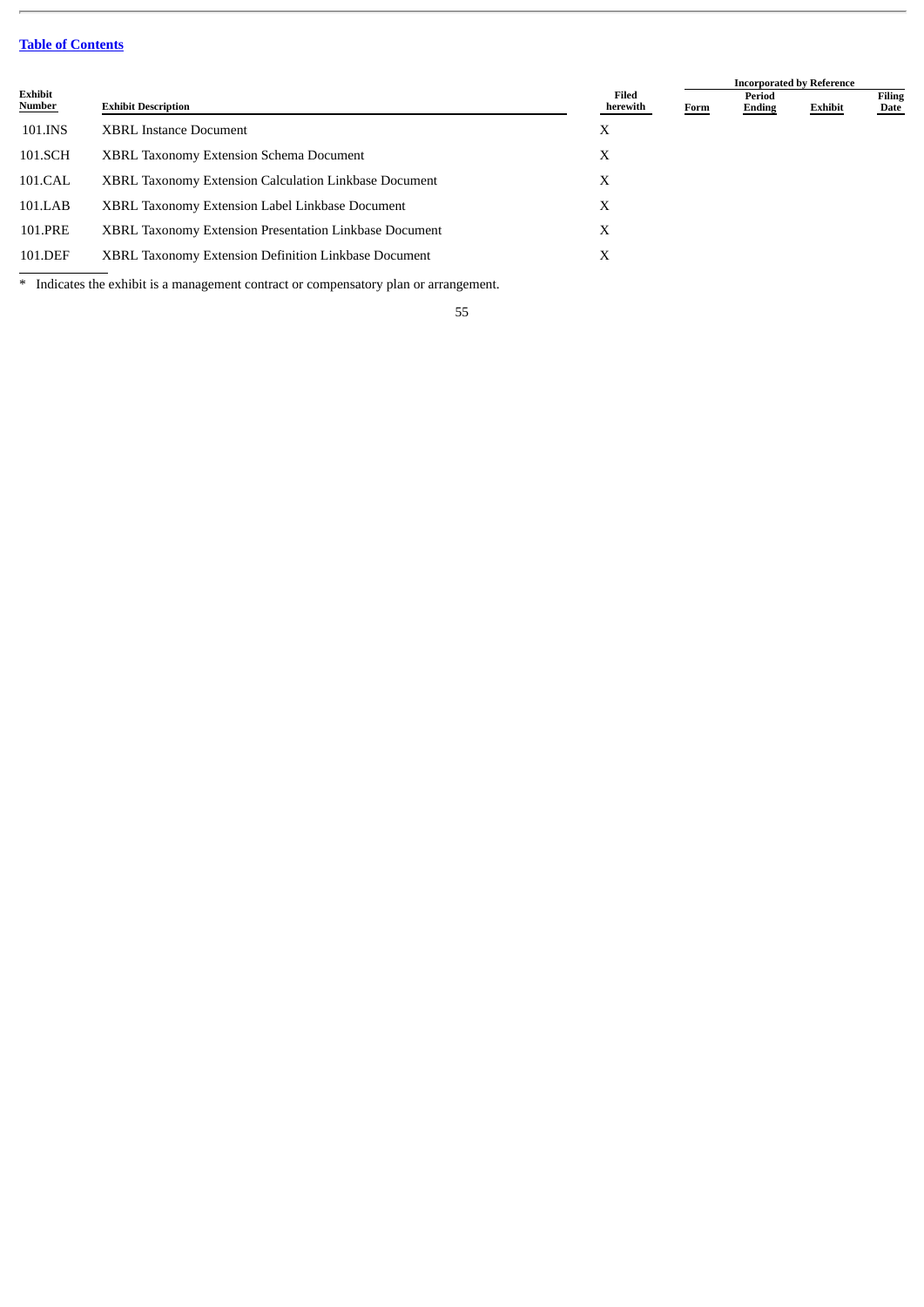[Table of Contents](#)

| Exhibit Number | Exhibit Description | Filed herewith | Incorporated by Reference | | | |
|---|---|---|---|---|---|---|
| | | | Form | Period Ending | Exhibit | Filing Date |
| 101.INS | XBRL Instance Document | X | | | | |
| 101.SCH | XBRL Taxonomy Extension Schema Document | X | | | | |
| 101.CAL | XBRL Taxonomy Extension Calculation Linkbase Document | X | | | | |
| 101.LAB | XBRL Taxonomy Extension Label Linkbase Document | X | | | | |
| 101.PRE | XBRL Taxonomy Extension Presentation Linkbase Document | X | | | | |
| 101.DEF | XBRL Taxonomy Extension Definition Linkbase Document | X | | | | |

\* Indicates the exhibit is a management contract or compensatory plan or arrangement.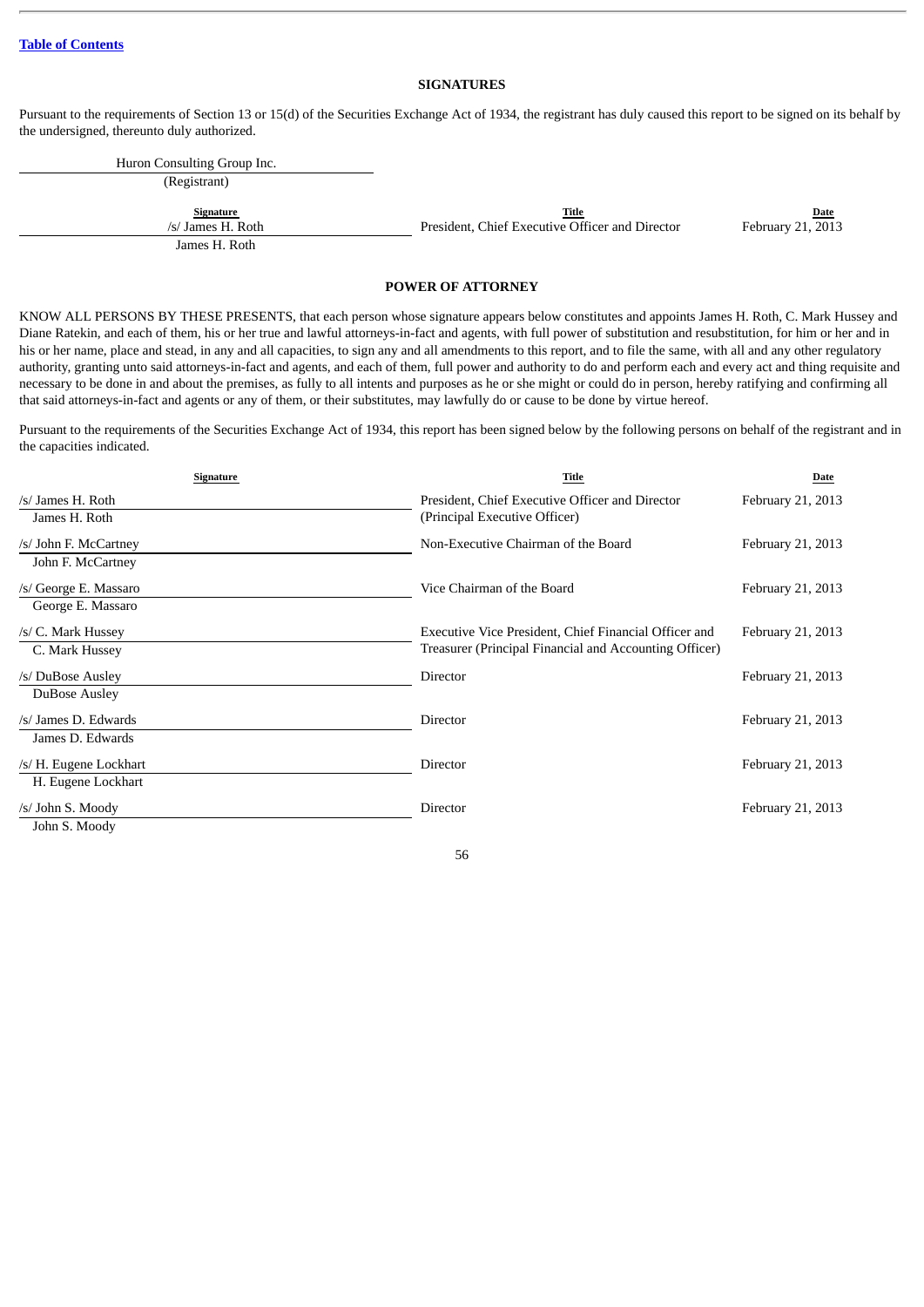[Table of Contents](#)

## SIGNATURES

Pursuant to the requirements of Section 13 or 15(d) of the Securities Exchange Act of 1934, the registrant has duly caused this report to be signed on its behalf by the undersigned, thereunto duly authorized.

Huron Consulting Group Inc.
(Registrant)

| Signature | Title | Date |
|---|---|---|
| /s/ James H. Roth<br>James H. Roth | President, Chief Executive Officer and Director | February 21, 2013 |

## POWER OF ATTORNEY

KNOW ALL PERSONS BY THESE PRESENTS, that each person whose signature appears below constitutes and appoints James H. Roth, C. Mark Hussey and Diane Ratekin, and each of them, his or her true and lawful attorneys-in-fact and agents, with full power of substitution and resubstitution, for him or her and in his or her name, place and stead, in any and all capacities, to sign any and all amendments to this report, and to file the same, with all and any other regulatory authority, granting unto said attorneys-in-fact and agents, and each of them, full power and authority to do and perform each and every act and thing requisite and necessary to be done in and about the premises, as fully to all intents and purposes as he or she might or could do in person, hereby ratifying and confirming all that said attorneys-in-fact and agents or any of them, or their substitutes, may lawfully do or cause to be done by virtue hereof.

Pursuant to the requirements of the Securities Exchange Act of 1934, this report has been signed below by the following persons on behalf of the registrant and in the capacities indicated.

| Signature | Title | Date |
|---|---|---|
| /s/ James H. Roth<br>James H. Roth | President, Chief Executive Officer and Director (Principal Executive Officer) | February 21, 2013 |
| /s/ John F. McCartney<br>John F. McCartney | Non-Executive Chairman of the Board | February 21, 2013 |
| /s/ George E. Massaro<br>George E. Massaro | Vice Chairman of the Board | February 21, 2013 |
| /s/ C. Mark Hussey<br>C. Mark Hussey | Executive Vice President, Chief Financial Officer and Treasurer (Principal Financial and Accounting Officer) | February 21, 2013 |
| /s/ DuBose Ausley<br>DuBose Ausley | Director | February 21, 2013 |
| /s/ James D. Edwards<br>James D. Edwards | Director | February 21, 2013 |
| /s/ H. Eugene Lockhart<br>H. Eugene Lockhart | Director | February 21, 2013 |
| /s/ John S. Moody<br>John S. Moody | Director | February 21, 2013 |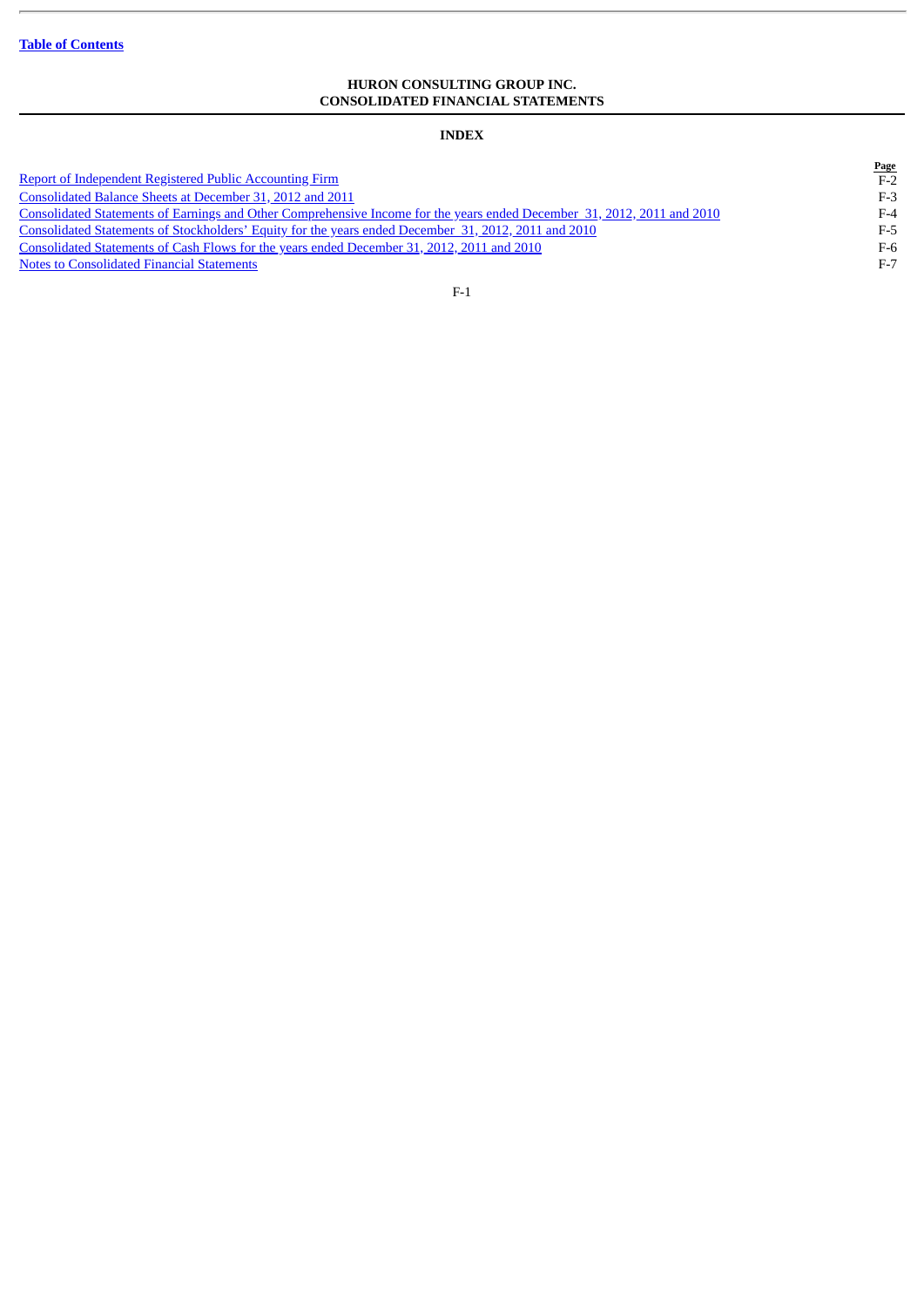**Table of Contents**

# HURON CONSULTING GROUP INC.
# CONSOLIDATED FINANCIAL STATEMENTS

## INDEX

| | Page |
|---|---|
| Report of Independent Registered Public Accounting Firm | F-2 |
| Consolidated Balance Sheets at December 31, 2012 and 2011 | F-3 |
| Consolidated Statements of Earnings and Other Comprehensive Income for the years ended December 31, 2012, 2011 and 2010 | F-4 |
| Consolidated Statements of Stockholders' Equity for the years ended December 31, 2012, 2011 and 2010 | F-5 |
| Consolidated Statements of Cash Flows for the years ended December 31, 2012, 2011 and 2010 | F-6 |
| Notes to Consolidated Financial Statements | F-7 |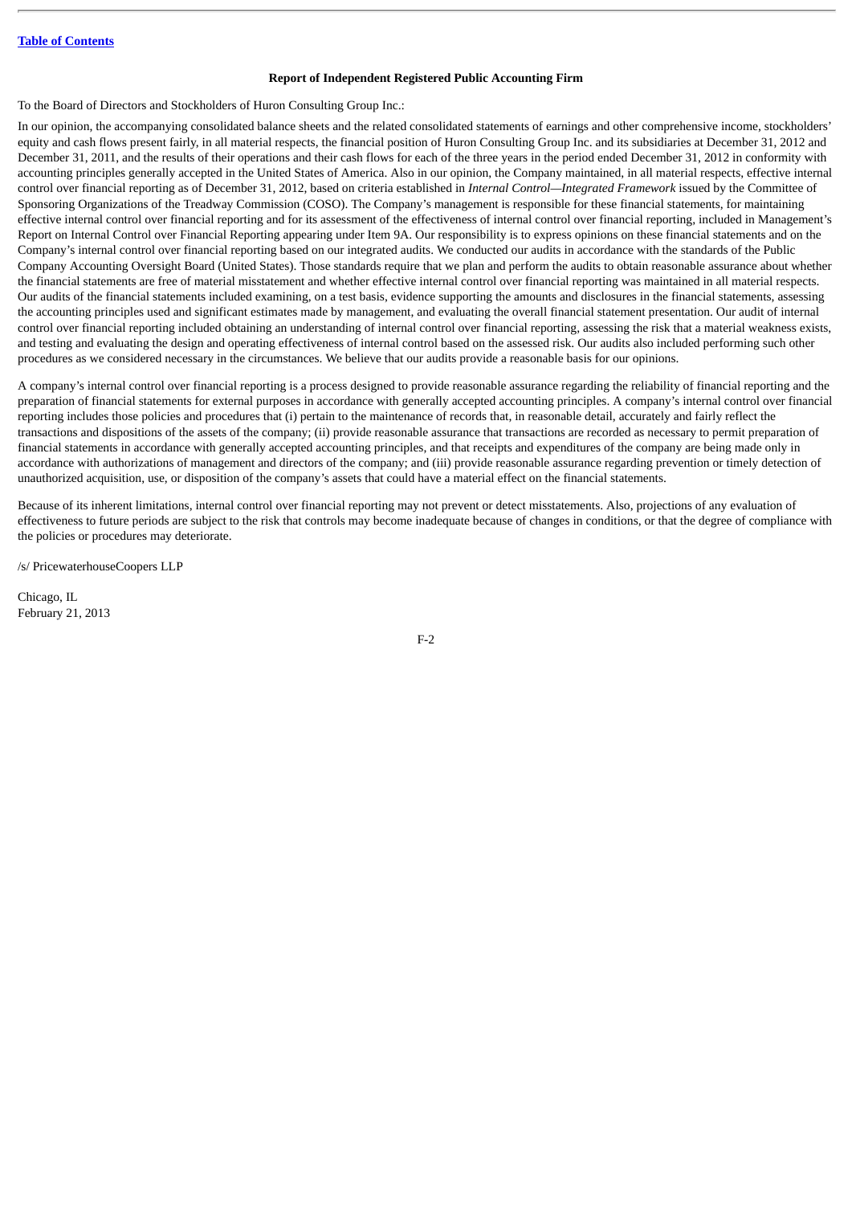**Report of Independent Registered Public Accounting Firm**

To the Board of Directors and Stockholders of Huron Consulting Group Inc.:

In our opinion, the accompanying consolidated balance sheets and the related consolidated statements of earnings and other comprehensive income, stockholders' equity and cash flows present fairly, in all material respects, the financial position of Huron Consulting Group Inc. and its subsidiaries at December 31, 2012 and December 31, 2011, and the results of their operations and their cash flows for each of the three years in the period ended December 31, 2012 in conformity with accounting principles generally accepted in the United States of America. Also in our opinion, the Company maintained, in all material respects, effective internal control over financial reporting as of December 31, 2012, based on criteria established in *Internal Control—Integrated Framework* issued by the Committee of Sponsoring Organizations of the Treadway Commission (COSO). The Company's management is responsible for these financial statements, for maintaining effective internal control over financial reporting and for its assessment of the effectiveness of internal control over financial reporting, included in Management's Report on Internal Control over Financial Reporting appearing under Item 9A. Our responsibility is to express opinions on these financial statements and on the Company's internal control over financial reporting based on our integrated audits. We conducted our audits in accordance with the standards of the Public Company Accounting Oversight Board (United States). Those standards require that we plan and perform the audits to obtain reasonable assurance about whether the financial statements are free of material misstatement and whether effective internal control over financial reporting was maintained in all material respects. Our audits of the financial statements included examining, on a test basis, evidence supporting the amounts and disclosures in the financial statements, assessing the accounting principles used and significant estimates made by management, and evaluating the overall financial statement presentation. Our audit of internal control over financial reporting included obtaining an understanding of internal control over financial reporting, assessing the risk that a material weakness exists, and testing and evaluating the design and operating effectiveness of internal control based on the assessed risk. Our audits also included performing such other procedures as we considered necessary in the circumstances. We believe that our audits provide a reasonable basis for our opinions.

A company's internal control over financial reporting is a process designed to provide reasonable assurance regarding the reliability of financial reporting and the preparation of financial statements for external purposes in accordance with generally accepted accounting principles. A company's internal control over financial reporting includes those policies and procedures that (i) pertain to the maintenance of records that, in reasonable detail, accurately and fairly reflect the transactions and dispositions of the assets of the company; (ii) provide reasonable assurance that transactions are recorded as necessary to permit preparation of financial statements in accordance with generally accepted accounting principles, and that receipts and expenditures of the company are being made only in accordance with authorizations of management and directors of the company; and (iii) provide reasonable assurance regarding prevention or timely detection of unauthorized acquisition, use, or disposition of the company's assets that could have a material effect on the financial statements.

Because of its inherent limitations, internal control over financial reporting may not prevent or detect misstatements. Also, projections of any evaluation of effectiveness to future periods are subject to the risk that controls may become inadequate because of changes in conditions, or that the degree of compliance with the policies or procedures may deteriorate.

/s/ PricewaterhouseCoopers LLP

Chicago, IL
February 21, 2013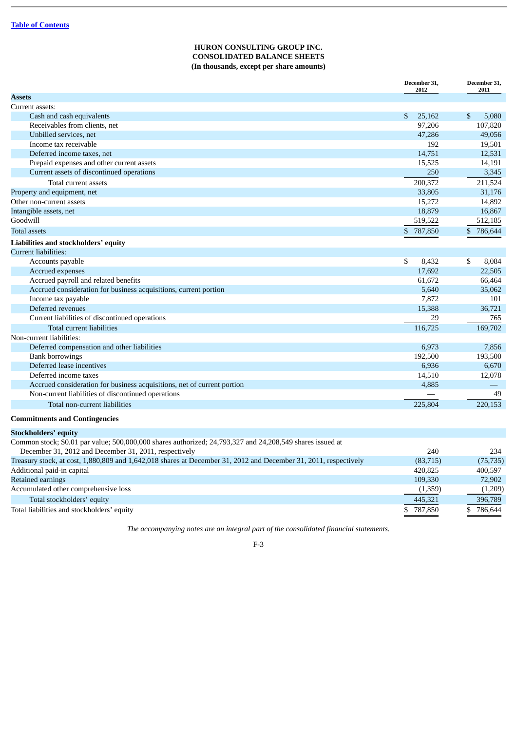[Table of Contents](#)

# HURON CONSULTING GROUP INC.
## CONSOLIDATED BALANCE SHEETS
### (In thousands, except per share amounts)

| | December 31, 2012 | December 31, 2011 |
|---|---|---|
| **Assets** | | |
| Current assets: | | |
| Cash and cash equivalents | $ 25,162 | $ 5,080 |
| Receivables from clients, net | 97,206 | 107,820 |
| Unbilled services, net | 47,286 | 49,056 |
| Income tax receivable | 192 | 19,501 |
| Deferred income taxes, net | 14,751 | 12,531 |
| Prepaid expenses and other current assets | 15,525 | 14,191 |
| Current assets of discontinued operations | 250 | 3,345 |
| Total current assets | 200,372 | 211,524 |
| Property and equipment, net | 33,805 | 31,176 |
| Other non-current assets | 15,272 | 14,892 |
| Intangible assets, net | 18,879 | 16,867 |
| Goodwill | 519,522 | 512,185 |
| Total assets | $ 787,850 | $ 786,644 |
| **Liabilities and stockholders' equity** | | |
| Current liabilities: | | |
| Accounts payable | $ 8,432 | $ 8,084 |
| Accrued expenses | 17,692 | 22,505 |
| Accrued payroll and related benefits | 61,672 | 66,464 |
| Accrued consideration for business acquisitions, current portion | 5,640 | 35,062 |
| Income tax payable | 7,872 | 101 |
| Deferred revenues | 15,388 | 36,721 |
| Current liabilities of discontinued operations | 29 | 765 |
| Total current liabilities | 116,725 | 169,702 |
| Non-current liabilities: | | |
| Deferred compensation and other liabilities | 6,973 | 7,856 |
| Bank borrowings | 192,500 | 193,500 |
| Deferred lease incentives | 6,936 | 6,670 |
| Deferred income taxes | 14,510 | 12,078 |
| Accrued consideration for business acquisitions, net of current portion | 4,885 | — |
| Non-current liabilities of discontinued operations | — | 49 |
| Total non-current liabilities | 225,804 | 220,153 |
| **Commitments and Contingencies** | | |
| **Stockholders' equity** | | |
| Common stock; $0.01 par value; 500,000,000 shares authorized; 24,793,327 and 24,208,549 shares issued at December 31, 2012 and December 31, 2011, respectively | 240 | 234 |
| Treasury stock, at cost, 1,880,809 and 1,642,018 shares at December 31, 2012 and December 31, 2011, respectively | (83,715) | (75,735) |
| Additional paid-in capital | 420,825 | 400,597 |
| Retained earnings | 109,330 | 72,902 |
| Accumulated other comprehensive loss | (1,359) | (1,209) |
| Total stockholders' equity | 445,321 | 396,789 |
| Total liabilities and stockholders' equity | $ 787,850 | $ 786,644 |

*The accompanying notes are an integral part of the consolidated financial statements.*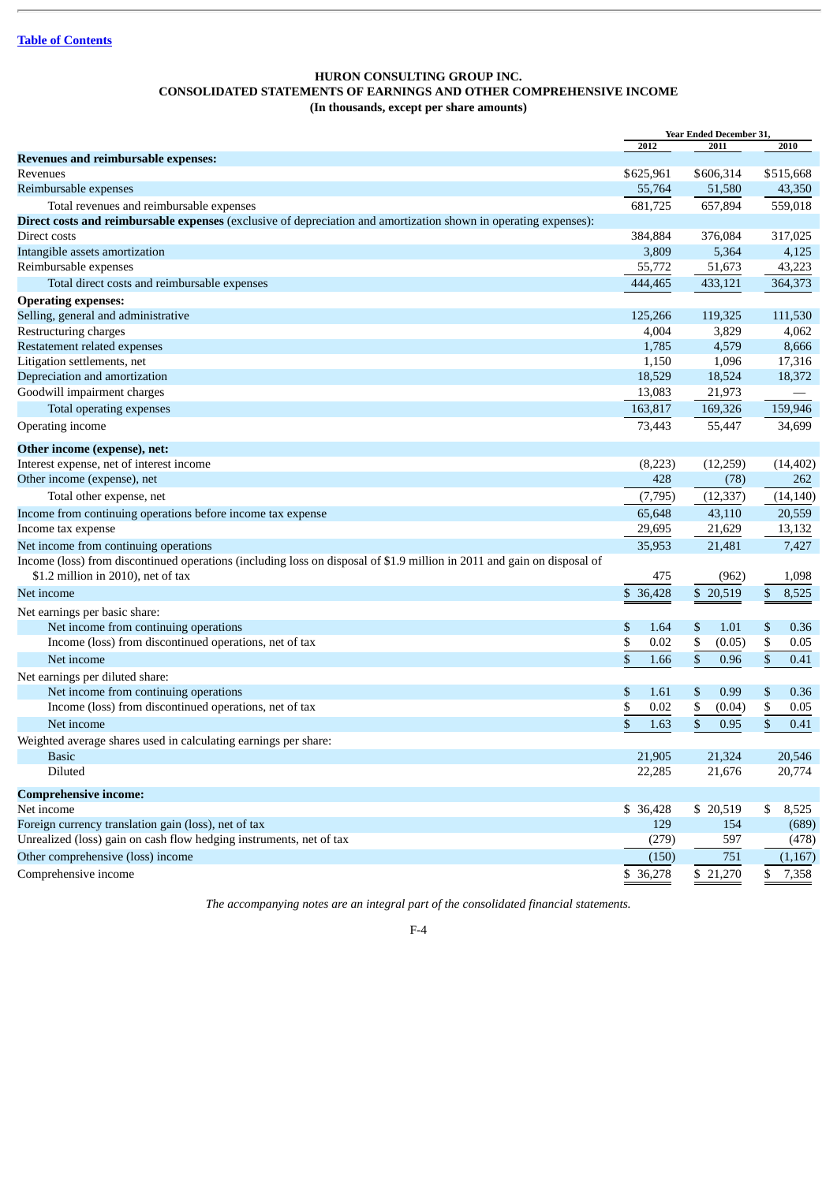[Table of Contents](#)

# HURON CONSULTING GROUP INC.
## CONSOLIDATED STATEMENTS OF EARNINGS AND OTHER COMPREHENSIVE INCOME
### (In thousands, except per share amounts)

| | Year Ended December 31, | | |
|---|---|---|---|
| | 2012 | 2011 | 2010 |
| **Revenues and reimbursable expenses:** | | | |
| Revenues | $625,961 | $606,314 | $515,668 |
| Reimbursable expenses | 55,764 | 51,580 | 43,350 |
| Total revenues and reimbursable expenses | 681,725 | 657,894 | 559,018 |
| **Direct costs and reimbursable expenses** (exclusive of depreciation and amortization shown in operating expenses): | | | |
| Direct costs | 384,884 | 376,084 | 317,025 |
| Intangible assets amortization | 3,809 | 5,364 | 4,125 |
| Reimbursable expenses | 55,772 | 51,673 | 43,223 |
| Total direct costs and reimbursable expenses | 444,465 | 433,121 | 364,373 |
| **Operating expenses:** | | | |
| Selling, general and administrative | 125,266 | 119,325 | 111,530 |
| Restructuring charges | 4,004 | 3,829 | 4,062 |
| Restatement related expenses | 1,785 | 4,579 | 8,666 |
| Litigation settlements, net | 1,150 | 1,096 | 17,316 |
| Depreciation and amortization | 18,529 | 18,524 | 18,372 |
| Goodwill impairment charges | 13,083 | 21,973 | — |
| Total operating expenses | 163,817 | 169,326 | 159,946 |
| Operating income | 73,443 | 55,447 | 34,699 |
| **Other income (expense), net:** | | | |
| Interest expense, net of interest income | (8,223) | (12,259) | (14,402) |
| Other income (expense), net | 428 | (78) | 262 |
| Total other expense, net | (7,795) | (12,337) | (14,140) |
| Income from continuing operations before income tax expense | 65,648 | 43,110 | 20,559 |
| Income tax expense | 29,695 | 21,629 | 13,132 |
| Net income from continuing operations | 35,953 | 21,481 | 7,427 |
| Income (loss) from discontinued operations (including loss on disposal of $1.9 million in 2011 and gain on disposal of $1.2 million in 2010), net of tax | 475 | (962) | 1,098 |
| Net income | $ 36,428 | $ 20,519 | $ 8,525 |
| Net earnings per basic share: | | | |
| Net income from continuing operations | $ 1.64 | $ 1.01 | $ 0.36 |
| Income (loss) from discontinued operations, net of tax | $ 0.02 | $ (0.05) | $ 0.05 |
| Net income | $ 1.66 | $ 0.96 | $ 0.41 |
| Net earnings per diluted share: | | | |
| Net income from continuing operations | $ 1.61 | $ 0.99 | $ 0.36 |
| Income (loss) from discontinued operations, net of tax | $ 0.02 | $ (0.04) | $ 0.05 |
| Net income | $ 1.63 | $ 0.95 | $ 0.41 |
| Weighted average shares used in calculating earnings per share: | | | |
| Basic | 21,905 | 21,324 | 20,546 |
| Diluted | 22,285 | 21,676 | 20,774 |
| **Comprehensive income:** | | | |
| Net income | $ 36,428 | $ 20,519 | $ 8,525 |
| Foreign currency translation gain (loss), net of tax | 129 | 154 | (689) |
| Unrealized (loss) gain on cash flow hedging instruments, net of tax | (279) | 597 | (478) |
| Other comprehensive (loss) income | (150) | 751 | (1,167) |
| Comprehensive income | $ 36,278 | $ 21,270 | $ 7,358 |

*The accompanying notes are an integral part of the consolidated financial statements.*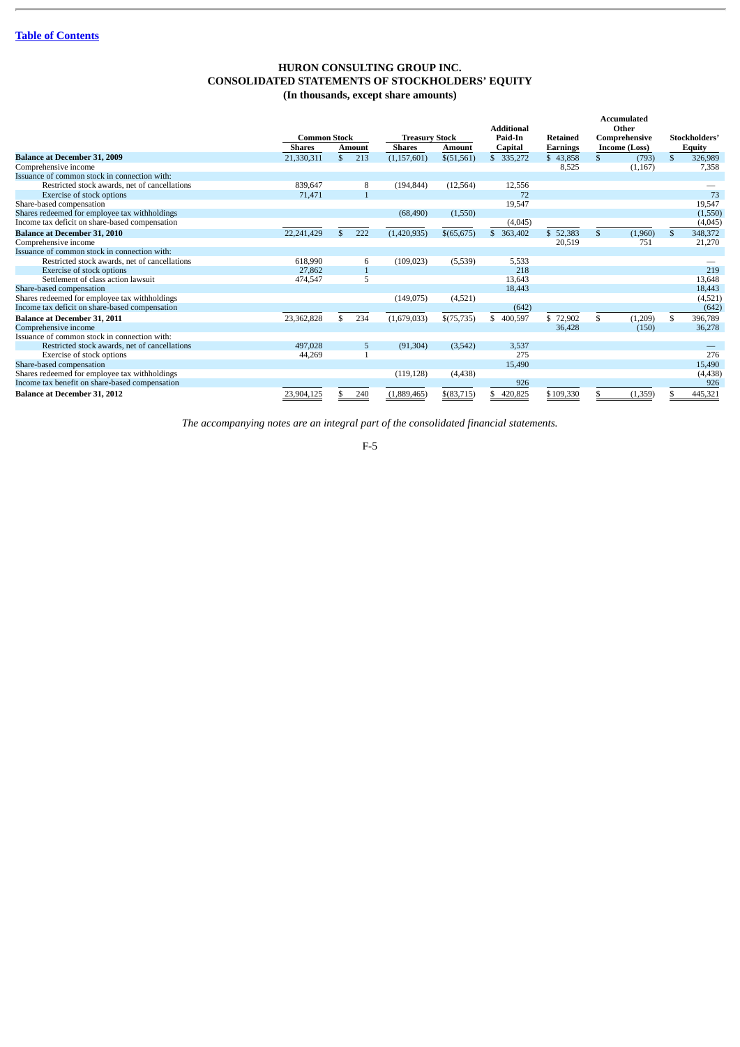[Table of Contents]

# HURON CONSULTING GROUP INC.
## CONSOLIDATED STATEMENTS OF STOCKHOLDERS' EQUITY
### (In thousands, except share amounts)

| | Common Stock | | Treasury Stock | | Additional Paid-In Capital | Retained Earnings | Accumulated Other Comprehensive Income (Loss) | Stockholders' Equity |
|---|---|---|---|---|---|---|---|---|
| | Shares | Amount | Shares | Amount | | | | |
| **Balance at December 31, 2009** | 21,330,311 | $ 213 | (1,157,601) | $(51,561) | $ 335,272 | $ 43,858 | $ (793) | $ 326,989 |
| Comprehensive income | | | | | | 8,525 | (1,167) | 7,358 |
| Issuance of common stock in connection with: | | | | | | | | |
| Restricted stock awards, net of cancellations | 839,647 | 8 | (194,844) | (12,564) | 12,556 | | | — |
| Exercise of stock options | 71,471 | 1 | | | 72 | | | 73 |
| Share-based compensation | | | | | 19,547 | | | 19,547 |
| Shares redeemed for employee tax withholdings | | | (68,490) | (1,550) | | | | (1,550) |
| Income tax deficit on share-based compensation | | | | | (4,045) | | | (4,045) |
| **Balance at December 31, 2010** | 22,241,429 | $ 222 | (1,420,935) | $(65,675) | $ 363,402 | $ 52,383 | $ (1,960) | $ 348,372 |
| Comprehensive income | | | | | | 20,519 | 751 | 21,270 |
| Issuance of common stock in connection with: | | | | | | | | |
| Restricted stock awards, net of cancellations | 618,990 | 6 | (109,023) | (5,539) | 5,533 | | | — |
| Exercise of stock options | 27,862 | 1 | | | 218 | | | 219 |
| Settlement of class action lawsuit | 474,547 | 5 | | | 13,643 | | | 13,648 |
| Share-based compensation | | | | | 18,443 | | | 18,443 |
| Shares redeemed for employee tax withholdings | | | (149,075) | (4,521) | | | | (4,521) |
| Income tax deficit on share-based compensation | | | | | (642) | | | (642) |
| **Balance at December 31, 2011** | 23,362,828 | $ 234 | (1,679,033) | $(75,735) | $ 400,597 | $ 72,902 | $ (1,209) | $ 396,789 |
| Comprehensive income | | | | | | 36,428 | (150) | 36,278 |
| Issuance of common stock in connection with: | | | | | | | | |
| Restricted stock awards, net of cancellations | 497,028 | 5 | (91,304) | (3,542) | 3,537 | | | — |
| Exercise of stock options | 44,269 | 1 | | | 275 | | | 276 |
| Share-based compensation | | | | | 15,490 | | | 15,490 |
| Shares redeemed for employee tax withholdings | | | (119,128) | (4,438) | | | | (4,438) |
| Income tax benefit on share-based compensation | | | | | 926 | | | 926 |
| **Balance at December 31, 2012** | 23,904,125 | $ 240 | (1,889,465) | $(83,715) | $ 420,825 | $109,330 | $ (1,359) | $ 445,321 |

*The accompanying notes are an integral part of the consolidated financial statements.*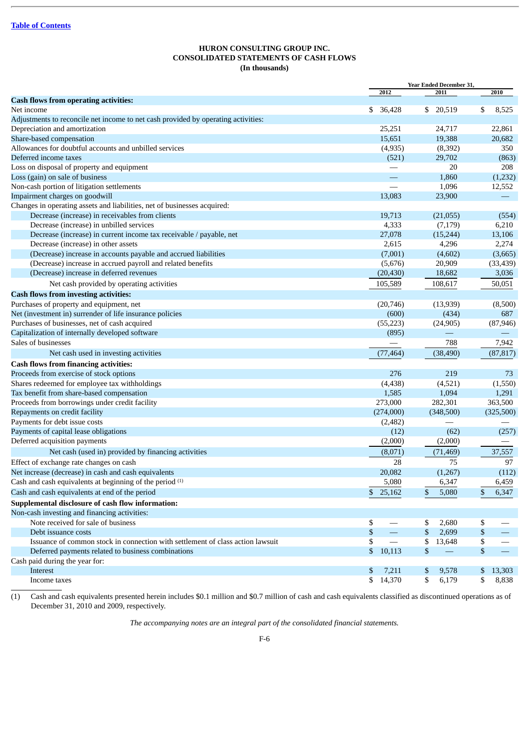[Table of Contents](#)

# HURON CONSULTING GROUP INC.
## CONSOLIDATED STATEMENTS OF CASH FLOWS
### (In thousands)

| | Year Ended December 31, | | |
|---|---|---|---|
| | 2012 | 2011 | 2010 |
| **Cash flows from operating activities:** | | | |
| Net income | $ 36,428 | $ 20,519 | $ 8,525 |
| Adjustments to reconcile net income to net cash provided by operating activities: | | | |
| Depreciation and amortization | 25,251 | 24,717 | 22,861 |
| Share-based compensation | 15,651 | 19,388 | 20,682 |
| Allowances for doubtful accounts and unbilled services | (4,935) | (8,392) | 350 |
| Deferred income taxes | (521) | 29,702 | (863) |
| Loss on disposal of property and equipment | — | 20 | 208 |
| Loss (gain) on sale of business | — | 1,860 | (1,232) |
| Non-cash portion of litigation settlements | — | 1,096 | 12,552 |
| Impairment charges on goodwill | 13,083 | 23,900 | — |
| Changes in operating assets and liabilities, net of businesses acquired: | | | |
| Decrease (increase) in receivables from clients | 19,713 | (21,055) | (554) |
| Decrease (increase) in unbilled services | 4,333 | (7,179) | 6,210 |
| Decrease (increase) in current income tax receivable / payable, net | 27,078 | (15,244) | 13,106 |
| Decrease (increase) in other assets | 2,615 | 4,296 | 2,274 |
| (Decrease) increase in accounts payable and accrued liabilities | (7,001) | (4,602) | (3,665) |
| (Decrease) increase in accrued payroll and related benefits | (5,676) | 20,909 | (33,439) |
| (Decrease) increase in deferred revenues | (20,430) | 18,682 | 3,036 |
| Net cash provided by operating activities | 105,589 | 108,617 | 50,051 |
| **Cash flows from investing activities:** | | | |
| Purchases of property and equipment, net | (20,746) | (13,939) | (8,500) |
| Net (investment in) surrender of life insurance policies | (600) | (434) | 687 |
| Purchases of businesses, net of cash acquired | (55,223) | (24,905) | (87,946) |
| Capitalization of internally developed software | (895) | — | — |
| Sales of businesses | — | 788 | 7,942 |
| Net cash used in investing activities | (77,464) | (38,490) | (87,817) |
| **Cash flows from financing activities:** | | | |
| Proceeds from exercise of stock options | 276 | 219 | 73 |
| Shares redeemed for employee tax withholdings | (4,438) | (4,521) | (1,550) |
| Tax benefit from share-based compensation | 1,585 | 1,094 | 1,291 |
| Proceeds from borrowings under credit facility | 273,000 | 282,301 | 363,500 |
| Repayments on credit facility | (274,000) | (348,500) | (325,500) |
| Payments for debt issue costs | (2,482) | — | — |
| Payments of capital lease obligations | (12) | (62) | (257) |
| Deferred acquisition payments | (2,000) | (2,000) | — |
| Net cash (used in) provided by financing activities | (8,071) | (71,469) | 37,557 |
| Effect of exchange rate changes on cash | 28 | 75 | 97 |
| Net increase (decrease) in cash and cash equivalents | 20,082 | (1,267) | (112) |
| Cash and cash equivalents at beginning of the period (1) | 5,080 | 6,347 | 6,459 |
| Cash and cash equivalents at end of the period | $ 25,162 | $ 5,080 | $ 6,347 |
| **Supplemental disclosure of cash flow information:** | | | |
| Non-cash investing and financing activities: | | | |
| Note received for sale of business | $ — | $ 2,680 | $ — |
| Debt issuance costs | $ — | $ 2,699 | $ — |
| Issuance of common stock in connection with settlement of class action lawsuit | $ — | $ 13,648 | $ — |
| Deferred payments related to business combinations | $ 10,113 | $ — | $ — |
| Cash paid during the year for: | | | |
| Interest | $ 7,211 | $ 9,578 | $ 13,303 |
| Income taxes | $ 14,370 | $ 6,179 | $ 8,838 |

(1) Cash and cash equivalents presented herein includes $0.1 million and $0.7 million of cash and cash equivalents classified as discontinued operations as of December 31, 2010 and 2009, respectively.

*The accompanying notes are an integral part of the consolidated financial statements.*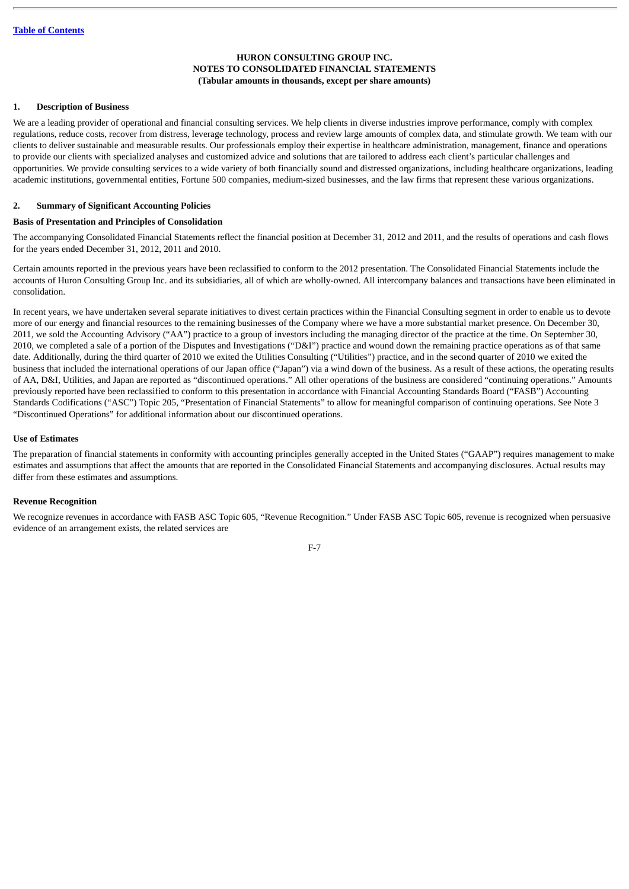**HURON CONSULTING GROUP INC.**
**NOTES TO CONSOLIDATED FINANCIAL STATEMENTS**
**(Tabular amounts in thousands, except per share amounts)**

## 1. Description of Business

We are a leading provider of operational and financial consulting services. We help clients in diverse industries improve performance, comply with complex regulations, reduce costs, recover from distress, leverage technology, process and review large amounts of complex data, and stimulate growth. We team with our clients to deliver sustainable and measurable results. Our professionals employ their expertise in healthcare administration, management, finance and operations to provide our clients with specialized analyses and customized advice and solutions that are tailored to address each client's particular challenges and opportunities. We provide consulting services to a wide variety of both financially sound and distressed organizations, including healthcare organizations, leading academic institutions, governmental entities, Fortune 500 companies, medium-sized businesses, and the law firms that represent these various organizations.

## 2. Summary of Significant Accounting Policies

### Basis of Presentation and Principles of Consolidation

The accompanying Consolidated Financial Statements reflect the financial position at December 31, 2012 and 2011, and the results of operations and cash flows for the years ended December 31, 2012, 2011 and 2010.

Certain amounts reported in the previous years have been reclassified to conform to the 2012 presentation. The Consolidated Financial Statements include the accounts of Huron Consulting Group Inc. and its subsidiaries, all of which are wholly-owned. All intercompany balances and transactions have been eliminated in consolidation.

In recent years, we have undertaken several separate initiatives to divest certain practices within the Financial Consulting segment in order to enable us to devote more of our energy and financial resources to the remaining businesses of the Company where we have a more substantial market presence. On December 30, 2011, we sold the Accounting Advisory ("AA") practice to a group of investors including the managing director of the practice at the time. On September 30, 2010, we completed a sale of a portion of the Disputes and Investigations ("D&I") practice and wound down the remaining practice operations as of that same date. Additionally, during the third quarter of 2010 we exited the Utilities Consulting ("Utilities") practice, and in the second quarter of 2010 we exited the business that included the international operations of our Japan office ("Japan") via a wind down of the business. As a result of these actions, the operating results of AA, D&I, Utilities, and Japan are reported as "discontinued operations." All other operations of the business are considered "continuing operations." Amounts previously reported have been reclassified to conform to this presentation in accordance with Financial Accounting Standards Board ("FASB") Accounting Standards Codifications ("ASC") Topic 205, "Presentation of Financial Statements" to allow for meaningful comparison of continuing operations. See Note 3 "Discontinued Operations" for additional information about our discontinued operations.

### Use of Estimates

The preparation of financial statements in conformity with accounting principles generally accepted in the United States ("GAAP") requires management to make estimates and assumptions that affect the amounts that are reported in the Consolidated Financial Statements and accompanying disclosures. Actual results may differ from these estimates and assumptions.

### Revenue Recognition

We recognize revenues in accordance with FASB ASC Topic 605, "Revenue Recognition." Under FASB ASC Topic 605, revenue is recognized when persuasive evidence of an arrangement exists, the related services are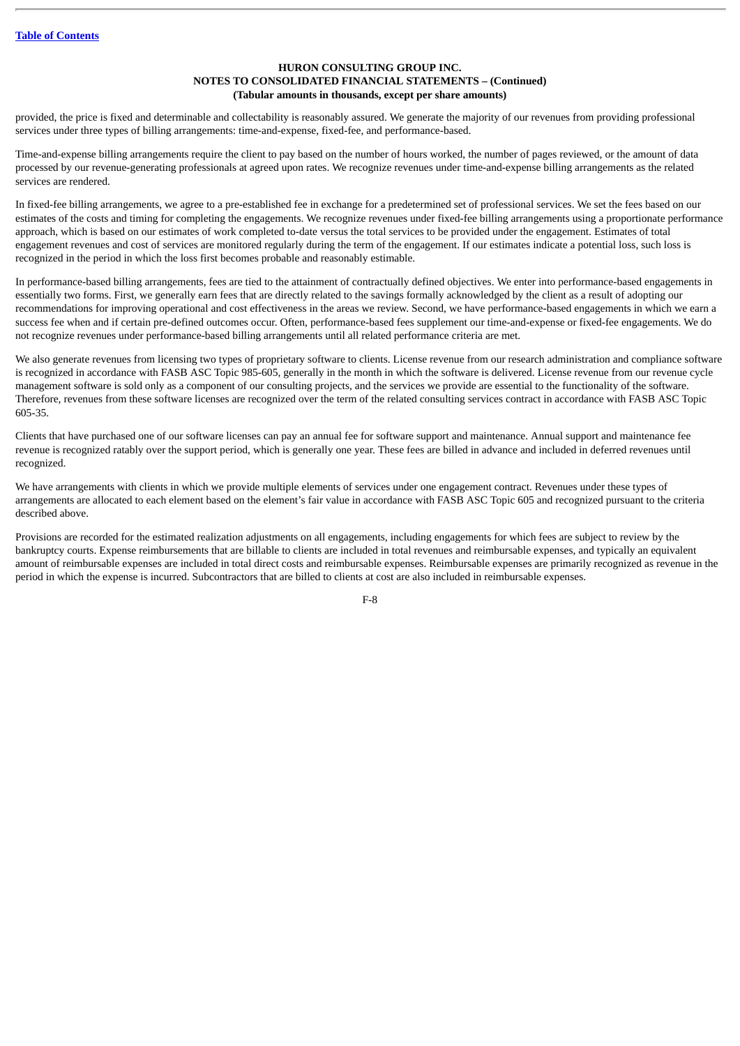provided, the price is fixed and determinable and collectability is reasonably assured. We generate the majority of our revenues from providing professional services under three types of billing arrangements: time-and-expense, fixed-fee, and performance-based.

Time-and-expense billing arrangements require the client to pay based on the number of hours worked, the number of pages reviewed, or the amount of data processed by our revenue-generating professionals at agreed upon rates. We recognize revenues under time-and-expense billing arrangements as the related services are rendered.

In fixed-fee billing arrangements, we agree to a pre-established fee in exchange for a predetermined set of professional services. We set the fees based on our estimates of the costs and timing for completing the engagements. We recognize revenues under fixed-fee billing arrangements using a proportionate performance approach, which is based on our estimates of work completed to-date versus the total services to be provided under the engagement. Estimates of total engagement revenues and cost of services are monitored regularly during the term of the engagement. If our estimates indicate a potential loss, such loss is recognized in the period in which the loss first becomes probable and reasonably estimable.

In performance-based billing arrangements, fees are tied to the attainment of contractually defined objectives. We enter into performance-based engagements in essentially two forms. First, we generally earn fees that are directly related to the savings formally acknowledged by the client as a result of adopting our recommendations for improving operational and cost effectiveness in the areas we review. Second, we have performance-based engagements in which we earn a success fee when and if certain pre-defined outcomes occur. Often, performance-based fees supplement our time-and-expense or fixed-fee engagements. We do not recognize revenues under performance-based billing arrangements until all related performance criteria are met.

We also generate revenues from licensing two types of proprietary software to clients. License revenue from our research administration and compliance software is recognized in accordance with FASB ASC Topic 985-605, generally in the month in which the software is delivered. License revenue from our revenue cycle management software is sold only as a component of our consulting projects, and the services we provide are essential to the functionality of the software. Therefore, revenues from these software licenses are recognized over the term of the related consulting services contract in accordance with FASB ASC Topic 605-35.

Clients that have purchased one of our software licenses can pay an annual fee for software support and maintenance. Annual support and maintenance fee revenue is recognized ratably over the support period, which is generally one year. These fees are billed in advance and included in deferred revenues until recognized.

We have arrangements with clients in which we provide multiple elements of services under one engagement contract. Revenues under these types of arrangements are allocated to each element based on the element's fair value in accordance with FASB ASC Topic 605 and recognized pursuant to the criteria described above.

Provisions are recorded for the estimated realization adjustments on all engagements, including engagements for which fees are subject to review by the bankruptcy courts. Expense reimbursements that are billable to clients are included in total revenues and reimbursable expenses, and typically an equivalent amount of reimbursable expenses are included in total direct costs and reimbursable expenses. Reimbursable expenses are primarily recognized as revenue in the period in which the expense is incurred. Subcontractors that are billed to clients at cost are also included in reimbursable expenses.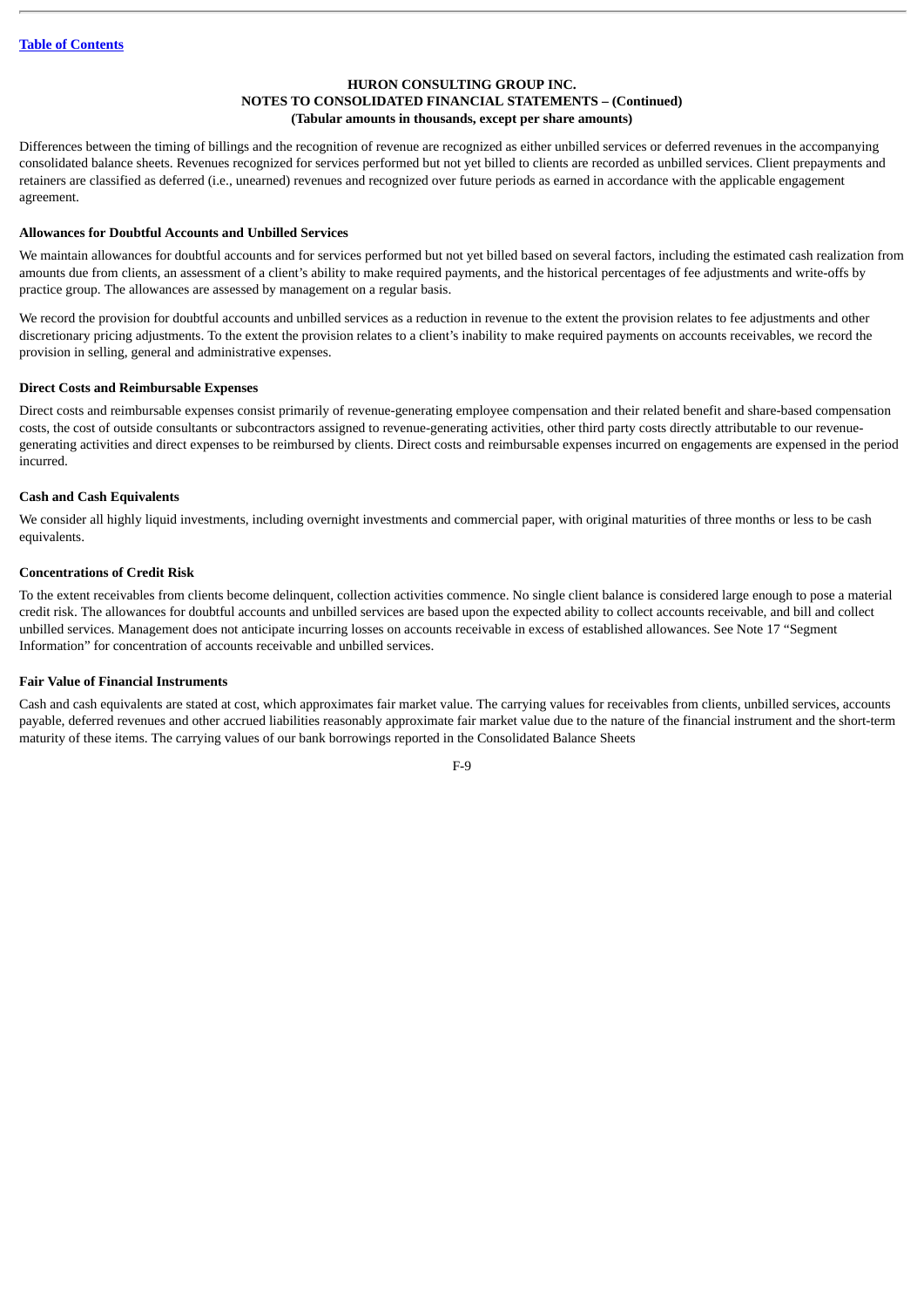Differences between the timing of billings and the recognition of revenue are recognized as either unbilled services or deferred revenues in the accompanying consolidated balance sheets. Revenues recognized for services performed but not yet billed to clients are recorded as unbilled services. Client prepayments and retainers are classified as deferred (i.e., unearned) revenues and recognized over future periods as earned in accordance with the applicable engagement agreement.

**Allowances for Doubtful Accounts and Unbilled Services**

We maintain allowances for doubtful accounts and for services performed but not yet billed based on several factors, including the estimated cash realization from amounts due from clients, an assessment of a client's ability to make required payments, and the historical percentages of fee adjustments and write-offs by practice group. The allowances are assessed by management on a regular basis.

We record the provision for doubtful accounts and unbilled services as a reduction in revenue to the extent the provision relates to fee adjustments and other discretionary pricing adjustments. To the extent the provision relates to a client's inability to make required payments on accounts receivables, we record the provision in selling, general and administrative expenses.

**Direct Costs and Reimbursable Expenses**

Direct costs and reimbursable expenses consist primarily of revenue-generating employee compensation and their related benefit and share-based compensation costs, the cost of outside consultants or subcontractors assigned to revenue-generating activities, other third party costs directly attributable to our revenue-generating activities and direct expenses to be reimbursed by clients. Direct costs and reimbursable expenses incurred on engagements are expensed in the period incurred.

**Cash and Cash Equivalents**

We consider all highly liquid investments, including overnight investments and commercial paper, with original maturities of three months or less to be cash equivalents.

**Concentrations of Credit Risk**

To the extent receivables from clients become delinquent, collection activities commence. No single client balance is considered large enough to pose a material credit risk. The allowances for doubtful accounts and unbilled services are based upon the expected ability to collect accounts receivable, and bill and collect unbilled services. Management does not anticipate incurring losses on accounts receivable in excess of established allowances. See Note 17 "Segment Information" for concentration of accounts receivable and unbilled services.

**Fair Value of Financial Instruments**

Cash and cash equivalents are stated at cost, which approximates fair market value. The carrying values for receivables from clients, unbilled services, accounts payable, deferred revenues and other accrued liabilities reasonably approximate fair market value due to the nature of the financial instrument and the short-term maturity of these items. The carrying values of our bank borrowings reported in the Consolidated Balance Sheets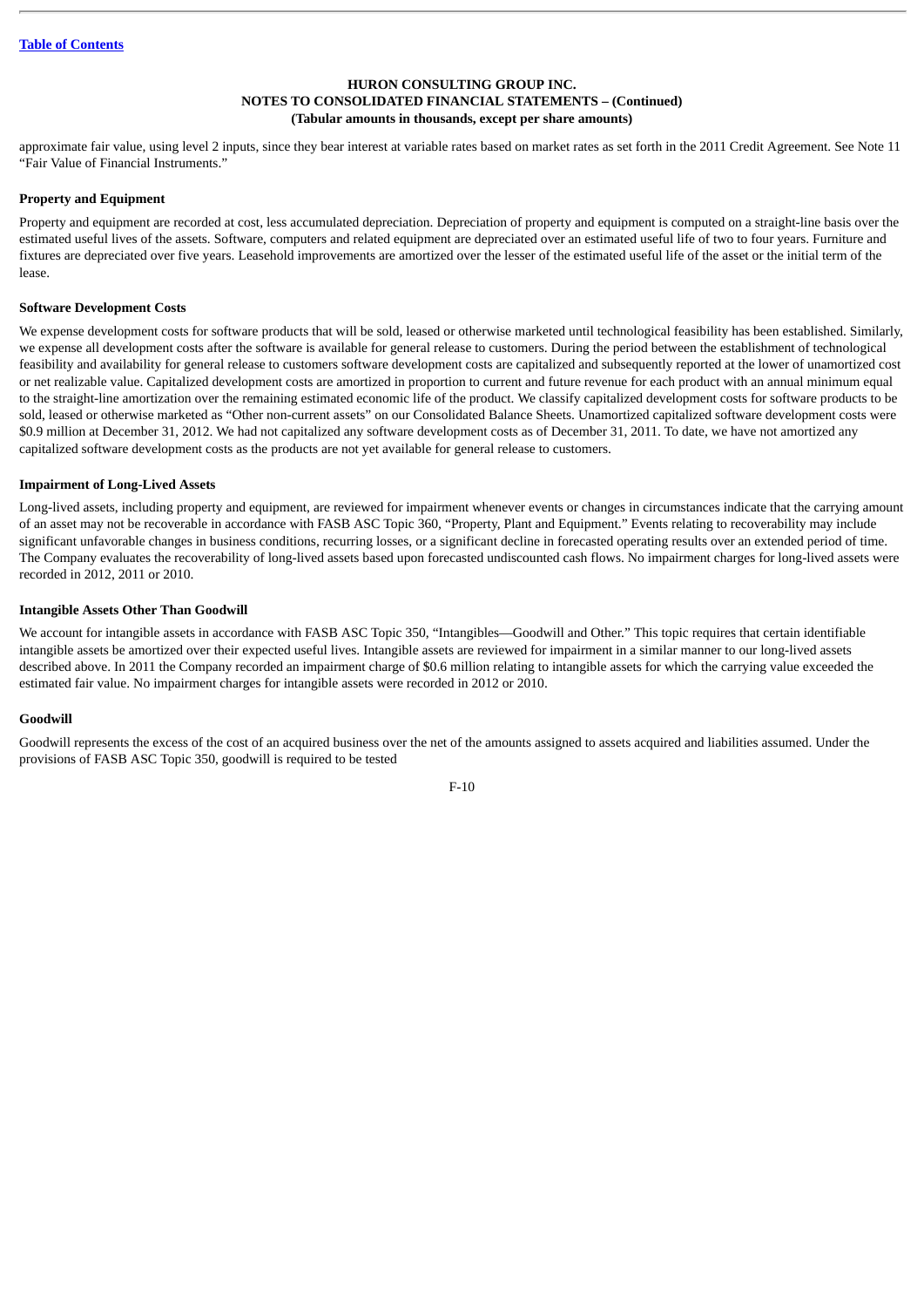approximate fair value, using level 2 inputs, since they bear interest at variable rates based on market rates as set forth in the 2011 Credit Agreement. See Note 11 "Fair Value of Financial Instruments."

**Property and Equipment**

Property and equipment are recorded at cost, less accumulated depreciation. Depreciation of property and equipment is computed on a straight-line basis over the estimated useful lives of the assets. Software, computers and related equipment are depreciated over an estimated useful life of two to four years. Furniture and fixtures are depreciated over five years. Leasehold improvements are amortized over the lesser of the estimated useful life of the asset or the initial term of the lease.

**Software Development Costs**

We expense development costs for software products that will be sold, leased or otherwise marketed until technological feasibility has been established. Similarly, we expense all development costs after the software is available for general release to customers. During the period between the establishment of technological feasibility and availability for general release to customers software development costs are capitalized and subsequently reported at the lower of unamortized cost or net realizable value. Capitalized development costs are amortized in proportion to current and future revenue for each product with an annual minimum equal to the straight-line amortization over the remaining estimated economic life of the product. We classify capitalized development costs for software products to be sold, leased or otherwise marketed as "Other non-current assets" on our Consolidated Balance Sheets. Unamortized capitalized software development costs were $0.9 million at December 31, 2012. We had not capitalized any software development costs as of December 31, 2011. To date, we have not amortized any capitalized software development costs as the products are not yet available for general release to customers.

**Impairment of Long-Lived Assets**

Long-lived assets, including property and equipment, are reviewed for impairment whenever events or changes in circumstances indicate that the carrying amount of an asset may not be recoverable in accordance with FASB ASC Topic 360, "Property, Plant and Equipment." Events relating to recoverability may include significant unfavorable changes in business conditions, recurring losses, or a significant decline in forecasted operating results over an extended period of time. The Company evaluates the recoverability of long-lived assets based upon forecasted undiscounted cash flows. No impairment charges for long-lived assets were recorded in 2012, 2011 or 2010.

**Intangible Assets Other Than Goodwill**

We account for intangible assets in accordance with FASB ASC Topic 350, "Intangibles—Goodwill and Other." This topic requires that certain identifiable intangible assets be amortized over their expected useful lives. Intangible assets are reviewed for impairment in a similar manner to our long-lived assets described above. In 2011 the Company recorded an impairment charge of $0.6 million relating to intangible assets for which the carrying value exceeded the estimated fair value. No impairment charges for intangible assets were recorded in 2012 or 2010.

**Goodwill**

Goodwill represents the excess of the cost of an acquired business over the net of the amounts assigned to assets acquired and liabilities assumed. Under the provisions of FASB ASC Topic 350, goodwill is required to be tested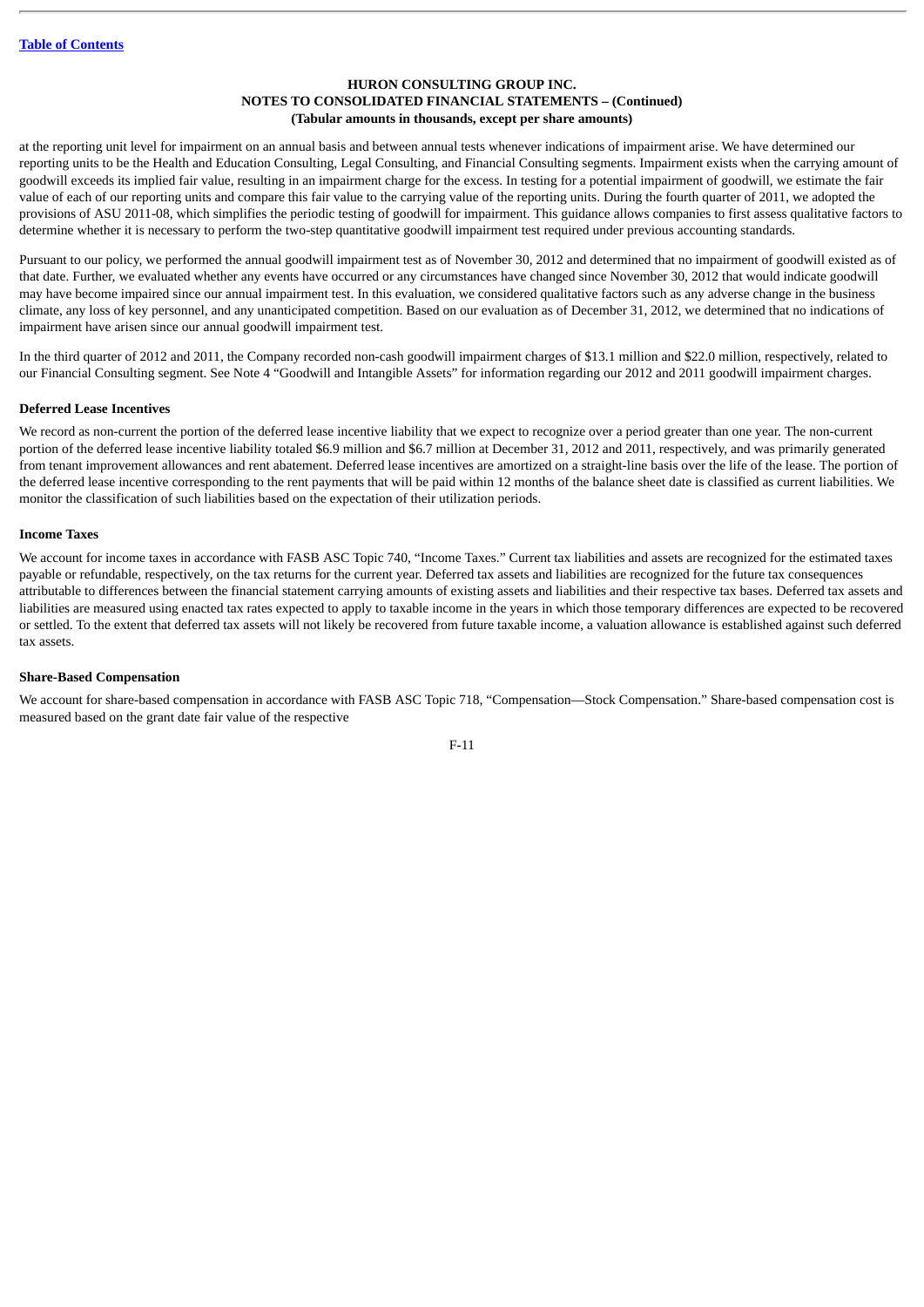at the reporting unit level for impairment on an annual basis and between annual tests whenever indications of impairment arise. We have determined our reporting units to be the Health and Education Consulting, Legal Consulting, and Financial Consulting segments. Impairment exists when the carrying amount of goodwill exceeds its implied fair value, resulting in an impairment charge for the excess. In testing for a potential impairment of goodwill, we estimate the fair value of each of our reporting units and compare this fair value to the carrying value of the reporting units. During the fourth quarter of 2011, we adopted the provisions of ASU 2011-08, which simplifies the periodic testing of goodwill for impairment. This guidance allows companies to first assess qualitative factors to determine whether it is necessary to perform the two-step quantitative goodwill impairment test required under previous accounting standards.

Pursuant to our policy, we performed the annual goodwill impairment test as of November 30, 2012 and determined that no impairment of goodwill existed as of that date. Further, we evaluated whether any events have occurred or any circumstances have changed since November 30, 2012 that would indicate goodwill may have become impaired since our annual impairment test. In this evaluation, we considered qualitative factors such as any adverse change in the business climate, any loss of key personnel, and any unanticipated competition. Based on our evaluation as of December 31, 2012, we determined that no indications of impairment have arisen since our annual goodwill impairment test.

In the third quarter of 2012 and 2011, the Company recorded non-cash goodwill impairment charges of $13.1 million and $22.0 million, respectively, related to our Financial Consulting segment. See Note 4 "Goodwill and Intangible Assets" for information regarding our 2012 and 2011 goodwill impairment charges.

**Deferred Lease Incentives**

We record as non-current the portion of the deferred lease incentive liability that we expect to recognize over a period greater than one year. The non-current portion of the deferred lease incentive liability totaled $6.9 million and $6.7 million at December 31, 2012 and 2011, respectively, and was primarily generated from tenant improvement allowances and rent abatement. Deferred lease incentives are amortized on a straight-line basis over the life of the lease. The portion of the deferred lease incentive corresponding to the rent payments that will be paid within 12 months of the balance sheet date is classified as current liabilities. We monitor the classification of such liabilities based on the expectation of their utilization periods.

**Income Taxes**

We account for income taxes in accordance with FASB ASC Topic 740, "Income Taxes." Current tax liabilities and assets are recognized for the estimated taxes payable or refundable, respectively, on the tax returns for the current year. Deferred tax assets and liabilities are recognized for the future tax consequences attributable to differences between the financial statement carrying amounts of existing assets and liabilities and their respective tax bases. Deferred tax assets and liabilities are measured using enacted tax rates expected to apply to taxable income in the years in which those temporary differences are expected to be recovered or settled. To the extent that deferred tax assets will not likely be recovered from future taxable income, a valuation allowance is established against such deferred tax assets.

**Share-Based Compensation**

We account for share-based compensation in accordance with FASB ASC Topic 718, "Compensation—Stock Compensation." Share-based compensation cost is measured based on the grant date fair value of the respective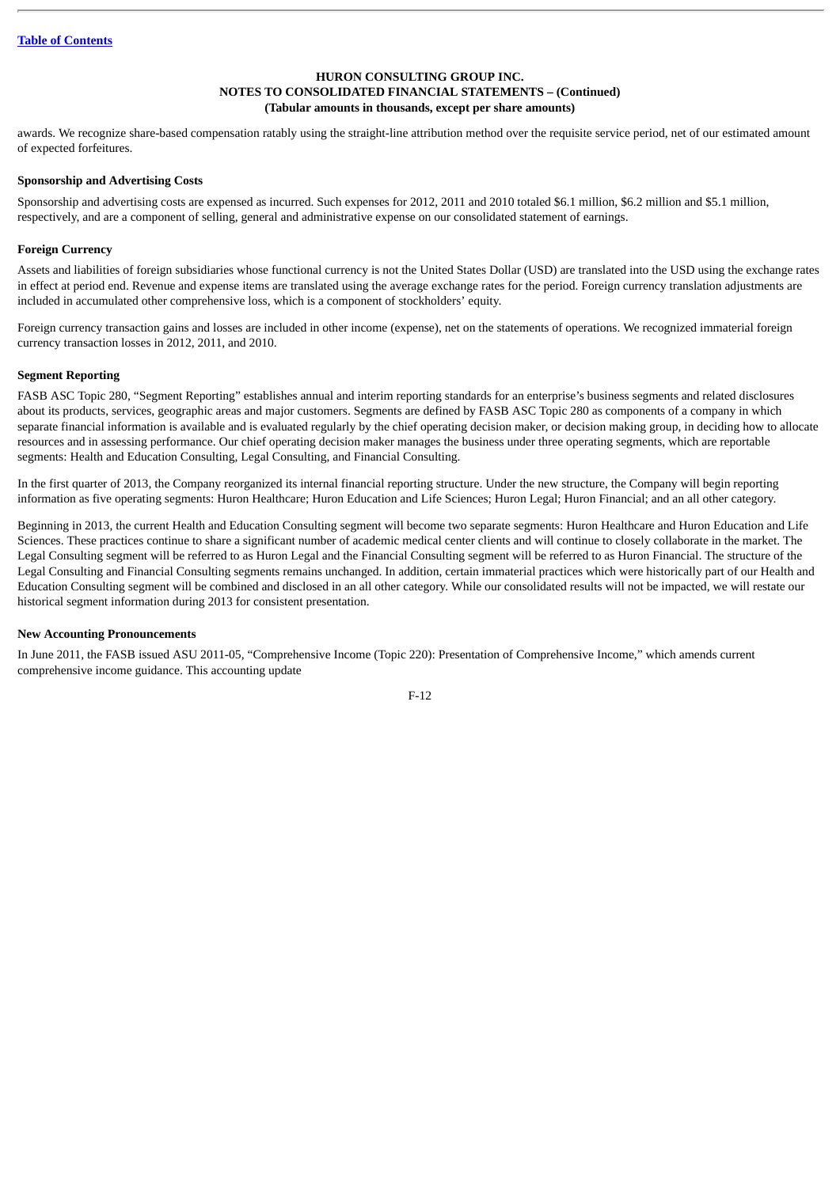awards. We recognize share-based compensation ratably using the straight-line attribution method over the requisite service period, net of our estimated amount of expected forfeitures.

**Sponsorship and Advertising Costs**

Sponsorship and advertising costs are expensed as incurred. Such expenses for 2012, 2011 and 2010 totaled $6.1 million, $6.2 million and $5.1 million, respectively, and are a component of selling, general and administrative expense on our consolidated statement of earnings.

**Foreign Currency**

Assets and liabilities of foreign subsidiaries whose functional currency is not the United States Dollar (USD) are translated into the USD using the exchange rates in effect at period end. Revenue and expense items are translated using the average exchange rates for the period. Foreign currency translation adjustments are included in accumulated other comprehensive loss, which is a component of stockholders' equity.

Foreign currency transaction gains and losses are included in other income (expense), net on the statements of operations. We recognized immaterial foreign currency transaction losses in 2012, 2011, and 2010.

**Segment Reporting**

FASB ASC Topic 280, "Segment Reporting" establishes annual and interim reporting standards for an enterprise's business segments and related disclosures about its products, services, geographic areas and major customers. Segments are defined by FASB ASC Topic 280 as components of a company in which separate financial information is available and is evaluated regularly by the chief operating decision maker, or decision making group, in deciding how to allocate resources and in assessing performance. Our chief operating decision maker manages the business under three operating segments, which are reportable segments: Health and Education Consulting, Legal Consulting, and Financial Consulting.

In the first quarter of 2013, the Company reorganized its internal financial reporting structure. Under the new structure, the Company will begin reporting information as five operating segments: Huron Healthcare; Huron Education and Life Sciences; Huron Legal; Huron Financial; and an all other category.

Beginning in 2013, the current Health and Education Consulting segment will become two separate segments: Huron Healthcare and Huron Education and Life Sciences. These practices continue to share a significant number of academic medical center clients and will continue to closely collaborate in the market. The Legal Consulting segment will be referred to as Huron Legal and the Financial Consulting segment will be referred to as Huron Financial. The structure of the Legal Consulting and Financial Consulting segments remains unchanged. In addition, certain immaterial practices which were historically part of our Health and Education Consulting segment will be combined and disclosed in an all other category. While our consolidated results will not be impacted, we will restate our historical segment information during 2013 for consistent presentation.

**New Accounting Pronouncements**

In June 2011, the FASB issued ASU 2011-05, "Comprehensive Income (Topic 220): Presentation of Comprehensive Income," which amends current comprehensive income guidance. This accounting update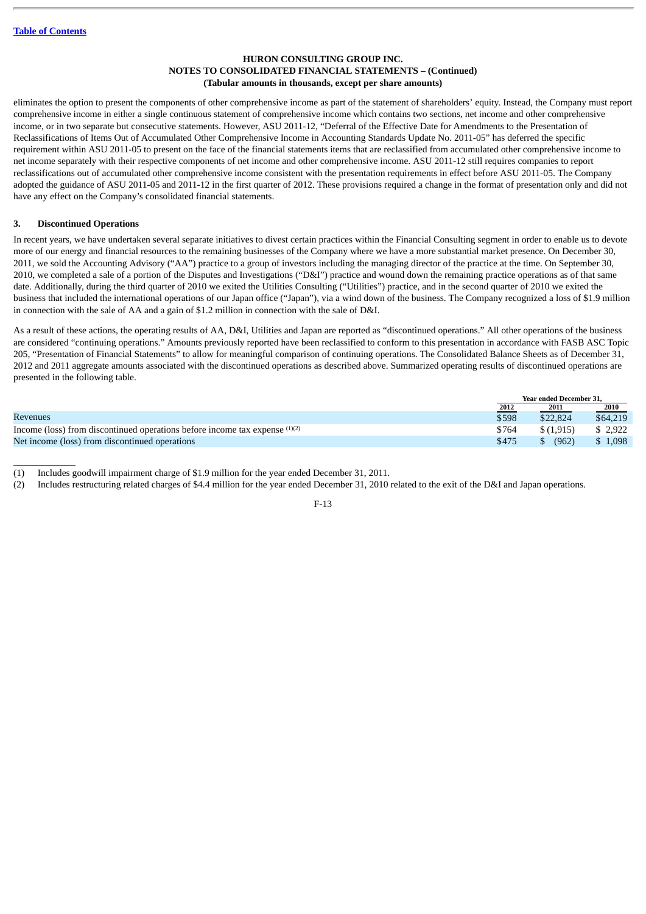HURON CONSULTING GROUP INC.
NOTES TO CONSOLIDATED FINANCIAL STATEMENTS – (Continued)
(Tabular amounts in thousands, except per share amounts)

eliminates the option to present the components of other comprehensive income as part of the statement of shareholders' equity. Instead, the Company must report comprehensive income in either a single continuous statement of comprehensive income which contains two sections, net income and other comprehensive income, or in two separate but consecutive statements. However, ASU 2011-12, "Deferral of the Effective Date for Amendments to the Presentation of Reclassifications of Items Out of Accumulated Other Comprehensive Income in Accounting Standards Update No. 2011-05" has deferred the specific requirement within ASU 2011-05 to present on the face of the financial statements items that are reclassified from accumulated other comprehensive income to net income separately with their respective components of net income and other comprehensive income. ASU 2011-12 still requires companies to report reclassifications out of accumulated other comprehensive income consistent with the presentation requirements in effect before ASU 2011-05. The Company adopted the guidance of ASU 2011-05 and 2011-12 in the first quarter of 2012. These provisions required a change in the format of presentation only and did not have any effect on the Company's consolidated financial statements.

## 3. Discontinued Operations

In recent years, we have undertaken several separate initiatives to divest certain practices within the Financial Consulting segment in order to enable us to devote more of our energy and financial resources to the remaining businesses of the Company where we have a more substantial market presence. On December 30, 2011, we sold the Accounting Advisory ("AA") practice to a group of investors including the managing director of the practice at the time. On September 30, 2010, we completed a sale of a portion of the Disputes and Investigations ("D&I") practice and wound down the remaining practice operations as of that same date. Additionally, during the third quarter of 2010 we exited the Utilities Consulting ("Utilities") practice, and in the second quarter of 2010 we exited the business that included the international operations of our Japan office ("Japan"), via a wind down of the business. The Company recognized a loss of $1.9 million in connection with the sale of AA and a gain of $1.2 million in connection with the sale of D&I.

As a result of these actions, the operating results of AA, D&I, Utilities and Japan are reported as "discontinued operations." All other operations of the business are considered "continuing operations." Amounts previously reported have been reclassified to conform to this presentation in accordance with FASB ASC Topic 205, "Presentation of Financial Statements" to allow for meaningful comparison of continuing operations. The Consolidated Balance Sheets as of December 31, 2012 and 2011 aggregate amounts associated with the discontinued operations as described above. Summarized operating results of discontinued operations are presented in the following table.

| | Year ended December 31, | | |
|---|---|---|---|
| | 2012 | 2011 | 2010 |
| Revenues | $598 | $22,824 | $64,219 |
| Income (loss) from discontinued operations before income tax expense [(1)(2)] | $764 | $ (1,915) | $ 2,922 |
| Net income (loss) from discontinued operations | $475 | $ (962) | $ 1,098 |

(1) Includes goodwill impairment charge of $1.9 million for the year ended December 31, 2011.

(2) Includes restructuring related charges of $4.4 million for the year ended December 31, 2010 related to the exit of the D&I and Japan operations.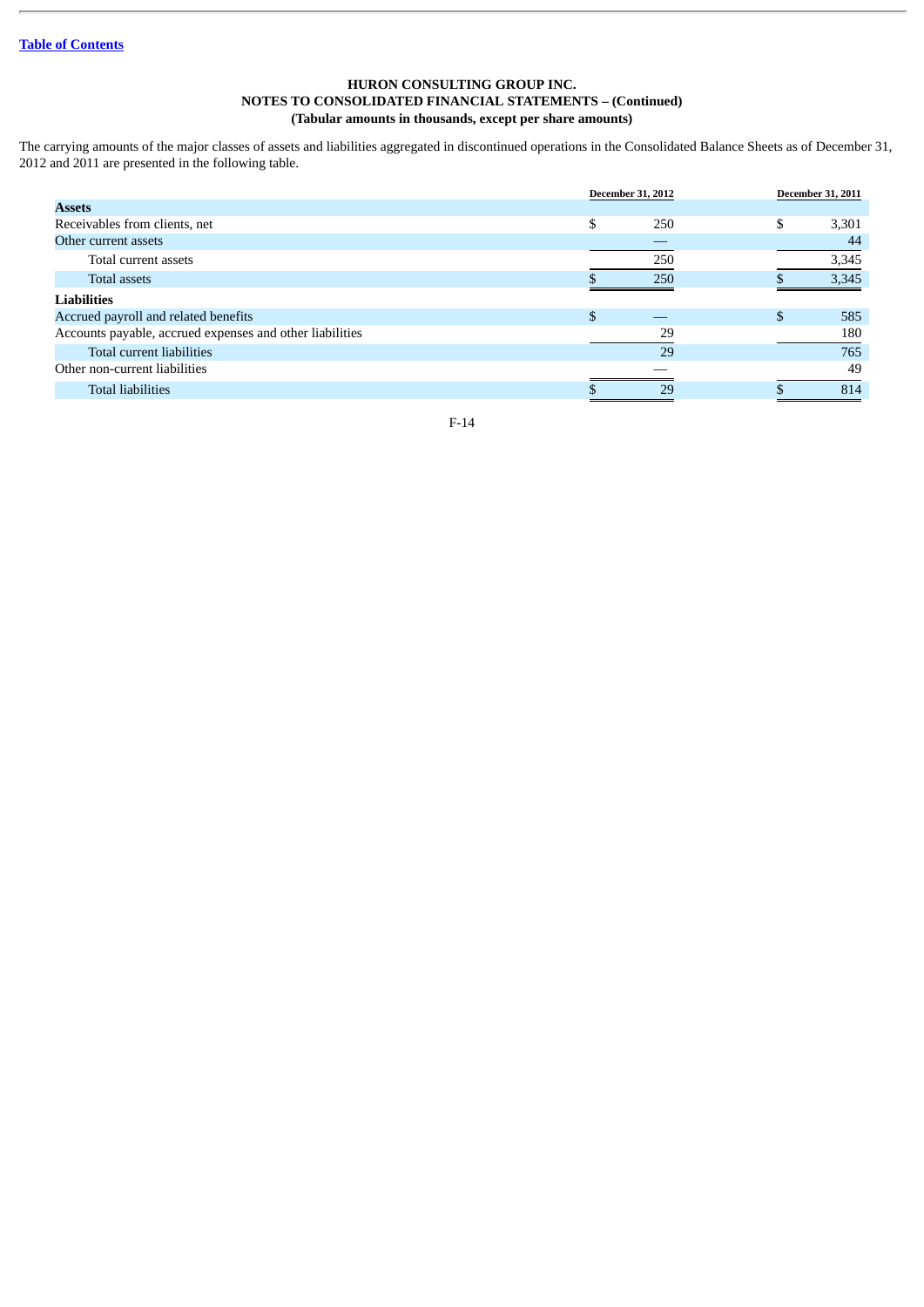HURON CONSULTING GROUP INC.
NOTES TO CONSOLIDATED FINANCIAL STATEMENTS – (Continued)
(Tabular amounts in thousands, except per share amounts)

The carrying amounts of the major classes of assets and liabilities aggregated in discontinued operations in the Consolidated Balance Sheets as of December 31, 2012 and 2011 are presented in the following table.

| | December 31, 2012 | December 31, 2011 |
|---|---|---|
| **Assets** | | |
| Receivables from clients, net | $ 250 | $ 3,301 |
| Other current assets | — | 44 |
| Total current assets | 250 | 3,345 |
| Total assets | $ 250 | $ 3,345 |
| **Liabilities** | | |
| Accrued payroll and related benefits | $ — | $ 585 |
| Accounts payable, accrued expenses and other liabilities | 29 | 180 |
| Total current liabilities | 29 | 765 |
| Other non-current liabilities | — | 49 |
| Total liabilities | $ 29 | $ 814 |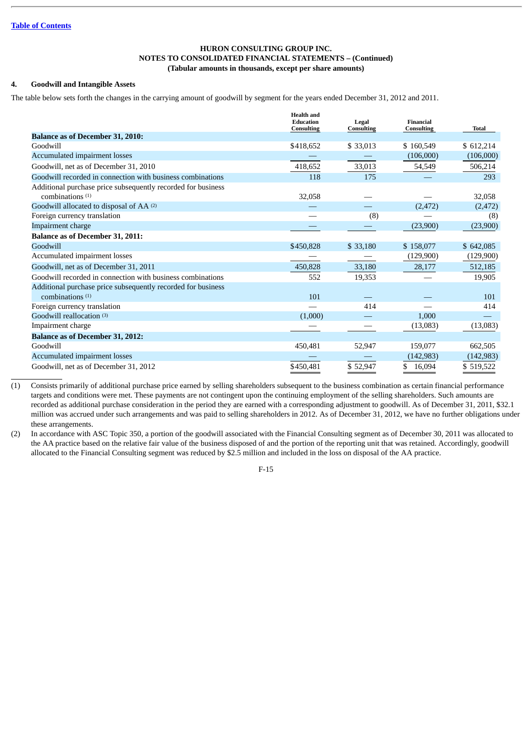HURON CONSULTING GROUP INC.
NOTES TO CONSOLIDATED FINANCIAL STATEMENTS – (Continued)
(Tabular amounts in thousands, except per share amounts)

## 4. Goodwill and Intangible Assets

The table below sets forth the changes in the carrying amount of goodwill by segment for the years ended December 31, 2012 and 2011.

| | Health and Education Consulting | Legal Consulting | Financial Consulting | Total |
|---|---|---|---|---|
| **Balance as of December 31, 2010:** | | | | |
| Goodwill | $418,652 | $ 33,013 | $ 160,549 | $ 612,214 |
| Accumulated impairment losses | — | — | (106,000) | (106,000) |
| Goodwill, net as of December 31, 2010 | 418,652 | 33,013 | 54,549 | 506,214 |
| Goodwill recorded in connection with business combinations | 118 | 175 | — | 293 |
| Additional purchase price subsequently recorded for business combinations (1) | 32,058 | — | — | 32,058 |
| Goodwill allocated to disposal of AA (2) | — | — | (2,472) | (2,472) |
| Foreign currency translation | — | (8) | — | (8) |
| Impairment charge | — | — | (23,900) | (23,900) |
| **Balance as of December 31, 2011:** | | | | |
| Goodwill | $450,828 | $ 33,180 | $ 158,077 | $ 642,085 |
| Accumulated impairment losses | — | — | (129,900) | (129,900) |
| Goodwill, net as of December 31, 2011 | 450,828 | 33,180 | 28,177 | 512,185 |
| Goodwill recorded in connection with business combinations | 552 | 19,353 | — | 19,905 |
| Additional purchase price subsequently recorded for business combinations (1) | 101 | — | — | 101 |
| Foreign currency translation | — | 414 | — | 414 |
| Goodwill reallocation (3) | (1,000) | — | 1,000 | — |
| Impairment charge | — | — | (13,083) | (13,083) |
| **Balance as of December 31, 2012:** | | | | |
| Goodwill | 450,481 | 52,947 | 159,077 | 662,505 |
| Accumulated impairment losses | — | — | (142,983) | (142,983) |
| Goodwill, net as of December 31, 2012 | $450,481 | $ 52,947 | $ 16,094 | $ 519,522 |

(1) Consists primarily of additional purchase price earned by selling shareholders subsequent to the business combination as certain financial performance targets and conditions were met. These payments are not contingent upon the continuing employment of the selling shareholders. Such amounts are recorded as additional purchase consideration in the period they are earned with a corresponding adjustment to goodwill. As of December 31, 2011, $32.1 million was accrued under such arrangements and was paid to selling shareholders in 2012. As of December 31, 2012, we have no further obligations under these arrangements.

(2) In accordance with ASC Topic 350, a portion of the goodwill associated with the Financial Consulting segment as of December 30, 2011 was allocated to the AA practice based on the relative fair value of the business disposed of and the portion of the reporting unit that was retained. Accordingly, goodwill allocated to the Financial Consulting segment was reduced by $2.5 million and included in the loss on disposal of the AA practice.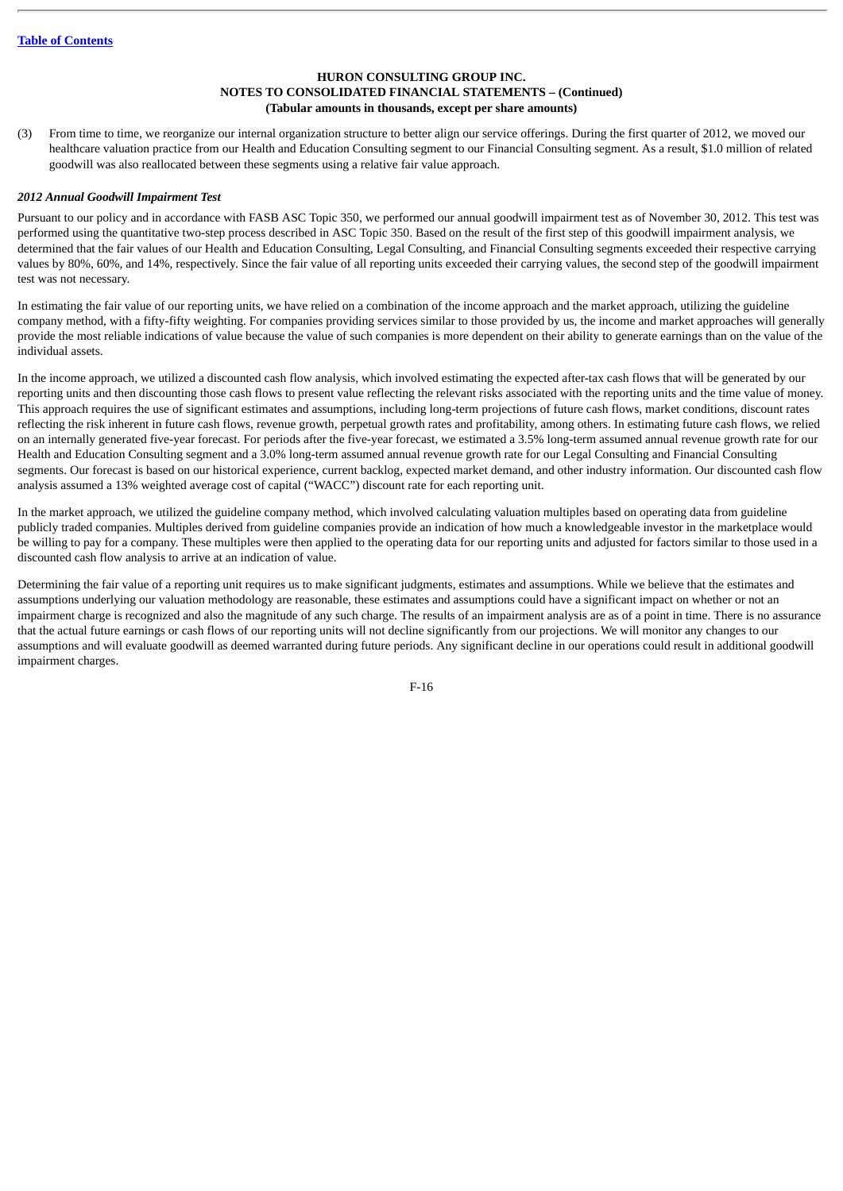(3) From time to time, we reorganize our internal organization structure to better align our service offerings. During the first quarter of 2012, we moved our healthcare valuation practice from our Health and Education Consulting segment to our Financial Consulting segment. As a result, $1.0 million of related goodwill was also reallocated between these segments using a relative fair value approach.

***2012 Annual Goodwill Impairment Test***

Pursuant to our policy and in accordance with FASB ASC Topic 350, we performed our annual goodwill impairment test as of November 30, 2012. This test was performed using the quantitative two-step process described in ASC Topic 350. Based on the result of the first step of this goodwill impairment analysis, we determined that the fair values of our Health and Education Consulting, Legal Consulting, and Financial Consulting segments exceeded their respective carrying values by 80%, 60%, and 14%, respectively. Since the fair value of all reporting units exceeded their carrying values, the second step of the goodwill impairment test was not necessary.

In estimating the fair value of our reporting units, we have relied on a combination of the income approach and the market approach, utilizing the guideline company method, with a fifty-fifty weighting. For companies providing services similar to those provided by us, the income and market approaches will generally provide the most reliable indications of value because the value of such companies is more dependent on their ability to generate earnings than on the value of the individual assets.

In the income approach, we utilized a discounted cash flow analysis, which involved estimating the expected after-tax cash flows that will be generated by our reporting units and then discounting those cash flows to present value reflecting the relevant risks associated with the reporting units and the time value of money. This approach requires the use of significant estimates and assumptions, including long-term projections of future cash flows, market conditions, discount rates reflecting the risk inherent in future cash flows, revenue growth, perpetual growth rates and profitability, among others. In estimating future cash flows, we relied on an internally generated five-year forecast. For periods after the five-year forecast, we estimated a 3.5% long-term assumed annual revenue growth rate for our Health and Education Consulting segment and a 3.0% long-term assumed annual revenue growth rate for our Legal Consulting and Financial Consulting segments. Our forecast is based on our historical experience, current backlog, expected market demand, and other industry information. Our discounted cash flow analysis assumed a 13% weighted average cost of capital ("WACC") discount rate for each reporting unit.

In the market approach, we utilized the guideline company method, which involved calculating valuation multiples based on operating data from guideline publicly traded companies. Multiples derived from guideline companies provide an indication of how much a knowledgeable investor in the marketplace would be willing to pay for a company. These multiples were then applied to the operating data for our reporting units and adjusted for factors similar to those used in a discounted cash flow analysis to arrive at an indication of value.

Determining the fair value of a reporting unit requires us to make significant judgments, estimates and assumptions. While we believe that the estimates and assumptions underlying our valuation methodology are reasonable, these estimates and assumptions could have a significant impact on whether or not an impairment charge is recognized and also the magnitude of any such charge. The results of an impairment analysis are as of a point in time. There is no assurance that the actual future earnings or cash flows of our reporting units will not decline significantly from our projections. We will monitor any changes to our assumptions and will evaluate goodwill as deemed warranted during future periods. Any significant decline in our operations could result in additional goodwill impairment charges.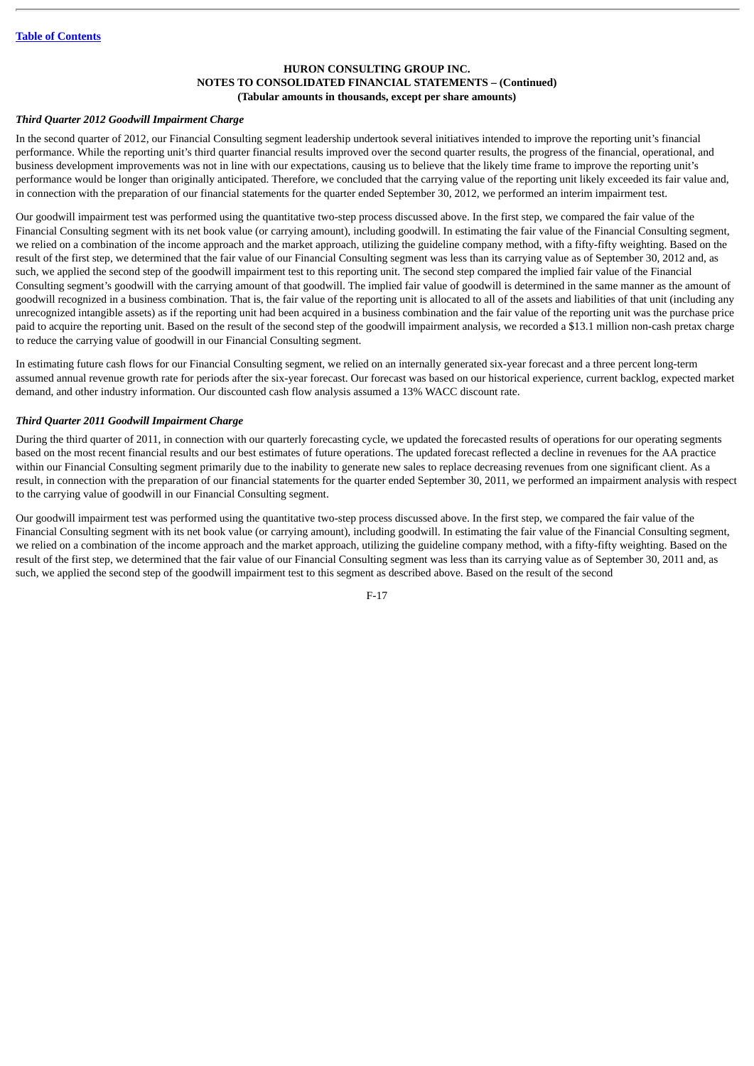### *Third Quarter 2012 Goodwill Impairment Charge*

In the second quarter of 2012, our Financial Consulting segment leadership undertook several initiatives intended to improve the reporting unit's financial performance. While the reporting unit's third quarter financial results improved over the second quarter results, the progress of the financial, operational, and business development improvements was not in line with our expectations, causing us to believe that the likely time frame to improve the reporting unit's performance would be longer than originally anticipated. Therefore, we concluded that the carrying value of the reporting unit likely exceeded its fair value and, in connection with the preparation of our financial statements for the quarter ended September 30, 2012, we performed an interim impairment test.

Our goodwill impairment test was performed using the quantitative two-step process discussed above. In the first step, we compared the fair value of the Financial Consulting segment with its net book value (or carrying amount), including goodwill. In estimating the fair value of the Financial Consulting segment, we relied on a combination of the income approach and the market approach, utilizing the guideline company method, with a fifty-fifty weighting. Based on the result of the first step, we determined that the fair value of our Financial Consulting segment was less than its carrying value as of September 30, 2012 and, as such, we applied the second step of the goodwill impairment test to this reporting unit. The second step compared the implied fair value of the Financial Consulting segment's goodwill with the carrying amount of that goodwill. The implied fair value of goodwill is determined in the same manner as the amount of goodwill recognized in a business combination. That is, the fair value of the reporting unit is allocated to all of the assets and liabilities of that unit (including any unrecognized intangible assets) as if the reporting unit had been acquired in a business combination and the fair value of the reporting unit was the purchase price paid to acquire the reporting unit. Based on the result of the second step of the goodwill impairment analysis, we recorded a $13.1 million non-cash pretax charge to reduce the carrying value of goodwill in our Financial Consulting segment.

In estimating future cash flows for our Financial Consulting segment, we relied on an internally generated six-year forecast and a three percent long-term assumed annual revenue growth rate for periods after the six-year forecast. Our forecast was based on our historical experience, current backlog, expected market demand, and other industry information. Our discounted cash flow analysis assumed a 13% WACC discount rate.

### *Third Quarter 2011 Goodwill Impairment Charge*

During the third quarter of 2011, in connection with our quarterly forecasting cycle, we updated the forecasted results of operations for our operating segments based on the most recent financial results and our best estimates of future operations. The updated forecast reflected a decline in revenues for the AA practice within our Financial Consulting segment primarily due to the inability to generate new sales to replace decreasing revenues from one significant client. As a result, in connection with the preparation of our financial statements for the quarter ended September 30, 2011, we performed an impairment analysis with respect to the carrying value of goodwill in our Financial Consulting segment.

Our goodwill impairment test was performed using the quantitative two-step process discussed above. In the first step, we compared the fair value of the Financial Consulting segment with its net book value (or carrying amount), including goodwill. In estimating the fair value of the Financial Consulting segment, we relied on a combination of the income approach and the market approach, utilizing the guideline company method, with a fifty-fifty weighting. Based on the result of the first step, we determined that the fair value of our Financial Consulting segment was less than its carrying value as of September 30, 2011 and, as such, we applied the second step of the goodwill impairment test to this segment as described above. Based on the result of the second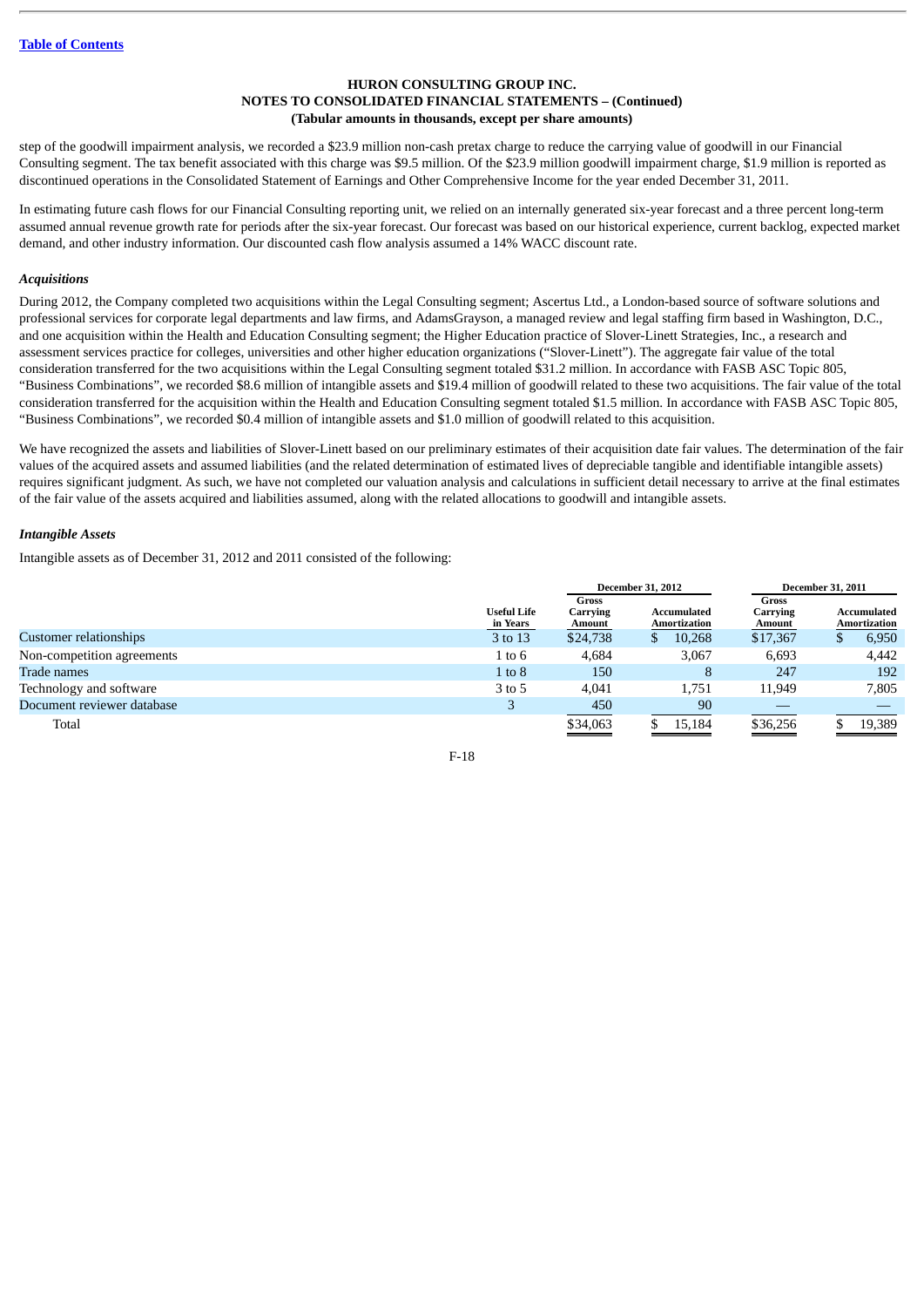step of the goodwill impairment analysis, we recorded a $23.9 million non-cash pretax charge to reduce the carrying value of goodwill in our Financial Consulting segment. The tax benefit associated with this charge was $9.5 million. Of the $23.9 million goodwill impairment charge, $1.9 million is reported as discontinued operations in the Consolidated Statement of Earnings and Other Comprehensive Income for the year ended December 31, 2011.

In estimating future cash flows for our Financial Consulting reporting unit, we relied on an internally generated six-year forecast and a three percent long-term assumed annual revenue growth rate for periods after the six-year forecast. Our forecast was based on our historical experience, current backlog, expected market demand, and other industry information. Our discounted cash flow analysis assumed a 14% WACC discount rate.

***Acquisitions***

During 2012, the Company completed two acquisitions within the Legal Consulting segment; Ascertus Ltd., a London-based source of software solutions and professional services for corporate legal departments and law firms, and AdamsGrayson, a managed review and legal staffing firm based in Washington, D.C., and one acquisition within the Health and Education Consulting segment; the Higher Education practice of Slover-Linett Strategies, Inc., a research and assessment services practice for colleges, universities and other higher education organizations ("Slover-Linett"). The aggregate fair value of the total consideration transferred for the two acquisitions within the Legal Consulting segment totaled $31.2 million. In accordance with FASB ASC Topic 805, "Business Combinations", we recorded $8.6 million of intangible assets and $19.4 million of goodwill related to these two acquisitions. The fair value of the total consideration transferred for the acquisition within the Health and Education Consulting segment totaled $1.5 million. In accordance with FASB ASC Topic 805, "Business Combinations", we recorded $0.4 million of intangible assets and $1.0 million of goodwill related to this acquisition.

We have recognized the assets and liabilities of Slover-Linett based on our preliminary estimates of their acquisition date fair values. The determination of the fair values of the acquired assets and assumed liabilities (and the related determination of estimated lives of depreciable tangible and identifiable intangible assets) requires significant judgment. As such, we have not completed our valuation analysis and calculations in sufficient detail necessary to arrive at the final estimates of the fair value of the assets acquired and liabilities assumed, along with the related allocations to goodwill and intangible assets.

***Intangible Assets***

Intangible assets as of December 31, 2012 and 2011 consisted of the following:

| | | December 31, 2012 | | December 31, 2011 | |
|---|---|---|---|---|---|
| | Useful Life in Years | Gross Carrying Amount | Accumulated Amortization | Gross Carrying Amount | Accumulated Amortization |
| Customer relationships | 3 to 13 | $24,738 | $ 10,268 | $17,367 | $ 6,950 |
| Non-competition agreements | 1 to 6 | 4,684 | 3,067 | 6,693 | 4,442 |
| Trade names | 1 to 8 | 150 | 8 | 247 | 192 |
| Technology and software | 3 to 5 | 4,041 | 1,751 | 11,949 | 7,805 |
| Document reviewer database | 3 | 450 | 90 | — | — |
| Total | | $34,063 | $ 15,184 | $36,256 | $ 19,389 |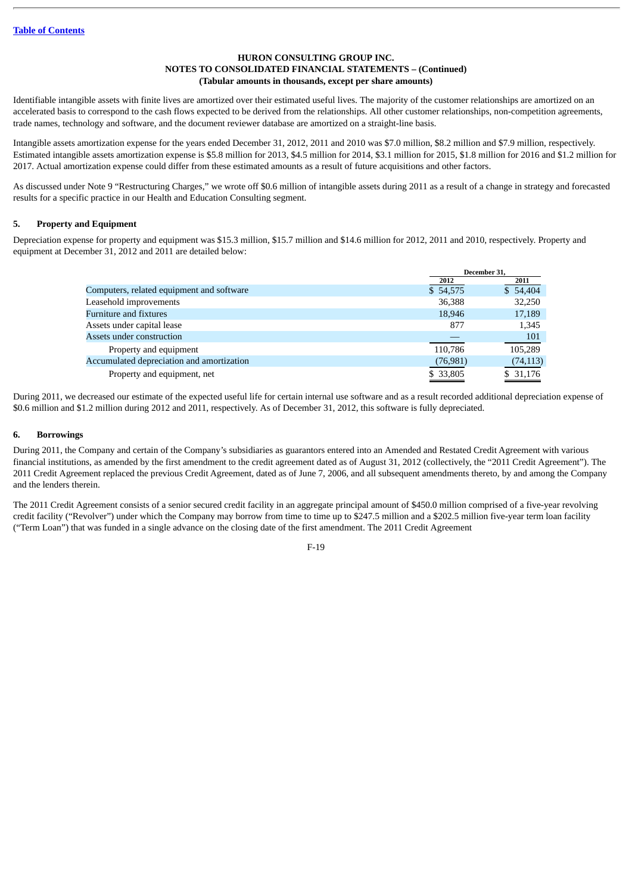**HURON CONSULTING GROUP INC.**
**NOTES TO CONSOLIDATED FINANCIAL STATEMENTS – (Continued)**
**(Tabular amounts in thousands, except per share amounts)**

Identifiable intangible assets with finite lives are amortized over their estimated useful lives. The majority of the customer relationships are amortized on an accelerated basis to correspond to the cash flows expected to be derived from the relationships. All other customer relationships, non-competition agreements, trade names, technology and software, and the document reviewer database are amortized on a straight-line basis.

Intangible assets amortization expense for the years ended December 31, 2012, 2011 and 2010 was $7.0 million, $8.2 million and $7.9 million, respectively. Estimated intangible assets amortization expense is $5.8 million for 2013, $4.5 million for 2014, $3.1 million for 2015, $1.8 million for 2016 and $1.2 million for 2017. Actual amortization expense could differ from these estimated amounts as a result of future acquisitions and other factors.

As discussed under Note 9 "Restructuring Charges," we wrote off $0.6 million of intangible assets during 2011 as a result of a change in strategy and forecasted results for a specific practice in our Health and Education Consulting segment.

## 5. Property and Equipment

Depreciation expense for property and equipment was $15.3 million, $15.7 million and $14.6 million for 2012, 2011 and 2010, respectively. Property and equipment at December 31, 2012 and 2011 are detailed below:

| | December 31, | |
|---|---|---|
| | 2012 | 2011 |
| Computers, related equipment and software | $ 54,575 | $ 54,404 |
| Leasehold improvements | 36,388 | 32,250 |
| Furniture and fixtures | 18,946 | 17,189 |
| Assets under capital lease | 877 | 1,345 |
| Assets under construction | — | 101 |
| Property and equipment | 110,786 | 105,289 |
| Accumulated depreciation and amortization | (76,981) | (74,113) |
| Property and equipment, net | $ 33,805 | $ 31,176 |

During 2011, we decreased our estimate of the expected useful life for certain internal use software and as a result recorded additional depreciation expense of $0.6 million and $1.2 million during 2012 and 2011, respectively. As of December 31, 2012, this software is fully depreciated.

## 6. Borrowings

During 2011, the Company and certain of the Company's subsidiaries as guarantors entered into an Amended and Restated Credit Agreement with various financial institutions, as amended by the first amendment to the credit agreement dated as of August 31, 2012 (collectively, the "2011 Credit Agreement"). The 2011 Credit Agreement replaced the previous Credit Agreement, dated as of June 7, 2006, and all subsequent amendments thereto, by and among the Company and the lenders therein.

The 2011 Credit Agreement consists of a senior secured credit facility in an aggregate principal amount of $450.0 million comprised of a five-year revolving credit facility ("Revolver") under which the Company may borrow from time to time up to $247.5 million and a $202.5 million five-year term loan facility ("Term Loan") that was funded in a single advance on the closing date of the first amendment. The 2011 Credit Agreement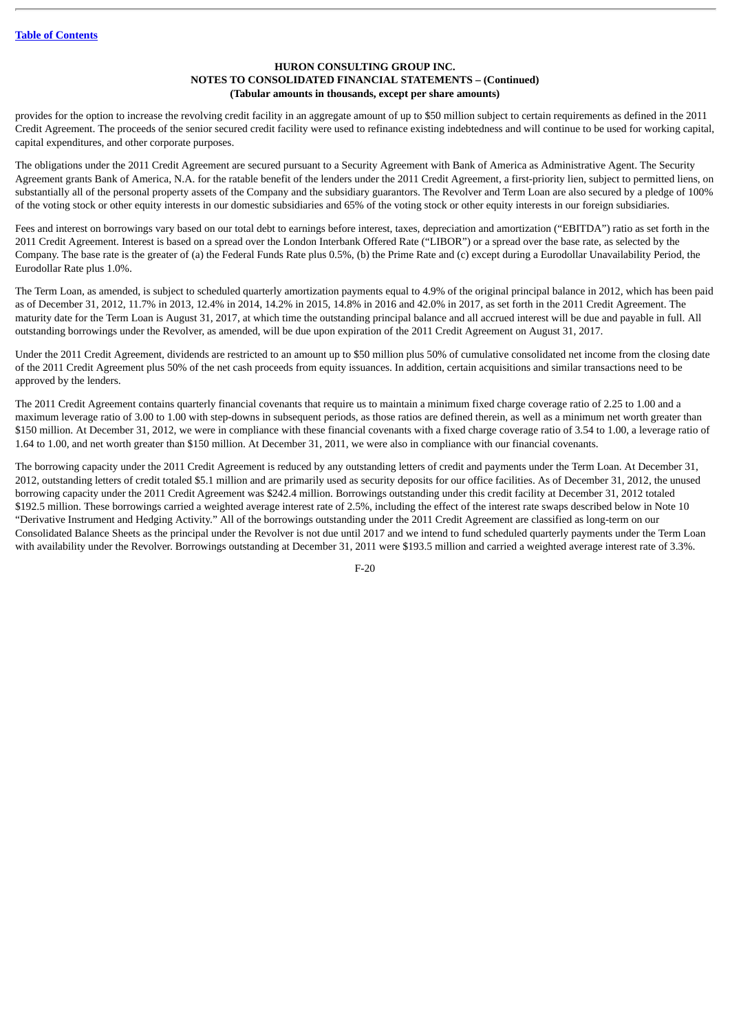provides for the option to increase the revolving credit facility in an aggregate amount of up to $50 million subject to certain requirements as defined in the 2011 Credit Agreement. The proceeds of the senior secured credit facility were used to refinance existing indebtedness and will continue to be used for working capital, capital expenditures, and other corporate purposes.

The obligations under the 2011 Credit Agreement are secured pursuant to a Security Agreement with Bank of America as Administrative Agent. The Security Agreement grants Bank of America, N.A. for the ratable benefit of the lenders under the 2011 Credit Agreement, a first-priority lien, subject to permitted liens, on substantially all of the personal property assets of the Company and the subsidiary guarantors. The Revolver and Term Loan are also secured by a pledge of 100% of the voting stock or other equity interests in our domestic subsidiaries and 65% of the voting stock or other equity interests in our foreign subsidiaries.

Fees and interest on borrowings vary based on our total debt to earnings before interest, taxes, depreciation and amortization ("EBITDA") ratio as set forth in the 2011 Credit Agreement. Interest is based on a spread over the London Interbank Offered Rate ("LIBOR") or a spread over the base rate, as selected by the Company. The base rate is the greater of (a) the Federal Funds Rate plus 0.5%, (b) the Prime Rate and (c) except during a Eurodollar Unavailability Period, the Eurodollar Rate plus 1.0%.

The Term Loan, as amended, is subject to scheduled quarterly amortization payments equal to 4.9% of the original principal balance in 2012, which has been paid as of December 31, 2012, 11.7% in 2013, 12.4% in 2014, 14.2% in 2015, 14.8% in 2016 and 42.0% in 2017, as set forth in the 2011 Credit Agreement. The maturity date for the Term Loan is August 31, 2017, at which time the outstanding principal balance and all accrued interest will be due and payable in full. All outstanding borrowings under the Revolver, as amended, will be due upon expiration of the 2011 Credit Agreement on August 31, 2017.

Under the 2011 Credit Agreement, dividends are restricted to an amount up to $50 million plus 50% of cumulative consolidated net income from the closing date of the 2011 Credit Agreement plus 50% of the net cash proceeds from equity issuances. In addition, certain acquisitions and similar transactions need to be approved by the lenders.

The 2011 Credit Agreement contains quarterly financial covenants that require us to maintain a minimum fixed charge coverage ratio of 2.25 to 1.00 and a maximum leverage ratio of 3.00 to 1.00 with step-downs in subsequent periods, as those ratios are defined therein, as well as a minimum net worth greater than $150 million. At December 31, 2012, we were in compliance with these financial covenants with a fixed charge coverage ratio of 3.54 to 1.00, a leverage ratio of 1.64 to 1.00, and net worth greater than $150 million. At December 31, 2011, we were also in compliance with our financial covenants.

The borrowing capacity under the 2011 Credit Agreement is reduced by any outstanding letters of credit and payments under the Term Loan. At December 31, 2012, outstanding letters of credit totaled $5.1 million and are primarily used as security deposits for our office facilities. As of December 31, 2012, the unused borrowing capacity under the 2011 Credit Agreement was $242.4 million. Borrowings outstanding under this credit facility at December 31, 2012 totaled $192.5 million. These borrowings carried a weighted average interest rate of 2.5%, including the effect of the interest rate swaps described below in Note 10 "Derivative Instrument and Hedging Activity." All of the borrowings outstanding under the 2011 Credit Agreement are classified as long-term on our Consolidated Balance Sheets as the principal under the Revolver is not due until 2017 and we intend to fund scheduled quarterly payments under the Term Loan with availability under the Revolver. Borrowings outstanding at December 31, 2011 were $193.5 million and carried a weighted average interest rate of 3.3%.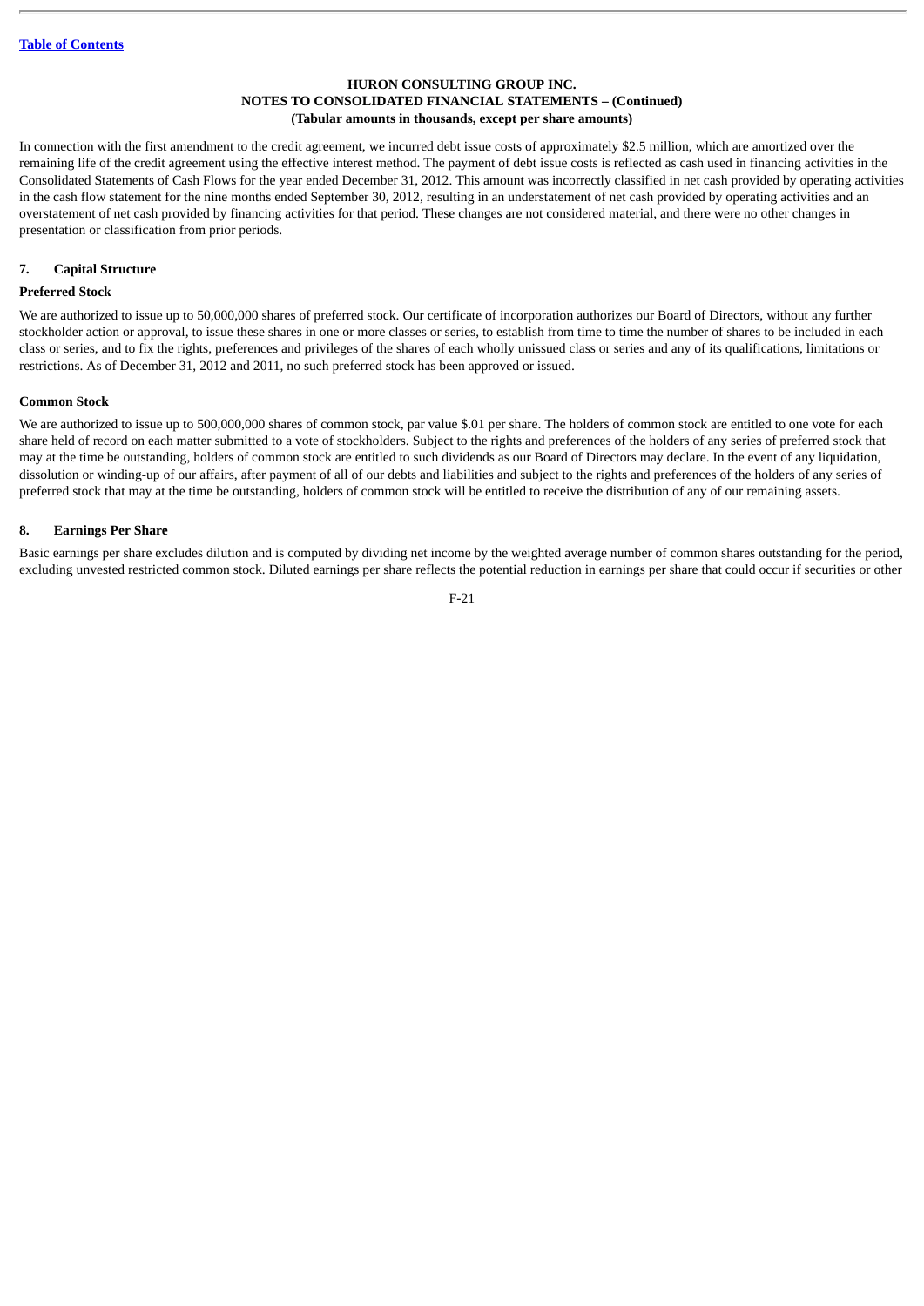In connection with the first amendment to the credit agreement, we incurred debt issue costs of approximately $2.5 million, which are amortized over the remaining life of the credit agreement using the effective interest method. The payment of debt issue costs is reflected as cash used in financing activities in the Consolidated Statements of Cash Flows for the year ended December 31, 2012. This amount was incorrectly classified in net cash provided by operating activities in the cash flow statement for the nine months ended September 30, 2012, resulting in an understatement of net cash provided by operating activities and an overstatement of net cash provided by financing activities for that period. These changes are not considered material, and there were no other changes in presentation or classification from prior periods.

## 7. Capital Structure

### Preferred Stock

We are authorized to issue up to 50,000,000 shares of preferred stock. Our certificate of incorporation authorizes our Board of Directors, without any further stockholder action or approval, to issue these shares in one or more classes or series, to establish from time to time the number of shares to be included in each class or series, and to fix the rights, preferences and privileges of the shares of each wholly unissued class or series and any of its qualifications, limitations or restrictions. As of December 31, 2012 and 2011, no such preferred stock has been approved or issued.

### Common Stock

We are authorized to issue up to 500,000,000 shares of common stock, par value $.01 per share. The holders of common stock are entitled to one vote for each share held of record on each matter submitted to a vote of stockholders. Subject to the rights and preferences of the holders of any series of preferred stock that may at the time be outstanding, holders of common stock are entitled to such dividends as our Board of Directors may declare. In the event of any liquidation, dissolution or winding-up of our affairs, after payment of all of our debts and liabilities and subject to the rights and preferences of the holders of any series of preferred stock that may at the time be outstanding, holders of common stock will be entitled to receive the distribution of any of our remaining assets.

## 8. Earnings Per Share

Basic earnings per share excludes dilution and is computed by dividing net income by the weighted average number of common shares outstanding for the period, excluding unvested restricted common stock. Diluted earnings per share reflects the potential reduction in earnings per share that could occur if securities or other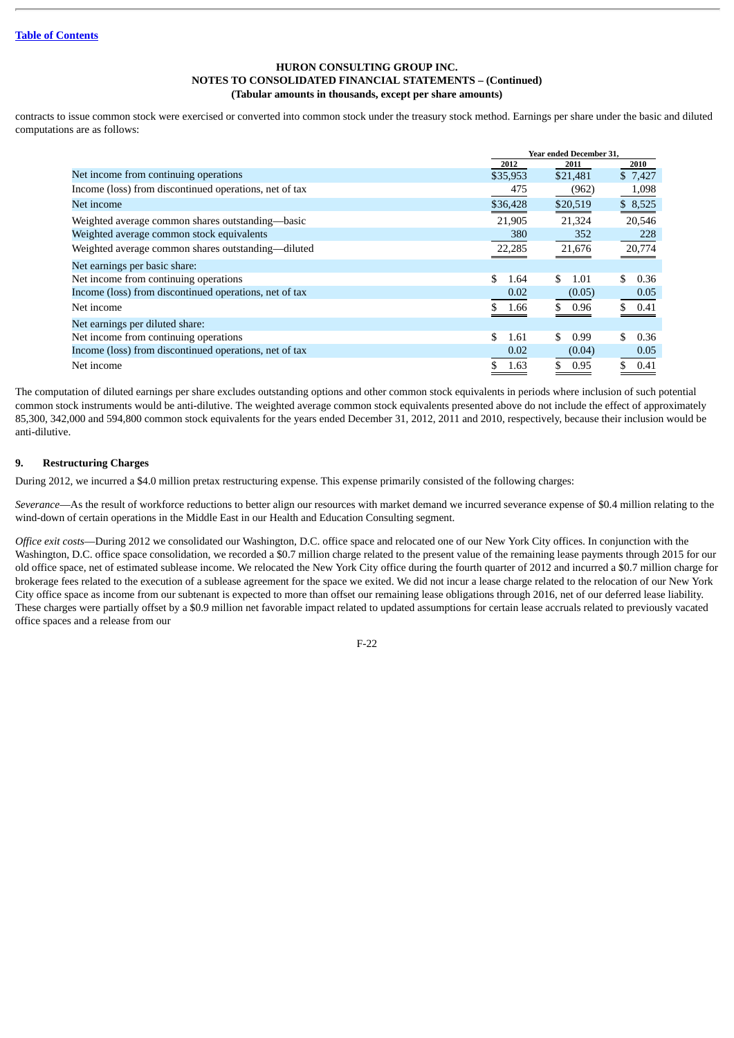HURON CONSULTING GROUP INC.

NOTES TO CONSOLIDATED FINANCIAL STATEMENTS – (Continued)

(Tabular amounts in thousands, except per share amounts)

contracts to issue common stock were exercised or converted into common stock under the treasury stock method. Earnings per share under the basic and diluted computations are as follows:

| | Year ended December 31, | | |
|---|---|---|---|
| | 2012 | 2011 | 2010 |
| Net income from continuing operations | $35,953 | $21,481 | $ 7,427 |
| Income (loss) from discontinued operations, net of tax | 475 | (962) | 1,098 |
| Net income | $36,428 | $20,519 | $ 8,525 |
| Weighted average common shares outstanding—basic | 21,905 | 21,324 | 20,546 |
| Weighted average common stock equivalents | 380 | 352 | 228 |
| Weighted average common shares outstanding—diluted | 22,285 | 21,676 | 20,774 |
| Net earnings per basic share: | | | |
| Net income from continuing operations | $ 1.64 | $ 1.01 | $ 0.36 |
| Income (loss) from discontinued operations, net of tax | 0.02 | (0.05) | 0.05 |
| Net income | $ 1.66 | $ 0.96 | $ 0.41 |
| Net earnings per diluted share: | | | |
| Net income from continuing operations | $ 1.61 | $ 0.99 | $ 0.36 |
| Income (loss) from discontinued operations, net of tax | 0.02 | (0.04) | 0.05 |
| Net income | $ 1.63 | $ 0.95 | $ 0.41 |

The computation of diluted earnings per share excludes outstanding options and other common stock equivalents in periods where inclusion of such potential common stock instruments would be anti-dilutive. The weighted average common stock equivalents presented above do not include the effect of approximately 85,300, 342,000 and 594,800 common stock equivalents for the years ended December 31, 2012, 2011 and 2010, respectively, because their inclusion would be anti-dilutive.

## 9. Restructuring Charges

During 2012, we incurred a $4.0 million pretax restructuring expense. This expense primarily consisted of the following charges:

*Severance*—As the result of workforce reductions to better align our resources with market demand we incurred severance expense of $0.4 million relating to the wind-down of certain operations in the Middle East in our Health and Education Consulting segment.

*Office exit costs*—During 2012 we consolidated our Washington, D.C. office space and relocated one of our New York City offices. In conjunction with the Washington, D.C. office space consolidation, we recorded a $0.7 million charge related to the present value of the remaining lease payments through 2015 for our old office space, net of estimated sublease income. We relocated the New York City office during the fourth quarter of 2012 and incurred a $0.7 million charge for brokerage fees related to the execution of a sublease agreement for the space we exited. We did not incur a lease charge related to the relocation of our New York City office space as income from our subtenant is expected to more than offset our remaining lease obligations through 2016, net of our deferred lease liability. These charges were partially offset by a $0.9 million net favorable impact related to updated assumptions for certain lease accruals related to previously vacated office spaces and a release from our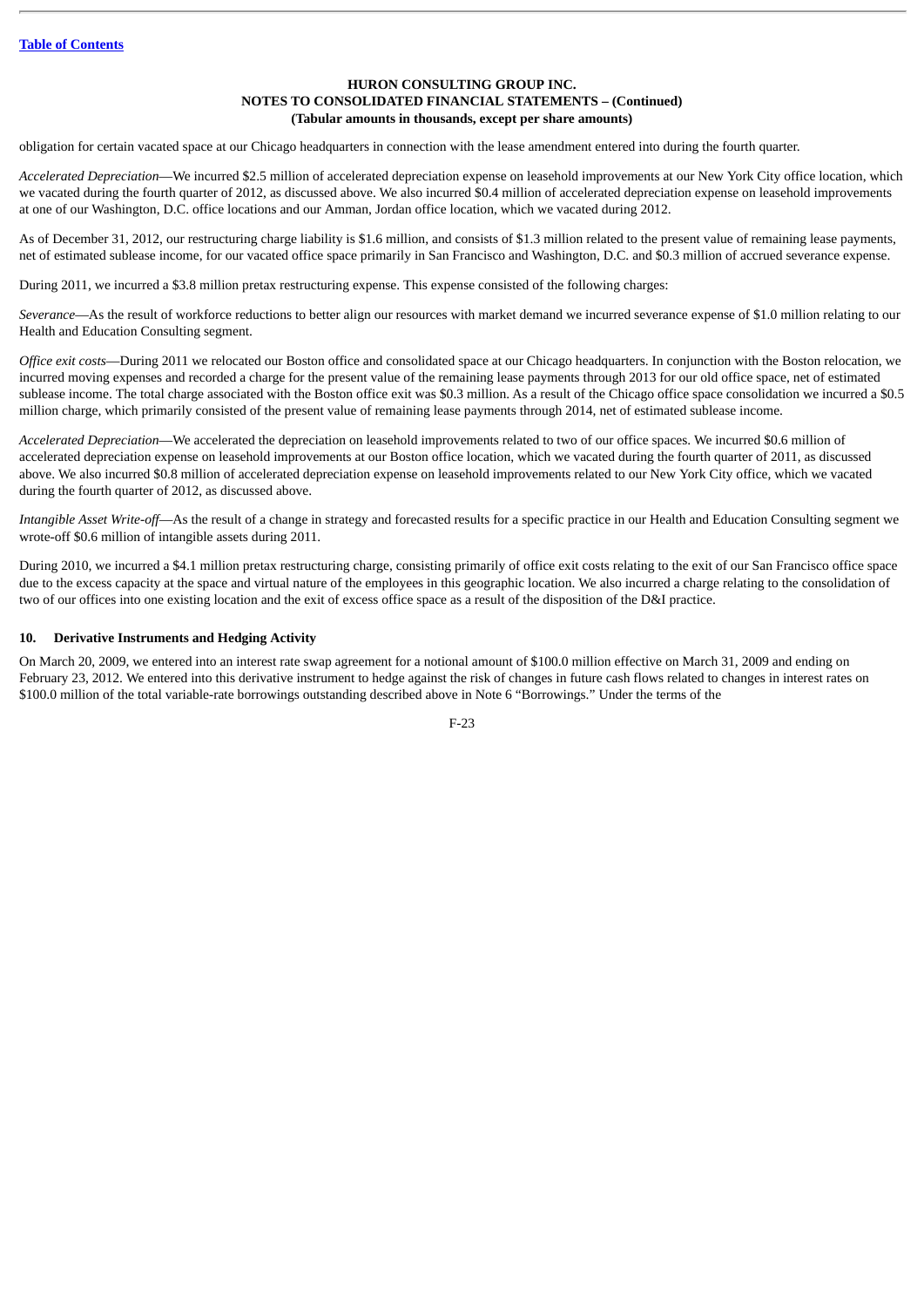obligation for certain vacated space at our Chicago headquarters in connection with the lease amendment entered into during the fourth quarter.

*Accelerated Depreciation*—We incurred $2.5 million of accelerated depreciation expense on leasehold improvements at our New York City office location, which we vacated during the fourth quarter of 2012, as discussed above. We also incurred $0.4 million of accelerated depreciation expense on leasehold improvements at one of our Washington, D.C. office locations and our Amman, Jordan office location, which we vacated during 2012.

As of December 31, 2012, our restructuring charge liability is $1.6 million, and consists of $1.3 million related to the present value of remaining lease payments, net of estimated sublease income, for our vacated office space primarily in San Francisco and Washington, D.C. and $0.3 million of accrued severance expense.

During 2011, we incurred a $3.8 million pretax restructuring expense. This expense consisted of the following charges:

*Severance*—As the result of workforce reductions to better align our resources with market demand we incurred severance expense of $1.0 million relating to our Health and Education Consulting segment.

*Office exit costs*—During 2011 we relocated our Boston office and consolidated space at our Chicago headquarters. In conjunction with the Boston relocation, we incurred moving expenses and recorded a charge for the present value of the remaining lease payments through 2013 for our old office space, net of estimated sublease income. The total charge associated with the Boston office exit was $0.3 million. As a result of the Chicago office space consolidation we incurred a $0.5 million charge, which primarily consisted of the present value of remaining lease payments through 2014, net of estimated sublease income.

*Accelerated Depreciation*—We accelerated the depreciation on leasehold improvements related to two of our office spaces. We incurred $0.6 million of accelerated depreciation expense on leasehold improvements at our Boston office location, which we vacated during the fourth quarter of 2011, as discussed above. We also incurred $0.8 million of accelerated depreciation expense on leasehold improvements related to our New York City office, which we vacated during the fourth quarter of 2012, as discussed above.

*Intangible Asset Write-off*—As the result of a change in strategy and forecasted results for a specific practice in our Health and Education Consulting segment we wrote-off $0.6 million of intangible assets during 2011.

During 2010, we incurred a $4.1 million pretax restructuring charge, consisting primarily of office exit costs relating to the exit of our San Francisco office space due to the excess capacity at the space and virtual nature of the employees in this geographic location. We also incurred a charge relating to the consolidation of two of our offices into one existing location and the exit of excess office space as a result of the disposition of the D&I practice.

## 10. Derivative Instruments and Hedging Activity

On March 20, 2009, we entered into an interest rate swap agreement for a notional amount of $100.0 million effective on March 31, 2009 and ending on February 23, 2012. We entered into this derivative instrument to hedge against the risk of changes in future cash flows related to changes in interest rates on $100.0 million of the total variable-rate borrowings outstanding described above in Note 6 "Borrowings." Under the terms of the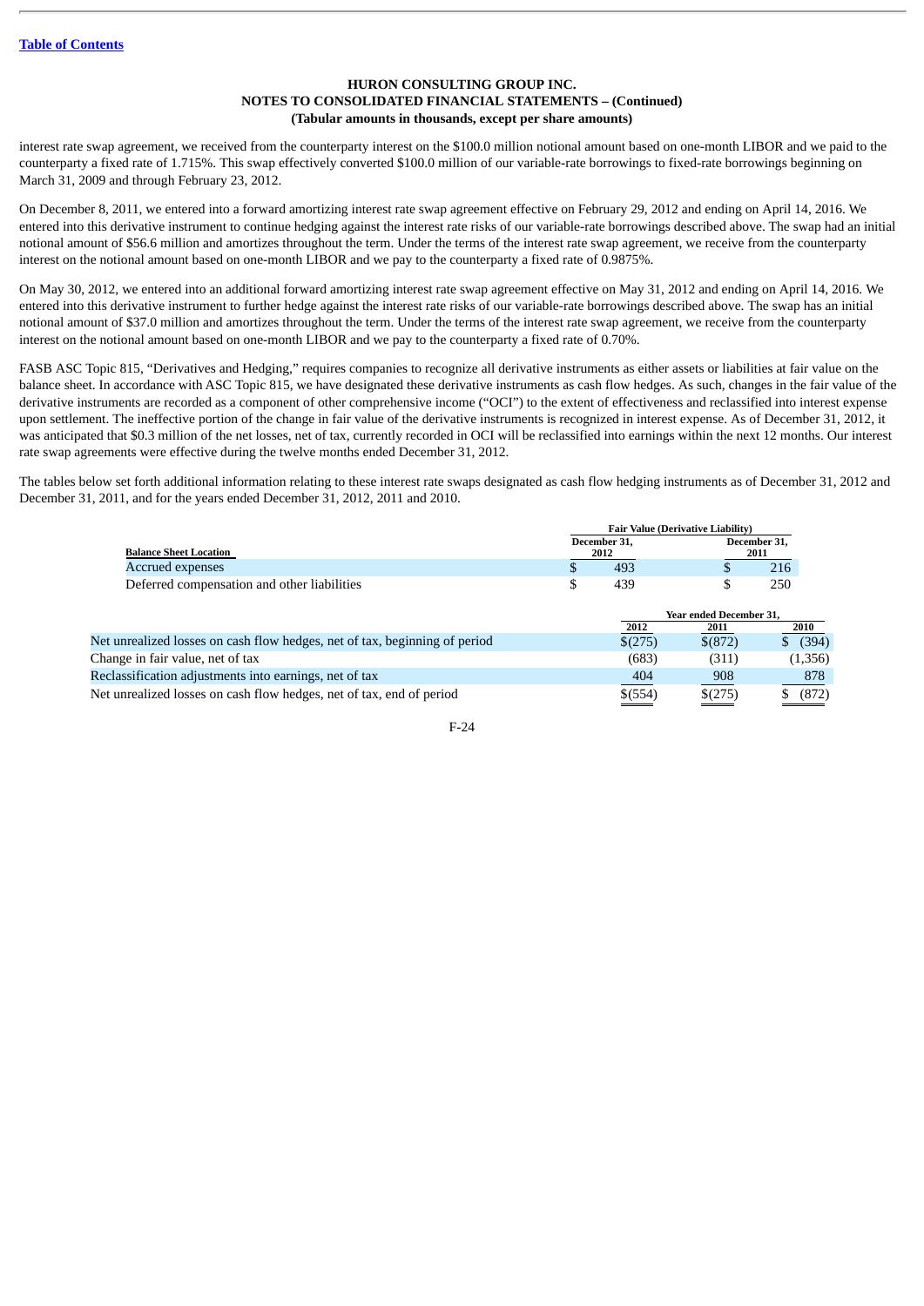**HURON CONSULTING GROUP INC.**
**NOTES TO CONSOLIDATED FINANCIAL STATEMENTS – (Continued)**
**(Tabular amounts in thousands, except per share amounts)**

interest rate swap agreement, we received from the counterparty interest on the $100.0 million notional amount based on one-month LIBOR and we paid to the counterparty a fixed rate of 1.715%. This swap effectively converted $100.0 million of our variable-rate borrowings to fixed-rate borrowings beginning on March 31, 2009 and through February 23, 2012.

On December 8, 2011, we entered into a forward amortizing interest rate swap agreement effective on February 29, 2012 and ending on April 14, 2016. We entered into this derivative instrument to continue hedging against the interest rate risks of our variable-rate borrowings described above. The swap had an initial notional amount of $56.6 million and amortizes throughout the term. Under the terms of the interest rate swap agreement, we receive from the counterparty interest on the notional amount based on one-month LIBOR and we pay to the counterparty a fixed rate of 0.9875%.

On May 30, 2012, we entered into an additional forward amortizing interest rate swap agreement effective on May 31, 2012 and ending on April 14, 2016. We entered into this derivative instrument to further hedge against the interest rate risks of our variable-rate borrowings described above. The swap has an initial notional amount of $37.0 million and amortizes throughout the term. Under the terms of the interest rate swap agreement, we receive from the counterparty interest on the notional amount based on one-month LIBOR and we pay to the counterparty a fixed rate of 0.70%.

FASB ASC Topic 815, "Derivatives and Hedging," requires companies to recognize all derivative instruments as either assets or liabilities at fair value on the balance sheet. In accordance with ASC Topic 815, we have designated these derivative instruments as cash flow hedges. As such, changes in the fair value of the derivative instruments are recorded as a component of other comprehensive income ("OCI") to the extent of effectiveness and reclassified into interest expense upon settlement. The ineffective portion of the change in fair value of the derivative instruments is recognized in interest expense. As of December 31, 2012, it was anticipated that $0.3 million of the net losses, net of tax, currently recorded in OCI will be reclassified into earnings within the next 12 months. Our interest rate swap agreements were effective during the twelve months ended December 31, 2012.

The tables below set forth additional information relating to these interest rate swaps designated as cash flow hedging instruments as of December 31, 2012 and December 31, 2011, and for the years ended December 31, 2012, 2011 and 2010.

| | Fair Value (Derivative Liability) | |
|---|---|---|
| **Balance Sheet Location** | **December 31, 2012** | **December 31, 2011** |
| Accrued expenses | $ 493 | $ 216 |
| Deferred compensation and other liabilities | $ 439 | $ 250 |

| | Year ended December 31, | | |
|---|---|---|---|
| | **2012** | **2011** | **2010** |
| Net unrealized losses on cash flow hedges, net of tax, beginning of period | $(275) | $(872) | $ (394) |
| Change in fair value, net of tax | (683) | (311) | (1,356) |
| Reclassification adjustments into earnings, net of tax | 404 | 908 | 878 |
| Net unrealized losses on cash flow hedges, net of tax, end of period | $(554) | $(275) | $ (872) |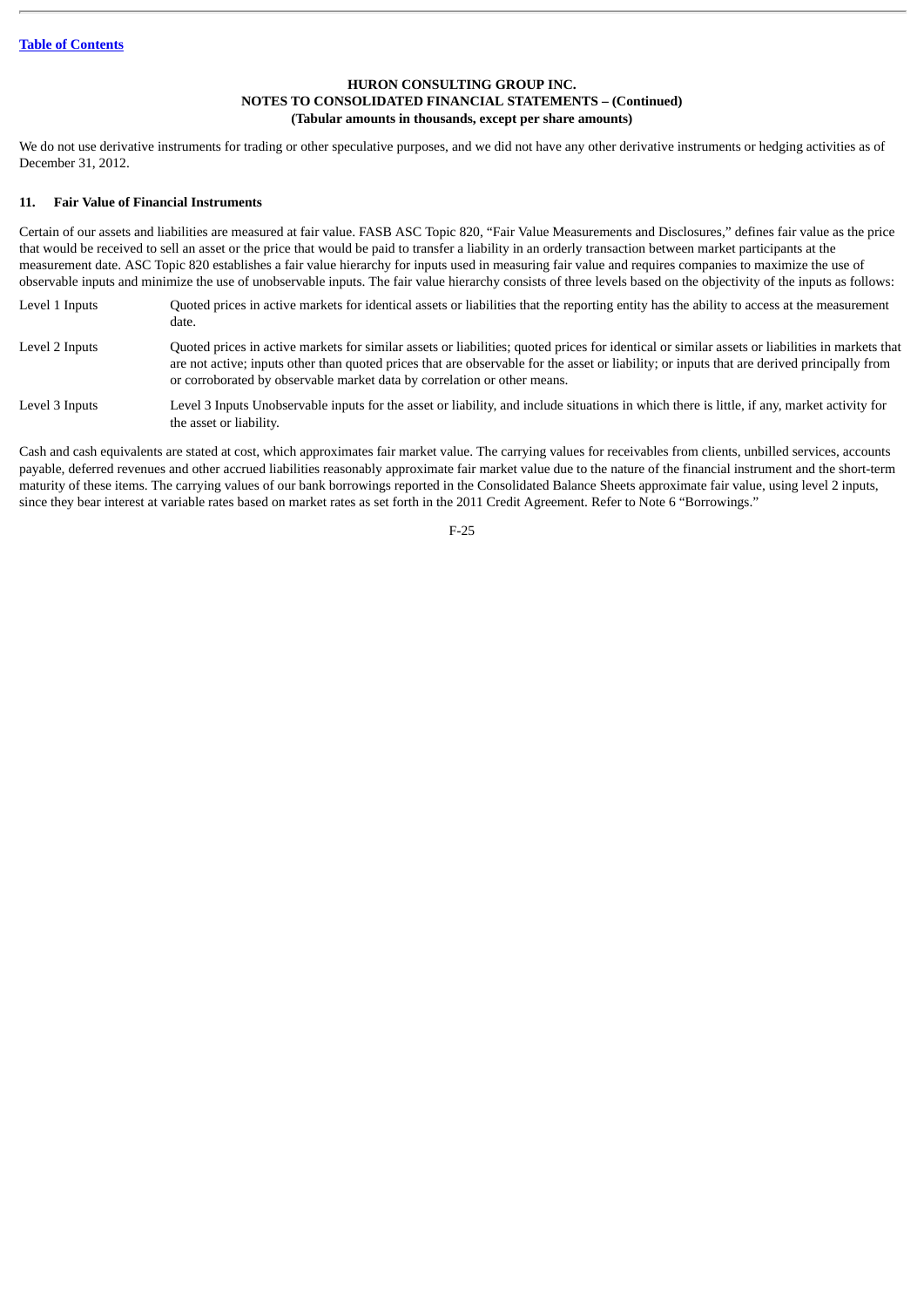We do not use derivative instruments for trading or other speculative purposes, and we did not have any other derivative instruments or hedging activities as of December 31, 2012.

## 11. Fair Value of Financial Instruments

Certain of our assets and liabilities are measured at fair value. FASB ASC Topic 820, "Fair Value Measurements and Disclosures," defines fair value as the price that would be received to sell an asset or the price that would be paid to transfer a liability in an orderly transaction between market participants at the measurement date. ASC Topic 820 establishes a fair value hierarchy for inputs used in measuring fair value and requires companies to maximize the use of observable inputs and minimize the use of unobservable inputs. The fair value hierarchy consists of three levels based on the objectivity of the inputs as follows:

| | |
|---|---|
| Level 1 Inputs | Quoted prices in active markets for identical assets or liabilities that the reporting entity has the ability to access at the measurement date. |
| Level 2 Inputs | Quoted prices in active markets for similar assets or liabilities; quoted prices for identical or similar assets or liabilities in markets that are not active; inputs other than quoted prices that are observable for the asset or liability; or inputs that are derived principally from or corroborated by observable market data by correlation or other means. |
| Level 3 Inputs | Level 3 Inputs Unobservable inputs for the asset or liability, and include situations in which there is little, if any, market activity for the asset or liability. |

Cash and cash equivalents are stated at cost, which approximates fair market value. The carrying values for receivables from clients, unbilled services, accounts payable, deferred revenues and other accrued liabilities reasonably approximate fair market value due to the nature of the financial instrument and the short-term maturity of these items. The carrying values of our bank borrowings reported in the Consolidated Balance Sheets approximate fair value, using level 2 inputs, since they bear interest at variable rates based on market rates as set forth in the 2011 Credit Agreement. Refer to Note 6 "Borrowings."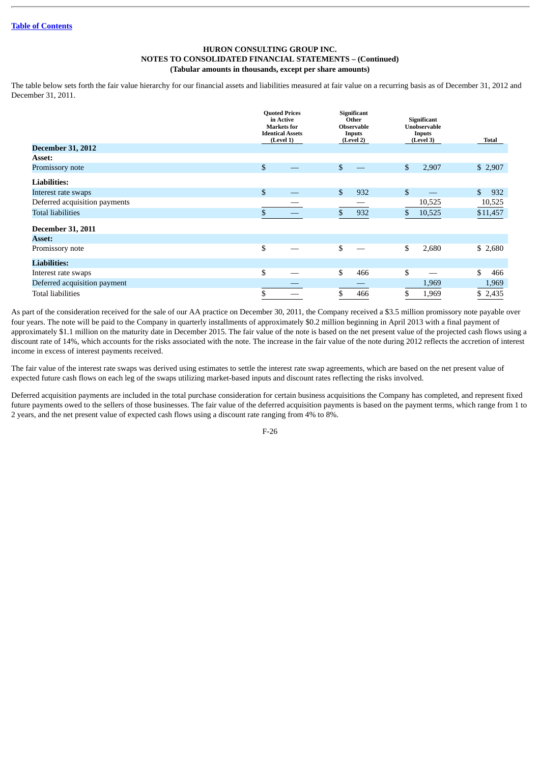HURON CONSULTING GROUP INC.
NOTES TO CONSOLIDATED FINANCIAL STATEMENTS – (Continued)
(Tabular amounts in thousands, except per share amounts)

The table below sets forth the fair value hierarchy for our financial assets and liabilities measured at fair value on a recurring basis as of December 31, 2012 and December 31, 2011.

| | Quoted Prices in Active Markets for Identical Assets (Level 1) | Significant Other Observable Inputs (Level 2) | Significant Unobservable Inputs (Level 3) | Total |
|---|---|---|---|---|
| **December 31, 2012** | | | | |
| **Asset:** | | | | |
| Promissory note | $ — | $ — | $ 2,907 | $ 2,907 |
| **Liabilities:** | | | | |
| Interest rate swaps | $ — | $ 932 | $ — | $ 932 |
| Deferred acquisition payments | — | — | 10,525 | 10,525 |
| Total liabilities | $ — | $ 932 | $ 10,525 | $11,457 |
| **December 31, 2011** | | | | |
| **Asset:** | | | | |
| Promissory note | $ — | $ — | $ 2,680 | $ 2,680 |
| **Liabilities:** | | | | |
| Interest rate swaps | $ — | $ 466 | $ — | $ 466 |
| Deferred acquisition payment | — | — | 1,969 | 1,969 |
| Total liabilities | $ — | $ 466 | $ 1,969 | $ 2,435 |

As part of the consideration received for the sale of our AA practice on December 30, 2011, the Company received a $3.5 million promissory note payable over four years. The note will be paid to the Company in quarterly installments of approximately $0.2 million beginning in April 2013 with a final payment of approximately $1.1 million on the maturity date in December 2015. The fair value of the note is based on the net present value of the projected cash flows using a discount rate of 14%, which accounts for the risks associated with the note. The increase in the fair value of the note during 2012 reflects the accretion of interest income in excess of interest payments received.

The fair value of the interest rate swaps was derived using estimates to settle the interest rate swap agreements, which are based on the net present value of expected future cash flows on each leg of the swaps utilizing market-based inputs and discount rates reflecting the risks involved.

Deferred acquisition payments are included in the total purchase consideration for certain business acquisitions the Company has completed, and represent fixed future payments owed to the sellers of those businesses. The fair value of the deferred acquisition payments is based on the payment terms, which range from 1 to 2 years, and the net present value of expected cash flows using a discount rate ranging from 4% to 8%.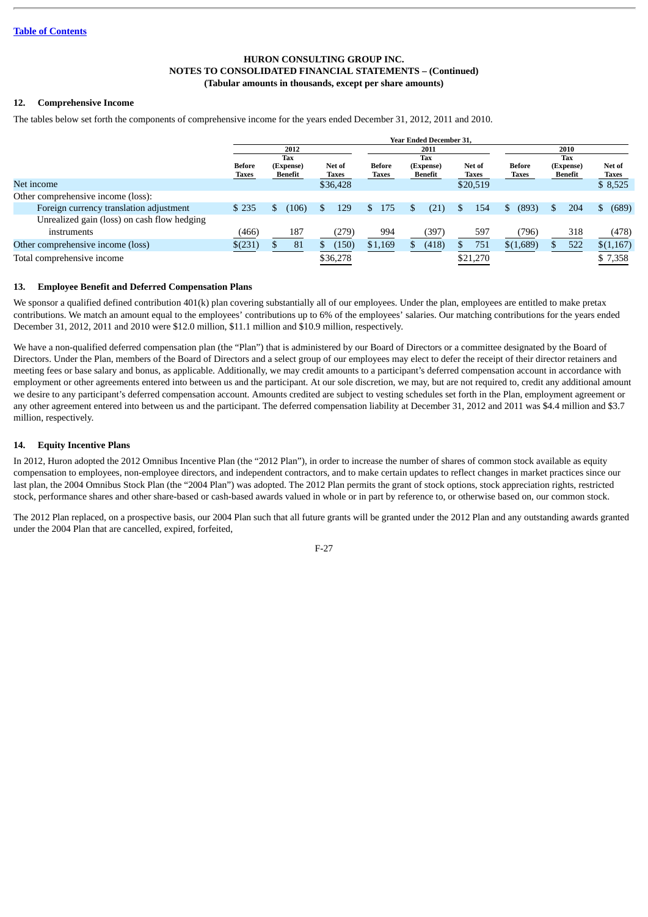HURON CONSULTING GROUP INC.
NOTES TO CONSOLIDATED FINANCIAL STATEMENTS – (Continued)
(Tabular amounts in thousands, except per share amounts)

## 12. Comprehensive Income

The tables below set forth the components of comprehensive income for the years ended December 31, 2012, 2011 and 2010.

| | Year Ended December 31, | | | | | | | | |
|---|---|---|---|---|---|---|---|---|---|
| | 2012 | | | 2011 | | | 2010 | | |
| | Before Taxes | Tax (Expense) Benefit | Net of Taxes | Before Taxes | Tax (Expense) Benefit | Net of Taxes | Before Taxes | Tax (Expense) Benefit | Net of Taxes |
| Net income | | | $36,428 | | | $20,519 | | | $ 8,525 |
| Other comprehensive income (loss): | | | | | | | | | |
| Foreign currency translation adjustment | $ 235 | $ (106) | $ 129 | $ 175 | $ (21) | $ 154 | $ (893) | $ 204 | $ (689) |
| Unrealized gain (loss) on cash flow hedging instruments | (466) | 187 | (279) | 994 | (397) | 597 | (796) | 318 | (478) |
| Other comprehensive income (loss) | $(231) | $ 81 | $ (150) | $1,169 | $ (418) | $ 751 | $(1,689) | $ 522 | $(1,167) |
| Total comprehensive income | | | $36,278 | | | $21,270 | | | $ 7,358 |

## 13. Employee Benefit and Deferred Compensation Plans

We sponsor a qualified defined contribution 401(k) plan covering substantially all of our employees. Under the plan, employees are entitled to make pretax contributions. We match an amount equal to the employees' contributions up to 6% of the employees' salaries. Our matching contributions for the years ended December 31, 2012, 2011 and 2010 were $12.0 million, $11.1 million and $10.9 million, respectively.

We have a non-qualified deferred compensation plan (the "Plan") that is administered by our Board of Directors or a committee designated by the Board of Directors. Under the Plan, members of the Board of Directors and a select group of our employees may elect to defer the receipt of their director retainers and meeting fees or base salary and bonus, as applicable. Additionally, we may credit amounts to a participant's deferred compensation account in accordance with employment or other agreements entered into between us and the participant. At our sole discretion, we may, but are not required to, credit any additional amount we desire to any participant's deferred compensation account. Amounts credited are subject to vesting schedules set forth in the Plan, employment agreement or any other agreement entered into between us and the participant. The deferred compensation liability at December 31, 2012 and 2011 was $4.4 million and $3.7 million, respectively.

## 14. Equity Incentive Plans

In 2012, Huron adopted the 2012 Omnibus Incentive Plan (the "2012 Plan"), in order to increase the number of shares of common stock available as equity compensation to employees, non-employee directors, and independent contractors, and to make certain updates to reflect changes in market practices since our last plan, the 2004 Omnibus Stock Plan (the "2004 Plan") was adopted. The 2012 Plan permits the grant of stock options, stock appreciation rights, restricted stock, performance shares and other share-based or cash-based awards valued in whole or in part by reference to, or otherwise based on, our common stock.

The 2012 Plan replaced, on a prospective basis, our 2004 Plan such that all future grants will be granted under the 2012 Plan and any outstanding awards granted under the 2004 Plan that are cancelled, expired, forfeited,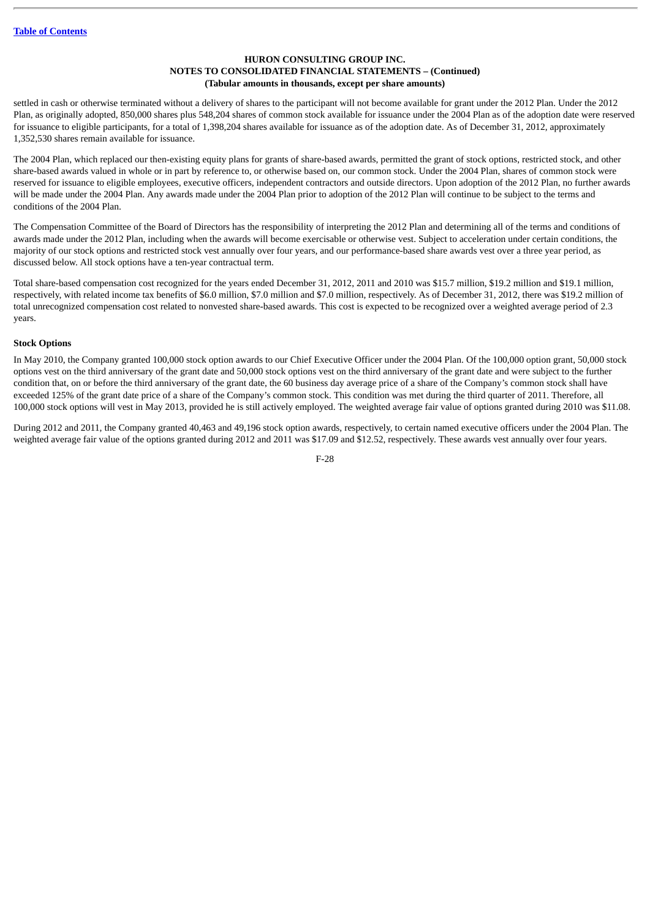settled in cash or otherwise terminated without a delivery of shares to the participant will not become available for grant under the 2012 Plan. Under the 2012 Plan, as originally adopted, 850,000 shares plus 548,204 shares of common stock available for issuance under the 2004 Plan as of the adoption date were reserved for issuance to eligible participants, for a total of 1,398,204 shares available for issuance as of the adoption date. As of December 31, 2012, approximately 1,352,530 shares remain available for issuance.

The 2004 Plan, which replaced our then-existing equity plans for grants of share-based awards, permitted the grant of stock options, restricted stock, and other share-based awards valued in whole or in part by reference to, or otherwise based on, our common stock. Under the 2004 Plan, shares of common stock were reserved for issuance to eligible employees, executive officers, independent contractors and outside directors. Upon adoption of the 2012 Plan, no further awards will be made under the 2004 Plan. Any awards made under the 2004 Plan prior to adoption of the 2012 Plan will continue to be subject to the terms and conditions of the 2004 Plan.

The Compensation Committee of the Board of Directors has the responsibility of interpreting the 2012 Plan and determining all of the terms and conditions of awards made under the 2012 Plan, including when the awards will become exercisable or otherwise vest. Subject to acceleration under certain conditions, the majority of our stock options and restricted stock vest annually over four years, and our performance-based share awards vest over a three year period, as discussed below. All stock options have a ten-year contractual term.

Total share-based compensation cost recognized for the years ended December 31, 2012, 2011 and 2010 was $15.7 million, $19.2 million and $19.1 million, respectively, with related income tax benefits of $6.0 million, $7.0 million and $7.0 million, respectively. As of December 31, 2012, there was $19.2 million of total unrecognized compensation cost related to nonvested share-based awards. This cost is expected to be recognized over a weighted average period of 2.3 years.

**Stock Options**

In May 2010, the Company granted 100,000 stock option awards to our Chief Executive Officer under the 2004 Plan. Of the 100,000 option grant, 50,000 stock options vest on the third anniversary of the grant date and 50,000 stock options vest on the third anniversary of the grant date and were subject to the further condition that, on or before the third anniversary of the grant date, the 60 business day average price of a share of the Company's common stock shall have exceeded 125% of the grant date price of a share of the Company's common stock. This condition was met during the third quarter of 2011. Therefore, all 100,000 stock options will vest in May 2013, provided he is still actively employed. The weighted average fair value of options granted during 2010 was $11.08.

During 2012 and 2011, the Company granted 40,463 and 49,196 stock option awards, respectively, to certain named executive officers under the 2004 Plan. The weighted average fair value of the options granted during 2012 and 2011 was $17.09 and $12.52, respectively. These awards vest annually over four years.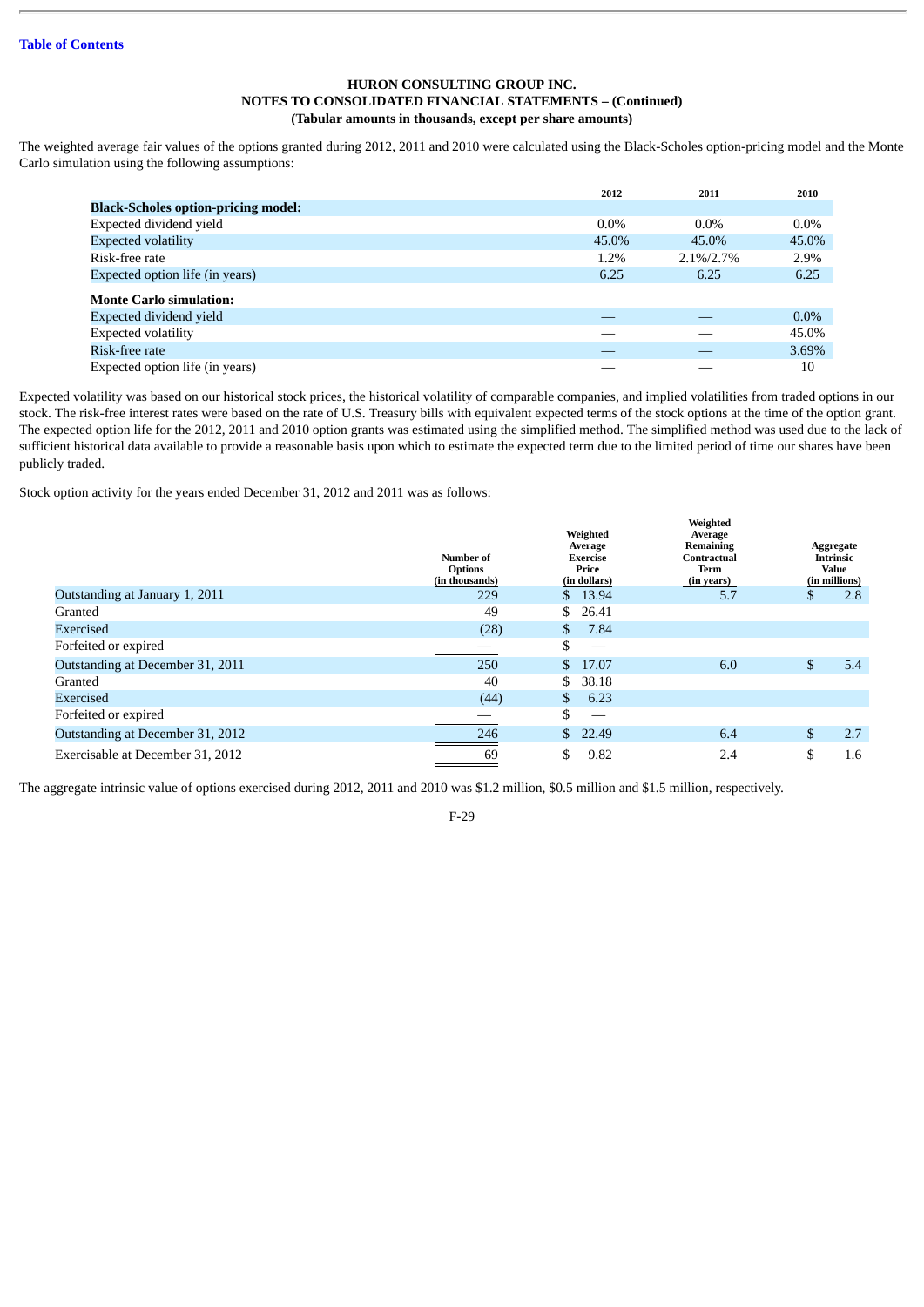**HURON CONSULTING GROUP INC.**
**NOTES TO CONSOLIDATED FINANCIAL STATEMENTS – (Continued)**
**(Tabular amounts in thousands, except per share amounts)**

The weighted average fair values of the options granted during 2012, 2011 and 2010 were calculated using the Black-Scholes option-pricing model and the Monte Carlo simulation using the following assumptions:

| | 2012 | 2011 | 2010 |
|---|---|---|---|
| **Black-Scholes option-pricing model:** | | | |
| Expected dividend yield | 0.0% | 0.0% | 0.0% |
| Expected volatility | 45.0% | 45.0% | 45.0% |
| Risk-free rate | 1.2% | 2.1%/2.7% | 2.9% |
| Expected option life (in years) | 6.25 | 6.25 | 6.25 |
| **Monte Carlo simulation:** | | | |
| Expected dividend yield | — | — | 0.0% |
| Expected volatility | — | — | 45.0% |
| Risk-free rate | — | — | 3.69% |
| Expected option life (in years) | — | — | 10 |

Expected volatility was based on our historical stock prices, the historical volatility of comparable companies, and implied volatilities from traded options in our stock. The risk-free interest rates were based on the rate of U.S. Treasury bills with equivalent expected terms of the stock options at the time of the option grant. The expected option life for the 2012, 2011 and 2010 option grants was estimated using the simplified method. The simplified method was used due to the lack of sufficient historical data available to provide a reasonable basis upon which to estimate the expected term due to the limited period of time our shares have been publicly traded.

Stock option activity for the years ended December 31, 2012 and 2011 was as follows:

| | Number of Options (in thousands) | Weighted Average Exercise Price (in dollars) | Weighted Average Remaining Contractual Term (in years) | Aggregate Intrinsic Value (in millions) |
|---|---|---|---|---|
| Outstanding at January 1, 2011 | 229 | $ 13.94 | 5.7 | $ 2.8 |
| Granted | 49 | $ 26.41 | | |
| Exercised | (28) | $ 7.84 | | |
| Forfeited or expired | — | $ — | | |
| Outstanding at December 31, 2011 | 250 | $ 17.07 | 6.0 | $ 5.4 |
| Granted | 40 | $ 38.18 | | |
| Exercised | (44) | $ 6.23 | | |
| Forfeited or expired | — | $ — | | |
| Outstanding at December 31, 2012 | 246 | $ 22.49 | 6.4 | $ 2.7 |
| Exercisable at December 31, 2012 | 69 | $ 9.82 | 2.4 | $ 1.6 |

The aggregate intrinsic value of options exercised during 2012, 2011 and 2010 was $1.2 million, $0.5 million and $1.5 million, respectively.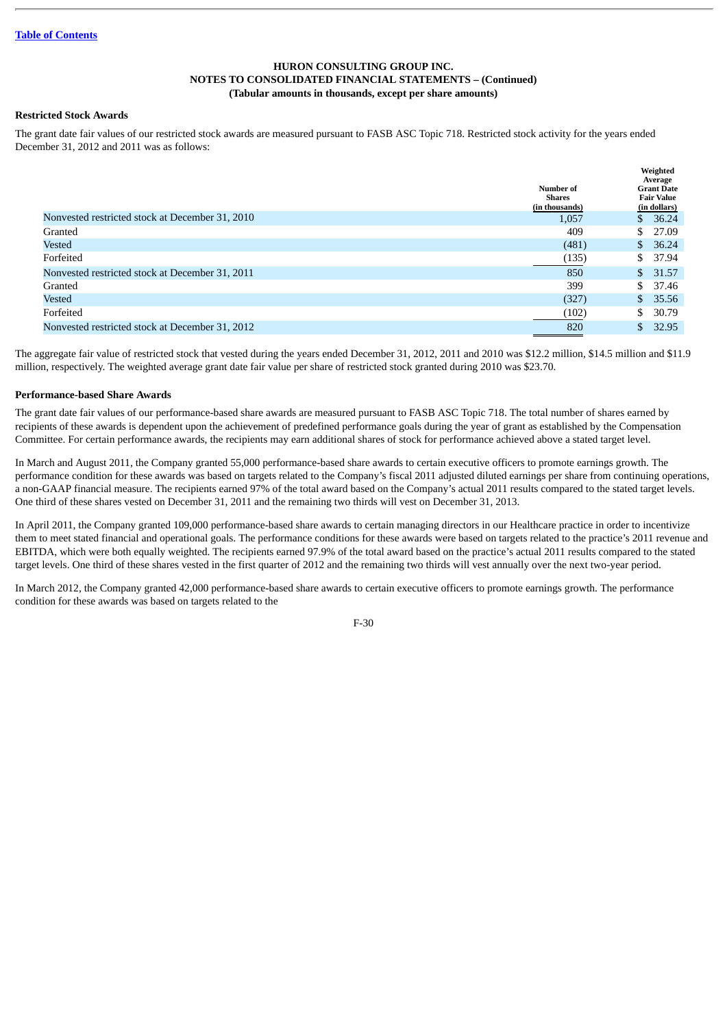HURON CONSULTING GROUP INC.
NOTES TO CONSOLIDATED FINANCIAL STATEMENTS – (Continued)
(Tabular amounts in thousands, except per share amounts)

**Restricted Stock Awards**

The grant date fair values of our restricted stock awards are measured pursuant to FASB ASC Topic 718. Restricted stock activity for the years ended December 31, 2012 and 2011 was as follows:

| | Number of Shares (in thousands) | Weighted Average Grant Date Fair Value (in dollars) |
|---|---|---|
| Nonvested restricted stock at December 31, 2010 | 1,057 | $ 36.24 |
| Granted | 409 | $ 27.09 |
| Vested | (481) | $ 36.24 |
| Forfeited | (135) | $ 37.94 |
| Nonvested restricted stock at December 31, 2011 | 850 | $ 31.57 |
| Granted | 399 | $ 37.46 |
| Vested | (327) | $ 35.56 |
| Forfeited | (102) | $ 30.79 |
| Nonvested restricted stock at December 31, 2012 | 820 | $ 32.95 |

The aggregate fair value of restricted stock that vested during the years ended December 31, 2012, 2011 and 2010 was $12.2 million, $14.5 million and $11.9 million, respectively. The weighted average grant date fair value per share of restricted stock granted during 2010 was $23.70.

**Performance-based Share Awards**

The grant date fair values of our performance-based share awards are measured pursuant to FASB ASC Topic 718. The total number of shares earned by recipients of these awards is dependent upon the achievement of predefined performance goals during the year of grant as established by the Compensation Committee. For certain performance awards, the recipients may earn additional shares of stock for performance achieved above a stated target level.

In March and August 2011, the Company granted 55,000 performance-based share awards to certain executive officers to promote earnings growth. The performance condition for these awards was based on targets related to the Company's fiscal 2011 adjusted diluted earnings per share from continuing operations, a non-GAAP financial measure. The recipients earned 97% of the total award based on the Company's actual 2011 results compared to the stated target levels. One third of these shares vested on December 31, 2011 and the remaining two thirds will vest on December 31, 2013.

In April 2011, the Company granted 109,000 performance-based share awards to certain managing directors in our Healthcare practice in order to incentivize them to meet stated financial and operational goals. The performance conditions for these awards were based on targets related to the practice's 2011 revenue and EBITDA, which were both equally weighted. The recipients earned 97.9% of the total award based on the practice's actual 2011 results compared to the stated target levels. One third of these shares vested in the first quarter of 2012 and the remaining two thirds will vest annually over the next two-year period.

In March 2012, the Company granted 42,000 performance-based share awards to certain executive officers to promote earnings growth. The performance condition for these awards was based on targets related to the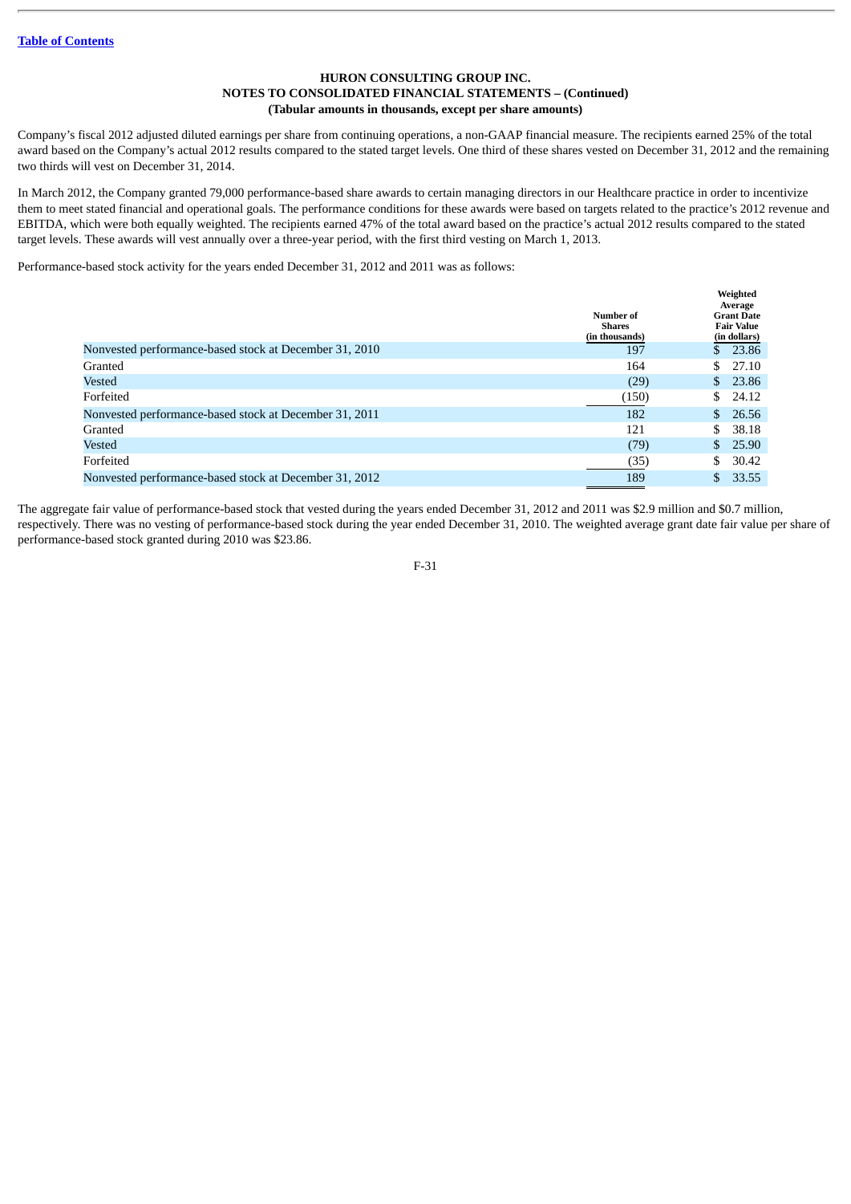Company's fiscal 2012 adjusted diluted earnings per share from continuing operations, a non-GAAP financial measure. The recipients earned 25% of the total award based on the Company's actual 2012 results compared to the stated target levels. One third of these shares vested on December 31, 2012 and the remaining two thirds will vest on December 31, 2014.

In March 2012, the Company granted 79,000 performance-based share awards to certain managing directors in our Healthcare practice in order to incentivize them to meet stated financial and operational goals. The performance conditions for these awards were based on targets related to the practice's 2012 revenue and EBITDA, which were both equally weighted. The recipients earned 47% of the total award based on the practice's actual 2012 results compared to the stated target levels. These awards will vest annually over a three-year period, with the first third vesting on March 1, 2013.

Performance-based stock activity for the years ended December 31, 2012 and 2011 was as follows:

| | Number of Shares (in thousands) | Weighted Average Grant Date Fair Value (in dollars) |
|---|---|---|
| Nonvested performance-based stock at December 31, 2010 | 197 | $ 23.86 |
| Granted | 164 | $ 27.10 |
| Vested | (29) | $ 23.86 |
| Forfeited | (150) | $ 24.12 |
| Nonvested performance-based stock at December 31, 2011 | 182 | $ 26.56 |
| Granted | 121 | $ 38.18 |
| Vested | (79) | $ 25.90 |
| Forfeited | (35) | $ 30.42 |
| Nonvested performance-based stock at December 31, 2012 | 189 | $ 33.55 |

The aggregate fair value of performance-based stock that vested during the years ended December 31, 2012 and 2011 was $2.9 million and $0.7 million, respectively. There was no vesting of performance-based stock during the year ended December 31, 2010. The weighted average grant date fair value per share of performance-based stock granted during 2010 was $23.86.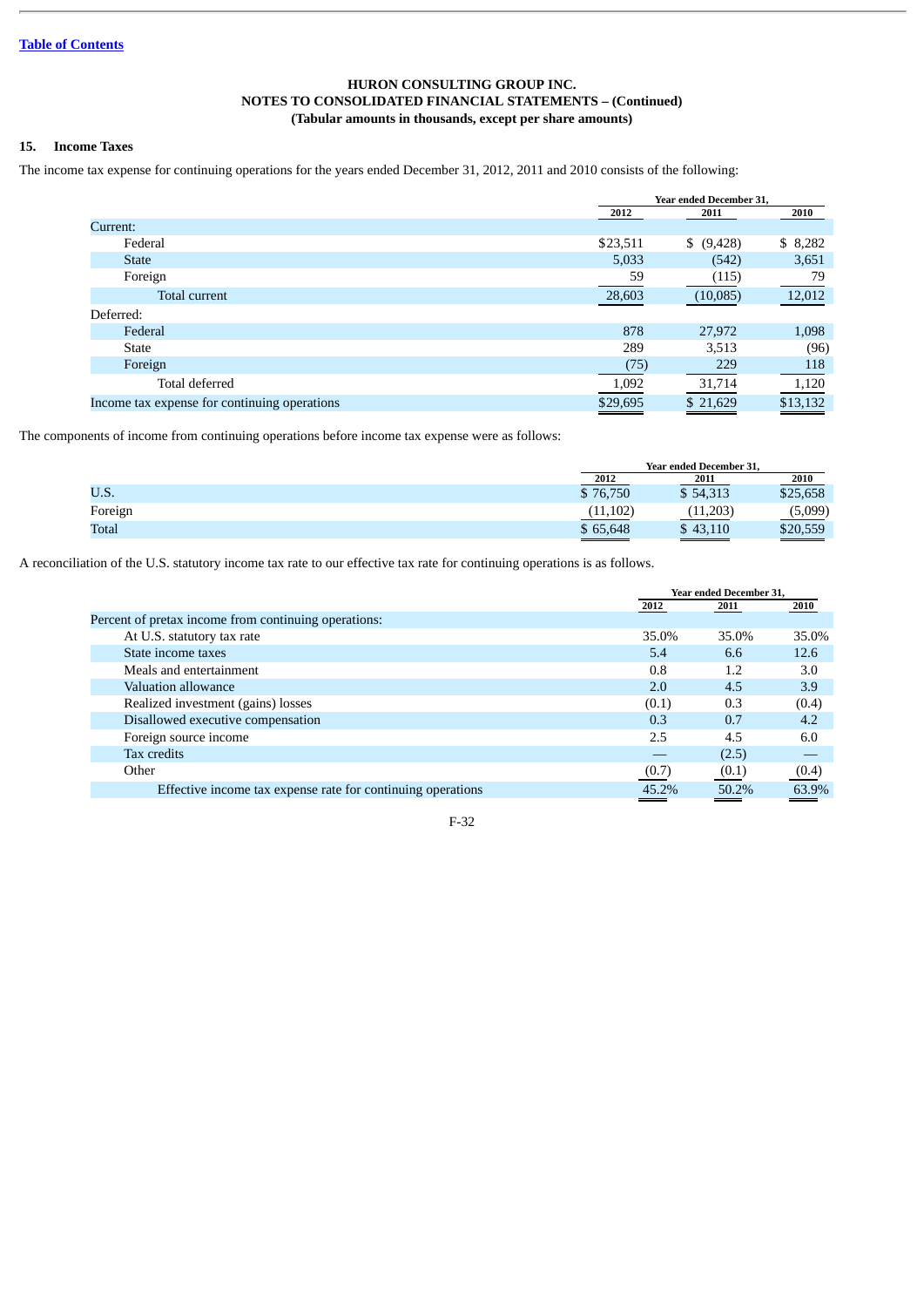**HURON CONSULTING GROUP INC.**
**NOTES TO CONSOLIDATED FINANCIAL STATEMENTS – (Continued)**
**(Tabular amounts in thousands, except per share amounts)**

## 15. Income Taxes

The income tax expense for continuing operations for the years ended December 31, 2012, 2011 and 2010 consists of the following:

| | Year ended December 31, | | |
|---|---|---|---|
| | 2012 | 2011 | 2010 |
| Current: | | | |
| Federal | $23,511 | $ (9,428) | $ 8,282 |
| State | 5,033 | (542) | 3,651 |
| Foreign | 59 | (115) | 79 |
| Total current | 28,603 | (10,085) | 12,012 |
| Deferred: | | | |
| Federal | 878 | 27,972 | 1,098 |
| State | 289 | 3,513 | (96) |
| Foreign | (75) | 229 | 118 |
| Total deferred | 1,092 | 31,714 | 1,120 |
| Income tax expense for continuing operations | $29,695 | $ 21,629 | $13,132 |

The components of income from continuing operations before income tax expense were as follows:

| | Year ended December 31, | | |
|---|---|---|---|
| | 2012 | 2011 | 2010 |
| U.S. | $ 76,750 | $ 54,313 | $25,658 |
| Foreign | (11,102) | (11,203) | (5,099) |
| Total | $ 65,648 | $ 43,110 | $20,559 |

A reconciliation of the U.S. statutory income tax rate to our effective tax rate for continuing operations is as follows.

| | Year ended December 31, | | |
|---|---|---|---|
| | 2012 | 2011 | 2010 |
| Percent of pretax income from continuing operations: | | | |
| At U.S. statutory tax rate | 35.0% | 35.0% | 35.0% |
| State income taxes | 5.4 | 6.6 | 12.6 |
| Meals and entertainment | 0.8 | 1.2 | 3.0 |
| Valuation allowance | 2.0 | 4.5 | 3.9 |
| Realized investment (gains) losses | (0.1) | 0.3 | (0.4) |
| Disallowed executive compensation | 0.3 | 0.7 | 4.2 |
| Foreign source income | 2.5 | 4.5 | 6.0 |
| Tax credits | — | (2.5) | — |
| Other | (0.7) | (0.1) | (0.4) |
| Effective income tax expense rate for continuing operations | 45.2% | 50.2% | 63.9% |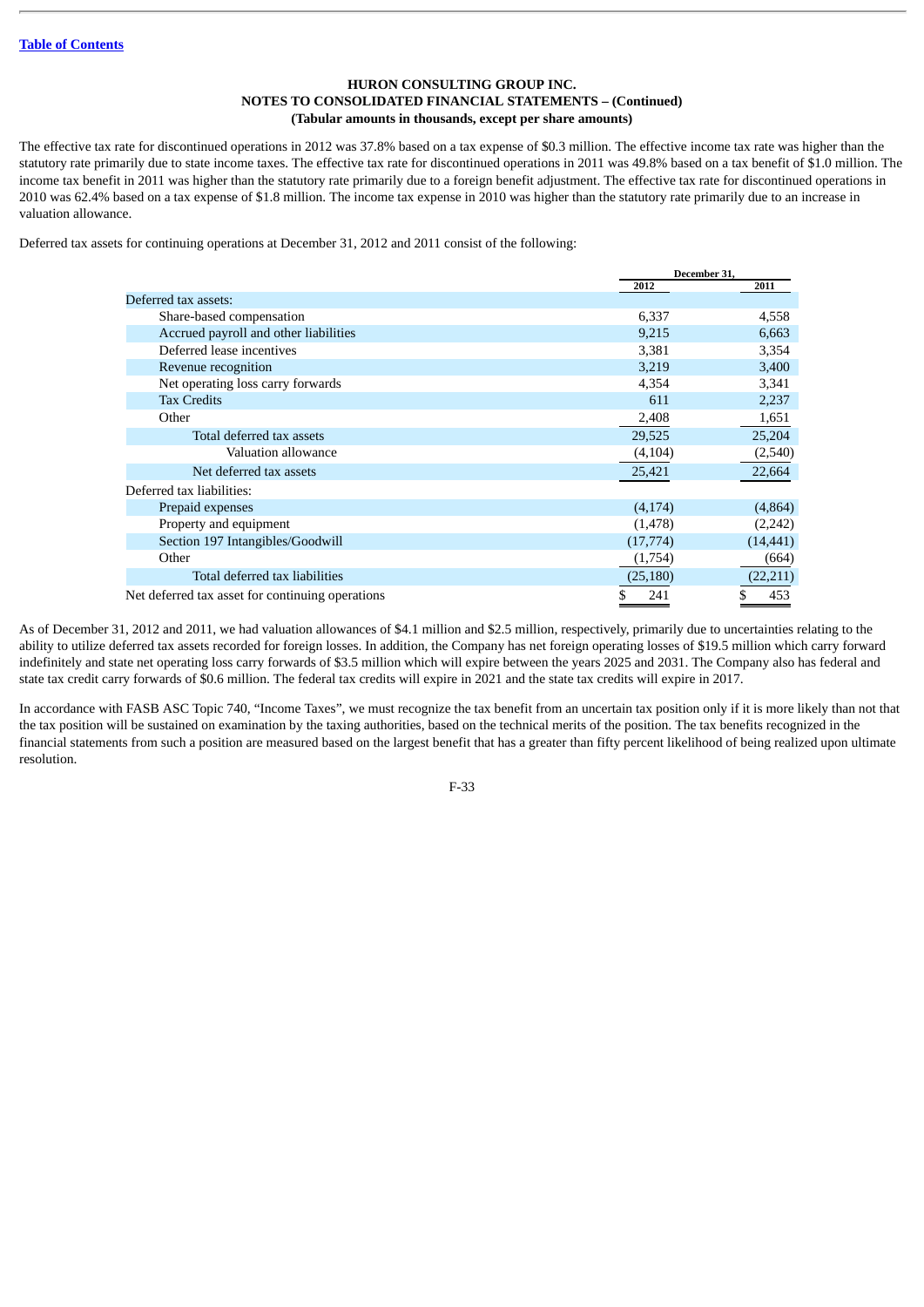**HURON CONSULTING GROUP INC.**
**NOTES TO CONSOLIDATED FINANCIAL STATEMENTS – (Continued)**
**(Tabular amounts in thousands, except per share amounts)**

The effective tax rate for discontinued operations in 2012 was 37.8% based on a tax expense of $0.3 million. The effective income tax rate was higher than the statutory rate primarily due to state income taxes. The effective tax rate for discontinued operations in 2011 was 49.8% based on a tax benefit of $1.0 million. The income tax benefit in 2011 was higher than the statutory rate primarily due to a foreign benefit adjustment. The effective tax rate for discontinued operations in 2010 was 62.4% based on a tax expense of $1.8 million. The income tax expense in 2010 was higher than the statutory rate primarily due to an increase in valuation allowance.

Deferred tax assets for continuing operations at December 31, 2012 and 2011 consist of the following:

| | December 31, | |
|---|---|---|
| | 2012 | 2011 |
| Deferred tax assets: | | |
| Share-based compensation | 6,337 | 4,558 |
| Accrued payroll and other liabilities | 9,215 | 6,663 |
| Deferred lease incentives | 3,381 | 3,354 |
| Revenue recognition | 3,219 | 3,400 |
| Net operating loss carry forwards | 4,354 | 3,341 |
| Tax Credits | 611 | 2,237 |
| Other | 2,408 | 1,651 |
| Total deferred tax assets | 29,525 | 25,204 |
| Valuation allowance | (4,104) | (2,540) |
| Net deferred tax assets | 25,421 | 22,664 |
| Deferred tax liabilities: | | |
| Prepaid expenses | (4,174) | (4,864) |
| Property and equipment | (1,478) | (2,242) |
| Section 197 Intangibles/Goodwill | (17,774) | (14,441) |
| Other | (1,754) | (664) |
| Total deferred tax liabilities | (25,180) | (22,211) |
| Net deferred tax asset for continuing operations | $ 241 | $ 453 |

As of December 31, 2012 and 2011, we had valuation allowances of $4.1 million and $2.5 million, respectively, primarily due to uncertainties relating to the ability to utilize deferred tax assets recorded for foreign losses. In addition, the Company has net foreign operating losses of $19.5 million which carry forward indefinitely and state net operating loss carry forwards of $3.5 million which will expire between the years 2025 and 2031. The Company also has federal and state tax credit carry forwards of $0.6 million. The federal tax credits will expire in 2021 and the state tax credits will expire in 2017.

In accordance with FASB ASC Topic 740, "Income Taxes", we must recognize the tax benefit from an uncertain tax position only if it is more likely than not that the tax position will be sustained on examination by the taxing authorities, based on the technical merits of the position. The tax benefits recognized in the financial statements from such a position are measured based on the largest benefit that has a greater than fifty percent likelihood of being realized upon ultimate resolution.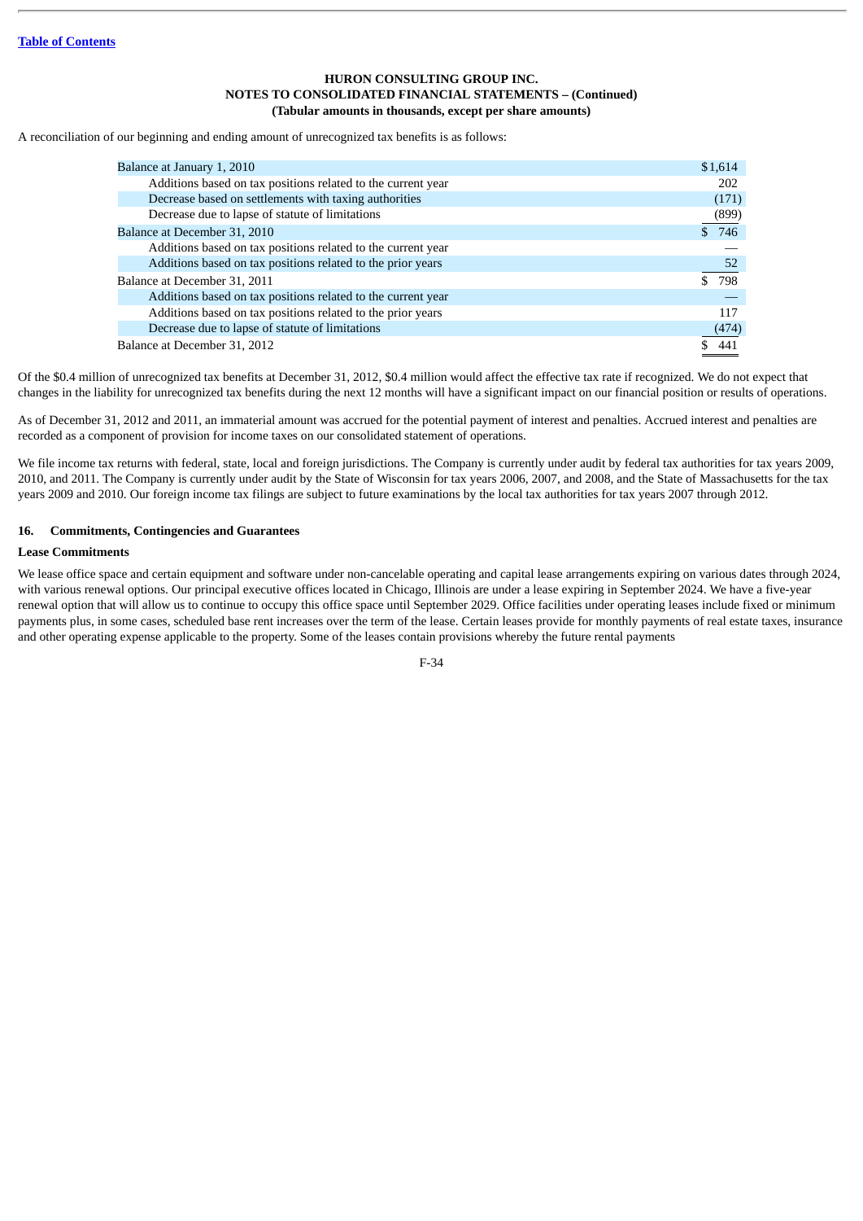**HURON CONSULTING GROUP INC.**
**NOTES TO CONSOLIDATED FINANCIAL STATEMENTS – (Continued)**
**(Tabular amounts in thousands, except per share amounts)**

A reconciliation of our beginning and ending amount of unrecognized tax benefits is as follows:

| | |
|---|---|
| Balance at January 1, 2010 | $1,614 |
| Additions based on tax positions related to the current year | 202 |
| Decrease based on settlements with taxing authorities | (171) |
| Decrease due to lapse of statute of limitations | (899) |
| Balance at December 31, 2010 | $ 746 |
| Additions based on tax positions related to the current year | — |
| Additions based on tax positions related to the prior years | 52 |
| Balance at December 31, 2011 | $ 798 |
| Additions based on tax positions related to the current year | — |
| Additions based on tax positions related to the prior years | 117 |
| Decrease due to lapse of statute of limitations | (474) |
| Balance at December 31, 2012 | $ 441 |

Of the $0.4 million of unrecognized tax benefits at December 31, 2012, $0.4 million would affect the effective tax rate if recognized. We do not expect that changes in the liability for unrecognized tax benefits during the next 12 months will have a significant impact on our financial position or results of operations.

As of December 31, 2012 and 2011, an immaterial amount was accrued for the potential payment of interest and penalties. Accrued interest and penalties are recorded as a component of provision for income taxes on our consolidated statement of operations.

We file income tax returns with federal, state, local and foreign jurisdictions. The Company is currently under audit by federal tax authorities for tax years 2009, 2010, and 2011. The Company is currently under audit by the State of Wisconsin for tax years 2006, 2007, and 2008, and the State of Massachusetts for the tax years 2009 and 2010. Our foreign income tax filings are subject to future examinations by the local tax authorities for tax years 2007 through 2012.

## 16. Commitments, Contingencies and Guarantees

### Lease Commitments

We lease office space and certain equipment and software under non-cancelable operating and capital lease arrangements expiring on various dates through 2024, with various renewal options. Our principal executive offices located in Chicago, Illinois are under a lease expiring in September 2024. We have a five-year renewal option that will allow us to continue to occupy this office space until September 2029. Office facilities under operating leases include fixed or minimum payments plus, in some cases, scheduled base rent increases over the term of the lease. Certain leases provide for monthly payments of real estate taxes, insurance and other operating expense applicable to the property. Some of the leases contain provisions whereby the future rental payments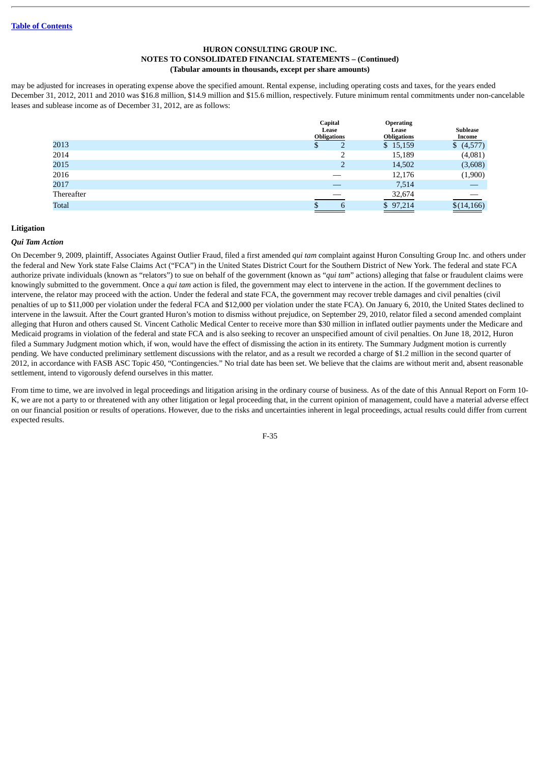**HURON CONSULTING GROUP INC.**
**NOTES TO CONSOLIDATED FINANCIAL STATEMENTS – (Continued)**
**(Tabular amounts in thousands, except per share amounts)**

may be adjusted for increases in operating expense above the specified amount. Rental expense, including operating costs and taxes, for the years ended December 31, 2012, 2011 and 2010 was $16.8 million, $14.9 million and $15.6 million, respectively. Future minimum rental commitments under non-cancelable leases and sublease income as of December 31, 2012, are as follows:

| | Capital Lease Obligations | Operating Lease Obligations | Sublease Income |
|---|---|---|---|
| 2013 | $ 2 | $ 15,159 | $ (4,577) |
| 2014 | 2 | 15,189 | (4,081) |
| 2015 | 2 | 14,502 | (3,608) |
| 2016 | — | 12,176 | (1,900) |
| 2017 | — | 7,514 | — |
| Thereafter | — | 32,674 | — |
| Total | $ 6 | $ 97,214 | $(14,166) |

**Litigation**

***Qui Tam Action***

On December 9, 2009, plaintiff, Associates Against Outlier Fraud, filed a first amended *qui tam* complaint against Huron Consulting Group Inc. and others under the federal and New York state False Claims Act ("FCA") in the United States District Court for the Southern District of New York. The federal and state FCA authorize private individuals (known as "relators") to sue on behalf of the government (known as "*qui tam*" actions) alleging that false or fraudulent claims were knowingly submitted to the government. Once a *qui tam* action is filed, the government may elect to intervene in the action. If the government declines to intervene, the relator may proceed with the action. Under the federal and state FCA, the government may recover treble damages and civil penalties (civil penalties of up to $11,000 per violation under the federal FCA and $12,000 per violation under the state FCA). On January 6, 2010, the United States declined to intervene in the lawsuit. After the Court granted Huron's motion to dismiss without prejudice, on September 29, 2010, relator filed a second amended complaint alleging that Huron and others caused St. Vincent Catholic Medical Center to receive more than $30 million in inflated outlier payments under the Medicare and Medicaid programs in violation of the federal and state FCA and is also seeking to recover an unspecified amount of civil penalties. On June 18, 2012, Huron filed a Summary Judgment motion which, if won, would have the effect of dismissing the action in its entirety. The Summary Judgment motion is currently pending. We have conducted preliminary settlement discussions with the relator, and as a result we recorded a charge of $1.2 million in the second quarter of 2012, in accordance with FASB ASC Topic 450, "Contingencies." No trial date has been set. We believe that the claims are without merit and, absent reasonable settlement, intend to vigorously defend ourselves in this matter.

From time to time, we are involved in legal proceedings and litigation arising in the ordinary course of business. As of the date of this Annual Report on Form 10-K, we are not a party to or threatened with any other litigation or legal proceeding that, in the current opinion of management, could have a material adverse effect on our financial position or results of operations. However, due to the risks and uncertainties inherent in legal proceedings, actual results could differ from current expected results.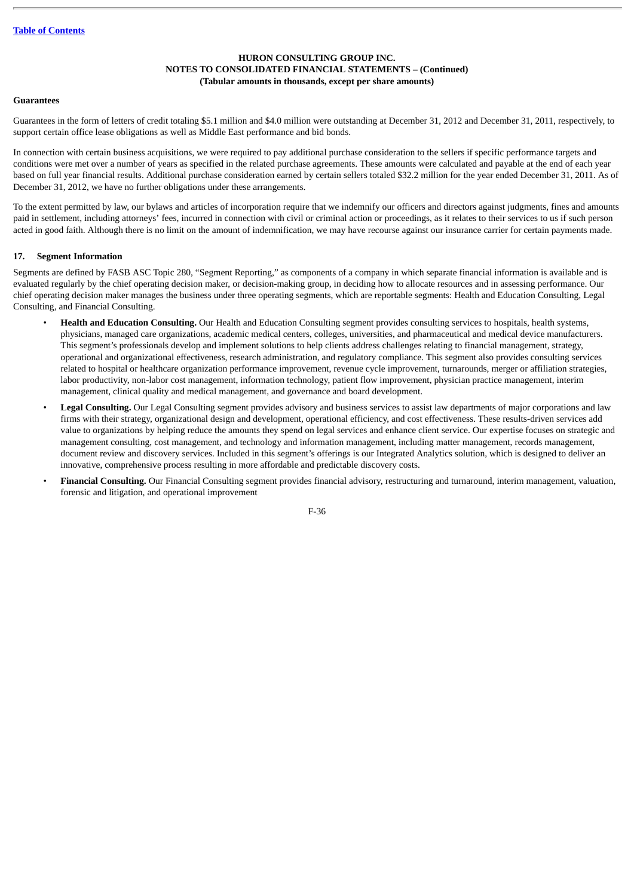**Guarantees**

Guarantees in the form of letters of credit totaling $5.1 million and $4.0 million were outstanding at December 31, 2012 and December 31, 2011, respectively, to support certain office lease obligations as well as Middle East performance and bid bonds.

In connection with certain business acquisitions, we were required to pay additional purchase consideration to the sellers if specific performance targets and conditions were met over a number of years as specified in the related purchase agreements. These amounts were calculated and payable at the end of each year based on full year financial results. Additional purchase consideration earned by certain sellers totaled $32.2 million for the year ended December 31, 2011. As of December 31, 2012, we have no further obligations under these arrangements.

To the extent permitted by law, our bylaws and articles of incorporation require that we indemnify our officers and directors against judgments, fines and amounts paid in settlement, including attorneys' fees, incurred in connection with civil or criminal action or proceedings, as it relates to their services to us if such person acted in good faith. Although there is no limit on the amount of indemnification, we may have recourse against our insurance carrier for certain payments made.

## 17. Segment Information

Segments are defined by FASB ASC Topic 280, "Segment Reporting," as components of a company in which separate financial information is available and is evaluated regularly by the chief operating decision maker, or decision-making group, in deciding how to allocate resources and in assessing performance. Our chief operating decision maker manages the business under three operating segments, which are reportable segments: Health and Education Consulting, Legal Consulting, and Financial Consulting.

- **Health and Education Consulting.** Our Health and Education Consulting segment provides consulting services to hospitals, health systems, physicians, managed care organizations, academic medical centers, colleges, universities, and pharmaceutical and medical device manufacturers. This segment's professionals develop and implement solutions to help clients address challenges relating to financial management, strategy, operational and organizational effectiveness, research administration, and regulatory compliance. This segment also provides consulting services related to hospital or healthcare organization performance improvement, revenue cycle improvement, turnarounds, merger or affiliation strategies, labor productivity, non-labor cost management, information technology, patient flow improvement, physician practice management, interim management, clinical quality and medical management, and governance and board development.
- **Legal Consulting.** Our Legal Consulting segment provides advisory and business services to assist law departments of major corporations and law firms with their strategy, organizational design and development, operational efficiency, and cost effectiveness. These results-driven services add value to organizations by helping reduce the amounts they spend on legal services and enhance client service. Our expertise focuses on strategic and management consulting, cost management, and technology and information management, including matter management, records management, document review and discovery services. Included in this segment's offerings is our Integrated Analytics solution, which is designed to deliver an innovative, comprehensive process resulting in more affordable and predictable discovery costs.
- **Financial Consulting.** Our Financial Consulting segment provides financial advisory, restructuring and turnaround, interim management, valuation, forensic and litigation, and operational improvement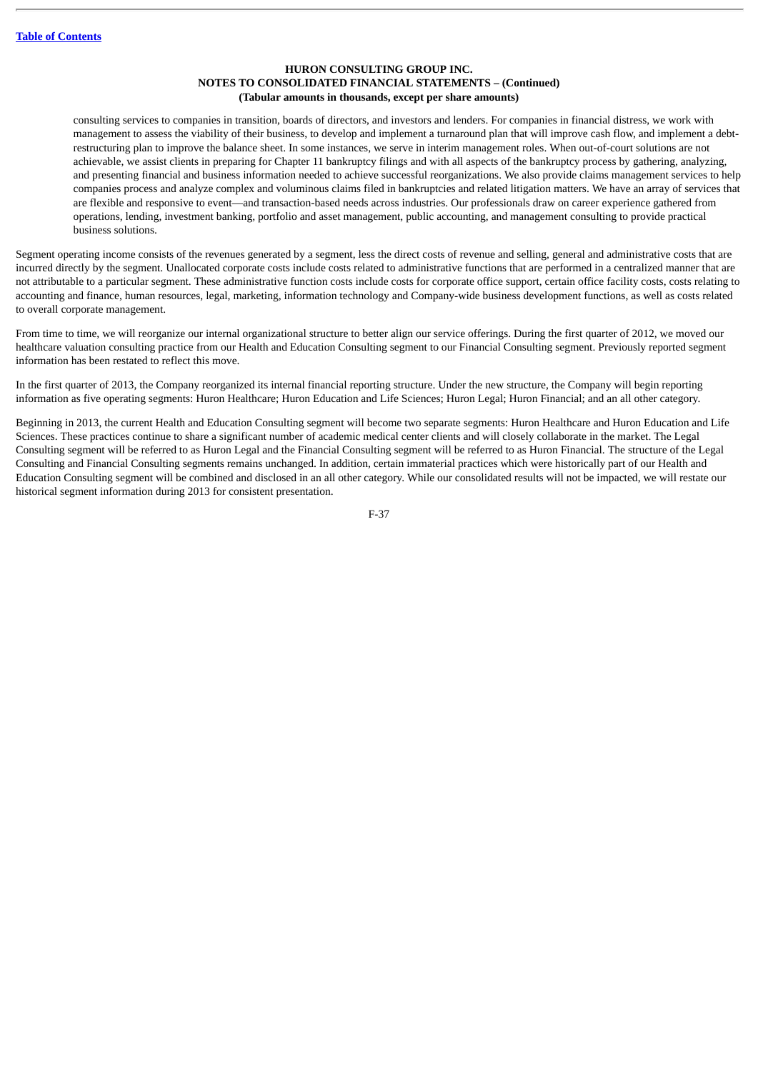consulting services to companies in transition, boards of directors, and investors and lenders. For companies in financial distress, we work with management to assess the viability of their business, to develop and implement a turnaround plan that will improve cash flow, and implement a debt-restructuring plan to improve the balance sheet. In some instances, we serve in interim management roles. When out-of-court solutions are not achievable, we assist clients in preparing for Chapter 11 bankruptcy filings and with all aspects of the bankruptcy process by gathering, analyzing, and presenting financial and business information needed to achieve successful reorganizations. We also provide claims management services to help companies process and analyze complex and voluminous claims filed in bankruptcies and related litigation matters. We have an array of services that are flexible and responsive to event—and transaction-based needs across industries. Our professionals draw on career experience gathered from operations, lending, investment banking, portfolio and asset management, public accounting, and management consulting to provide practical business solutions.

Segment operating income consists of the revenues generated by a segment, less the direct costs of revenue and selling, general and administrative costs that are incurred directly by the segment. Unallocated corporate costs include costs related to administrative functions that are performed in a centralized manner that are not attributable to a particular segment. These administrative function costs include costs for corporate office support, certain office facility costs, costs relating to accounting and finance, human resources, legal, marketing, information technology and Company-wide business development functions, as well as costs related to overall corporate management.

From time to time, we will reorganize our internal organizational structure to better align our service offerings. During the first quarter of 2012, we moved our healthcare valuation consulting practice from our Health and Education Consulting segment to our Financial Consulting segment. Previously reported segment information has been restated to reflect this move.

In the first quarter of 2013, the Company reorganized its internal financial reporting structure. Under the new structure, the Company will begin reporting information as five operating segments: Huron Healthcare; Huron Education and Life Sciences; Huron Legal; Huron Financial; and an all other category.

Beginning in 2013, the current Health and Education Consulting segment will become two separate segments: Huron Healthcare and Huron Education and Life Sciences. These practices continue to share a significant number of academic medical center clients and will closely collaborate in the market. The Legal Consulting segment will be referred to as Huron Legal and the Financial Consulting segment will be referred to as Huron Financial. The structure of the Legal Consulting and Financial Consulting segments remains unchanged. In addition, certain immaterial practices which were historically part of our Health and Education Consulting segment will be combined and disclosed in an all other category. While our consolidated results will not be impacted, we will restate our historical segment information during 2013 for consistent presentation.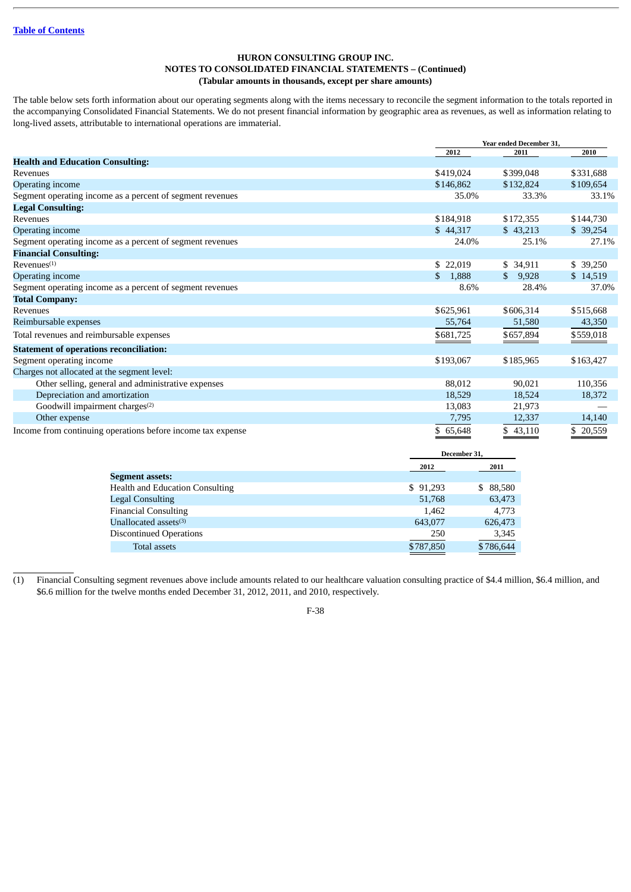Table of Contents

**HURON CONSULTING GROUP INC.**
**NOTES TO CONSOLIDATED FINANCIAL STATEMENTS – (Continued)**
**(Tabular amounts in thousands, except per share amounts)**

The table below sets forth information about our operating segments along with the items necessary to reconcile the segment information to the totals reported in the accompanying Consolidated Financial Statements. We do not present financial information by geographic area as revenues, as well as information relating to long-lived assets, attributable to international operations are immaterial.

| | Year ended December 31, | | |
|---|---|---|---|
| | 2012 | 2011 | 2010 |
| **Health and Education Consulting:** | | | |
| Revenues | $419,024 | $399,048 | $331,688 |
| Operating income | $146,862 | $132,824 | $109,654 |
| Segment operating income as a percent of segment revenues | 35.0% | 33.3% | 33.1% |
| **Legal Consulting:** | | | |
| Revenues | $184,918 | $172,355 | $144,730 |
| Operating income | $ 44,317 | $ 43,213 | $ 39,254 |
| Segment operating income as a percent of segment revenues | 24.0% | 25.1% | 27.1% |
| **Financial Consulting:** | | | |
| Revenues[(1)] | $ 22,019 | $ 34,911 | $ 39,250 |
| Operating income | $ 1,888 | $ 9,928 | $ 14,519 |
| Segment operating income as a percent of segment revenues | 8.6% | 28.4% | 37.0% |
| **Total Company:** | | | |
| Revenues | $625,961 | $606,314 | $515,668 |
| Reimbursable expenses | 55,764 | 51,580 | 43,350 |
| Total revenues and reimbursable expenses | $681,725 | $657,894 | $559,018 |
| **Statement of operations reconciliation:** | | | |
| Segment operating income | $193,067 | $185,965 | $163,427 |
| Charges not allocated at the segment level: | | | |
| Other selling, general and administrative expenses | 88,012 | 90,021 | 110,356 |
| Depreciation and amortization | 18,529 | 18,524 | 18,372 |
| Goodwill impairment charges[(2)] | 13,083 | 21,973 | — |
| Other expense | 7,795 | 12,337 | 14,140 |
| Income from continuing operations before income tax expense | $ 65,648 | $ 43,110 | $ 20,559 |

| | December 31, | |
|---|---|---|
| | 2012 | 2011 |
| **Segment assets:** | | |
| Health and Education Consulting | $ 91,293 | $ 88,580 |
| Legal Consulting | 51,768 | 63,473 |
| Financial Consulting | 1,462 | 4,773 |
| Unallocated assets[(3)] | 643,077 | 626,473 |
| Discontinued Operations | 250 | 3,345 |
| Total assets | $787,850 | $786,644 |

(1) Financial Consulting segment revenues above include amounts related to our healthcare valuation consulting practice of $4.4 million, $6.4 million, and $6.6 million for the twelve months ended December 31, 2012, 2011, and 2010, respectively.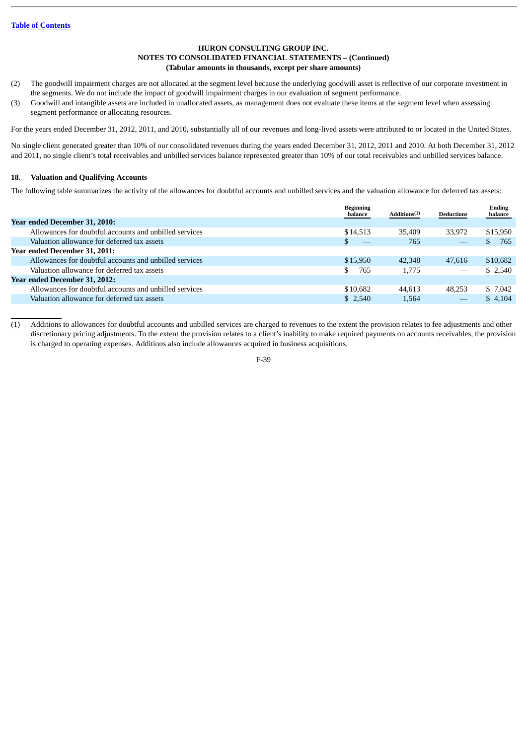(2) The goodwill impairment charges are not allocated at the segment level because the underlying goodwill asset is reflective of our corporate investment in the segments. We do not include the impact of goodwill impairment charges in our evaluation of segment performance.

(3) Goodwill and intangible assets are included in unallocated assets, as management does not evaluate these items at the segment level when assessing segment performance or allocating resources.

For the years ended December 31, 2012, 2011, and 2010, substantially all of our revenues and long-lived assets were attributed to or located in the United States.

No single client generated greater than 10% of our consolidated revenues during the years ended December 31, 2012, 2011 and 2010. At both December 31, 2012 and 2011, no single client's total receivables and unbilled services balance represented greater than 10% of our total receivables and unbilled services balance.

## 18. Valuation and Qualifying Accounts

The following table summarizes the activity of the allowances for doubtful accounts and unbilled services and the valuation allowance for deferred tax assets:

| | Beginning balance | Additions(1) | Deductions | Ending balance |
|---|---|---|---|---|
| **Year ended December 31, 2010:** | | | | |
| Allowances for doubtful accounts and unbilled services | $14,513 | 35,409 | 33,972 | $15,950 |
| Valuation allowance for deferred tax assets | $ — | 765 | — | $ 765 |
| **Year ended December 31, 2011:** | | | | |
| Allowances for doubtful accounts and unbilled services | $15,950 | 42,348 | 47,616 | $10,682 |
| Valuation allowance for deferred tax assets | $ 765 | 1,775 | — | $ 2,540 |
| **Year ended December 31, 2012:** | | | | |
| Allowances for doubtful accounts and unbilled services | $10,682 | 44,613 | 48,253 | $ 7,042 |
| Valuation allowance for deferred tax assets | $ 2,540 | 1,564 | — | $ 4,104 |

(1) Additions to allowances for doubtful accounts and unbilled services are charged to revenues to the extent the provision relates to fee adjustments and other discretionary pricing adjustments. To the extent the provision relates to a client's inability to make required payments on accounts receivables, the provision is charged to operating expenses. Additions also include allowances acquired in business acquisitions.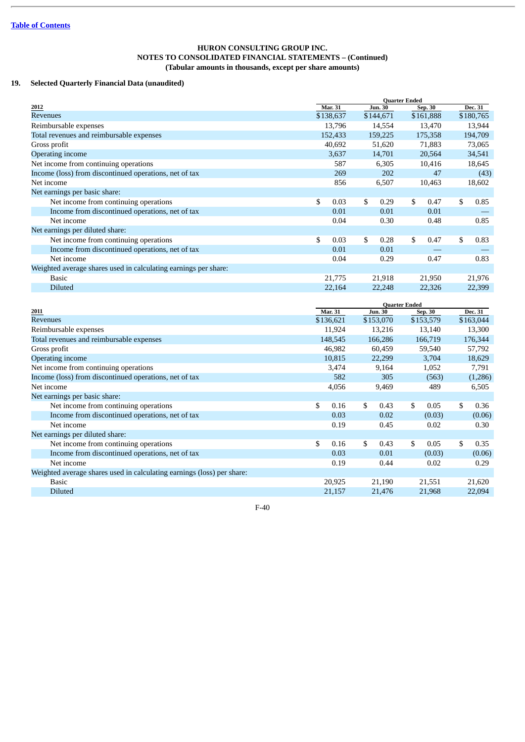HURON CONSULTING GROUP INC.

NOTES TO CONSOLIDATED FINANCIAL STATEMENTS – (Continued)

(Tabular amounts in thousands, except per share amounts)

## 19. Selected Quarterly Financial Data (unaudited)

| | Quarter Ended | | | |
|---|---|---|---|---|
| **2012** | **Mar. 31** | **Jun. 30** | **Sep. 30** | **Dec. 31** |
| Revenues | $138,637 | $144,671 | $161,888 | $180,765 |
| Reimbursable expenses | 13,796 | 14,554 | 13,470 | 13,944 |
| Total revenues and reimbursable expenses | 152,433 | 159,225 | 175,358 | 194,709 |
| Gross profit | 40,692 | 51,620 | 71,883 | 73,065 |
| Operating income | 3,637 | 14,701 | 20,564 | 34,541 |
| Net income from continuing operations | 587 | 6,305 | 10,416 | 18,645 |
| Income (loss) from discontinued operations, net of tax | 269 | 202 | 47 | (43) |
| Net income | 856 | 6,507 | 10,463 | 18,602 |
| Net earnings per basic share: | | | | |
| Net income from continuing operations | $ 0.03 | $ 0.29 | $ 0.47 | $ 0.85 |
| Income from discontinued operations, net of tax | 0.01 | 0.01 | 0.01 | — |
| Net income | 0.04 | 0.30 | 0.48 | 0.85 |
| Net earnings per diluted share: | | | | |
| Net income from continuing operations | $ 0.03 | $ 0.28 | $ 0.47 | $ 0.83 |
| Income from discontinued operations, net of tax | 0.01 | 0.01 | — | — |
| Net income | 0.04 | 0.29 | 0.47 | 0.83 |
| Weighted average shares used in calculating earnings per share: | | | | |
| Basic | 21,775 | 21,918 | 21,950 | 21,976 |
| Diluted | 22,164 | 22,248 | 22,326 | 22,399 |

| | Quarter Ended | | | |
|---|---|---|---|---|
| **2011** | **Mar. 31** | **Jun. 30** | **Sep. 30** | **Dec. 31** |
| Revenues | $136,621 | $153,070 | $153,579 | $163,044 |
| Reimbursable expenses | 11,924 | 13,216 | 13,140 | 13,300 |
| Total revenues and reimbursable expenses | 148,545 | 166,286 | 166,719 | 176,344 |
| Gross profit | 46,982 | 60,459 | 59,540 | 57,792 |
| Operating income | 10,815 | 22,299 | 3,704 | 18,629 |
| Net income from continuing operations | 3,474 | 9,164 | 1,052 | 7,791 |
| Income (loss) from discontinued operations, net of tax | 582 | 305 | (563) | (1,286) |
| Net income | 4,056 | 9,469 | 489 | 6,505 |
| Net earnings per basic share: | | | | |
| Net income from continuing operations | $ 0.16 | $ 0.43 | $ 0.05 | $ 0.36 |
| Income from discontinued operations, net of tax | 0.03 | 0.02 | (0.03) | (0.06) |
| Net income | 0.19 | 0.45 | 0.02 | 0.30 |
| Net earnings per diluted share: | | | | |
| Net income from continuing operations | $ 0.16 | $ 0.43 | $ 0.05 | $ 0.35 |
| Income from discontinued operations, net of tax | 0.03 | 0.01 | (0.03) | (0.06) |
| Net income | 0.19 | 0.44 | 0.02 | 0.29 |
| Weighted average shares used in calculating earnings (loss) per share: | | | | |
| Basic | 20,925 | 21,190 | 21,551 | 21,620 |
| Diluted | 21,157 | 21,476 | 21,968 | 22,094 |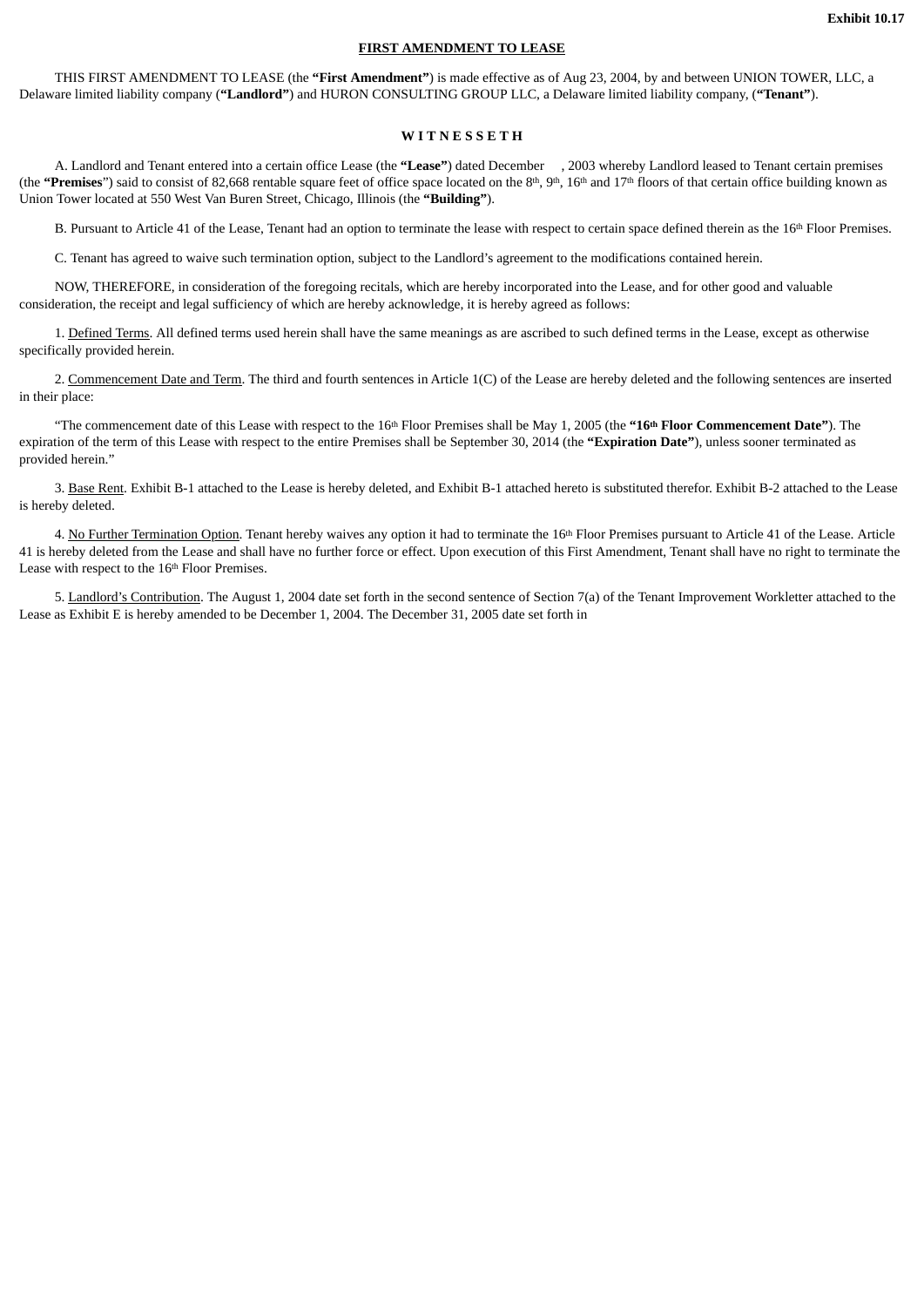Exhibit 10.17

**FIRST AMENDMENT TO LEASE**

THIS FIRST AMENDMENT TO LEASE (the **"First Amendment"**) is made effective as of Aug 23, 2004, by and between UNION TOWER, LLC, a Delaware limited liability company (**"Landlord"**) and HURON CONSULTING GROUP LLC, a Delaware limited liability company, (**"Tenant"**).

**W I T N E S S E T H**

A. Landlord and Tenant entered into a certain office Lease (the **"Lease"**) dated December , 2003 whereby Landlord leased to Tenant certain premises (the **"Premises"**) said to consist of 82,668 rentable square feet of office space located on the 8th, 9th, 16th and 17th floors of that certain office building known as Union Tower located at 550 West Van Buren Street, Chicago, Illinois (the **"Building"**).

B. Pursuant to Article 41 of the Lease, Tenant had an option to terminate the lease with respect to certain space defined therein as the 16th Floor Premises.

C. Tenant has agreed to waive such termination option, subject to the Landlord's agreement to the modifications contained herein.

NOW, THEREFORE, in consideration of the foregoing recitals, which are hereby incorporated into the Lease, and for other good and valuable consideration, the receipt and legal sufficiency of which are hereby acknowledge, it is hereby agreed as follows:

1. Defined Terms. All defined terms used herein shall have the same meanings as are ascribed to such defined terms in the Lease, except as otherwise specifically provided herein.

2. Commencement Date and Term. The third and fourth sentences in Article 1(C) of the Lease are hereby deleted and the following sentences are inserted in their place:

"The commencement date of this Lease with respect to the 16th Floor Premises shall be May 1, 2005 (the **"16th Floor Commencement Date"**). The expiration of the term of this Lease with respect to the entire Premises shall be September 30, 2014 (the **"Expiration Date"**), unless sooner terminated as provided herein."

3. Base Rent. Exhibit B-1 attached to the Lease is hereby deleted, and Exhibit B-1 attached hereto is substituted therefor. Exhibit B-2 attached to the Lease is hereby deleted.

4. No Further Termination Option. Tenant hereby waives any option it had to terminate the 16th Floor Premises pursuant to Article 41 of the Lease. Article 41 is hereby deleted from the Lease and shall have no further force or effect. Upon execution of this First Amendment, Tenant shall have no right to terminate the Lease with respect to the 16th Floor Premises.

5. Landlord's Contribution. The August 1, 2004 date set forth in the second sentence of Section 7(a) of the Tenant Improvement Workletter attached to the Lease as Exhibit E is hereby amended to be December 1, 2004. The December 31, 2005 date set forth in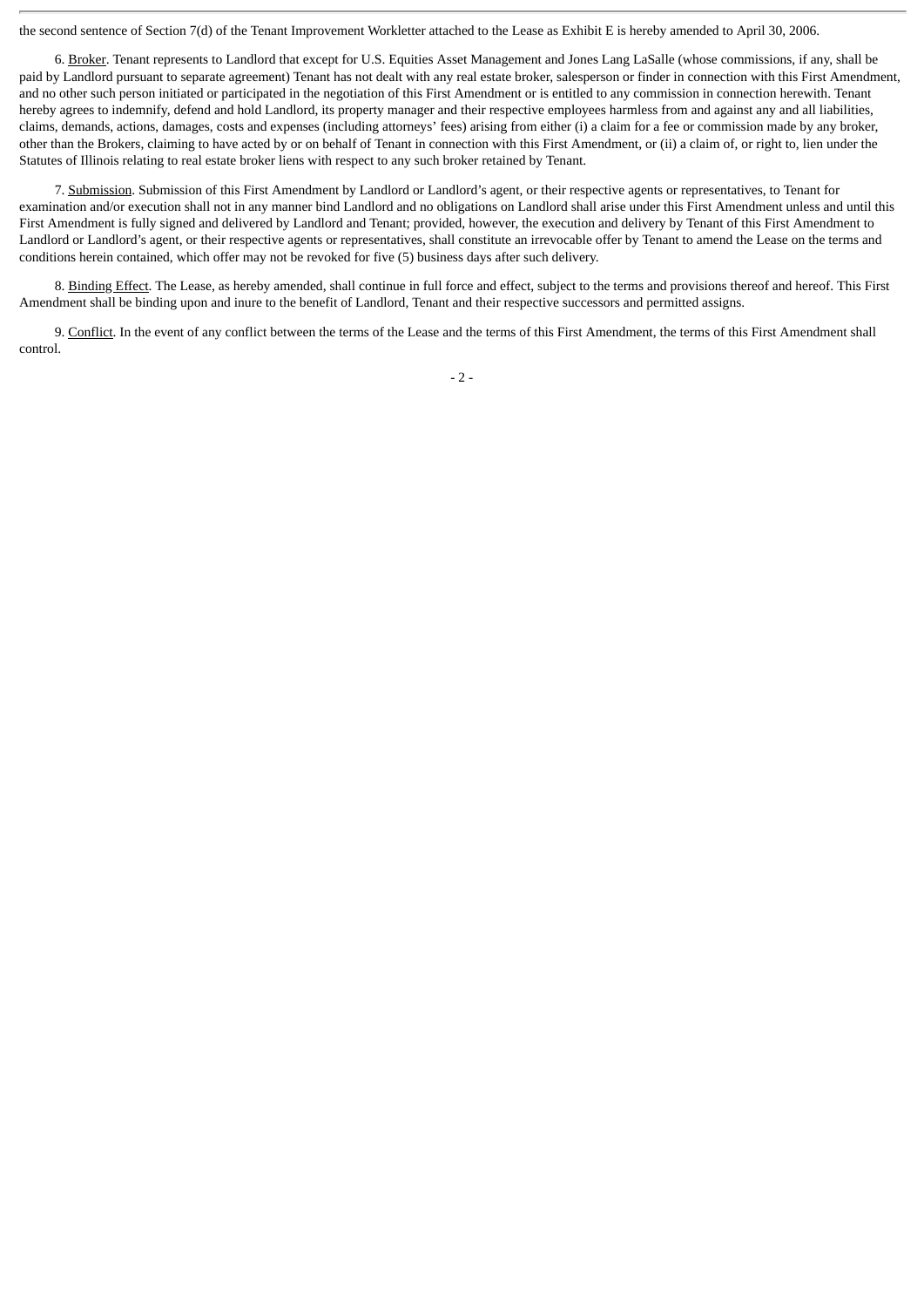the second sentence of Section 7(d) of the Tenant Improvement Workletter attached to the Lease as Exhibit E is hereby amended to April 30, 2006.

6. Broker. Tenant represents to Landlord that except for U.S. Equities Asset Management and Jones Lang LaSalle (whose commissions, if any, shall be paid by Landlord pursuant to separate agreement) Tenant has not dealt with any real estate broker, salesperson or finder in connection with this First Amendment, and no other such person initiated or participated in the negotiation of this First Amendment or is entitled to any commission in connection herewith. Tenant hereby agrees to indemnify, defend and hold Landlord, its property manager and their respective employees harmless from and against any and all liabilities, claims, demands, actions, damages, costs and expenses (including attorneys' fees) arising from either (i) a claim for a fee or commission made by any broker, other than the Brokers, claiming to have acted by or on behalf of Tenant in connection with this First Amendment, or (ii) a claim of, or right to, lien under the Statutes of Illinois relating to real estate broker liens with respect to any such broker retained by Tenant.

7. Submission. Submission of this First Amendment by Landlord or Landlord's agent, or their respective agents or representatives, to Tenant for examination and/or execution shall not in any manner bind Landlord and no obligations on Landlord shall arise under this First Amendment unless and until this First Amendment is fully signed and delivered by Landlord and Tenant; provided, however, the execution and delivery by Tenant of this First Amendment to Landlord or Landlord's agent, or their respective agents or representatives, shall constitute an irrevocable offer by Tenant to amend the Lease on the terms and conditions herein contained, which offer may not be revoked for five (5) business days after such delivery.

8. Binding Effect. The Lease, as hereby amended, shall continue in full force and effect, subject to the terms and provisions thereof and hereof. This First Amendment shall be binding upon and inure to the benefit of Landlord, Tenant and their respective successors and permitted assigns.

9. Conflict. In the event of any conflict between the terms of the Lease and the terms of this First Amendment, the terms of this First Amendment shall control.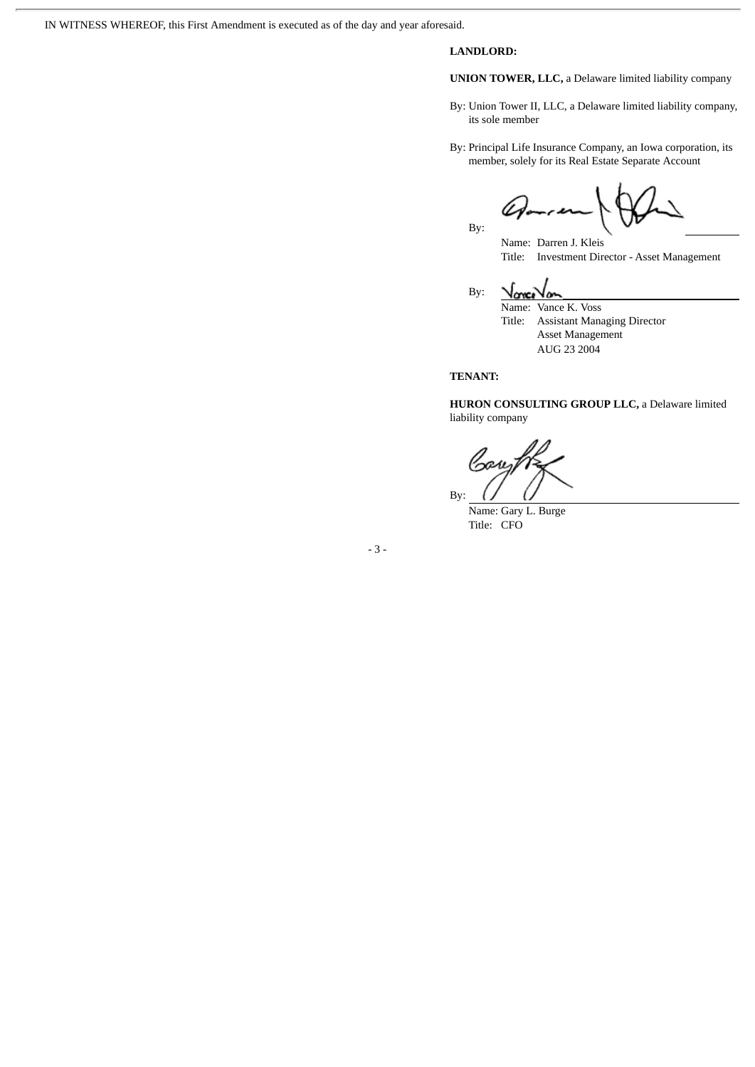IN WITNESS WHEREOF, this First Amendment is executed as of the day and year aforesaid.

**LANDLORD:**

**UNION TOWER, LLC,** a Delaware limited liability company

By: Union Tower II, LLC, a Delaware limited liability company, its sole member

By: Principal Life Insurance Company, an Iowa corporation, its member, solely for its Real Estate Separate Account

By: ______________________________
Name: Darren J. Kleis
Title: Investment Director - Asset Management

By: ______________________________
Name: Vance K. Voss
Title: Assistant Managing Director
Asset Management
AUG 23 2004

**TENANT:**

**HURON CONSULTING GROUP LLC,** a Delaware limited liability company

By: ______________________________
Name: Gary L. Burge
Title: CFO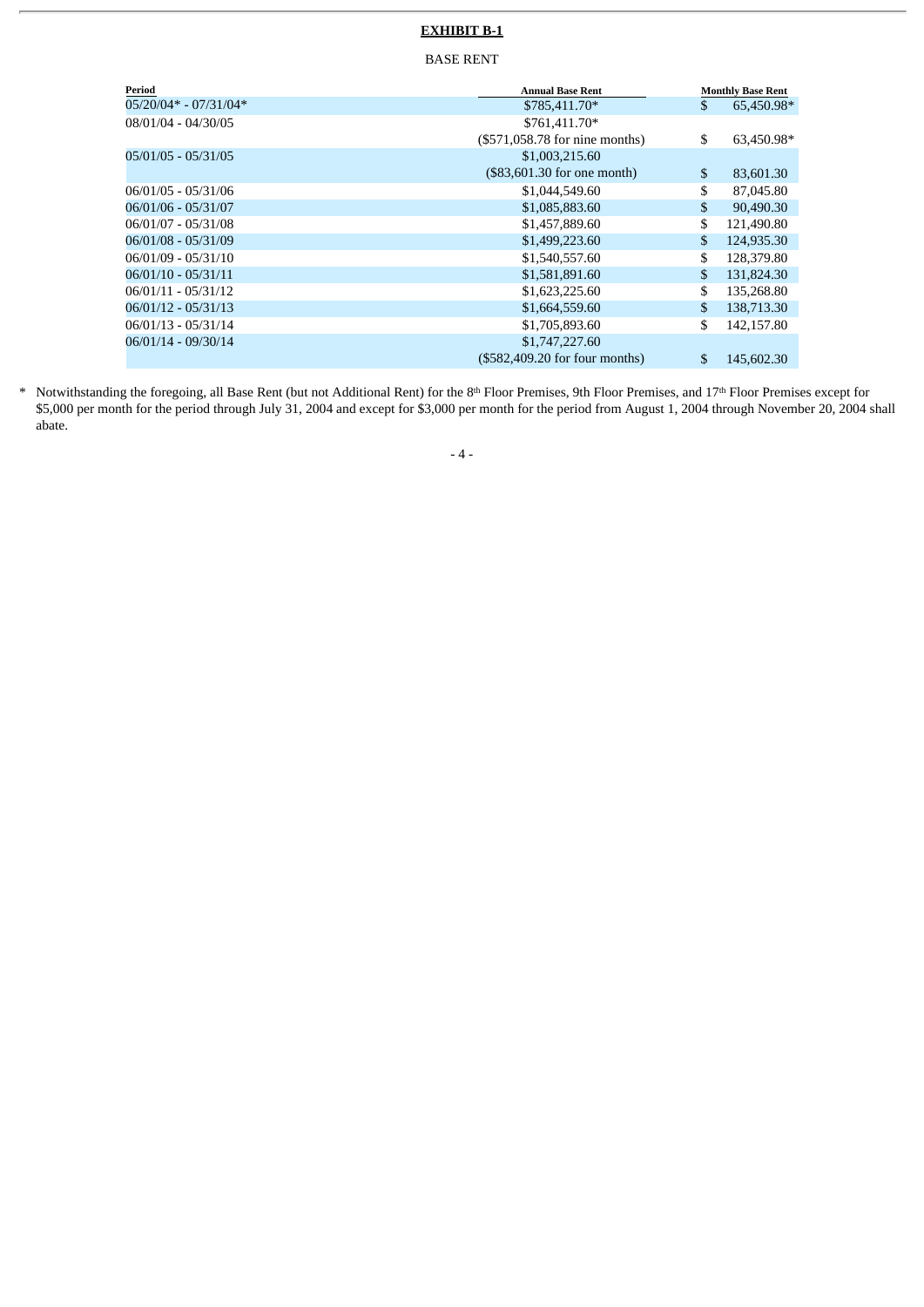**EXHIBIT B-1**

BASE RENT

| Period | Annual Base Rent | Monthly Base Rent |
|---|---|---|
| 05/20/04* - 07/31/04* | $785,411.70* | $ 65,450.98* |
| 08/01/04 - 04/30/05 | $761,411.70* ($571,058.78 for nine months) | $ 63,450.98* |
| 05/01/05 - 05/31/05 | $1,003,215.60 ($83,601.30 for one month) | $ 83,601.30 |
| 06/01/05 - 05/31/06 | $1,044,549.60 | $ 87,045.80 |
| 06/01/06 - 05/31/07 | $1,085,883.60 | $ 90,490.30 |
| 06/01/07 - 05/31/08 | $1,457,889.60 | $ 121,490.80 |
| 06/01/08 - 05/31/09 | $1,499,223.60 | $ 124,935.30 |
| 06/01/09 - 05/31/10 | $1,540,557.60 | $ 128,379.80 |
| 06/01/10 - 05/31/11 | $1,581,891.60 | $ 131,824.30 |
| 06/01/11 - 05/31/12 | $1,623,225.60 | $ 135,268.80 |
| 06/01/12 - 05/31/13 | $1,664,559.60 | $ 138,713.30 |
| 06/01/13 - 05/31/14 | $1,705,893.60 | $ 142,157.80 |
| 06/01/14 - 09/30/14 | $1,747,227.60 ($582,409.20 for four months) | $ 145,602.30 |

\* Notwithstanding the foregoing, all Base Rent (but not Additional Rent) for the 8th Floor Premises, 9th Floor Premises, and 17th Floor Premises except for $5,000 per month for the period through July 31, 2004 and except for $3,000 per month for the period from August 1, 2004 through November 20, 2004 shall abate.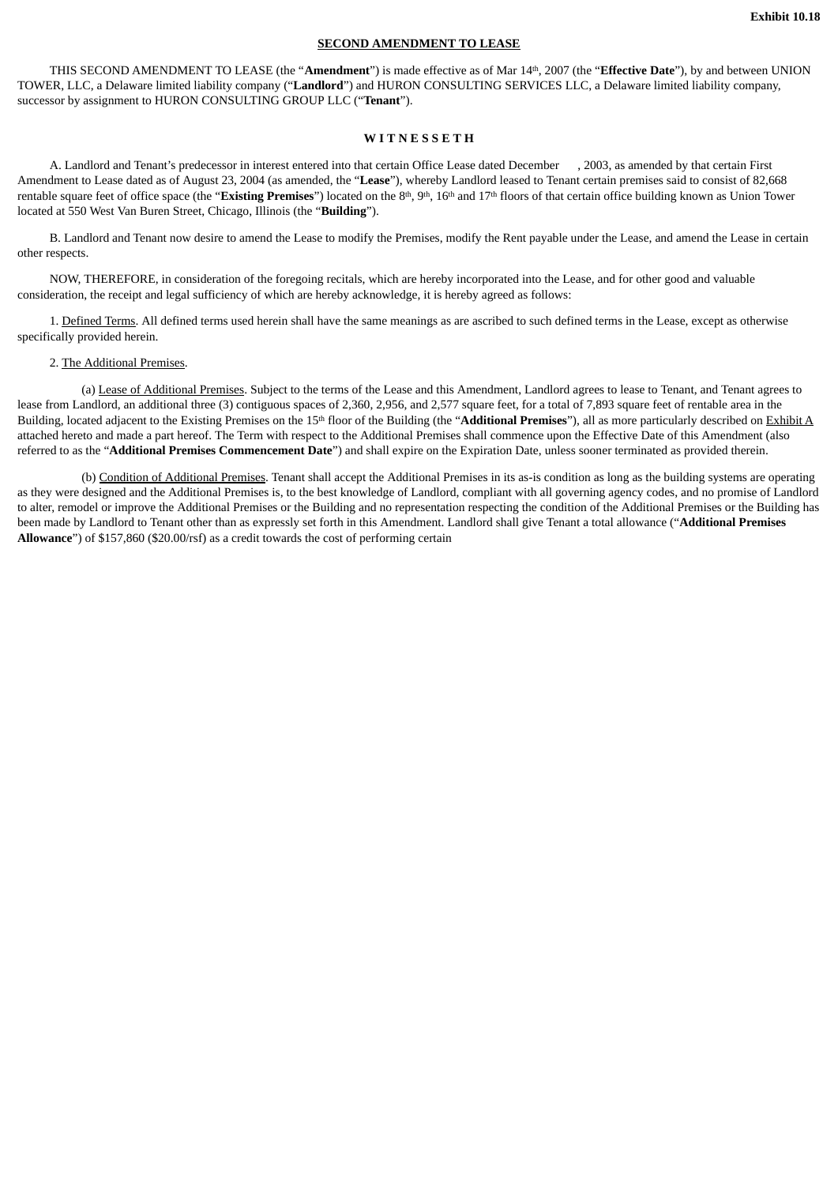Exhibit 10.18

**SECOND AMENDMENT TO LEASE**

THIS SECOND AMENDMENT TO LEASE (the "**Amendment**") is made effective as of Mar 14th, 2007 (the "**Effective Date**"), by and between UNION TOWER, LLC, a Delaware limited liability company ("**Landlord**") and HURON CONSULTING SERVICES LLC, a Delaware limited liability company, successor by assignment to HURON CONSULTING GROUP LLC ("**Tenant**").

**W I T N E S S E T H**

A. Landlord and Tenant's predecessor in interest entered into that certain Office Lease dated December , 2003, as amended by that certain First Amendment to Lease dated as of August 23, 2004 (as amended, the "**Lease**"), whereby Landlord leased to Tenant certain premises said to consist of 82,668 rentable square feet of office space (the "**Existing Premises**") located on the 8th, 9th, 16th and 17th floors of that certain office building known as Union Tower located at 550 West Van Buren Street, Chicago, Illinois (the "**Building**").

B. Landlord and Tenant now desire to amend the Lease to modify the Premises, modify the Rent payable under the Lease, and amend the Lease in certain other respects.

NOW, THEREFORE, in consideration of the foregoing recitals, which are hereby incorporated into the Lease, and for other good and valuable consideration, the receipt and legal sufficiency of which are hereby acknowledge, it is hereby agreed as follows:

1. Defined Terms. All defined terms used herein shall have the same meanings as are ascribed to such defined terms in the Lease, except as otherwise specifically provided herein.

2. The Additional Premises.

(a) Lease of Additional Premises. Subject to the terms of the Lease and this Amendment, Landlord agrees to lease to Tenant, and Tenant agrees to lease from Landlord, an additional three (3) contiguous spaces of 2,360, 2,956, and 2,577 square feet, for a total of 7,893 square feet of rentable area in the Building, located adjacent to the Existing Premises on the 15th floor of the Building (the "**Additional Premises**"), all as more particularly described on Exhibit A attached hereto and made a part hereof. The Term with respect to the Additional Premises shall commence upon the Effective Date of this Amendment (also referred to as the "**Additional Premises Commencement Date**") and shall expire on the Expiration Date, unless sooner terminated as provided therein.

(b) Condition of Additional Premises. Tenant shall accept the Additional Premises in its as-is condition as long as the building systems are operating as they were designed and the Additional Premises is, to the best knowledge of Landlord, compliant with all governing agency codes, and no promise of Landlord to alter, remodel or improve the Additional Premises or the Building and no representation respecting the condition of the Additional Premises or the Building has been made by Landlord to Tenant other than as expressly set forth in this Amendment. Landlord shall give Tenant a total allowance ("**Additional Premises Allowance**") of $157,860 ($20.00/rsf) as a credit towards the cost of performing certain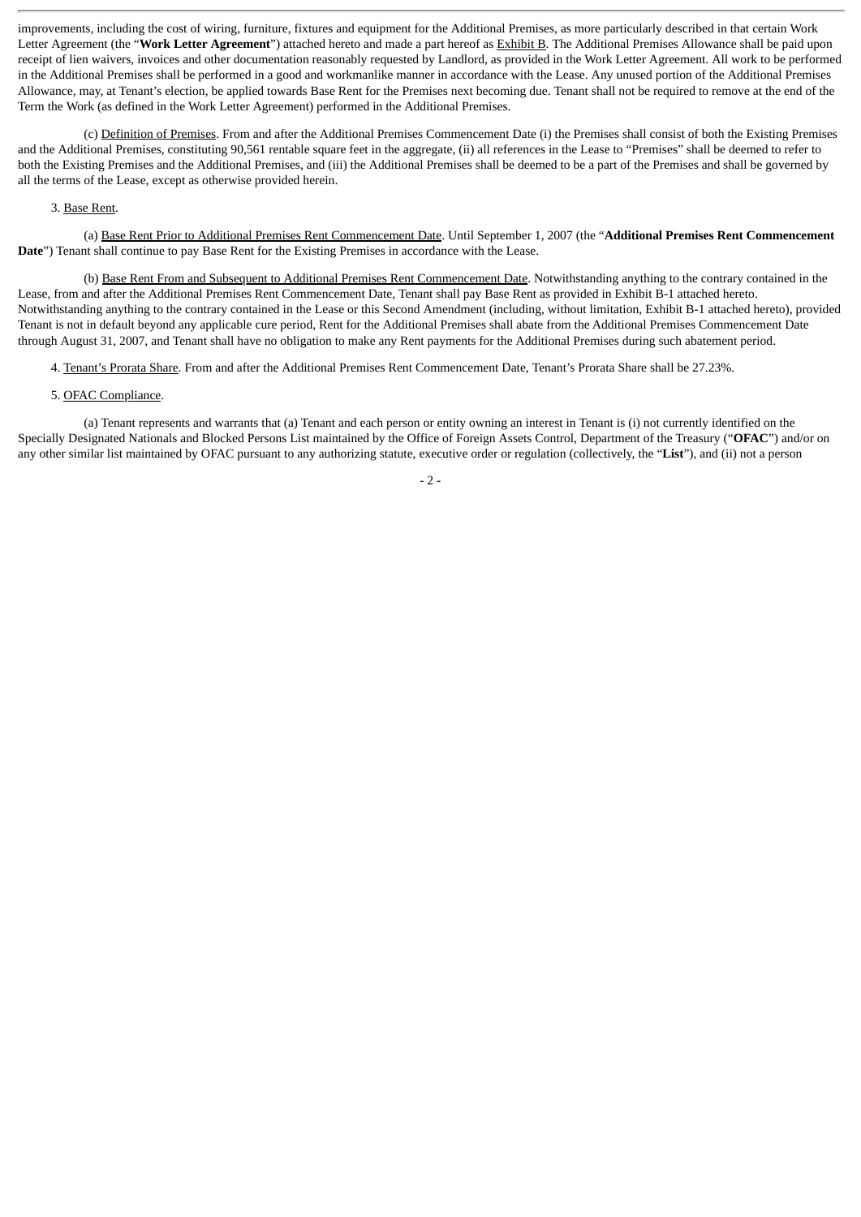improvements, including the cost of wiring, furniture, fixtures and equipment for the Additional Premises, as more particularly described in that certain Work Letter Agreement (the "**Work Letter Agreement**") attached hereto and made a part hereof as Exhibit B. The Additional Premises Allowance shall be paid upon receipt of lien waivers, invoices and other documentation reasonably requested by Landlord, as provided in the Work Letter Agreement. All work to be performed in the Additional Premises shall be performed in a good and workmanlike manner in accordance with the Lease. Any unused portion of the Additional Premises Allowance, may, at Tenant's election, be applied towards Base Rent for the Premises next becoming due. Tenant shall not be required to remove at the end of the Term the Work (as defined in the Work Letter Agreement) performed in the Additional Premises.

(c) Definition of Premises. From and after the Additional Premises Commencement Date (i) the Premises shall consist of both the Existing Premises and the Additional Premises, constituting 90,561 rentable square feet in the aggregate, (ii) all references in the Lease to "Premises" shall be deemed to refer to both the Existing Premises and the Additional Premises, and (iii) the Additional Premises shall be deemed to be a part of the Premises and shall be governed by all the terms of the Lease, except as otherwise provided herein.

3. Base Rent.

(a) Base Rent Prior to Additional Premises Rent Commencement Date. Until September 1, 2007 (the "**Additional Premises Rent Commencement Date**") Tenant shall continue to pay Base Rent for the Existing Premises in accordance with the Lease.

(b) Base Rent From and Subsequent to Additional Premises Rent Commencement Date. Notwithstanding anything to the contrary contained in the Lease, from and after the Additional Premises Rent Commencement Date, Tenant shall pay Base Rent as provided in Exhibit B-1 attached hereto. Notwithstanding anything to the contrary contained in the Lease or this Second Amendment (including, without limitation, Exhibit B-1 attached hereto), provided Tenant is not in default beyond any applicable cure period, Rent for the Additional Premises shall abate from the Additional Premises Commencement Date through August 31, 2007, and Tenant shall have no obligation to make any Rent payments for the Additional Premises during such abatement period.

4. Tenant's Prorata Share. From and after the Additional Premises Rent Commencement Date, Tenant's Prorata Share shall be 27.23%.

5. OFAC Compliance.

(a) Tenant represents and warrants that (a) Tenant and each person or entity owning an interest in Tenant is (i) not currently identified on the Specially Designated Nationals and Blocked Persons List maintained by the Office of Foreign Assets Control, Department of the Treasury ("**OFAC**") and/or on any other similar list maintained by OFAC pursuant to any authorizing statute, executive order or regulation (collectively, the "**List**"), and (ii) not a person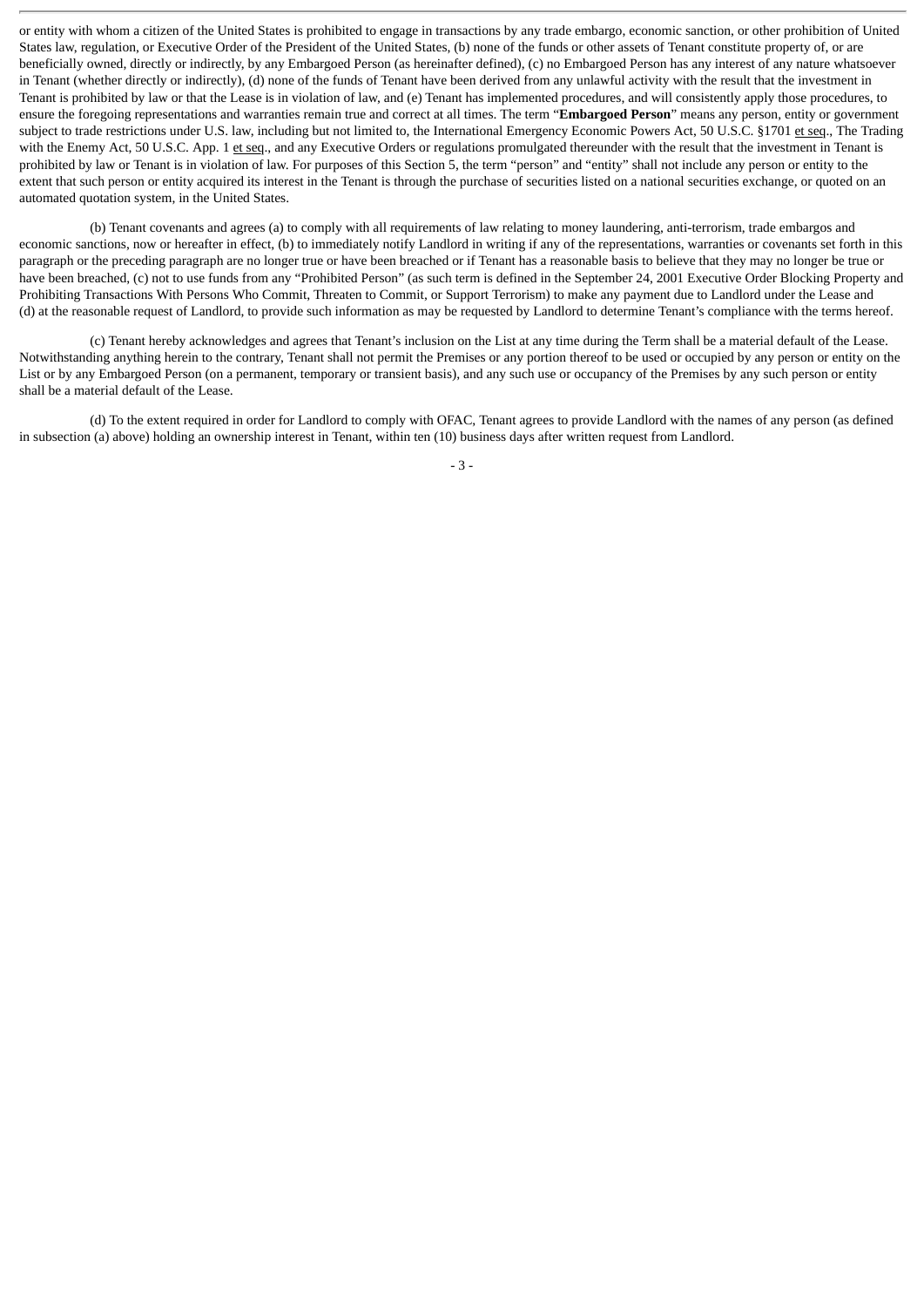or entity with whom a citizen of the United States is prohibited to engage in transactions by any trade embargo, economic sanction, or other prohibition of United States law, regulation, or Executive Order of the President of the United States, (b) none of the funds or other assets of Tenant constitute property of, or are beneficially owned, directly or indirectly, by any Embargoed Person (as hereinafter defined), (c) no Embargoed Person has any interest of any nature whatsoever in Tenant (whether directly or indirectly), (d) none of the funds of Tenant have been derived from any unlawful activity with the result that the investment in Tenant is prohibited by law or that the Lease is in violation of law, and (e) Tenant has implemented procedures, and will consistently apply those procedures, to ensure the foregoing representations and warranties remain true and correct at all times. The term "**Embargoed Person**" means any person, entity or government subject to trade restrictions under U.S. law, including but not limited to, the International Emergency Economic Powers Act, 50 U.S.C. §1701 et seq., The Trading with the Enemy Act, 50 U.S.C. App. 1 et seq., and any Executive Orders or regulations promulgated thereunder with the result that the investment in Tenant is prohibited by law or Tenant is in violation of law. For purposes of this Section 5, the term "person" and "entity" shall not include any person or entity to the extent that such person or entity acquired its interest in the Tenant is through the purchase of securities listed on a national securities exchange, or quoted on an automated quotation system, in the United States.

(b) Tenant covenants and agrees (a) to comply with all requirements of law relating to money laundering, anti-terrorism, trade embargos and economic sanctions, now or hereafter in effect, (b) to immediately notify Landlord in writing if any of the representations, warranties or covenants set forth in this paragraph or the preceding paragraph are no longer true or have been breached or if Tenant has a reasonable basis to believe that they may no longer be true or have been breached, (c) not to use funds from any "Prohibited Person" (as such term is defined in the September 24, 2001 Executive Order Blocking Property and Prohibiting Transactions With Persons Who Commit, Threaten to Commit, or Support Terrorism) to make any payment due to Landlord under the Lease and (d) at the reasonable request of Landlord, to provide such information as may be requested by Landlord to determine Tenant's compliance with the terms hereof.

(c) Tenant hereby acknowledges and agrees that Tenant's inclusion on the List at any time during the Term shall be a material default of the Lease. Notwithstanding anything herein to the contrary, Tenant shall not permit the Premises or any portion thereof to be used or occupied by any person or entity on the List or by any Embargoed Person (on a permanent, temporary or transient basis), and any such use or occupancy of the Premises by any such person or entity shall be a material default of the Lease.

(d) To the extent required in order for Landlord to comply with OFAC, Tenant agrees to provide Landlord with the names of any person (as defined in subsection (a) above) holding an ownership interest in Tenant, within ten (10) business days after written request from Landlord.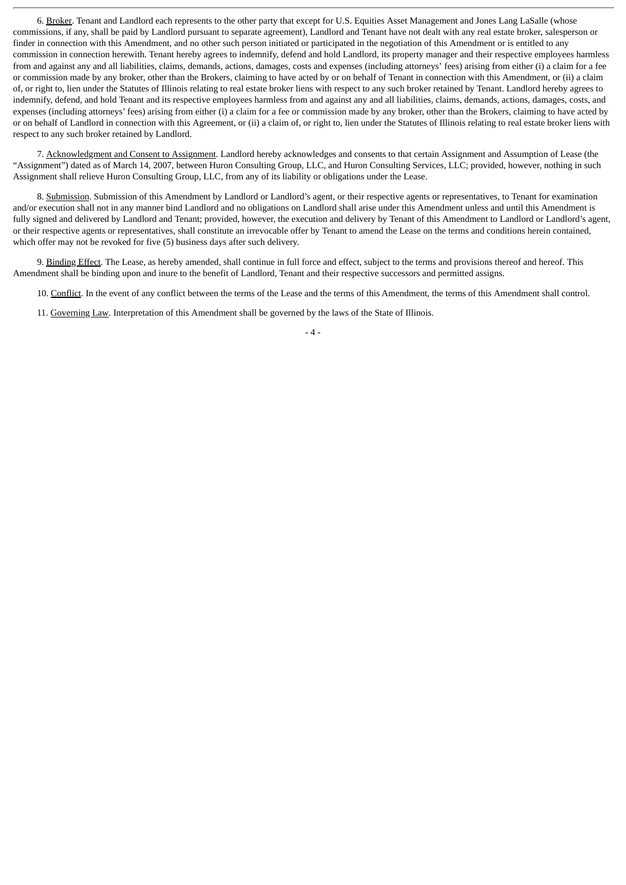6. Broker. Tenant and Landlord each represents to the other party that except for U.S. Equities Asset Management and Jones Lang LaSalle (whose commissions, if any, shall be paid by Landlord pursuant to separate agreement), Landlord and Tenant have not dealt with any real estate broker, salesperson or finder in connection with this Amendment, and no other such person initiated or participated in the negotiation of this Amendment or is entitled to any commission in connection herewith. Tenant hereby agrees to indemnify, defend and hold Landlord, its property manager and their respective employees harmless from and against any and all liabilities, claims, demands, actions, damages, costs and expenses (including attorneys' fees) arising from either (i) a claim for a fee or commission made by any broker, other than the Brokers, claiming to have acted by or on behalf of Tenant in connection with this Amendment, or (ii) a claim of, or right to, lien under the Statutes of Illinois relating to real estate broker liens with respect to any such broker retained by Tenant. Landlord hereby agrees to indemnify, defend, and hold Tenant and its respective employees harmless from and against any and all liabilities, claims, demands, actions, damages, costs, and expenses (including attorneys' fees) arising from either (i) a claim for a fee or commission made by any broker, other than the Brokers, claiming to have acted by or on behalf of Landlord in connection with this Agreement, or (ii) a claim of, or right to, lien under the Statutes of Illinois relating to real estate broker liens with respect to any such broker retained by Landlord.

7. Acknowledgment and Consent to Assignment. Landlord hereby acknowledges and consents to that certain Assignment and Assumption of Lease (the "Assignment") dated as of March 14, 2007, between Huron Consulting Group, LLC, and Huron Consulting Services, LLC; provided, however, nothing in such Assignment shall relieve Huron Consulting Group, LLC, from any of its liability or obligations under the Lease.

8. Submission. Submission of this Amendment by Landlord or Landlord's agent, or their respective agents or representatives, to Tenant for examination and/or execution shall not in any manner bind Landlord and no obligations on Landlord shall arise under this Amendment unless and until this Amendment is fully signed and delivered by Landlord and Tenant; provided, however, the execution and delivery by Tenant of this Amendment to Landlord or Landlord's agent, or their respective agents or representatives, shall constitute an irrevocable offer by Tenant to amend the Lease on the terms and conditions herein contained, which offer may not be revoked for five (5) business days after such delivery.

9. Binding Effect. The Lease, as hereby amended, shall continue in full force and effect, subject to the terms and provisions thereof and hereof. This Amendment shall be binding upon and inure to the benefit of Landlord, Tenant and their respective successors and permitted assigns.

10. Conflict. In the event of any conflict between the terms of the Lease and the terms of this Amendment, the terms of this Amendment shall control.

11. Governing Law. Interpretation of this Amendment shall be governed by the laws of the State of Illinois.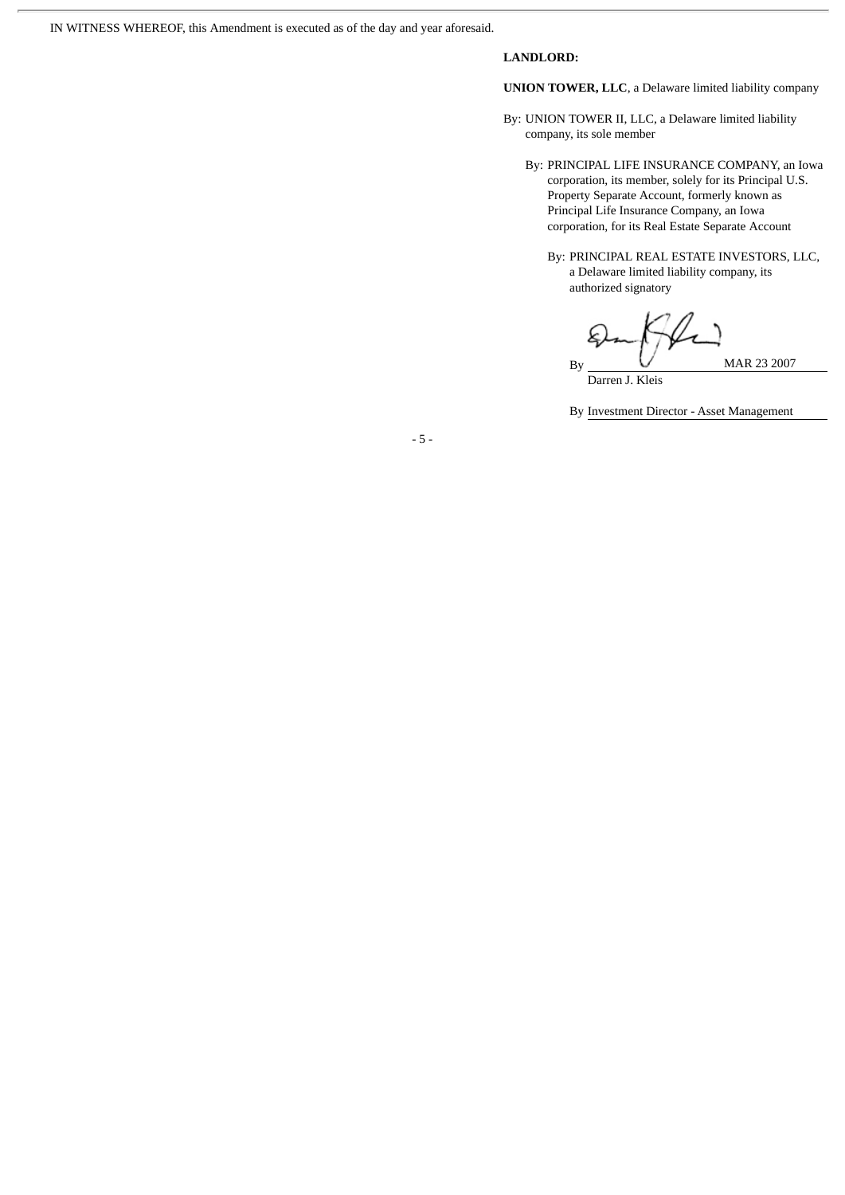IN WITNESS WHEREOF, this Amendment is executed as of the day and year aforesaid.

**LANDLORD:**

**UNION TOWER, LLC**, a Delaware limited liability company

By: UNION TOWER II, LLC, a Delaware limited liability company, its sole member

By: PRINCIPAL LIFE INSURANCE COMPANY, an Iowa corporation, its member, solely for its Principal U.S. Property Separate Account, formerly known as Principal Life Insurance Company, an Iowa corporation, for its Real Estate Separate Account

By: PRINCIPAL REAL ESTATE INVESTORS, LLC, a Delaware limited liability company, its authorized signatory

By \_\_\_\_\_\_\_\_\_\_\_\_\_\_\_\_ MAR 23 2007

Darren J. Kleis

By Investment Director - Asset Management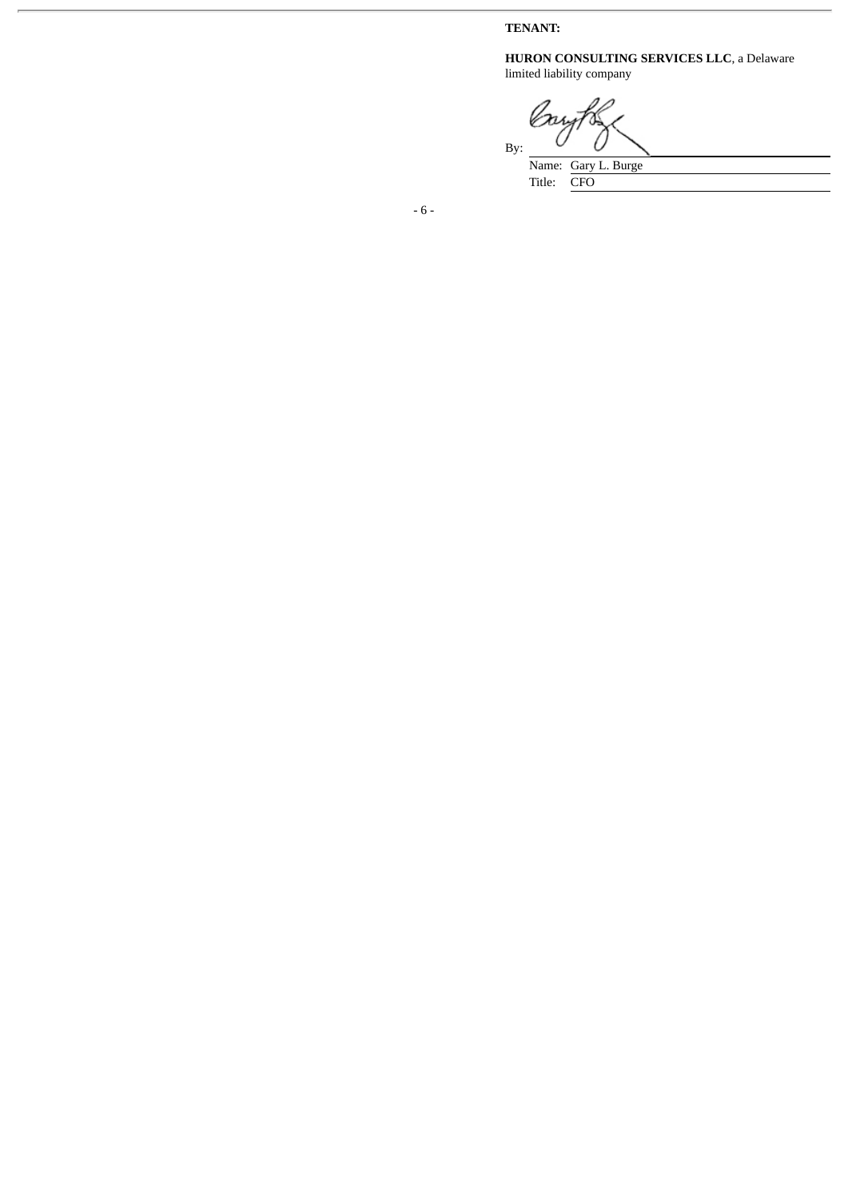**TENANT:**

**HURON CONSULTING SERVICES LLC**, a Delaware limited liability company

By: \_\_\_\_\_\_\_\_\_\_\_\_\_\_\_\_\_\_\_\_\_\_\_\_\_\_\_\_\_\_

Name: Gary L. Burge

Title: CFO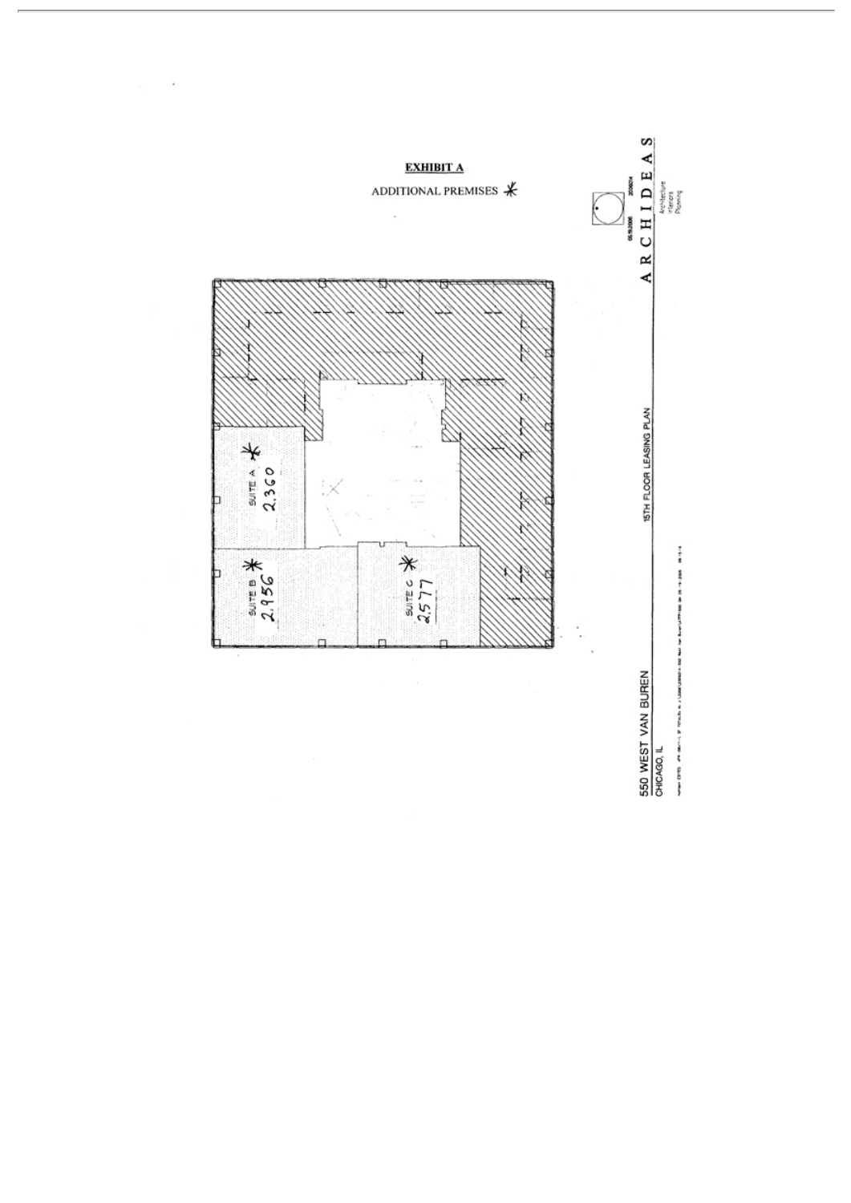**EXHIBIT A**

ADDITIONAL PREMISES *

SUITE A * 2,360

SUITE B * 2,956

SUITE C * 2,577

15TH FLOOR LEASING PLAN

550 WEST VAN BUREN
CHICAGO, IL

ARCHIDEAS
Architecture
Interiors
Planning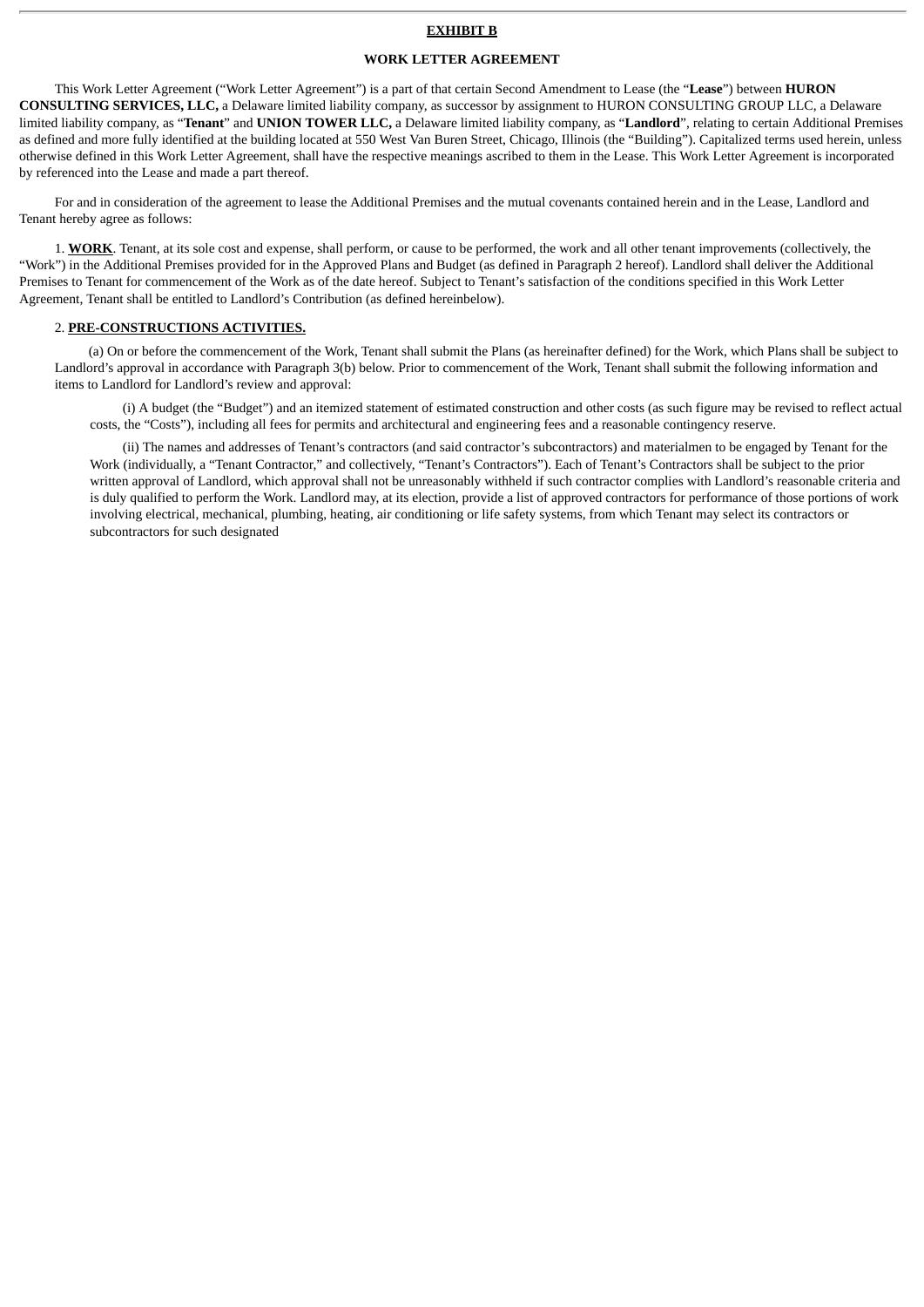**EXHIBIT B**

**WORK LETTER AGREEMENT**

This Work Letter Agreement ("Work Letter Agreement") is a part of that certain Second Amendment to Lease (the "**Lease**") between **HURON CONSULTING SERVICES, LLC,** a Delaware limited liability company, as successor by assignment to HURON CONSULTING GROUP LLC, a Delaware limited liability company, as "**Tenant**" and **UNION TOWER LLC,** a Delaware limited liability company, as "**Landlord**", relating to certain Additional Premises as defined and more fully identified at the building located at 550 West Van Buren Street, Chicago, Illinois (the "Building"). Capitalized terms used herein, unless otherwise defined in this Work Letter Agreement, shall have the respective meanings ascribed to them in the Lease. This Work Letter Agreement is incorporated by referenced into the Lease and made a part thereof.

For and in consideration of the agreement to lease the Additional Premises and the mutual covenants contained herein and in the Lease, Landlord and Tenant hereby agree as follows:

1. **WORK**. Tenant, at its sole cost and expense, shall perform, or cause to be performed, the work and all other tenant improvements (collectively, the "Work") in the Additional Premises provided for in the Approved Plans and Budget (as defined in Paragraph 2 hereof). Landlord shall deliver the Additional Premises to Tenant for commencement of the Work as of the date hereof. Subject to Tenant's satisfaction of the conditions specified in this Work Letter Agreement, Tenant shall be entitled to Landlord's Contribution (as defined hereinbelow).

2. **PRE-CONSTRUCTIONS ACTIVITIES.**

(a) On or before the commencement of the Work, Tenant shall submit the Plans (as hereinafter defined) for the Work, which Plans shall be subject to Landlord's approval in accordance with Paragraph 3(b) below. Prior to commencement of the Work, Tenant shall submit the following information and items to Landlord for Landlord's review and approval:

(i) A budget (the "Budget") and an itemized statement of estimated construction and other costs (as such figure may be revised to reflect actual costs, the "Costs"), including all fees for permits and architectural and engineering fees and a reasonable contingency reserve.

(ii) The names and addresses of Tenant's contractors (and said contractor's subcontractors) and materialmen to be engaged by Tenant for the Work (individually, a "Tenant Contractor," and collectively, "Tenant's Contractors"). Each of Tenant's Contractors shall be subject to the prior written approval of Landlord, which approval shall not be unreasonably withheld if such contractor complies with Landlord's reasonable criteria and is duly qualified to perform the Work. Landlord may, at its election, provide a list of approved contractors for performance of those portions of work involving electrical, mechanical, plumbing, heating, air conditioning or life safety systems, from which Tenant may select its contractors or subcontractors for such designated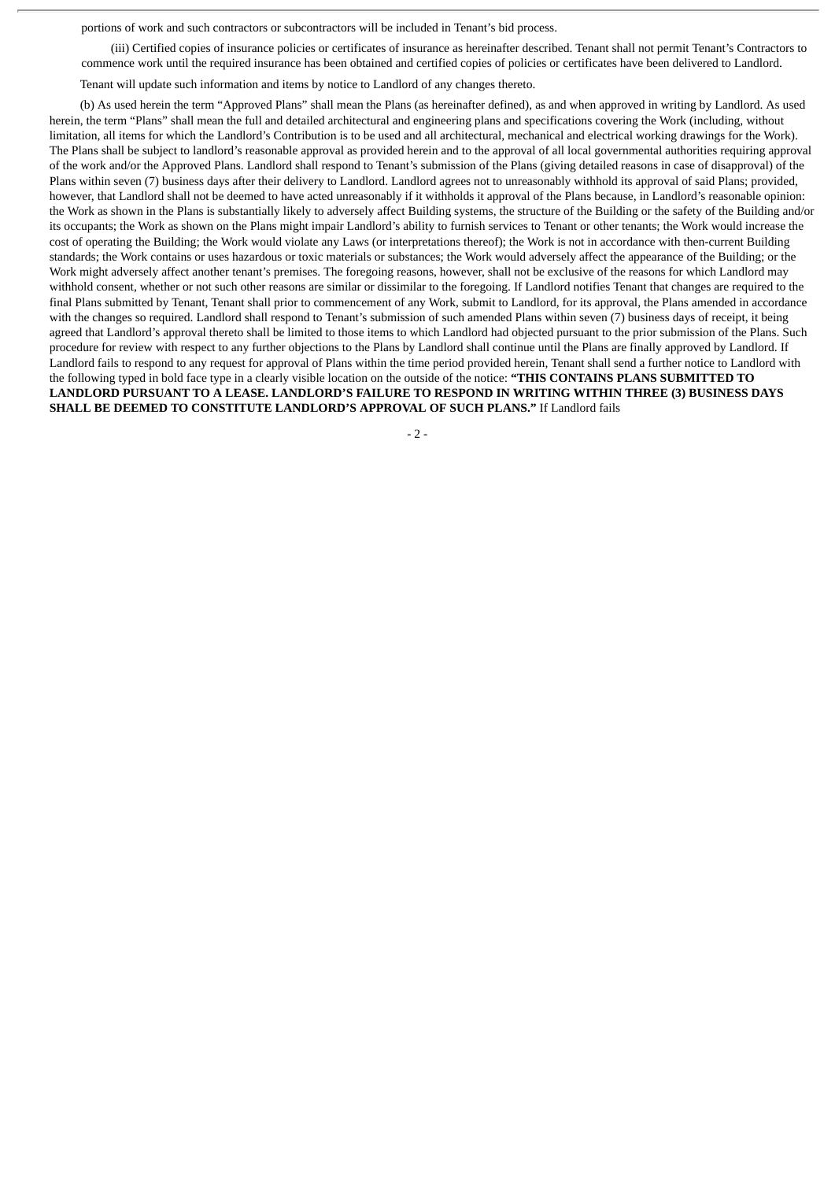portions of work and such contractors or subcontractors will be included in Tenant's bid process.

(iii) Certified copies of insurance policies or certificates of insurance as hereinafter described. Tenant shall not permit Tenant's Contractors to commence work until the required insurance has been obtained and certified copies of policies or certificates have been delivered to Landlord.

Tenant will update such information and items by notice to Landlord of any changes thereto.

(b) As used herein the term "Approved Plans" shall mean the Plans (as hereinafter defined), as and when approved in writing by Landlord. As used herein, the term "Plans" shall mean the full and detailed architectural and engineering plans and specifications covering the Work (including, without limitation, all items for which the Landlord's Contribution is to be used and all architectural, mechanical and electrical working drawings for the Work). The Plans shall be subject to landlord's reasonable approval as provided herein and to the approval of all local governmental authorities requiring approval of the work and/or the Approved Plans. Landlord shall respond to Tenant's submission of the Plans (giving detailed reasons in case of disapproval) of the Plans within seven (7) business days after their delivery to Landlord. Landlord agrees not to unreasonably withhold its approval of said Plans; provided, however, that Landlord shall not be deemed to have acted unreasonably if it withholds it approval of the Plans because, in Landlord's reasonable opinion: the Work as shown in the Plans is substantially likely to adversely affect Building systems, the structure of the Building or the safety of the Building and/or its occupants; the Work as shown on the Plans might impair Landlord's ability to furnish services to Tenant or other tenants; the Work would increase the cost of operating the Building; the Work would violate any Laws (or interpretations thereof); the Work is not in accordance with then-current Building standards; the Work contains or uses hazardous or toxic materials or substances; the Work would adversely affect the appearance of the Building; or the Work might adversely affect another tenant's premises. The foregoing reasons, however, shall not be exclusive of the reasons for which Landlord may withhold consent, whether or not such other reasons are similar or dissimilar to the foregoing. If Landlord notifies Tenant that changes are required to the final Plans submitted by Tenant, Tenant shall prior to commencement of any Work, submit to Landlord, for its approval, the Plans amended in accordance with the changes so required. Landlord shall respond to Tenant's submission of such amended Plans within seven (7) business days of receipt, it being agreed that Landlord's approval thereto shall be limited to those items to which Landlord had objected pursuant to the prior submission of the Plans. Such procedure for review with respect to any further objections to the Plans by Landlord shall continue until the Plans are finally approved by Landlord. If Landlord fails to respond to any request for approval of Plans within the time period provided herein, Tenant shall send a further notice to Landlord with the following typed in bold face type in a clearly visible location on the outside of the notice: **"THIS CONTAINS PLANS SUBMITTED TO LANDLORD PURSUANT TO A LEASE. LANDLORD'S FAILURE TO RESPOND IN WRITING WITHIN THREE (3) BUSINESS DAYS SHALL BE DEEMED TO CONSTITUTE LANDLORD'S APPROVAL OF SUCH PLANS."** If Landlord fails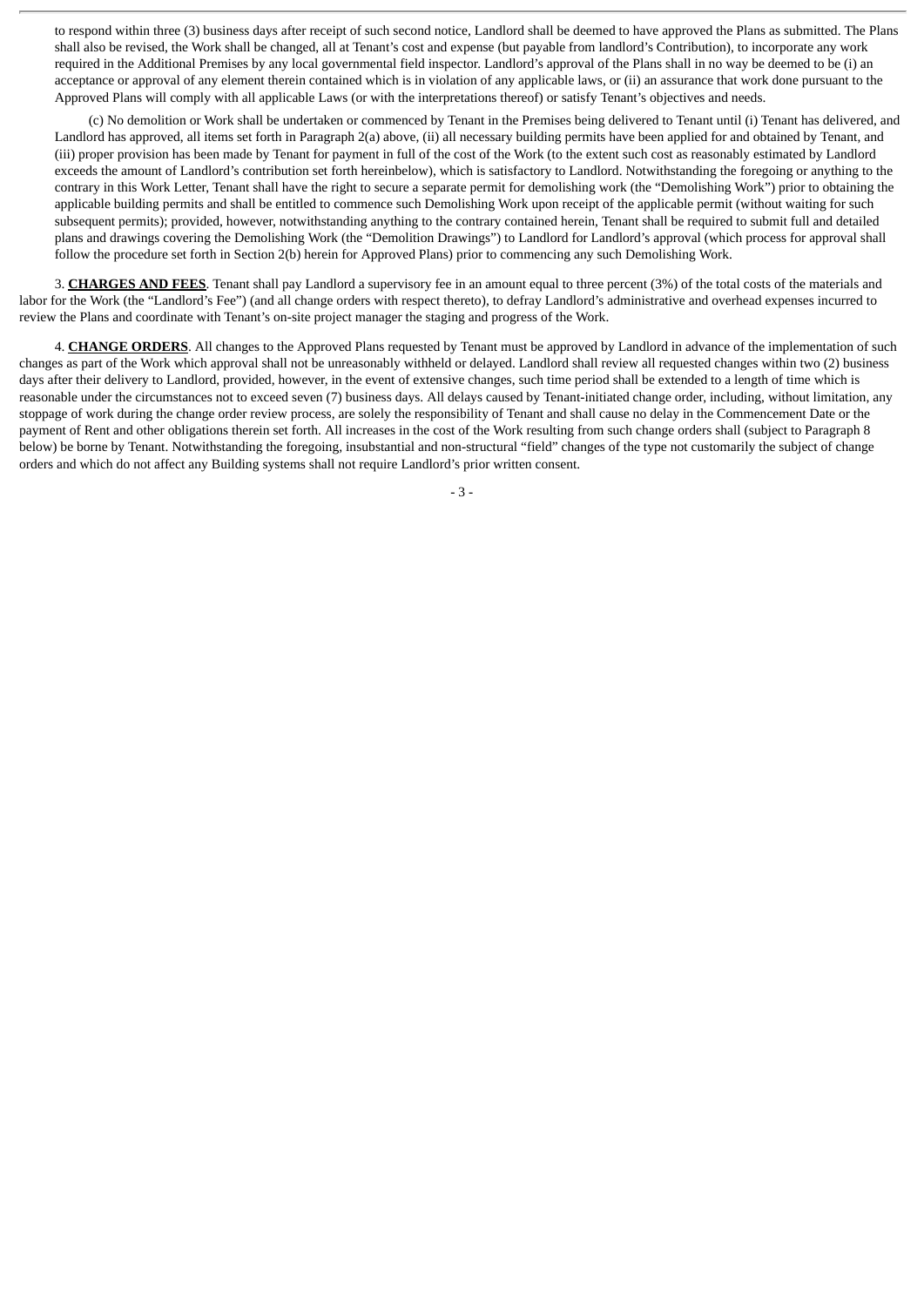to respond within three (3) business days after receipt of such second notice, Landlord shall be deemed to have approved the Plans as submitted. The Plans shall also be revised, the Work shall be changed, all at Tenant's cost and expense (but payable from landlord's Contribution), to incorporate any work required in the Additional Premises by any local governmental field inspector. Landlord's approval of the Plans shall in no way be deemed to be (i) an acceptance or approval of any element therein contained which is in violation of any applicable laws, or (ii) an assurance that work done pursuant to the Approved Plans will comply with all applicable Laws (or with the interpretations thereof) or satisfy Tenant's objectives and needs.

(c) No demolition or Work shall be undertaken or commenced by Tenant in the Premises being delivered to Tenant until (i) Tenant has delivered, and Landlord has approved, all items set forth in Paragraph 2(a) above, (ii) all necessary building permits have been applied for and obtained by Tenant, and (iii) proper provision has been made by Tenant for payment in full of the cost of the Work (to the extent such cost as reasonably estimated by Landlord exceeds the amount of Landlord's contribution set forth hereinbelow), which is satisfactory to Landlord. Notwithstanding the foregoing or anything to the contrary in this Work Letter, Tenant shall have the right to secure a separate permit for demolishing work (the "Demolishing Work") prior to obtaining the applicable building permits and shall be entitled to commence such Demolishing Work upon receipt of the applicable permit (without waiting for such subsequent permits); provided, however, notwithstanding anything to the contrary contained herein, Tenant shall be required to submit full and detailed plans and drawings covering the Demolishing Work (the "Demolition Drawings") to Landlord for Landlord's approval (which process for approval shall follow the procedure set forth in Section 2(b) herein for Approved Plans) prior to commencing any such Demolishing Work.

3. **CHARGES AND FEES**. Tenant shall pay Landlord a supervisory fee in an amount equal to three percent (3%) of the total costs of the materials and labor for the Work (the "Landlord's Fee") (and all change orders with respect thereto), to defray Landlord's administrative and overhead expenses incurred to review the Plans and coordinate with Tenant's on-site project manager the staging and progress of the Work.

4. **CHANGE ORDERS**. All changes to the Approved Plans requested by Tenant must be approved by Landlord in advance of the implementation of such changes as part of the Work which approval shall not be unreasonably withheld or delayed. Landlord shall review all requested changes within two (2) business days after their delivery to Landlord, provided, however, in the event of extensive changes, such time period shall be extended to a length of time which is reasonable under the circumstances not to exceed seven (7) business days. All delays caused by Tenant-initiated change order, including, without limitation, any stoppage of work during the change order review process, are solely the responsibility of Tenant and shall cause no delay in the Commencement Date or the payment of Rent and other obligations therein set forth. All increases in the cost of the Work resulting from such change orders shall (subject to Paragraph 8 below) be borne by Tenant. Notwithstanding the foregoing, insubstantial and non-structural "field" changes of the type not customarily the subject of change orders and which do not affect any Building systems shall not require Landlord's prior written consent.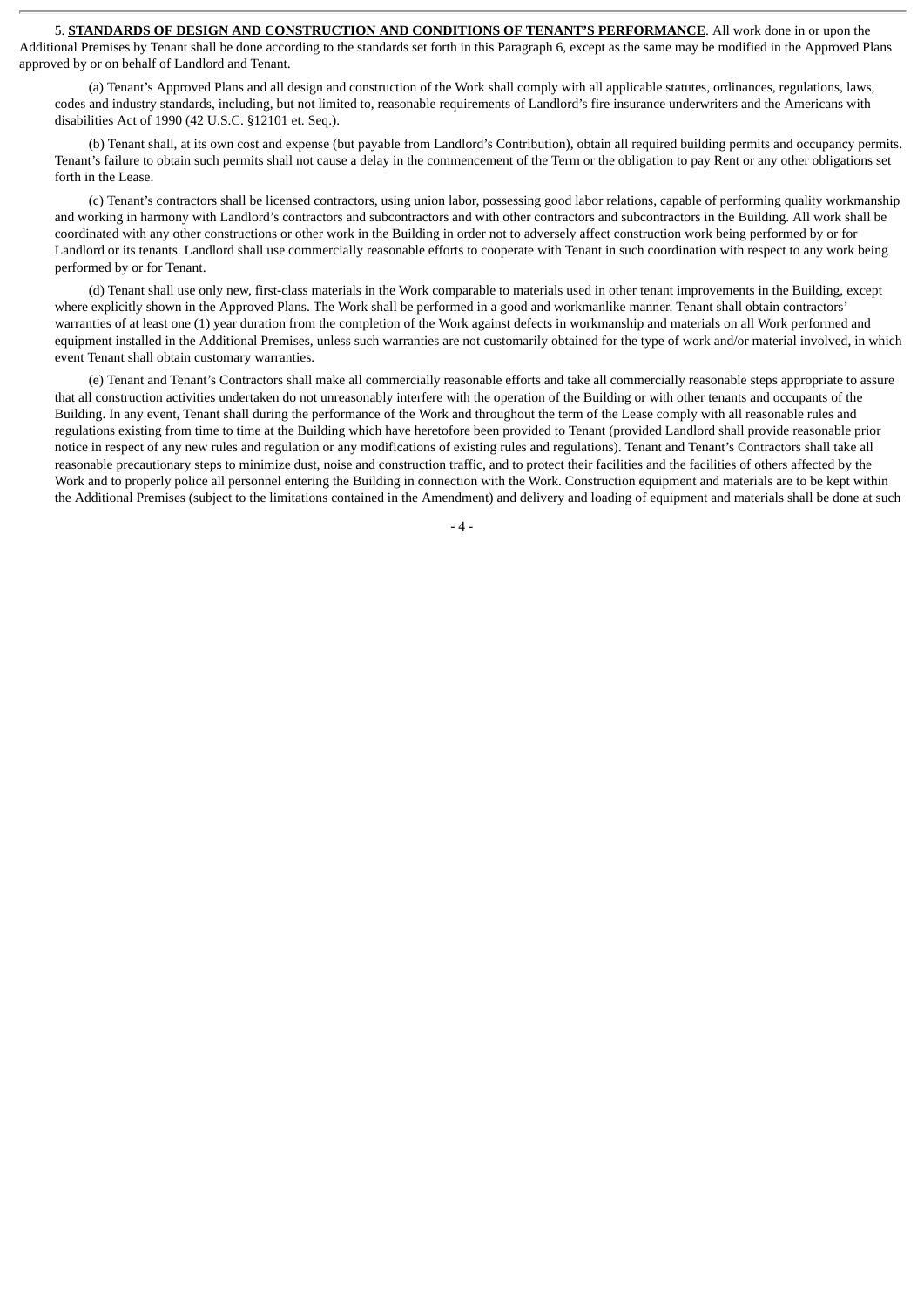5. **STANDARDS OF DESIGN AND CONSTRUCTION AND CONDITIONS OF TENANT'S PERFORMANCE**. All work done in or upon the Additional Premises by Tenant shall be done according to the standards set forth in this Paragraph 6, except as the same may be modified in the Approved Plans approved by or on behalf of Landlord and Tenant.

(a) Tenant's Approved Plans and all design and construction of the Work shall comply with all applicable statutes, ordinances, regulations, laws, codes and industry standards, including, but not limited to, reasonable requirements of Landlord's fire insurance underwriters and the Americans with disabilities Act of 1990 (42 U.S.C. §12101 et. Seq.).

(b) Tenant shall, at its own cost and expense (but payable from Landlord's Contribution), obtain all required building permits and occupancy permits. Tenant's failure to obtain such permits shall not cause a delay in the commencement of the Term or the obligation to pay Rent or any other obligations set forth in the Lease.

(c) Tenant's contractors shall be licensed contractors, using union labor, possessing good labor relations, capable of performing quality workmanship and working in harmony with Landlord's contractors and subcontractors and with other contractors and subcontractors in the Building. All work shall be coordinated with any other constructions or other work in the Building in order not to adversely affect construction work being performed by or for Landlord or its tenants. Landlord shall use commercially reasonable efforts to cooperate with Tenant in such coordination with respect to any work being performed by or for Tenant.

(d) Tenant shall use only new, first-class materials in the Work comparable to materials used in other tenant improvements in the Building, except where explicitly shown in the Approved Plans. The Work shall be performed in a good and workmanlike manner. Tenant shall obtain contractors' warranties of at least one (1) year duration from the completion of the Work against defects in workmanship and materials on all Work performed and equipment installed in the Additional Premises, unless such warranties are not customarily obtained for the type of work and/or material involved, in which event Tenant shall obtain customary warranties.

(e) Tenant and Tenant's Contractors shall make all commercially reasonable efforts and take all commercially reasonable steps appropriate to assure that all construction activities undertaken do not unreasonably interfere with the operation of the Building or with other tenants and occupants of the Building. In any event, Tenant shall during the performance of the Work and throughout the term of the Lease comply with all reasonable rules and regulations existing from time to time at the Building which have heretofore been provided to Tenant (provided Landlord shall provide reasonable prior notice in respect of any new rules and regulation or any modifications of existing rules and regulations). Tenant and Tenant's Contractors shall take all reasonable precautionary steps to minimize dust, noise and construction traffic, and to protect their facilities and the facilities of others affected by the Work and to properly police all personnel entering the Building in connection with the Work. Construction equipment and materials are to be kept within the Additional Premises (subject to the limitations contained in the Amendment) and delivery and loading of equipment and materials shall be done at such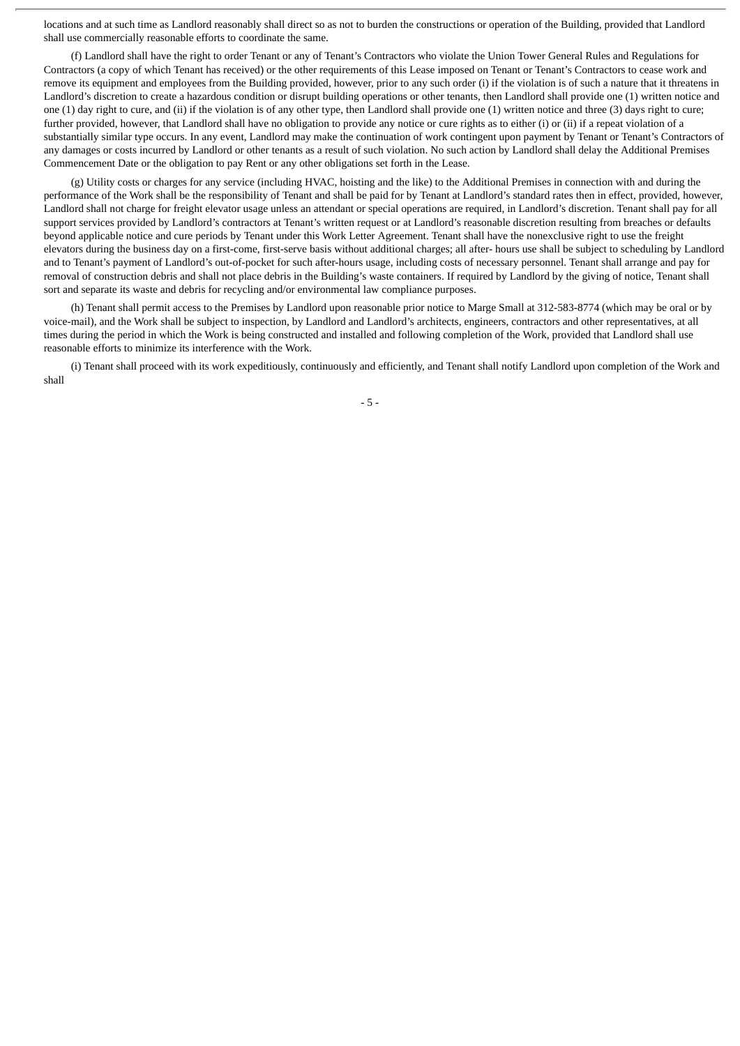locations and at such time as Landlord reasonably shall direct so as not to burden the constructions or operation of the Building, provided that Landlord shall use commercially reasonable efforts to coordinate the same.

(f) Landlord shall have the right to order Tenant or any of Tenant's Contractors who violate the Union Tower General Rules and Regulations for Contractors (a copy of which Tenant has received) or the other requirements of this Lease imposed on Tenant or Tenant's Contractors to cease work and remove its equipment and employees from the Building provided, however, prior to any such order (i) if the violation is of such a nature that it threatens in Landlord's discretion to create a hazardous condition or disrupt building operations or other tenants, then Landlord shall provide one (1) written notice and one (1) day right to cure, and (ii) if the violation is of any other type, then Landlord shall provide one (1) written notice and three (3) days right to cure; further provided, however, that Landlord shall have no obligation to provide any notice or cure rights as to either (i) or (ii) if a repeat violation of a substantially similar type occurs. In any event, Landlord may make the continuation of work contingent upon payment by Tenant or Tenant's Contractors of any damages or costs incurred by Landlord or other tenants as a result of such violation. No such action by Landlord shall delay the Additional Premises Commencement Date or the obligation to pay Rent or any other obligations set forth in the Lease.

(g) Utility costs or charges for any service (including HVAC, hoisting and the like) to the Additional Premises in connection with and during the performance of the Work shall be the responsibility of Tenant and shall be paid for by Tenant at Landlord's standard rates then in effect, provided, however, Landlord shall not charge for freight elevator usage unless an attendant or special operations are required, in Landlord's discretion. Tenant shall pay for all support services provided by Landlord's contractors at Tenant's written request or at Landlord's reasonable discretion resulting from breaches or defaults beyond applicable notice and cure periods by Tenant under this Work Letter Agreement. Tenant shall have the nonexclusive right to use the freight elevators during the business day on a first-come, first-serve basis without additional charges; all after- hours use shall be subject to scheduling by Landlord and to Tenant's payment of Landlord's out-of-pocket for such after-hours usage, including costs of necessary personnel. Tenant shall arrange and pay for removal of construction debris and shall not place debris in the Building's waste containers. If required by Landlord by the giving of notice, Tenant shall sort and separate its waste and debris for recycling and/or environmental law compliance purposes.

(h) Tenant shall permit access to the Premises by Landlord upon reasonable prior notice to Marge Small at 312-583-8774 (which may be oral or by voice-mail), and the Work shall be subject to inspection, by Landlord and Landlord's architects, engineers, contractors and other representatives, at all times during the period in which the Work is being constructed and installed and following completion of the Work, provided that Landlord shall use reasonable efforts to minimize its interference with the Work.

(i) Tenant shall proceed with its work expeditiously, continuously and efficiently, and Tenant shall notify Landlord upon completion of the Work and shall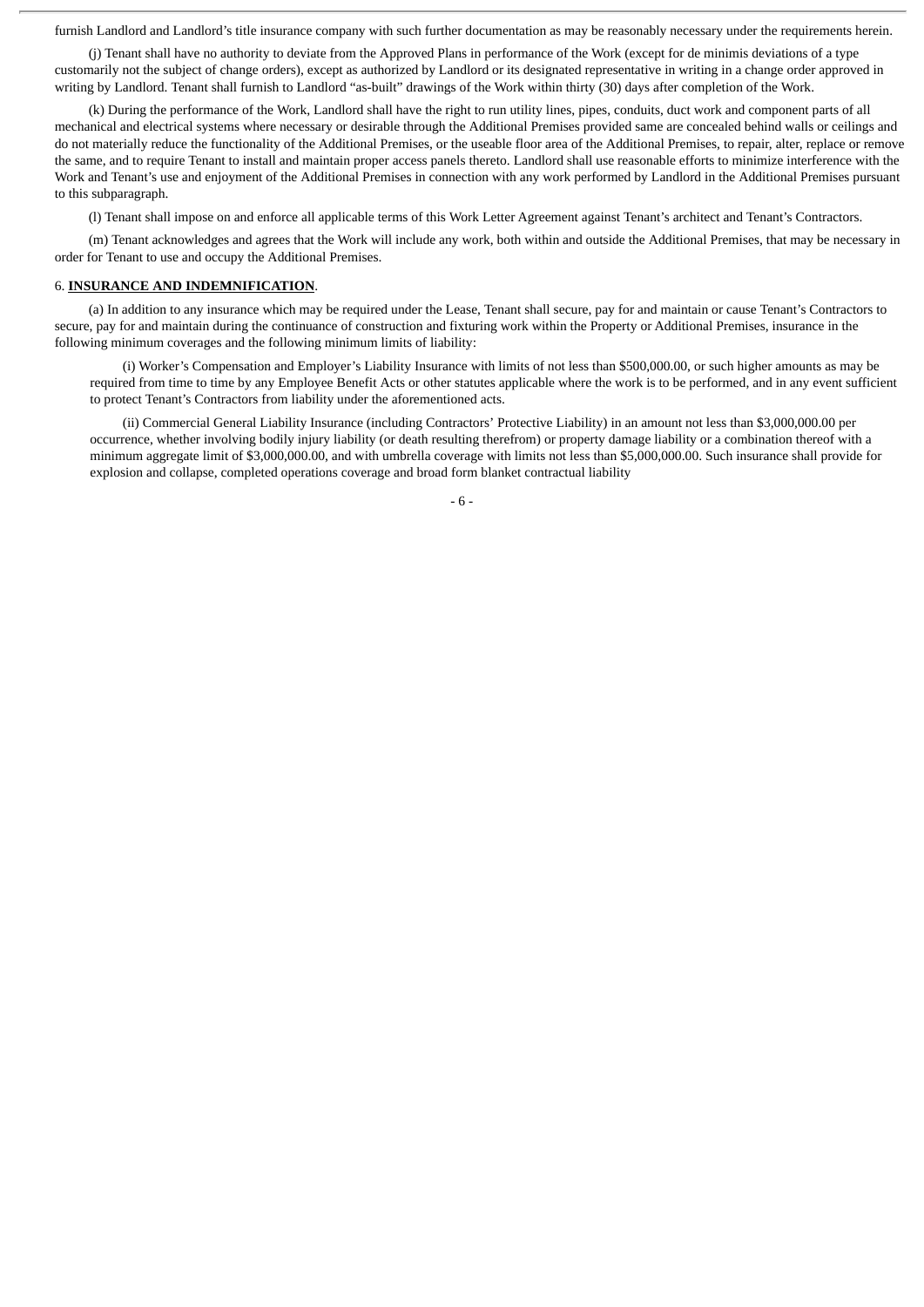furnish Landlord and Landlord's title insurance company with such further documentation as may be reasonably necessary under the requirements herein.

(j) Tenant shall have no authority to deviate from the Approved Plans in performance of the Work (except for de minimis deviations of a type customarily not the subject of change orders), except as authorized by Landlord or its designated representative in writing in a change order approved in writing by Landlord. Tenant shall furnish to Landlord "as-built" drawings of the Work within thirty (30) days after completion of the Work.

(k) During the performance of the Work, Landlord shall have the right to run utility lines, pipes, conduits, duct work and component parts of all mechanical and electrical systems where necessary or desirable through the Additional Premises provided same are concealed behind walls or ceilings and do not materially reduce the functionality of the Additional Premises, or the useable floor area of the Additional Premises, to repair, alter, replace or remove the same, and to require Tenant to install and maintain proper access panels thereto. Landlord shall use reasonable efforts to minimize interference with the Work and Tenant's use and enjoyment of the Additional Premises in connection with any work performed by Landlord in the Additional Premises pursuant to this subparagraph.

(l) Tenant shall impose on and enforce all applicable terms of this Work Letter Agreement against Tenant's architect and Tenant's Contractors.

(m) Tenant acknowledges and agrees that the Work will include any work, both within and outside the Additional Premises, that may be necessary in order for Tenant to use and occupy the Additional Premises.

6. **INSURANCE AND INDEMNIFICATION**.

(a) In addition to any insurance which may be required under the Lease, Tenant shall secure, pay for and maintain or cause Tenant's Contractors to secure, pay for and maintain during the continuance of construction and fixturing work within the Property or Additional Premises, insurance in the following minimum coverages and the following minimum limits of liability:

(i) Worker's Compensation and Employer's Liability Insurance with limits of not less than $500,000.00, or such higher amounts as may be required from time to time by any Employee Benefit Acts or other statutes applicable where the work is to be performed, and in any event sufficient to protect Tenant's Contractors from liability under the aforementioned acts.

(ii) Commercial General Liability Insurance (including Contractors' Protective Liability) in an amount not less than $3,000,000.00 per occurrence, whether involving bodily injury liability (or death resulting therefrom) or property damage liability or a combination thereof with a minimum aggregate limit of $3,000,000.00, and with umbrella coverage with limits not less than $5,000,000.00. Such insurance shall provide for explosion and collapse, completed operations coverage and broad form blanket contractual liability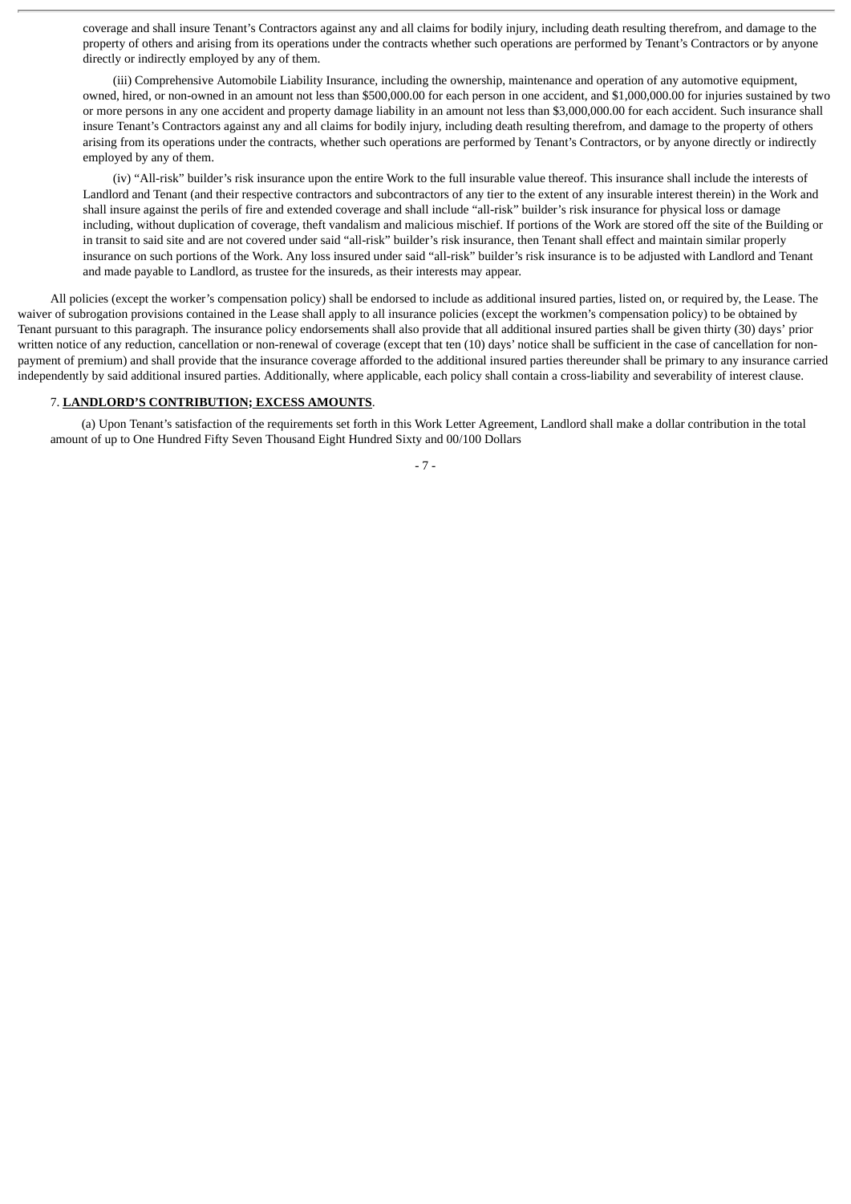coverage and shall insure Tenant's Contractors against any and all claims for bodily injury, including death resulting therefrom, and damage to the property of others and arising from its operations under the contracts whether such operations are performed by Tenant's Contractors or by anyone directly or indirectly employed by any of them.

(iii) Comprehensive Automobile Liability Insurance, including the ownership, maintenance and operation of any automotive equipment, owned, hired, or non-owned in an amount not less than $500,000.00 for each person in one accident, and $1,000,000.00 for injuries sustained by two or more persons in any one accident and property damage liability in an amount not less than $3,000,000.00 for each accident. Such insurance shall insure Tenant's Contractors against any and all claims for bodily injury, including death resulting therefrom, and damage to the property of others arising from its operations under the contracts, whether such operations are performed by Tenant's Contractors, or by anyone directly or indirectly employed by any of them.

(iv) "All-risk" builder's risk insurance upon the entire Work to the full insurable value thereof. This insurance shall include the interests of Landlord and Tenant (and their respective contractors and subcontractors of any tier to the extent of any insurable interest therein) in the Work and shall insure against the perils of fire and extended coverage and shall include "all-risk" builder's risk insurance for physical loss or damage including, without duplication of coverage, theft vandalism and malicious mischief. If portions of the Work are stored off the site of the Building or in transit to said site and are not covered under said "all-risk" builder's risk insurance, then Tenant shall effect and maintain similar properly insurance on such portions of the Work. Any loss insured under said "all-risk" builder's risk insurance is to be adjusted with Landlord and Tenant and made payable to Landlord, as trustee for the insureds, as their interests may appear.

All policies (except the worker's compensation policy) shall be endorsed to include as additional insured parties, listed on, or required by, the Lease. The waiver of subrogation provisions contained in the Lease shall apply to all insurance policies (except the workmen's compensation policy) to be obtained by Tenant pursuant to this paragraph. The insurance policy endorsements shall also provide that all additional insured parties shall be given thirty (30) days' prior written notice of any reduction, cancellation or non-renewal of coverage (except that ten (10) days' notice shall be sufficient in the case of cancellation for non-payment of premium) and shall provide that the insurance coverage afforded to the additional insured parties thereunder shall be primary to any insurance carried independently by said additional insured parties. Additionally, where applicable, each policy shall contain a cross-liability and severability of interest clause.

7. **LANDLORD'S CONTRIBUTION; EXCESS AMOUNTS**.

(a) Upon Tenant's satisfaction of the requirements set forth in this Work Letter Agreement, Landlord shall make a dollar contribution in the total amount of up to One Hundred Fifty Seven Thousand Eight Hundred Sixty and 00/100 Dollars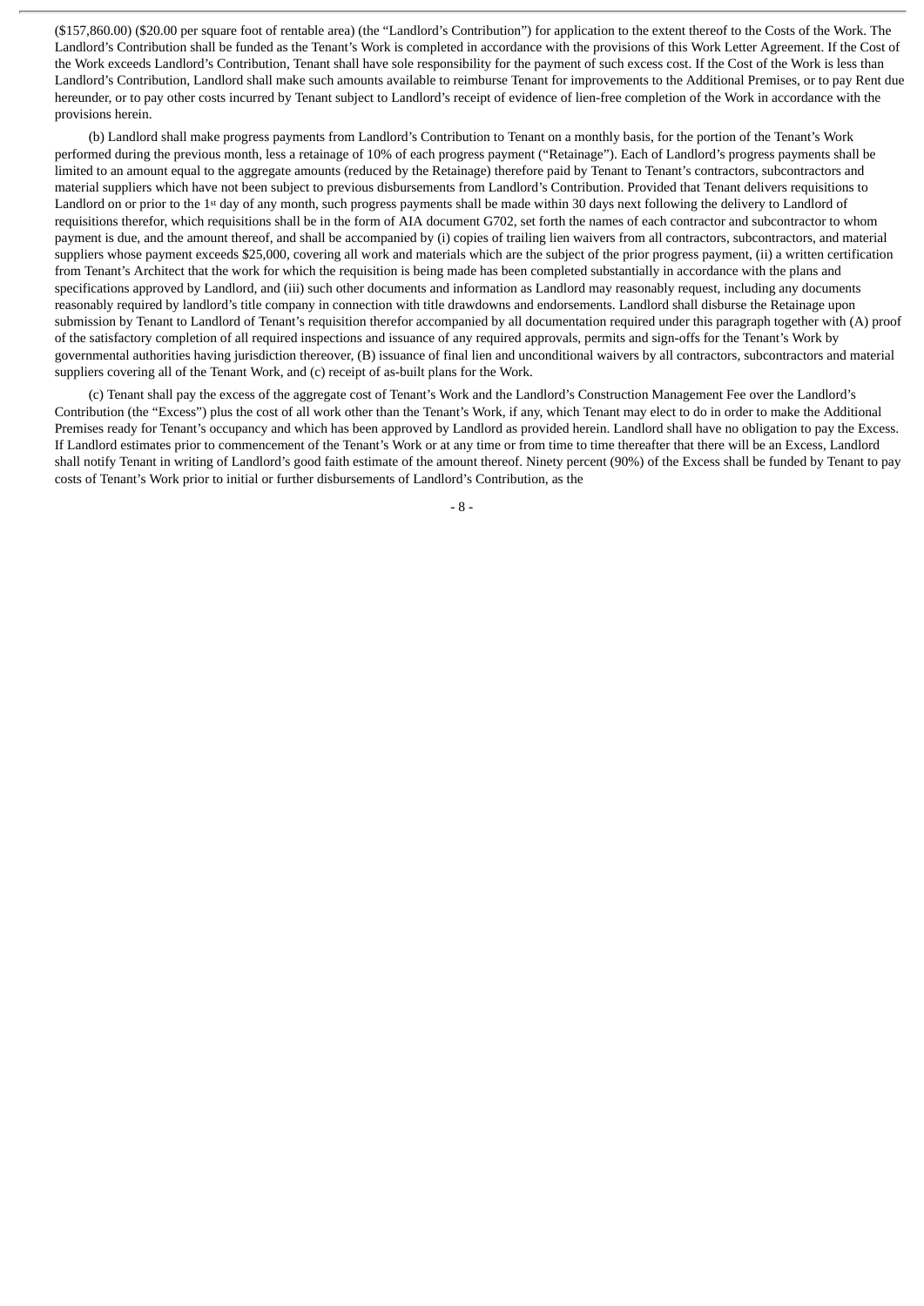($157,860.00) ($20.00 per square foot of rentable area) (the "Landlord's Contribution") for application to the extent thereof to the Costs of the Work. The Landlord's Contribution shall be funded as the Tenant's Work is completed in accordance with the provisions of this Work Letter Agreement. If the Cost of the Work exceeds Landlord's Contribution, Tenant shall have sole responsibility for the payment of such excess cost. If the Cost of the Work is less than Landlord's Contribution, Landlord shall make such amounts available to reimburse Tenant for improvements to the Additional Premises, or to pay Rent due hereunder, or to pay other costs incurred by Tenant subject to Landlord's receipt of evidence of lien-free completion of the Work in accordance with the provisions herein.

(b) Landlord shall make progress payments from Landlord's Contribution to Tenant on a monthly basis, for the portion of the Tenant's Work performed during the previous month, less a retainage of 10% of each progress payment ("Retainage"). Each of Landlord's progress payments shall be limited to an amount equal to the aggregate amounts (reduced by the Retainage) therefore paid by Tenant to Tenant's contractors, subcontractors and material suppliers which have not been subject to previous disbursements from Landlord's Contribution. Provided that Tenant delivers requisitions to Landlord on or prior to the 1st day of any month, such progress payments shall be made within 30 days next following the delivery to Landlord of requisitions therefor, which requisitions shall be in the form of AIA document G702, set forth the names of each contractor and subcontractor to whom payment is due, and the amount thereof, and shall be accompanied by (i) copies of trailing lien waivers from all contractors, subcontractors, and material suppliers whose payment exceeds $25,000, covering all work and materials which are the subject of the prior progress payment, (ii) a written certification from Tenant's Architect that the work for which the requisition is being made has been completed substantially in accordance with the plans and specifications approved by Landlord, and (iii) such other documents and information as Landlord may reasonably request, including any documents reasonably required by landlord's title company in connection with title drawdowns and endorsements. Landlord shall disburse the Retainage upon submission by Tenant to Landlord of Tenant's requisition therefor accompanied by all documentation required under this paragraph together with (A) proof of the satisfactory completion of all required inspections and issuance of any required approvals, permits and sign-offs for the Tenant's Work by governmental authorities having jurisdiction thereover, (B) issuance of final lien and unconditional waivers by all contractors, subcontractors and material suppliers covering all of the Tenant Work, and (c) receipt of as-built plans for the Work.

(c) Tenant shall pay the excess of the aggregate cost of Tenant's Work and the Landlord's Construction Management Fee over the Landlord's Contribution (the "Excess") plus the cost of all work other than the Tenant's Work, if any, which Tenant may elect to do in order to make the Additional Premises ready for Tenant's occupancy and which has been approved by Landlord as provided herein. Landlord shall have no obligation to pay the Excess. If Landlord estimates prior to commencement of the Tenant's Work or at any time or from time to time thereafter that there will be an Excess, Landlord shall notify Tenant in writing of Landlord's good faith estimate of the amount thereof. Ninety percent (90%) of the Excess shall be funded by Tenant to pay costs of Tenant's Work prior to initial or further disbursements of Landlord's Contribution, as the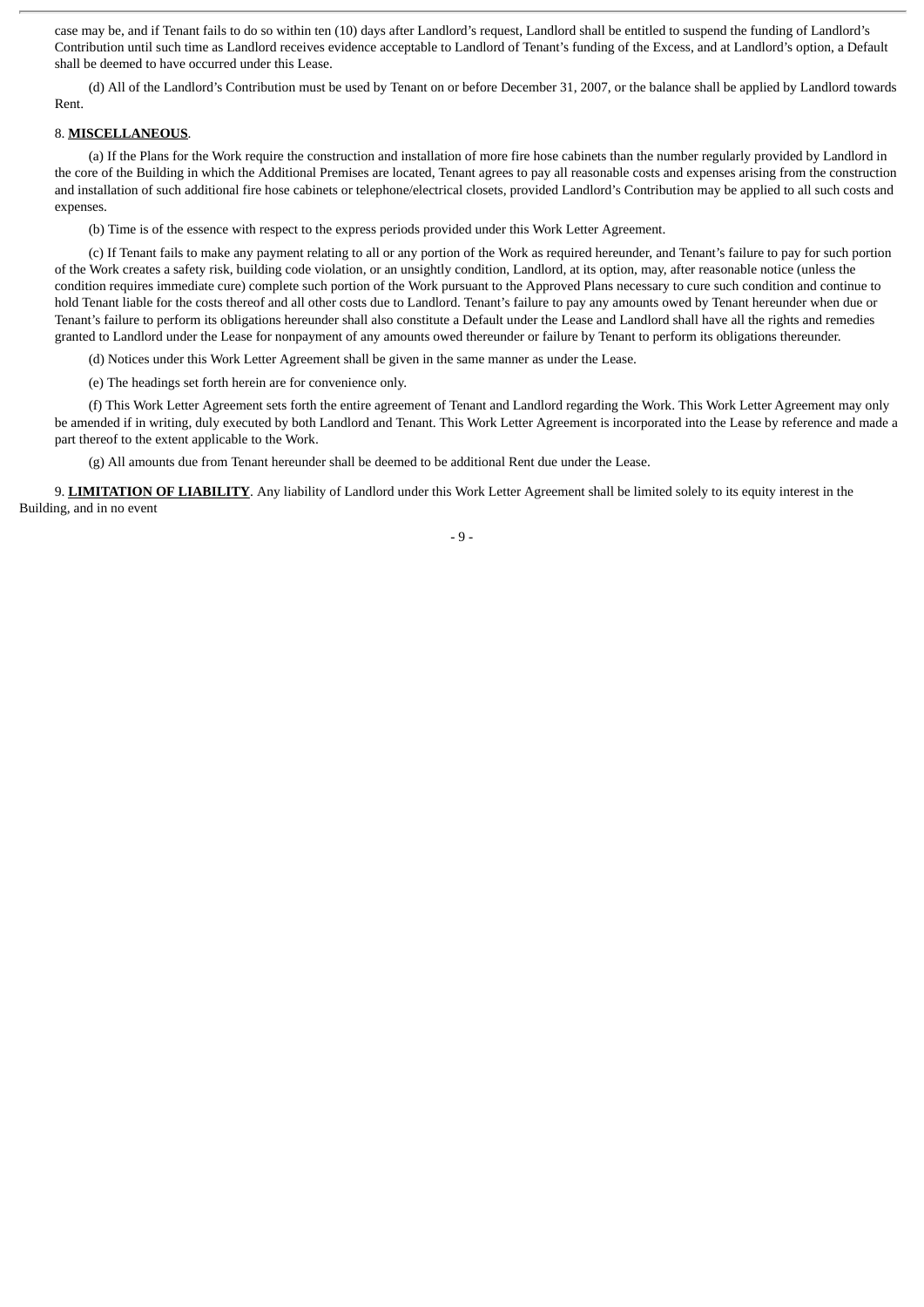case may be, and if Tenant fails to do so within ten (10) days after Landlord's request, Landlord shall be entitled to suspend the funding of Landlord's Contribution until such time as Landlord receives evidence acceptable to Landlord of Tenant's funding of the Excess, and at Landlord's option, a Default shall be deemed to have occurred under this Lease.

(d) All of the Landlord's Contribution must be used by Tenant on or before December 31, 2007, or the balance shall be applied by Landlord towards Rent.

8. **MISCELLANEOUS**.

(a) If the Plans for the Work require the construction and installation of more fire hose cabinets than the number regularly provided by Landlord in the core of the Building in which the Additional Premises are located, Tenant agrees to pay all reasonable costs and expenses arising from the construction and installation of such additional fire hose cabinets or telephone/electrical closets, provided Landlord's Contribution may be applied to all such costs and expenses.

(b) Time is of the essence with respect to the express periods provided under this Work Letter Agreement.

(c) If Tenant fails to make any payment relating to all or any portion of the Work as required hereunder, and Tenant's failure to pay for such portion of the Work creates a safety risk, building code violation, or an unsightly condition, Landlord, at its option, may, after reasonable notice (unless the condition requires immediate cure) complete such portion of the Work pursuant to the Approved Plans necessary to cure such condition and continue to hold Tenant liable for the costs thereof and all other costs due to Landlord. Tenant's failure to pay any amounts owed by Tenant hereunder when due or Tenant's failure to perform its obligations hereunder shall also constitute a Default under the Lease and Landlord shall have all the rights and remedies granted to Landlord under the Lease for nonpayment of any amounts owed thereunder or failure by Tenant to perform its obligations thereunder.

(d) Notices under this Work Letter Agreement shall be given in the same manner as under the Lease.

(e) The headings set forth herein are for convenience only.

(f) This Work Letter Agreement sets forth the entire agreement of Tenant and Landlord regarding the Work. This Work Letter Agreement may only be amended if in writing, duly executed by both Landlord and Tenant. This Work Letter Agreement is incorporated into the Lease by reference and made a part thereof to the extent applicable to the Work.

(g) All amounts due from Tenant hereunder shall be deemed to be additional Rent due under the Lease.

9. **LIMITATION OF LIABILITY**. Any liability of Landlord under this Work Letter Agreement shall be limited solely to its equity interest in the Building, and in no event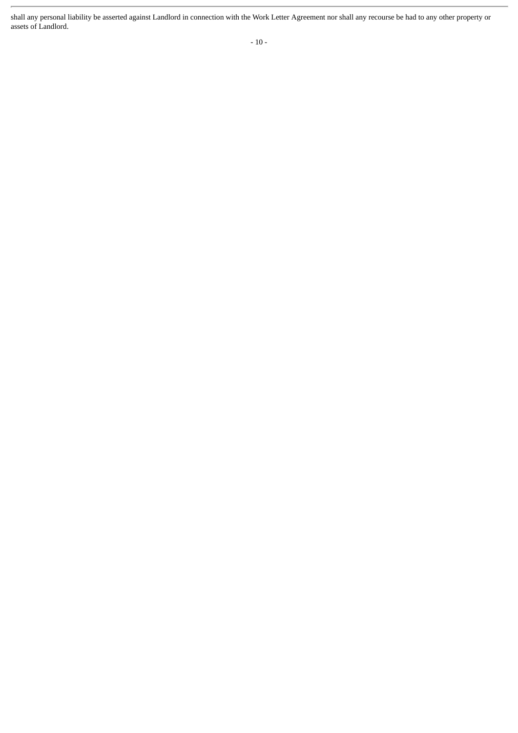shall any personal liability be asserted against Landlord in connection with the Work Letter Agreement nor shall any recourse be had to any other property or assets of Landlord.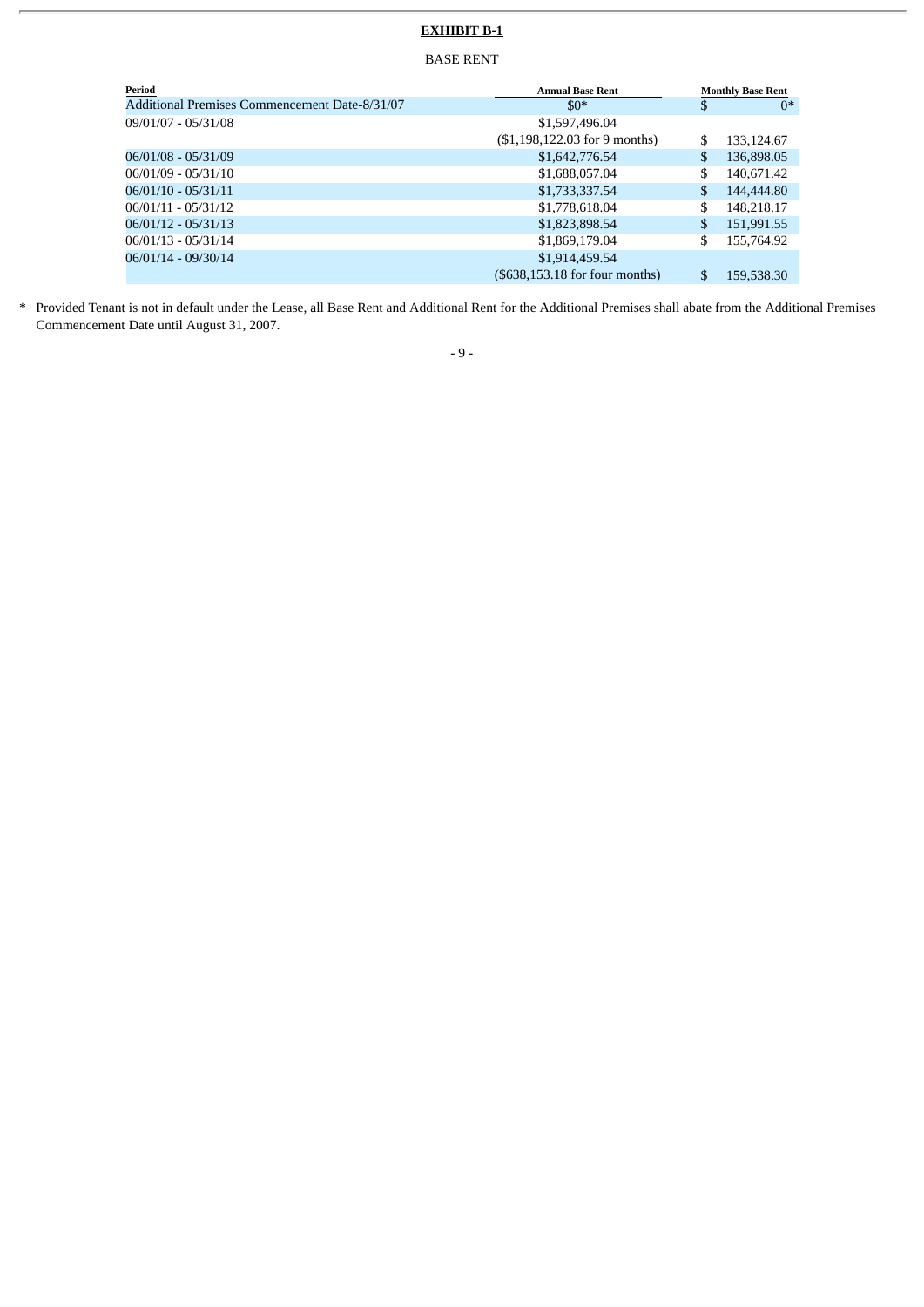**EXHIBIT B-1**

BASE RENT

| Period | Annual Base Rent | Monthly Base Rent |
|---|---|---|
| Additional Premises Commencement Date-8/31/07 | $0* | $ 0* |
| 09/01/07 - 05/31/08 | $1,597,496.04 ($1,198,122.03 for 9 months) | $ 133,124.67 |
| 06/01/08 - 05/31/09 | $1,642,776.54 | $ 136,898.05 |
| 06/01/09 - 05/31/10 | $1,688,057.04 | $ 140,671.42 |
| 06/01/10 - 05/31/11 | $1,733,337.54 | $ 144,444.80 |
| 06/01/11 - 05/31/12 | $1,778,618.04 | $ 148,218.17 |
| 06/01/12 - 05/31/13 | $1,823,898.54 | $ 151,991.55 |
| 06/01/13 - 05/31/14 | $1,869,179.04 | $ 155,764.92 |
| 06/01/14 - 09/30/14 | $1,914,459.54 ($638,153.18 for four months) | $ 159,538.30 |

\* Provided Tenant is not in default under the Lease, all Base Rent and Additional Rent for the Additional Premises shall abate from the Additional Premises Commencement Date until August 31, 2007.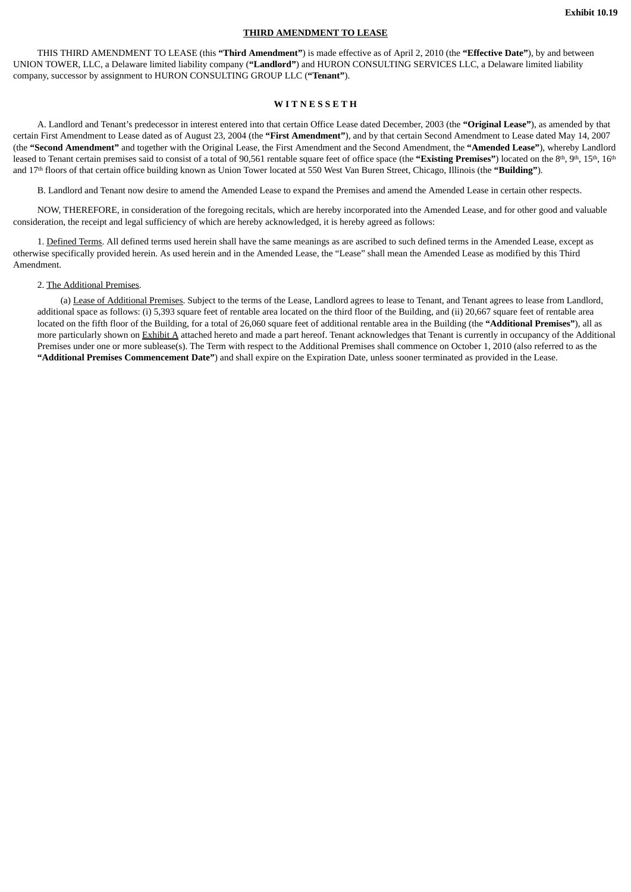**Exhibit 10.19**

**THIRD AMENDMENT TO LEASE**

THIS THIRD AMENDMENT TO LEASE (this **"Third Amendment"**) is made effective as of April 2, 2010 (the **"Effective Date"**), by and between UNION TOWER, LLC, a Delaware limited liability company (**"Landlord"**) and HURON CONSULTING SERVICES LLC, a Delaware limited liability company, successor by assignment to HURON CONSULTING GROUP LLC (**"Tenant"**).

**W I T N E S S E T H**

A. Landlord and Tenant's predecessor in interest entered into that certain Office Lease dated December, 2003 (the **"Original Lease"**), as amended by that certain First Amendment to Lease dated as of August 23, 2004 (the **"First Amendment"**), and by that certain Second Amendment to Lease dated May 14, 2007 (the **"Second Amendment"** and together with the Original Lease, the First Amendment and the Second Amendment, the **"Amended Lease"**), whereby Landlord leased to Tenant certain premises said to consist of a total of 90,561 rentable square feet of office space (the **"Existing Premises"**) located on the 8th, 9th, 15th, 16th and 17th floors of that certain office building known as Union Tower located at 550 West Van Buren Street, Chicago, Illinois (the **"Building"**).

B. Landlord and Tenant now desire to amend the Amended Lease to expand the Premises and amend the Amended Lease in certain other respects.

NOW, THEREFORE, in consideration of the foregoing recitals, which are hereby incorporated into the Amended Lease, and for other good and valuable consideration, the receipt and legal sufficiency of which are hereby acknowledged, it is hereby agreed as follows:

1. Defined Terms. All defined terms used herein shall have the same meanings as are ascribed to such defined terms in the Amended Lease, except as otherwise specifically provided herein. As used herein and in the Amended Lease, the "Lease" shall mean the Amended Lease as modified by this Third Amendment.

2. The Additional Premises.

(a) Lease of Additional Premises. Subject to the terms of the Lease, Landlord agrees to lease to Tenant, and Tenant agrees to lease from Landlord, additional space as follows: (i) 5,393 square feet of rentable area located on the third floor of the Building, and (ii) 20,667 square feet of rentable area located on the fifth floor of the Building, for a total of 26,060 square feet of additional rentable area in the Building (the **"Additional Premises"**), all as more particularly shown on Exhibit A attached hereto and made a part hereof. Tenant acknowledges that Tenant is currently in occupancy of the Additional Premises under one or more sublease(s). The Term with respect to the Additional Premises shall commence on October 1, 2010 (also referred to as the **"Additional Premises Commencement Date"**) and shall expire on the Expiration Date, unless sooner terminated as provided in the Lease.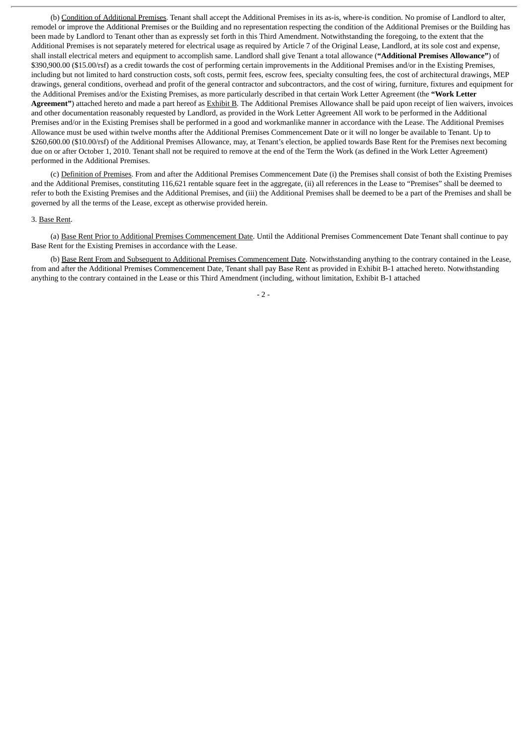(b) Condition of Additional Premises. Tenant shall accept the Additional Premises in its as-is, where-is condition. No promise of Landlord to alter, remodel or improve the Additional Premises or the Building and no representation respecting the condition of the Additional Premises or the Building has been made by Landlord to Tenant other than as expressly set forth in this Third Amendment. Notwithstanding the foregoing, to the extent that the Additional Premises is not separately metered for electrical usage as required by Article 7 of the Original Lease, Landlord, at its sole cost and expense, shall install electrical meters and equipment to accomplish same. Landlord shall give Tenant a total allowance (**"Additional Premises Allowance"**) of $390,900.00 ($15.00/rsf) as a credit towards the cost of performing certain improvements in the Additional Premises and/or in the Existing Premises, including but not limited to hard construction costs, soft costs, permit fees, escrow fees, specialty consulting fees, the cost of architectural drawings, MEP drawings, general conditions, overhead and profit of the general contractor and subcontractors, and the cost of wiring, furniture, fixtures and equipment for the Additional Premises and/or the Existing Premises, as more particularly described in that certain Work Letter Agreement (the **"Work Letter Agreement"**) attached hereto and made a part hereof as Exhibit B. The Additional Premises Allowance shall be paid upon receipt of lien waivers, invoices and other documentation reasonably requested by Landlord, as provided in the Work Letter Agreement All work to be performed in the Additional Premises and/or in the Existing Premises shall be performed in a good and workmanlike manner in accordance with the Lease. The Additional Premises Allowance must be used within twelve months after the Additional Premises Commencement Date or it will no longer be available to Tenant. Up to $260,600.00 ($10.00/rsf) of the Additional Premises Allowance, may, at Tenant's election, be applied towards Base Rent for the Premises next becoming due on or after October 1, 2010. Tenant shall not be required to remove at the end of the Term the Work (as defined in the Work Letter Agreement) performed in the Additional Premises.

(c) Definition of Premises. From and after the Additional Premises Commencement Date (i) the Premises shall consist of both the Existing Premises and the Additional Premises, constituting 116,621 rentable square feet in the aggregate, (ii) all references in the Lease to "Premises" shall be deemed to refer to both the Existing Premises and the Additional Premises, and (iii) the Additional Premises shall be deemed to be a part of the Premises and shall be governed by all the terms of the Lease, except as otherwise provided herein.

3. Base Rent.

(a) Base Rent Prior to Additional Premises Commencement Date. Until the Additional Premises Commencement Date Tenant shall continue to pay Base Rent for the Existing Premises in accordance with the Lease.

(b) Base Rent From and Subsequent to Additional Premises Commencement Date. Notwithstanding anything to the contrary contained in the Lease, from and after the Additional Premises Commencement Date, Tenant shall pay Base Rent as provided in Exhibit B-1 attached hereto. Notwithstanding anything to the contrary contained in the Lease or this Third Amendment (including, without limitation, Exhibit B-1 attached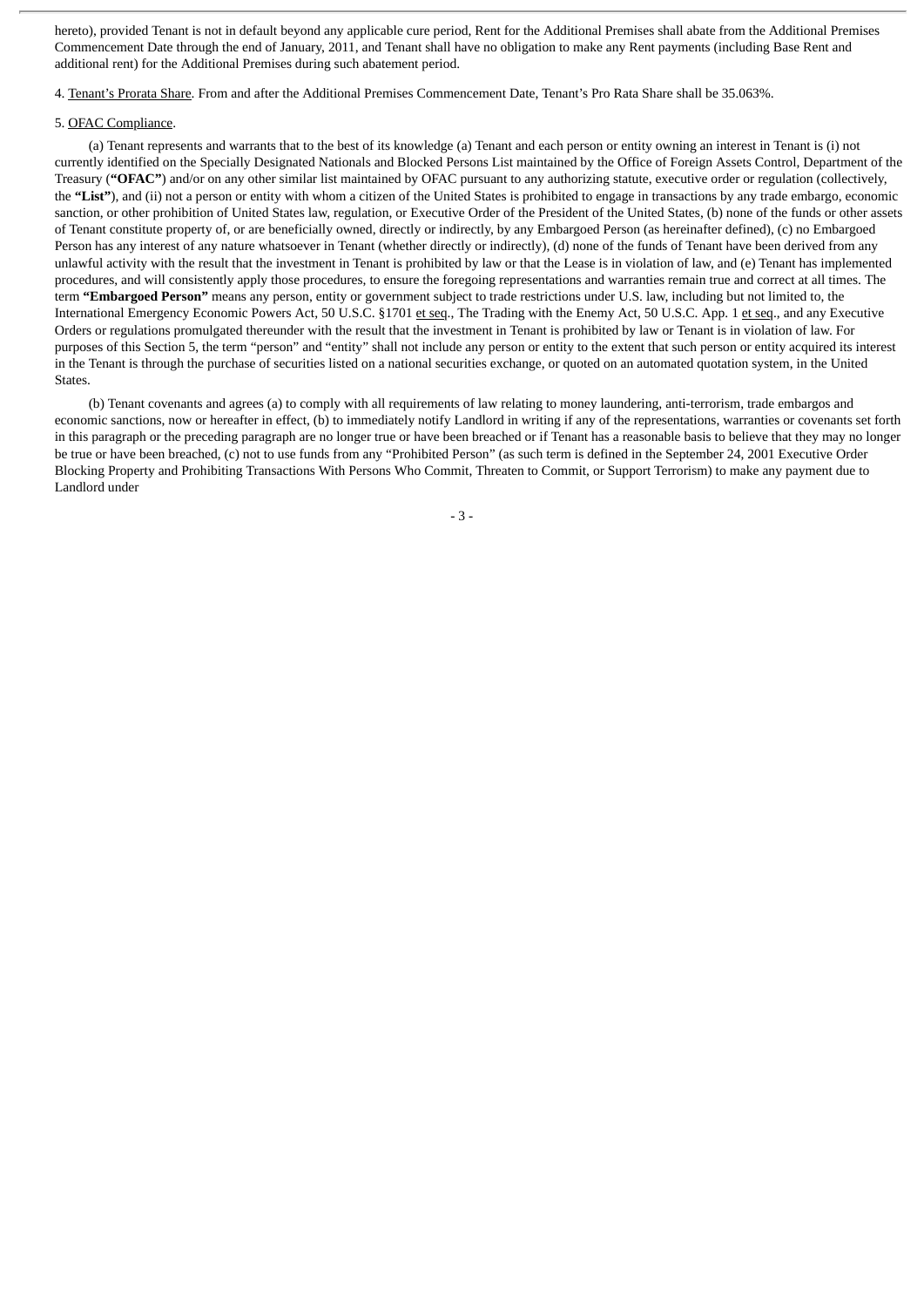hereto), provided Tenant is not in default beyond any applicable cure period, Rent for the Additional Premises shall abate from the Additional Premises Commencement Date through the end of January, 2011, and Tenant shall have no obligation to make any Rent payments (including Base Rent and additional rent) for the Additional Premises during such abatement period.

4. Tenant's Prorata Share. From and after the Additional Premises Commencement Date, Tenant's Pro Rata Share shall be 35.063%.

5. OFAC Compliance.

(a) Tenant represents and warrants that to the best of its knowledge (a) Tenant and each person or entity owning an interest in Tenant is (i) not currently identified on the Specially Designated Nationals and Blocked Persons List maintained by the Office of Foreign Assets Control, Department of the Treasury (**"OFAC"**) and/or on any other similar list maintained by OFAC pursuant to any authorizing statute, executive order or regulation (collectively, the **"List"**), and (ii) not a person or entity with whom a citizen of the United States is prohibited to engage in transactions by any trade embargo, economic sanction, or other prohibition of United States law, regulation, or Executive Order of the President of the United States, (b) none of the funds or other assets of Tenant constitute property of, or are beneficially owned, directly or indirectly, by any Embargoed Person (as hereinafter defined), (c) no Embargoed Person has any interest of any nature whatsoever in Tenant (whether directly or indirectly), (d) none of the funds of Tenant have been derived from any unlawful activity with the result that the investment in Tenant is prohibited by law or that the Lease is in violation of law, and (e) Tenant has implemented procedures, and will consistently apply those procedures, to ensure the foregoing representations and warranties remain true and correct at all times. The term **"Embargoed Person"** means any person, entity or government subject to trade restrictions under U.S. law, including but not limited to, the International Emergency Economic Powers Act, 50 U.S.C. §1701 et seq., The Trading with the Enemy Act, 50 U.S.C. App. 1 et seq., and any Executive Orders or regulations promulgated thereunder with the result that the investment in Tenant is prohibited by law or Tenant is in violation of law. For purposes of this Section 5, the term "person" and "entity" shall not include any person or entity to the extent that such person or entity acquired its interest in the Tenant is through the purchase of securities listed on a national securities exchange, or quoted on an automated quotation system, in the United States.

(b) Tenant covenants and agrees (a) to comply with all requirements of law relating to money laundering, anti-terrorism, trade embargos and economic sanctions, now or hereafter in effect, (b) to immediately notify Landlord in writing if any of the representations, warranties or covenants set forth in this paragraph or the preceding paragraph are no longer true or have been breached or if Tenant has a reasonable basis to believe that they may no longer be true or have been breached, (c) not to use funds from any "Prohibited Person" (as such term is defined in the September 24, 2001 Executive Order Blocking Property and Prohibiting Transactions With Persons Who Commit, Threaten to Commit, or Support Terrorism) to make any payment due to Landlord under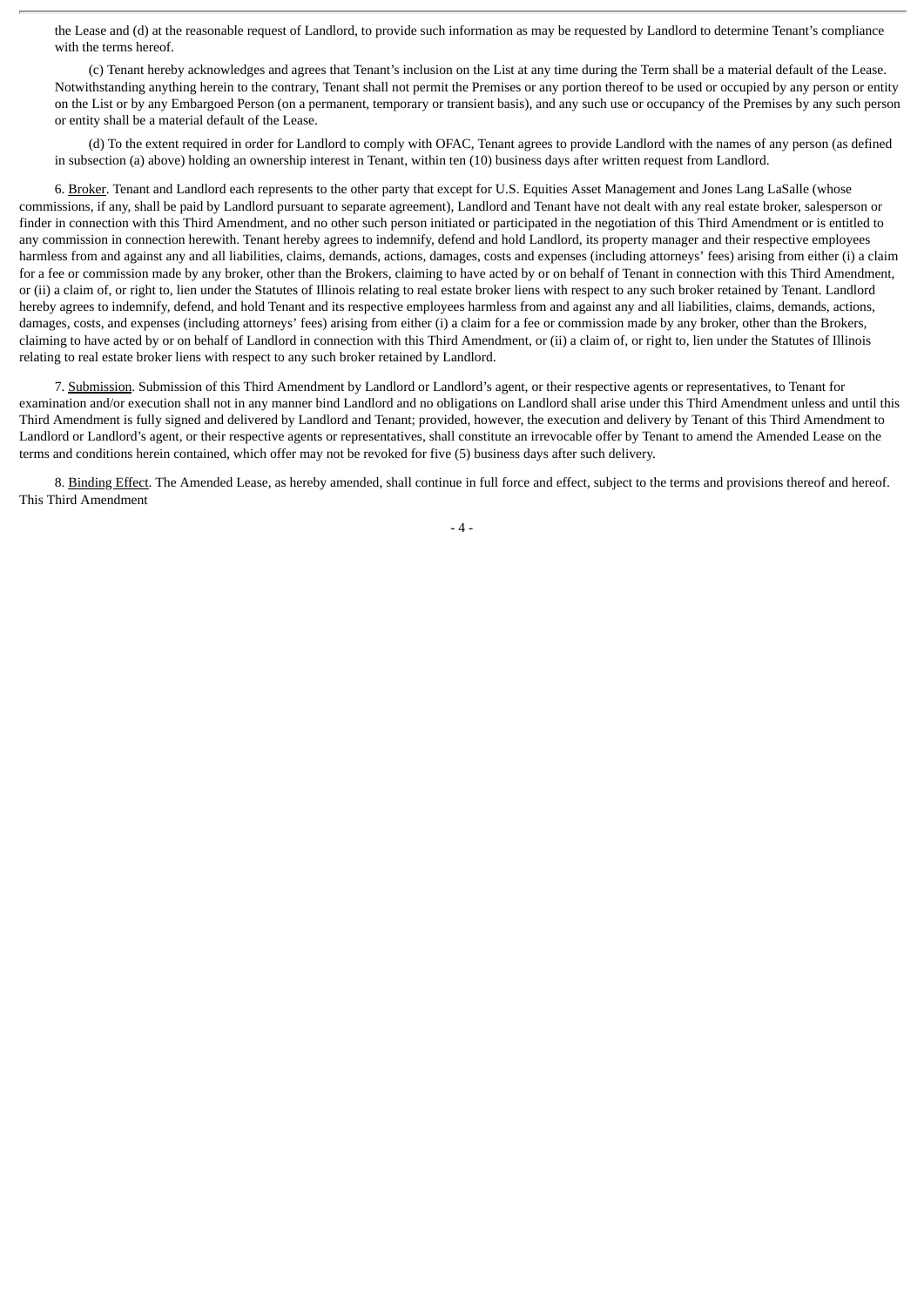the Lease and (d) at the reasonable request of Landlord, to provide such information as may be requested by Landlord to determine Tenant's compliance with the terms hereof.

(c) Tenant hereby acknowledges and agrees that Tenant's inclusion on the List at any time during the Term shall be a material default of the Lease. Notwithstanding anything herein to the contrary, Tenant shall not permit the Premises or any portion thereof to be used or occupied by any person or entity on the List or by any Embargoed Person (on a permanent, temporary or transient basis), and any such use or occupancy of the Premises by any such person or entity shall be a material default of the Lease.

(d) To the extent required in order for Landlord to comply with OFAC, Tenant agrees to provide Landlord with the names of any person (as defined in subsection (a) above) holding an ownership interest in Tenant, within ten (10) business days after written request from Landlord.

6. Broker. Tenant and Landlord each represents to the other party that except for U.S. Equities Asset Management and Jones Lang LaSalle (whose commissions, if any, shall be paid by Landlord pursuant to separate agreement), Landlord and Tenant have not dealt with any real estate broker, salesperson or finder in connection with this Third Amendment, and no other such person initiated or participated in the negotiation of this Third Amendment or is entitled to any commission in connection herewith. Tenant hereby agrees to indemnify, defend and hold Landlord, its property manager and their respective employees harmless from and against any and all liabilities, claims, demands, actions, damages, costs and expenses (including attorneys' fees) arising from either (i) a claim for a fee or commission made by any broker, other than the Brokers, claiming to have acted by or on behalf of Tenant in connection with this Third Amendment, or (ii) a claim of, or right to, lien under the Statutes of Illinois relating to real estate broker liens with respect to any such broker retained by Tenant. Landlord hereby agrees to indemnify, defend, and hold Tenant and its respective employees harmless from and against any and all liabilities, claims, demands, actions, damages, costs, and expenses (including attorneys' fees) arising from either (i) a claim for a fee or commission made by any broker, other than the Brokers, claiming to have acted by or on behalf of Landlord in connection with this Third Amendment, or (ii) a claim of, or right to, lien under the Statutes of Illinois relating to real estate broker liens with respect to any such broker retained by Landlord.

7. Submission. Submission of this Third Amendment by Landlord or Landlord's agent, or their respective agents or representatives, to Tenant for examination and/or execution shall not in any manner bind Landlord and no obligations on Landlord shall arise under this Third Amendment unless and until this Third Amendment is fully signed and delivered by Landlord and Tenant; provided, however, the execution and delivery by Tenant of this Third Amendment to Landlord or Landlord's agent, or their respective agents or representatives, shall constitute an irrevocable offer by Tenant to amend the Amended Lease on the terms and conditions herein contained, which offer may not be revoked for five (5) business days after such delivery.

8. Binding Effect. The Amended Lease, as hereby amended, shall continue in full force and effect, subject to the terms and provisions thereof and hereof. This Third Amendment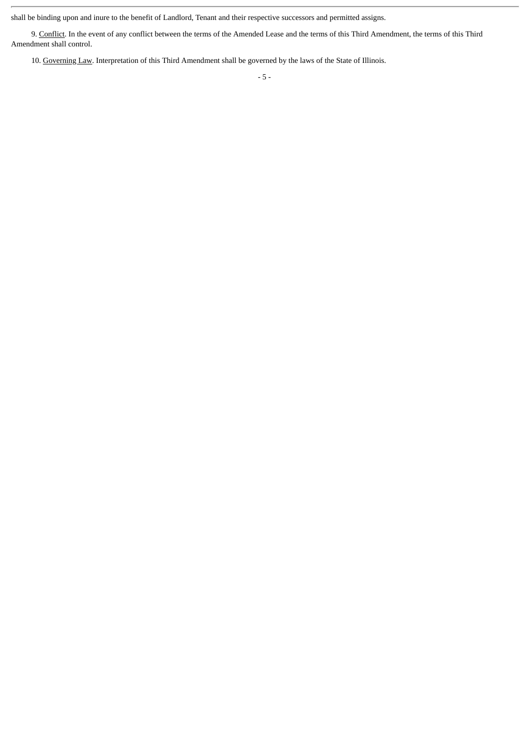shall be binding upon and inure to the benefit of Landlord, Tenant and their respective successors and permitted assigns.

9. Conflict. In the event of any conflict between the terms of the Amended Lease and the terms of this Third Amendment, the terms of this Third Amendment shall control.

10. Governing Law. Interpretation of this Third Amendment shall be governed by the laws of the State of Illinois.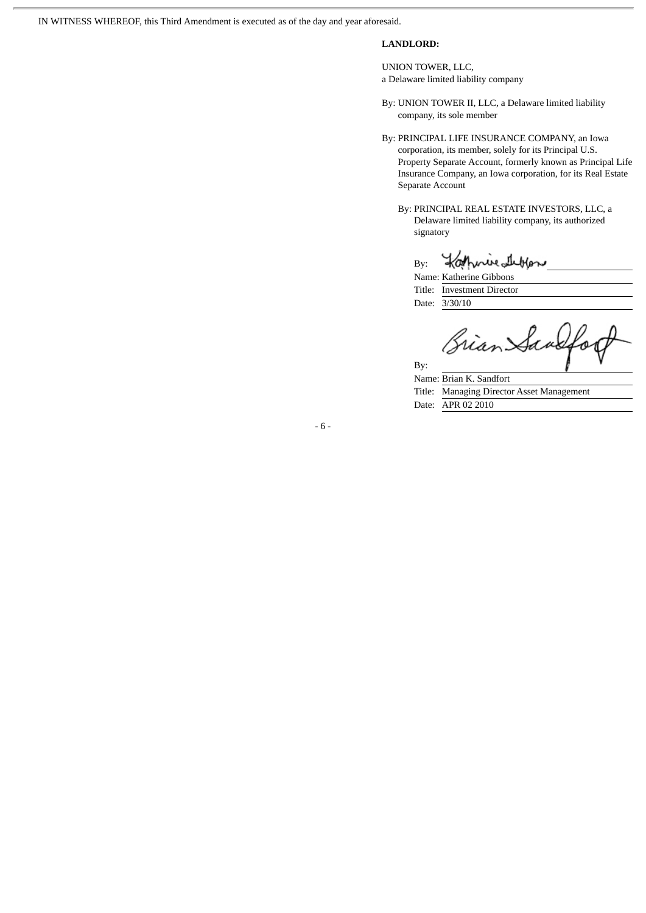IN WITNESS WHEREOF, this Third Amendment is executed as of the day and year aforesaid.

**LANDLORD:**

UNION TOWER, LLC,
a Delaware limited liability company

By: UNION TOWER II, LLC, a Delaware limited liability company, its sole member

By: PRINCIPAL LIFE INSURANCE COMPANY, an Iowa corporation, its member, solely for its Principal U.S. Property Separate Account, formerly known as Principal Life Insurance Company, an Iowa corporation, for its Real Estate Separate Account

By: PRINCIPAL REAL ESTATE INVESTORS, LLC, a Delaware limited liability company, its authorized signatory

By: Katherine Gibbons
Name: Katherine Gibbons
Title: Investment Director
Date: 3/30/10

By: Brian Sandfort
Name: Brian K. Sandfort
Title: Managing Director Asset Management
Date: APR 02 2010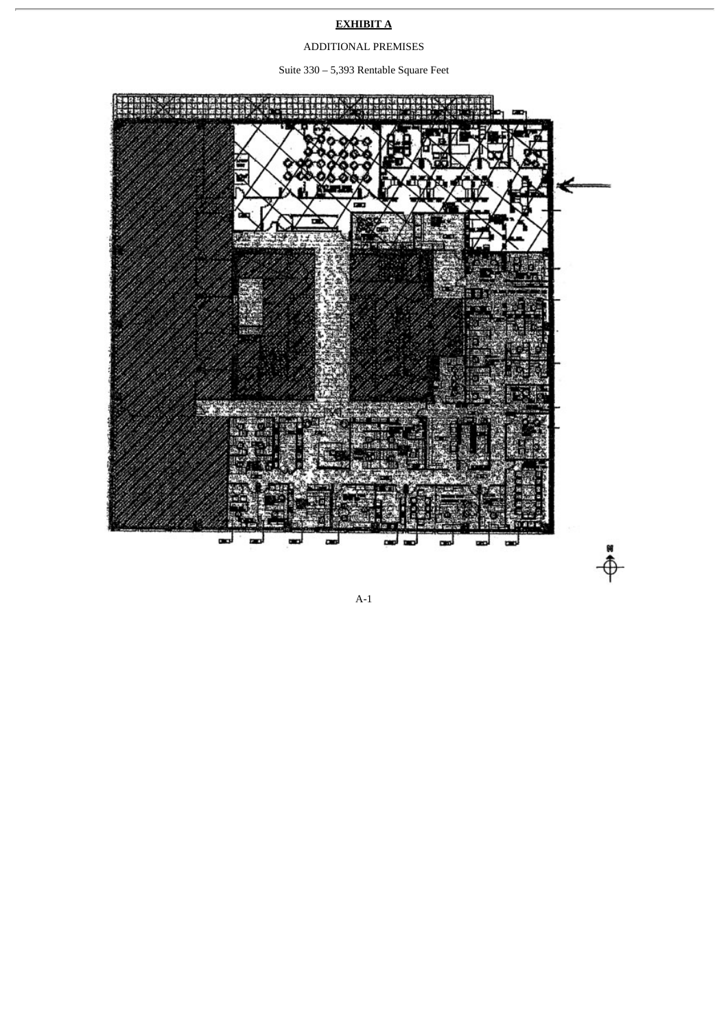**EXHIBIT A**

ADDITIONAL PREMISES

Suite 330 – 5,393 Rentable Square Feet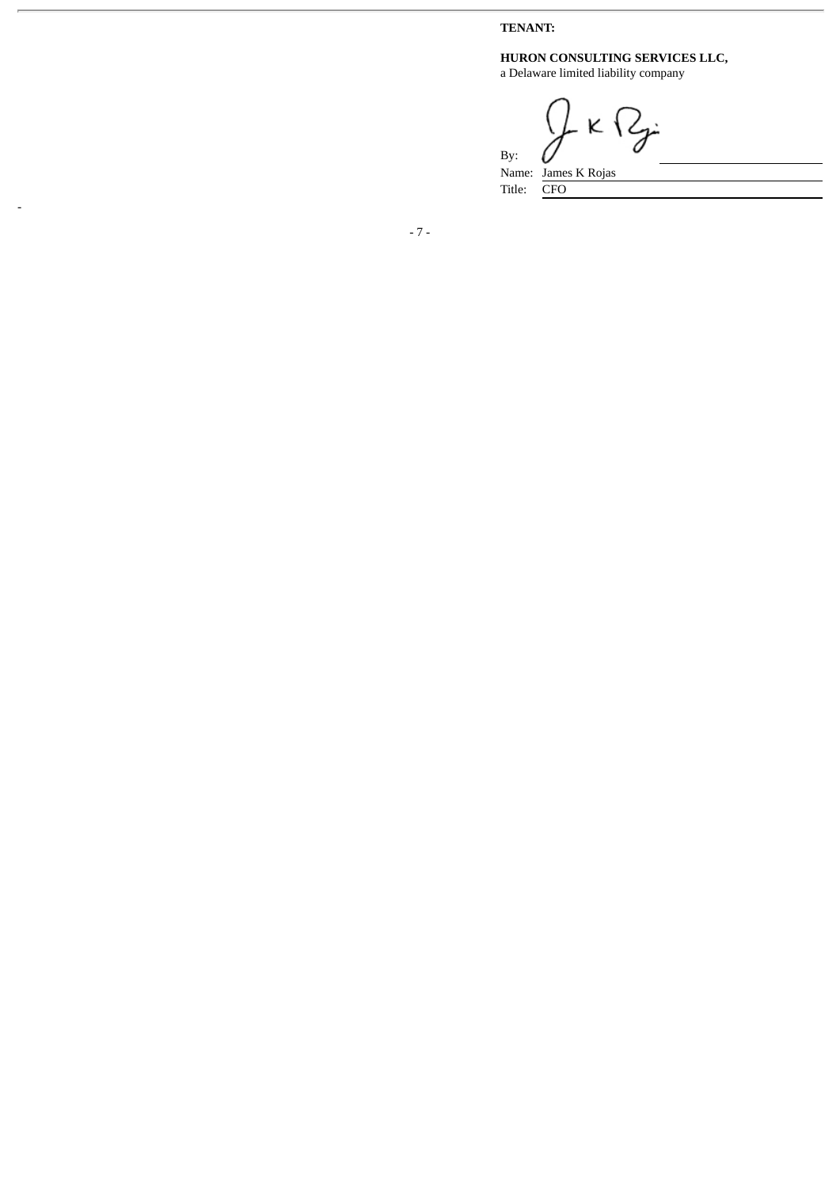**TENANT:**

**HURON CONSULTING SERVICES LLC,**
a Delaware limited liability company

By: 

Name: James K Rojas

Title: CFO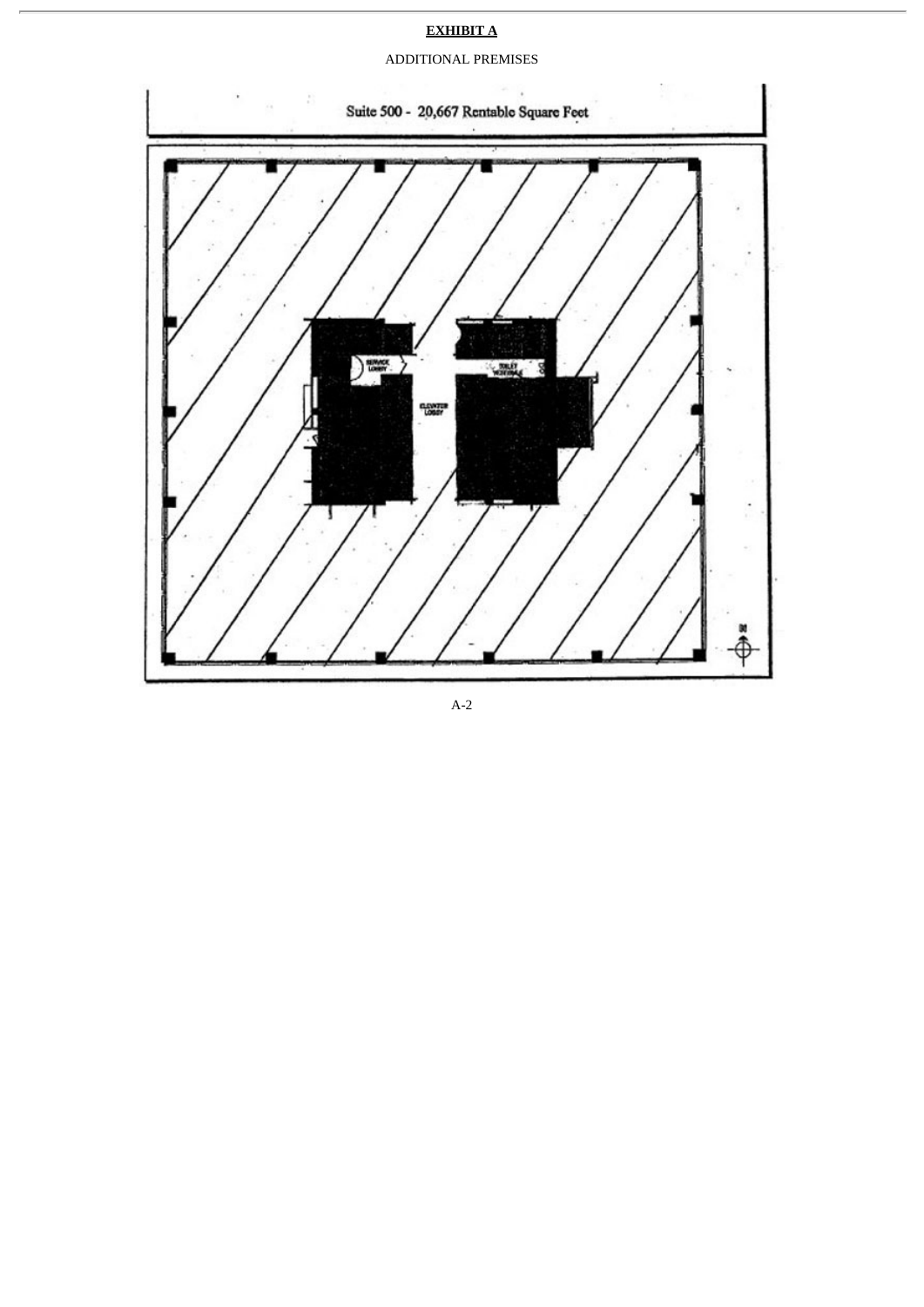**EXHIBIT A**

ADDITIONAL PREMISES

Suite 500 - 20,667 Rentable Square Feet

SERVICE LOBBY

TOILET VESTIBULE

ELEVATOR LOBBY

N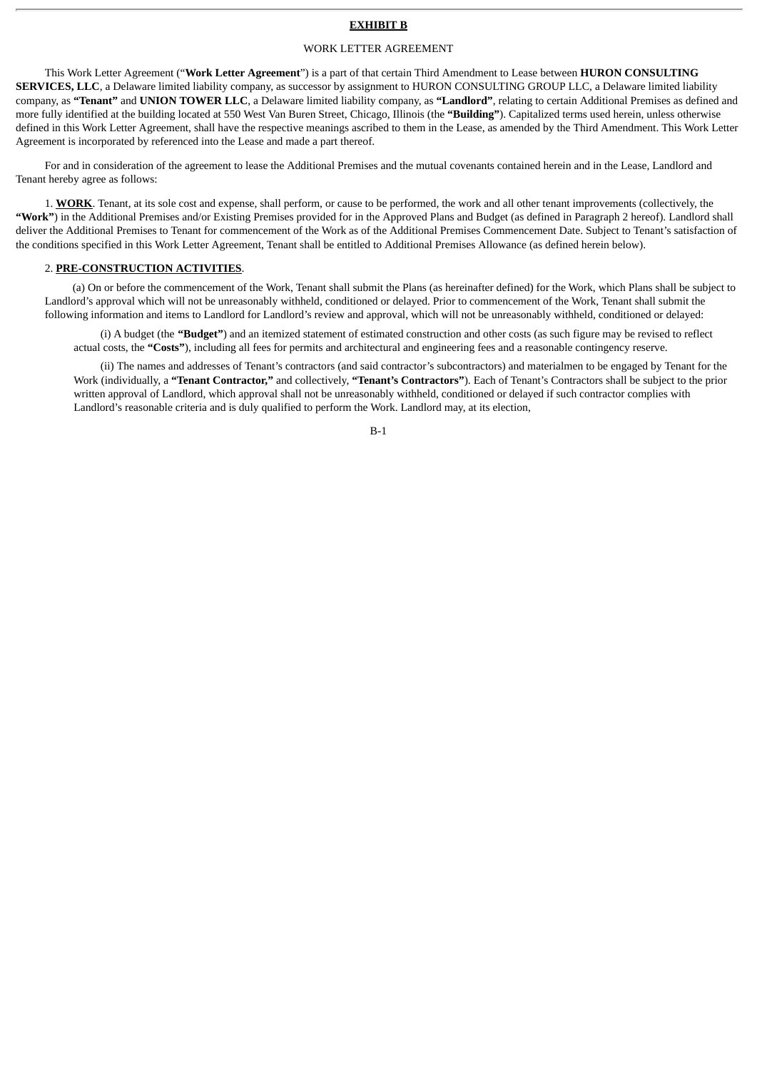**EXHIBIT B**

WORK LETTER AGREEMENT

This Work Letter Agreement ("**Work Letter Agreement**") is a part of that certain Third Amendment to Lease between **HURON CONSULTING SERVICES, LLC**, a Delaware limited liability company, as successor by assignment to HURON CONSULTING GROUP LLC, a Delaware limited liability company, as **"Tenant"** and **UNION TOWER LLC**, a Delaware limited liability company, as **"Landlord"**, relating to certain Additional Premises as defined and more fully identified at the building located at 550 West Van Buren Street, Chicago, Illinois (the **"Building"**). Capitalized terms used herein, unless otherwise defined in this Work Letter Agreement, shall have the respective meanings ascribed to them in the Lease, as amended by the Third Amendment. This Work Letter Agreement is incorporated by referenced into the Lease and made a part thereof.

For and in consideration of the agreement to lease the Additional Premises and the mutual covenants contained herein and in the Lease, Landlord and Tenant hereby agree as follows:

1. **WORK**. Tenant, at its sole cost and expense, shall perform, or cause to be performed, the work and all other tenant improvements (collectively, the **"Work"**) in the Additional Premises and/or Existing Premises provided for in the Approved Plans and Budget (as defined in Paragraph 2 hereof). Landlord shall deliver the Additional Premises to Tenant for commencement of the Work as of the Additional Premises Commencement Date. Subject to Tenant's satisfaction of the conditions specified in this Work Letter Agreement, Tenant shall be entitled to Additional Premises Allowance (as defined herein below).

2. **PRE-CONSTRUCTION ACTIVITIES**.

(a) On or before the commencement of the Work, Tenant shall submit the Plans (as hereinafter defined) for the Work, which Plans shall be subject to Landlord's approval which will not be unreasonably withheld, conditioned or delayed. Prior to commencement of the Work, Tenant shall submit the following information and items to Landlord for Landlord's review and approval, which will not be unreasonably withheld, conditioned or delayed:

(i) A budget (the **"Budget"**) and an itemized statement of estimated construction and other costs (as such figure may be revised to reflect actual costs, the **"Costs"**), including all fees for permits and architectural and engineering fees and a reasonable contingency reserve.

(ii) The names and addresses of Tenant's contractors (and said contractor's subcontractors) and materialmen to be engaged by Tenant for the Work (individually, a **"Tenant Contractor,"** and collectively, **"Tenant's Contractors"**). Each of Tenant's Contractors shall be subject to the prior written approval of Landlord, which approval shall not be unreasonably withheld, conditioned or delayed if such contractor complies with Landlord's reasonable criteria and is duly qualified to perform the Work. Landlord may, at its election,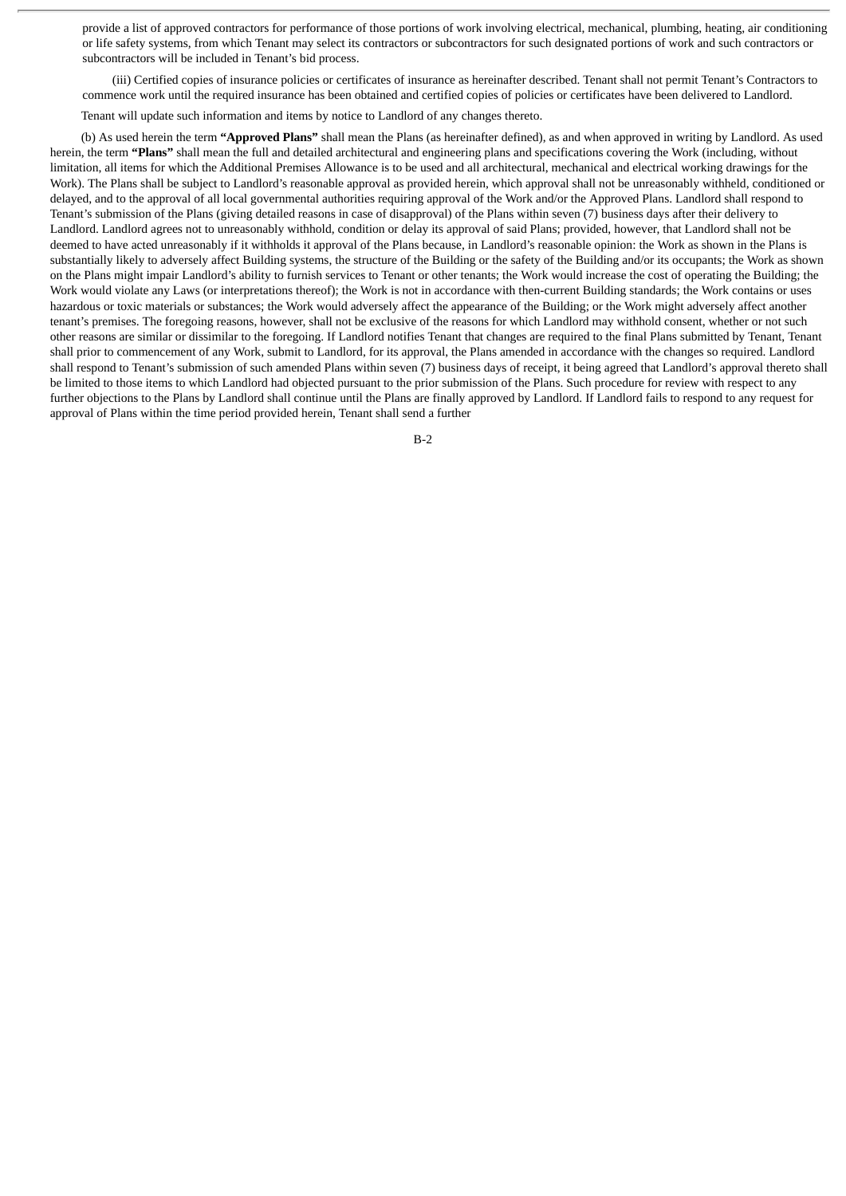provide a list of approved contractors for performance of those portions of work involving electrical, mechanical, plumbing, heating, air conditioning or life safety systems, from which Tenant may select its contractors or subcontractors for such designated portions of work and such contractors or subcontractors will be included in Tenant's bid process.

(iii) Certified copies of insurance policies or certificates of insurance as hereinafter described. Tenant shall not permit Tenant's Contractors to commence work until the required insurance has been obtained and certified copies of policies or certificates have been delivered to Landlord.

Tenant will update such information and items by notice to Landlord of any changes thereto.

(b) As used herein the term **"Approved Plans"** shall mean the Plans (as hereinafter defined), as and when approved in writing by Landlord. As used herein, the term **"Plans"** shall mean the full and detailed architectural and engineering plans and specifications covering the Work (including, without limitation, all items for which the Additional Premises Allowance is to be used and all architectural, mechanical and electrical working drawings for the Work). The Plans shall be subject to Landlord's reasonable approval as provided herein, which approval shall not be unreasonably withheld, conditioned or delayed, and to the approval of all local governmental authorities requiring approval of the Work and/or the Approved Plans. Landlord shall respond to Tenant's submission of the Plans (giving detailed reasons in case of disapproval) of the Plans within seven (7) business days after their delivery to Landlord. Landlord agrees not to unreasonably withhold, condition or delay its approval of said Plans; provided, however, that Landlord shall not be deemed to have acted unreasonably if it withholds it approval of the Plans because, in Landlord's reasonable opinion: the Work as shown in the Plans is substantially likely to adversely affect Building systems, the structure of the Building or the safety of the Building and/or its occupants; the Work as shown on the Plans might impair Landlord's ability to furnish services to Tenant or other tenants; the Work would increase the cost of operating the Building; the Work would violate any Laws (or interpretations thereof); the Work is not in accordance with then-current Building standards; the Work contains or uses hazardous or toxic materials or substances; the Work would adversely affect the appearance of the Building; or the Work might adversely affect another tenant's premises. The foregoing reasons, however, shall not be exclusive of the reasons for which Landlord may withhold consent, whether or not such other reasons are similar or dissimilar to the foregoing. If Landlord notifies Tenant that changes are required to the final Plans submitted by Tenant, Tenant shall prior to commencement of any Work, submit to Landlord, for its approval, the Plans amended in accordance with the changes so required. Landlord shall respond to Tenant's submission of such amended Plans within seven (7) business days of receipt, it being agreed that Landlord's approval thereto shall be limited to those items to which Landlord had objected pursuant to the prior submission of the Plans. Such procedure for review with respect to any further objections to the Plans by Landlord shall continue until the Plans are finally approved by Landlord. If Landlord fails to respond to any request for approval of Plans within the time period provided herein, Tenant shall send a further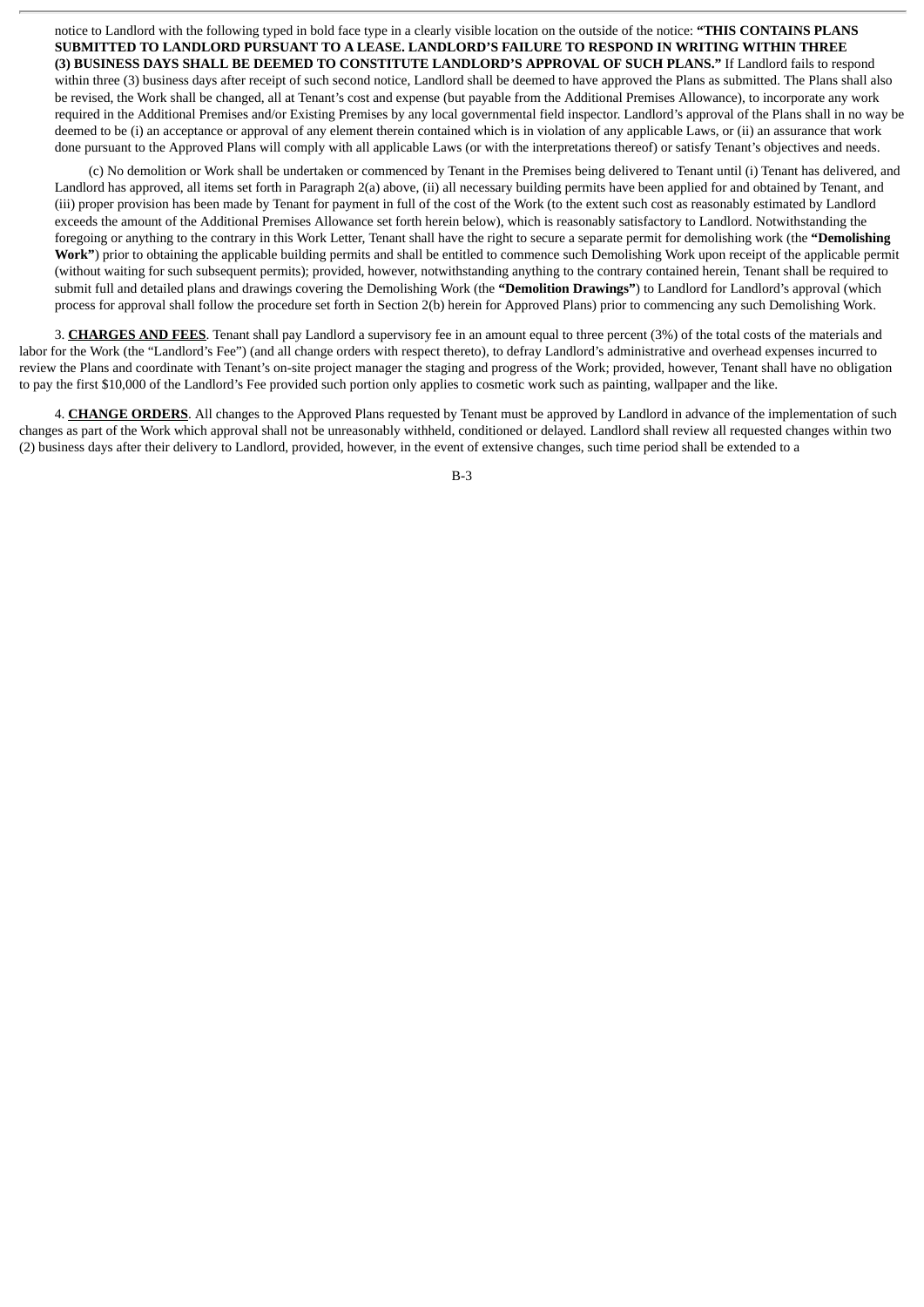notice to Landlord with the following typed in bold face type in a clearly visible location on the outside of the notice: **"THIS CONTAINS PLANS SUBMITTED TO LANDLORD PURSUANT TO A LEASE. LANDLORD'S FAILURE TO RESPOND IN WRITING WITHIN THREE (3) BUSINESS DAYS SHALL BE DEEMED TO CONSTITUTE LANDLORD'S APPROVAL OF SUCH PLANS."** If Landlord fails to respond within three (3) business days after receipt of such second notice, Landlord shall be deemed to have approved the Plans as submitted. The Plans shall also be revised, the Work shall be changed, all at Tenant's cost and expense (but payable from the Additional Premises Allowance), to incorporate any work required in the Additional Premises and/or Existing Premises by any local governmental field inspector. Landlord's approval of the Plans shall in no way be deemed to be (i) an acceptance or approval of any element therein contained which is in violation of any applicable Laws, or (ii) an assurance that work done pursuant to the Approved Plans will comply with all applicable Laws (or with the interpretations thereof) or satisfy Tenant's objectives and needs.

(c) No demolition or Work shall be undertaken or commenced by Tenant in the Premises being delivered to Tenant until (i) Tenant has delivered, and Landlord has approved, all items set forth in Paragraph 2(a) above, (ii) all necessary building permits have been applied for and obtained by Tenant, and (iii) proper provision has been made by Tenant for payment in full of the cost of the Work (to the extent such cost as reasonably estimated by Landlord exceeds the amount of the Additional Premises Allowance set forth herein below), which is reasonably satisfactory to Landlord. Notwithstanding the foregoing or anything to the contrary in this Work Letter, Tenant shall have the right to secure a separate permit for demolishing work (the **"Demolishing Work"**) prior to obtaining the applicable building permits and shall be entitled to commence such Demolishing Work upon receipt of the applicable permit (without waiting for such subsequent permits); provided, however, notwithstanding anything to the contrary contained herein, Tenant shall be required to submit full and detailed plans and drawings covering the Demolishing Work (the **"Demolition Drawings"**) to Landlord for Landlord's approval (which process for approval shall follow the procedure set forth in Section 2(b) herein for Approved Plans) prior to commencing any such Demolishing Work.

3. **CHARGES AND FEES**. Tenant shall pay Landlord a supervisory fee in an amount equal to three percent (3%) of the total costs of the materials and labor for the Work (the "Landlord's Fee") (and all change orders with respect thereto), to defray Landlord's administrative and overhead expenses incurred to review the Plans and coordinate with Tenant's on-site project manager the staging and progress of the Work; provided, however, Tenant shall have no obligation to pay the first $10,000 of the Landlord's Fee provided such portion only applies to cosmetic work such as painting, wallpaper and the like.

4. **CHANGE ORDERS**. All changes to the Approved Plans requested by Tenant must be approved by Landlord in advance of the implementation of such changes as part of the Work which approval shall not be unreasonably withheld, conditioned or delayed. Landlord shall review all requested changes within two (2) business days after their delivery to Landlord, provided, however, in the event of extensive changes, such time period shall be extended to a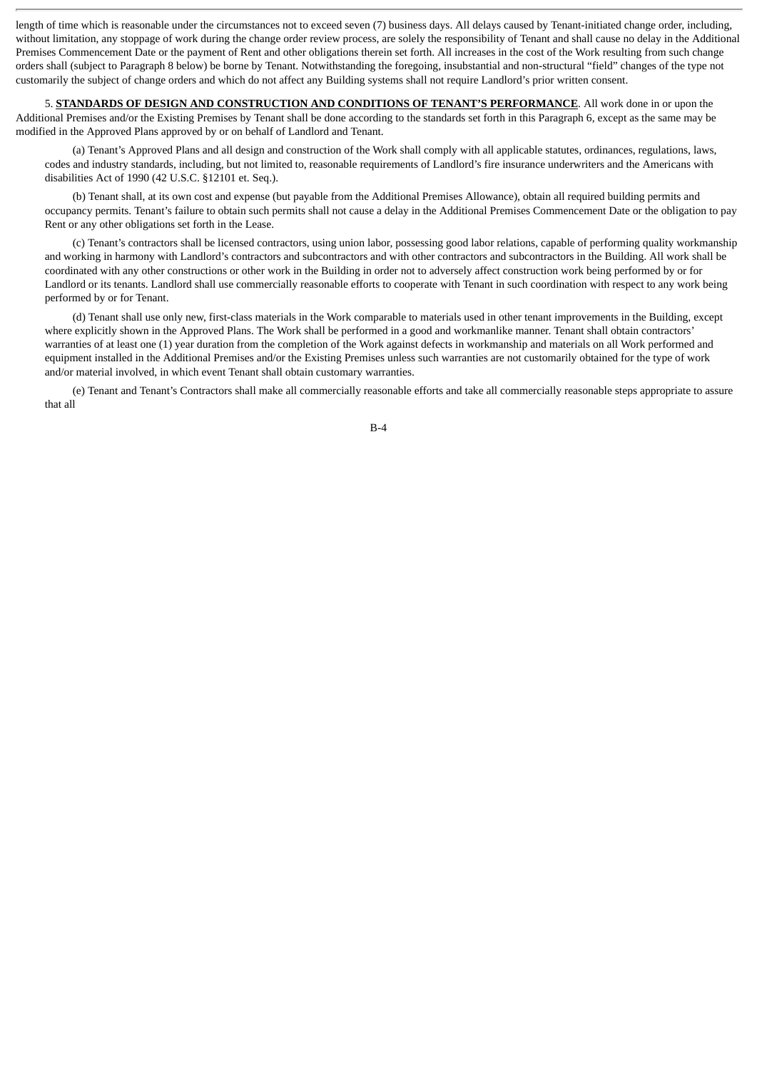length of time which is reasonable under the circumstances not to exceed seven (7) business days. All delays caused by Tenant-initiated change order, including, without limitation, any stoppage of work during the change order review process, are solely the responsibility of Tenant and shall cause no delay in the Additional Premises Commencement Date or the payment of Rent and other obligations therein set forth. All increases in the cost of the Work resulting from such change orders shall (subject to Paragraph 8 below) be borne by Tenant. Notwithstanding the foregoing, insubstantial and non-structural "field" changes of the type not customarily the subject of change orders and which do not affect any Building systems shall not require Landlord's prior written consent.

5. **STANDARDS OF DESIGN AND CONSTRUCTION AND CONDITIONS OF TENANT'S PERFORMANCE**. All work done in or upon the Additional Premises and/or the Existing Premises by Tenant shall be done according to the standards set forth in this Paragraph 6, except as the same may be modified in the Approved Plans approved by or on behalf of Landlord and Tenant.

(a) Tenant's Approved Plans and all design and construction of the Work shall comply with all applicable statutes, ordinances, regulations, laws, codes and industry standards, including, but not limited to, reasonable requirements of Landlord's fire insurance underwriters and the Americans with disabilities Act of 1990 (42 U.S.C. §12101 et. Seq.).

(b) Tenant shall, at its own cost and expense (but payable from the Additional Premises Allowance), obtain all required building permits and occupancy permits. Tenant's failure to obtain such permits shall not cause a delay in the Additional Premises Commencement Date or the obligation to pay Rent or any other obligations set forth in the Lease.

(c) Tenant's contractors shall be licensed contractors, using union labor, possessing good labor relations, capable of performing quality workmanship and working in harmony with Landlord's contractors and subcontractors and with other contractors and subcontractors in the Building. All work shall be coordinated with any other constructions or other work in the Building in order not to adversely affect construction work being performed by or for Landlord or its tenants. Landlord shall use commercially reasonable efforts to cooperate with Tenant in such coordination with respect to any work being performed by or for Tenant.

(d) Tenant shall use only new, first-class materials in the Work comparable to materials used in other tenant improvements in the Building, except where explicitly shown in the Approved Plans. The Work shall be performed in a good and workmanlike manner. Tenant shall obtain contractors' warranties of at least one (1) year duration from the completion of the Work against defects in workmanship and materials on all Work performed and equipment installed in the Additional Premises and/or the Existing Premises unless such warranties are not customarily obtained for the type of work and/or material involved, in which event Tenant shall obtain customary warranties.

(e) Tenant and Tenant's Contractors shall make all commercially reasonable efforts and take all commercially reasonable steps appropriate to assure that all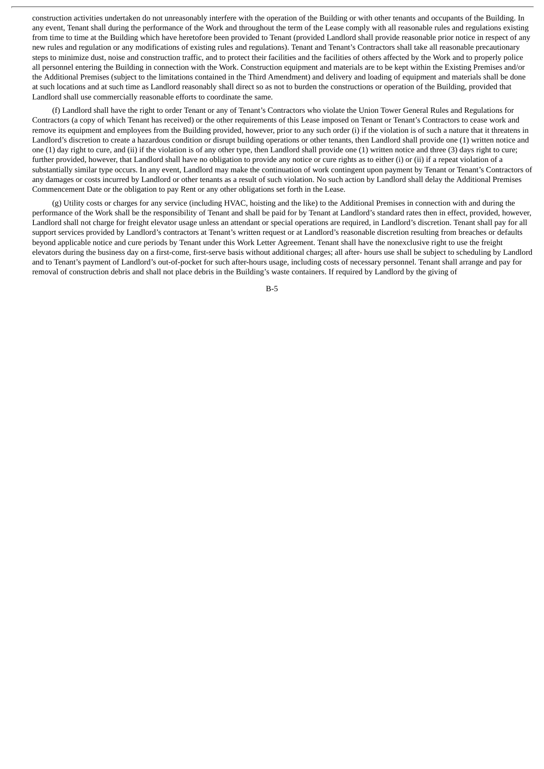construction activities undertaken do not unreasonably interfere with the operation of the Building or with other tenants and occupants of the Building. In any event, Tenant shall during the performance of the Work and throughout the term of the Lease comply with all reasonable rules and regulations existing from time to time at the Building which have heretofore been provided to Tenant (provided Landlord shall provide reasonable prior notice in respect of any new rules and regulation or any modifications of existing rules and regulations). Tenant and Tenant's Contractors shall take all reasonable precautionary steps to minimize dust, noise and construction traffic, and to protect their facilities and the facilities of others affected by the Work and to properly police all personnel entering the Building in connection with the Work. Construction equipment and materials are to be kept within the Existing Premises and/or the Additional Premises (subject to the limitations contained in the Third Amendment) and delivery and loading of equipment and materials shall be done at such locations and at such time as Landlord reasonably shall direct so as not to burden the constructions or operation of the Building, provided that Landlord shall use commercially reasonable efforts to coordinate the same.

(f) Landlord shall have the right to order Tenant or any of Tenant's Contractors who violate the Union Tower General Rules and Regulations for Contractors (a copy of which Tenant has received) or the other requirements of this Lease imposed on Tenant or Tenant's Contractors to cease work and remove its equipment and employees from the Building provided, however, prior to any such order (i) if the violation is of such a nature that it threatens in Landlord's discretion to create a hazardous condition or disrupt building operations or other tenants, then Landlord shall provide one (1) written notice and one (1) day right to cure, and (ii) if the violation is of any other type, then Landlord shall provide one (1) written notice and three (3) days right to cure; further provided, however, that Landlord shall have no obligation to provide any notice or cure rights as to either (i) or (ii) if a repeat violation of a substantially similar type occurs. In any event, Landlord may make the continuation of work contingent upon payment by Tenant or Tenant's Contractors of any damages or costs incurred by Landlord or other tenants as a result of such violation. No such action by Landlord shall delay the Additional Premises Commencement Date or the obligation to pay Rent or any other obligations set forth in the Lease.

(g) Utility costs or charges for any service (including HVAC, hoisting and the like) to the Additional Premises in connection with and during the performance of the Work shall be the responsibility of Tenant and shall be paid for by Tenant at Landlord's standard rates then in effect, provided, however, Landlord shall not charge for freight elevator usage unless an attendant or special operations are required, in Landlord's discretion. Tenant shall pay for all support services provided by Landlord's contractors at Tenant's written request or at Landlord's reasonable discretion resulting from breaches or defaults beyond applicable notice and cure periods by Tenant under this Work Letter Agreement. Tenant shall have the nonexclusive right to use the freight elevators during the business day on a first-come, first-serve basis without additional charges; all after- hours use shall be subject to scheduling by Landlord and to Tenant's payment of Landlord's out-of-pocket for such after-hours usage, including costs of necessary personnel. Tenant shall arrange and pay for removal of construction debris and shall not place debris in the Building's waste containers. If required by Landlord by the giving of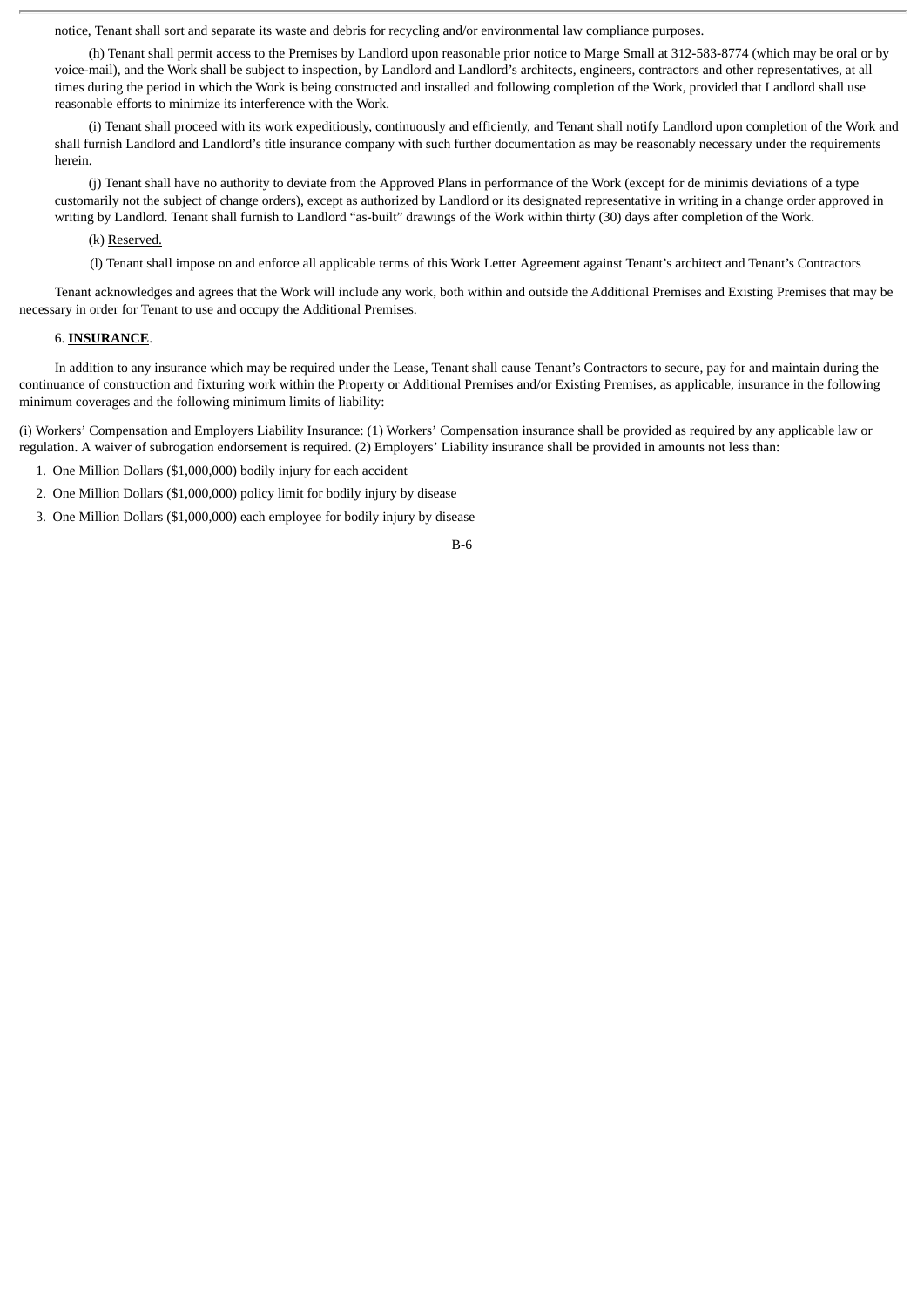notice, Tenant shall sort and separate its waste and debris for recycling and/or environmental law compliance purposes.

(h) Tenant shall permit access to the Premises by Landlord upon reasonable prior notice to Marge Small at 312-583-8774 (which may be oral or by voice-mail), and the Work shall be subject to inspection, by Landlord and Landlord's architects, engineers, contractors and other representatives, at all times during the period in which the Work is being constructed and installed and following completion of the Work, provided that Landlord shall use reasonable efforts to minimize its interference with the Work.

(i) Tenant shall proceed with its work expeditiously, continuously and efficiently, and Tenant shall notify Landlord upon completion of the Work and shall furnish Landlord and Landlord's title insurance company with such further documentation as may be reasonably necessary under the requirements herein.

(j) Tenant shall have no authority to deviate from the Approved Plans in performance of the Work (except for de minimis deviations of a type customarily not the subject of change orders), except as authorized by Landlord or its designated representative in writing in a change order approved in writing by Landlord. Tenant shall furnish to Landlord "as-built" drawings of the Work within thirty (30) days after completion of the Work.

(k) Reserved.

(l) Tenant shall impose on and enforce all applicable terms of this Work Letter Agreement against Tenant's architect and Tenant's Contractors

Tenant acknowledges and agrees that the Work will include any work, both within and outside the Additional Premises and Existing Premises that may be necessary in order for Tenant to use and occupy the Additional Premises.

6. **INSURANCE**.

In addition to any insurance which may be required under the Lease, Tenant shall cause Tenant's Contractors to secure, pay for and maintain during the continuance of construction and fixturing work within the Property or Additional Premises and/or Existing Premises, as applicable, insurance in the following minimum coverages and the following minimum limits of liability:

(i) Workers' Compensation and Employers Liability Insurance: (1) Workers' Compensation insurance shall be provided as required by any applicable law or regulation. A waiver of subrogation endorsement is required. (2) Employers' Liability insurance shall be provided in amounts not less than:

1. One Million Dollars ($1,000,000) bodily injury for each accident
2. One Million Dollars ($1,000,000) policy limit for bodily injury by disease
3. One Million Dollars ($1,000,000) each employee for bodily injury by disease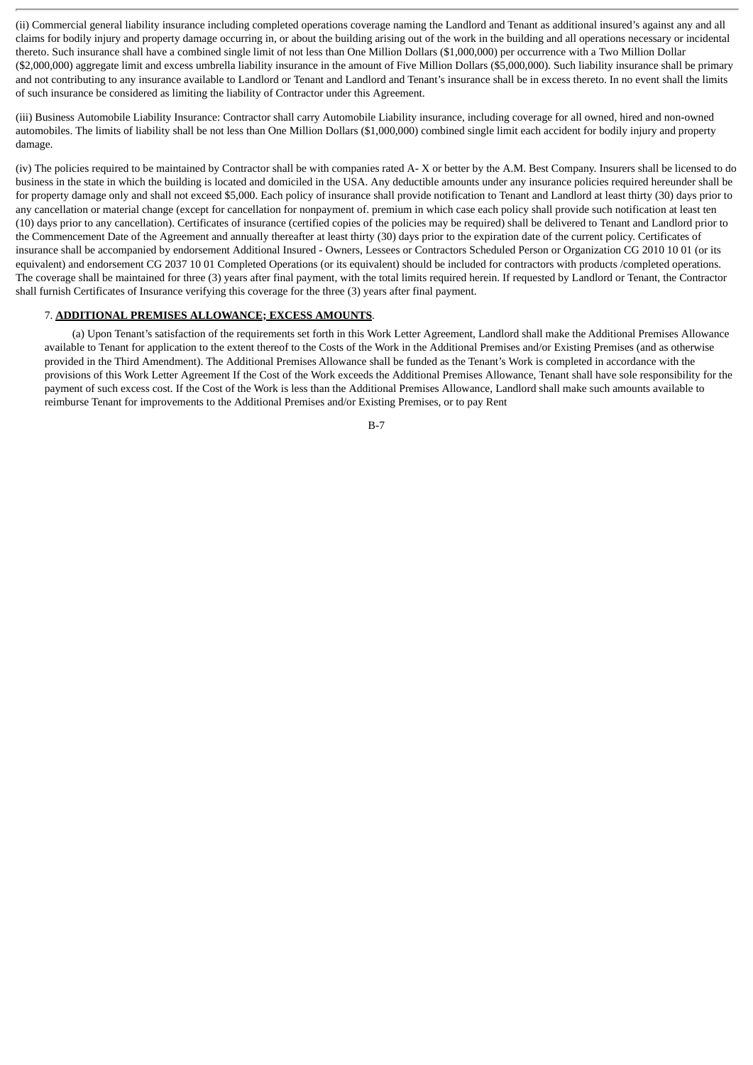(ii) Commercial general liability insurance including completed operations coverage naming the Landlord and Tenant as additional insured's against any and all claims for bodily injury and property damage occurring in, or about the building arising out of the work in the building and all operations necessary or incidental thereto. Such insurance shall have a combined single limit of not less than One Million Dollars ($1,000,000) per occurrence with a Two Million Dollar ($2,000,000) aggregate limit and excess umbrella liability insurance in the amount of Five Million Dollars ($5,000,000). Such liability insurance shall be primary and not contributing to any insurance available to Landlord or Tenant and Landlord and Tenant's insurance shall be in excess thereto. In no event shall the limits of such insurance be considered as limiting the liability of Contractor under this Agreement.

(iii) Business Automobile Liability Insurance: Contractor shall carry Automobile Liability insurance, including coverage for all owned, hired and non-owned automobiles. The limits of liability shall be not less than One Million Dollars ($1,000,000) combined single limit each accident for bodily injury and property damage.

(iv) The policies required to be maintained by Contractor shall be with companies rated A- X or better by the A.M. Best Company. Insurers shall be licensed to do business in the state in which the building is located and domiciled in the USA. Any deductible amounts under any insurance policies required hereunder shall be for property damage only and shall not exceed $5,000. Each policy of insurance shall provide notification to Tenant and Landlord at least thirty (30) days prior to any cancellation or material change (except for cancellation for nonpayment of. premium in which case each policy shall provide such notification at least ten (10) days prior to any cancellation). Certificates of insurance (certified copies of the policies may be required) shall be delivered to Tenant and Landlord prior to the Commencement Date of the Agreement and annually thereafter at least thirty (30) days prior to the expiration date of the current policy. Certificates of insurance shall be accompanied by endorsement Additional Insured - Owners, Lessees or Contractors Scheduled Person or Organization CG 2010 10 01 (or its equivalent) and endorsement CG 2037 10 01 Completed Operations (or its equivalent) should be included for contractors with products /completed operations. The coverage shall be maintained for three (3) years after final payment, with the total limits required herein. If requested by Landlord or Tenant, the Contractor shall furnish Certificates of Insurance verifying this coverage for the three (3) years after final payment.

7. **ADDITIONAL PREMISES ALLOWANCE; EXCESS AMOUNTS**.

(a) Upon Tenant's satisfaction of the requirements set forth in this Work Letter Agreement, Landlord shall make the Additional Premises Allowance available to Tenant for application to the extent thereof to the Costs of the Work in the Additional Premises and/or Existing Premises (and as otherwise provided in the Third Amendment). The Additional Premises Allowance shall be funded as the Tenant's Work is completed in accordance with the provisions of this Work Letter Agreement If the Cost of the Work exceeds the Additional Premises Allowance, Tenant shall have sole responsibility for the payment of such excess cost. If the Cost of the Work is less than the Additional Premises Allowance, Landlord shall make such amounts available to reimburse Tenant for improvements to the Additional Premises and/or Existing Premises, or to pay Rent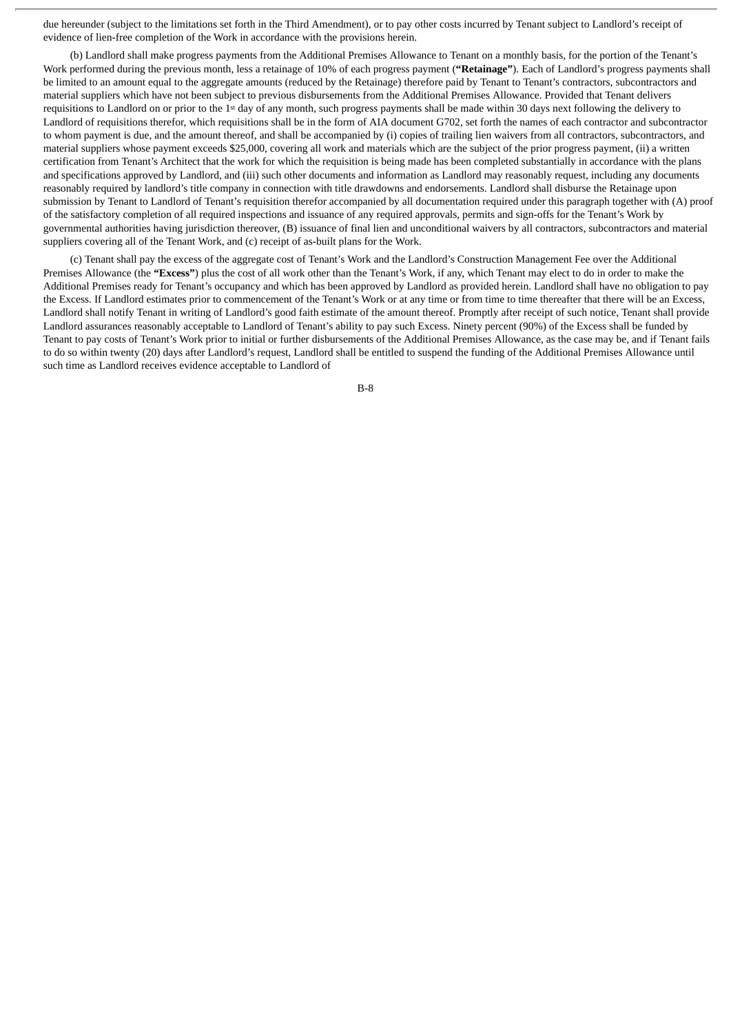due hereunder (subject to the limitations set forth in the Third Amendment), or to pay other costs incurred by Tenant subject to Landlord's receipt of evidence of lien-free completion of the Work in accordance with the provisions herein.

(b) Landlord shall make progress payments from the Additional Premises Allowance to Tenant on a monthly basis, for the portion of the Tenant's Work performed during the previous month, less a retainage of 10% of each progress payment (**"Retainage"**). Each of Landlord's progress payments shall be limited to an amount equal to the aggregate amounts (reduced by the Retainage) therefore paid by Tenant to Tenant's contractors, subcontractors and material suppliers which have not been subject to previous disbursements from the Additional Premises Allowance. Provided that Tenant delivers requisitions to Landlord on or prior to the 1st day of any month, such progress payments shall be made within 30 days next following the delivery to Landlord of requisitions therefor, which requisitions shall be in the form of AIA document G702, set forth the names of each contractor and subcontractor to whom payment is due, and the amount thereof, and shall be accompanied by (i) copies of trailing lien waivers from all contractors, subcontractors, and material suppliers whose payment exceeds $25,000, covering all work and materials which are the subject of the prior progress payment, (ii) a written certification from Tenant's Architect that the work for which the requisition is being made has been completed substantially in accordance with the plans and specifications approved by Landlord, and (iii) such other documents and information as Landlord may reasonably request, including any documents reasonably required by landlord's title company in connection with title drawdowns and endorsements. Landlord shall disburse the Retainage upon submission by Tenant to Landlord of Tenant's requisition therefor accompanied by all documentation required under this paragraph together with (A) proof of the satisfactory completion of all required inspections and issuance of any required approvals, permits and sign-offs for the Tenant's Work by governmental authorities having jurisdiction thereover, (B) issuance of final lien and unconditional waivers by all contractors, subcontractors and material suppliers covering all of the Tenant Work, and (c) receipt of as-built plans for the Work.

(c) Tenant shall pay the excess of the aggregate cost of Tenant's Work and the Landlord's Construction Management Fee over the Additional Premises Allowance (the **"Excess"**) plus the cost of all work other than the Tenant's Work, if any, which Tenant may elect to do in order to make the Additional Premises ready for Tenant's occupancy and which has been approved by Landlord as provided herein. Landlord shall have no obligation to pay the Excess. If Landlord estimates prior to commencement of the Tenant's Work or at any time or from time to time thereafter that there will be an Excess, Landlord shall notify Tenant in writing of Landlord's good faith estimate of the amount thereof. Promptly after receipt of such notice, Tenant shall provide Landlord assurances reasonably acceptable to Landlord of Tenant's ability to pay such Excess. Ninety percent (90%) of the Excess shall be funded by Tenant to pay costs of Tenant's Work prior to initial or further disbursements of the Additional Premises Allowance, as the case may be, and if Tenant fails to do so within twenty (20) days after Landlord's request, Landlord shall be entitled to suspend the funding of the Additional Premises Allowance until such time as Landlord receives evidence acceptable to Landlord of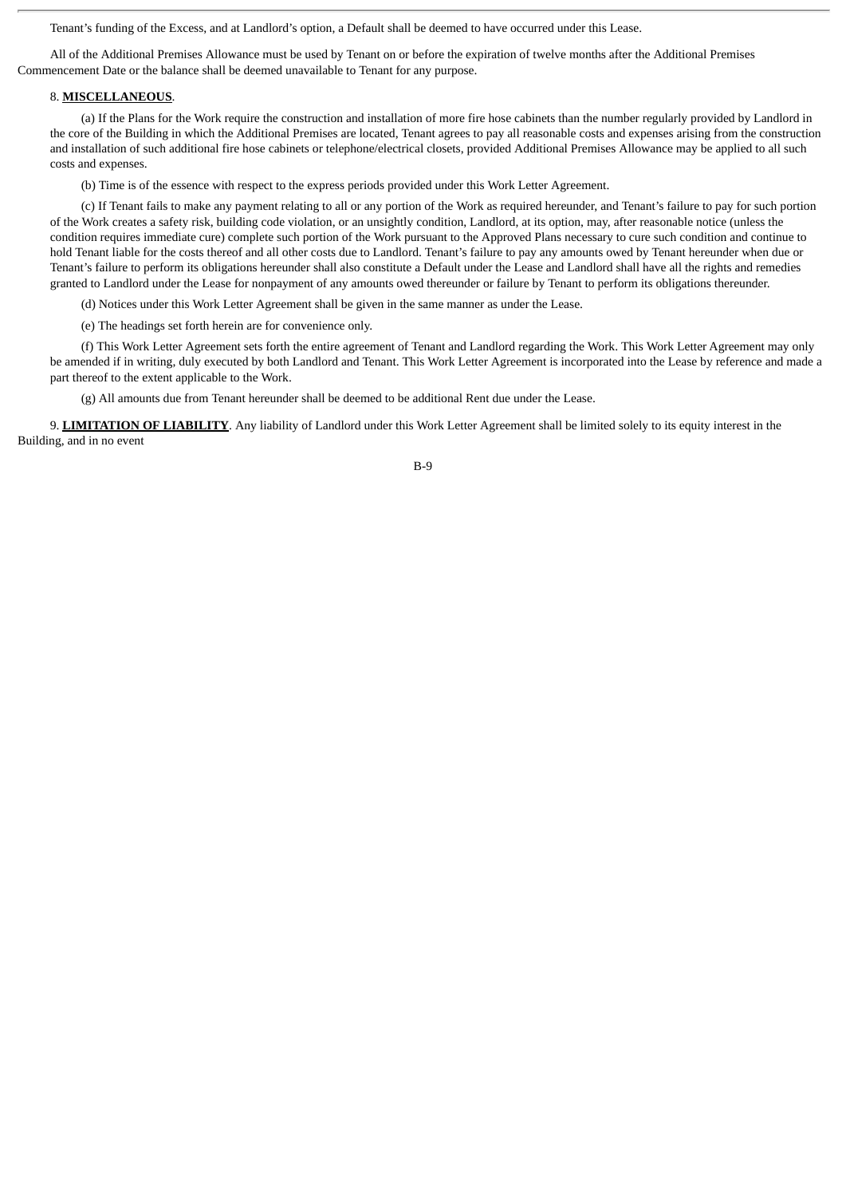Tenant's funding of the Excess, and at Landlord's option, a Default shall be deemed to have occurred under this Lease.

All of the Additional Premises Allowance must be used by Tenant on or before the expiration of twelve months after the Additional Premises Commencement Date or the balance shall be deemed unavailable to Tenant for any purpose.

8. **MISCELLANEOUS**.

(a) If the Plans for the Work require the construction and installation of more fire hose cabinets than the number regularly provided by Landlord in the core of the Building in which the Additional Premises are located, Tenant agrees to pay all reasonable costs and expenses arising from the construction and installation of such additional fire hose cabinets or telephone/electrical closets, provided Additional Premises Allowance may be applied to all such costs and expenses.

(b) Time is of the essence with respect to the express periods provided under this Work Letter Agreement.

(c) If Tenant fails to make any payment relating to all or any portion of the Work as required hereunder, and Tenant's failure to pay for such portion of the Work creates a safety risk, building code violation, or an unsightly condition, Landlord, at its option, may, after reasonable notice (unless the condition requires immediate cure) complete such portion of the Work pursuant to the Approved Plans necessary to cure such condition and continue to hold Tenant liable for the costs thereof and all other costs due to Landlord. Tenant's failure to pay any amounts owed by Tenant hereunder when due or Tenant's failure to perform its obligations hereunder shall also constitute a Default under the Lease and Landlord shall have all the rights and remedies granted to Landlord under the Lease for nonpayment of any amounts owed thereunder or failure by Tenant to perform its obligations thereunder.

(d) Notices under this Work Letter Agreement shall be given in the same manner as under the Lease.

(e) The headings set forth herein are for convenience only.

(f) This Work Letter Agreement sets forth the entire agreement of Tenant and Landlord regarding the Work. This Work Letter Agreement may only be amended if in writing, duly executed by both Landlord and Tenant. This Work Letter Agreement is incorporated into the Lease by reference and made a part thereof to the extent applicable to the Work.

(g) All amounts due from Tenant hereunder shall be deemed to be additional Rent due under the Lease.

9. **LIMITATION OF LIABILITY**. Any liability of Landlord under this Work Letter Agreement shall be limited solely to its equity interest in the Building, and in no event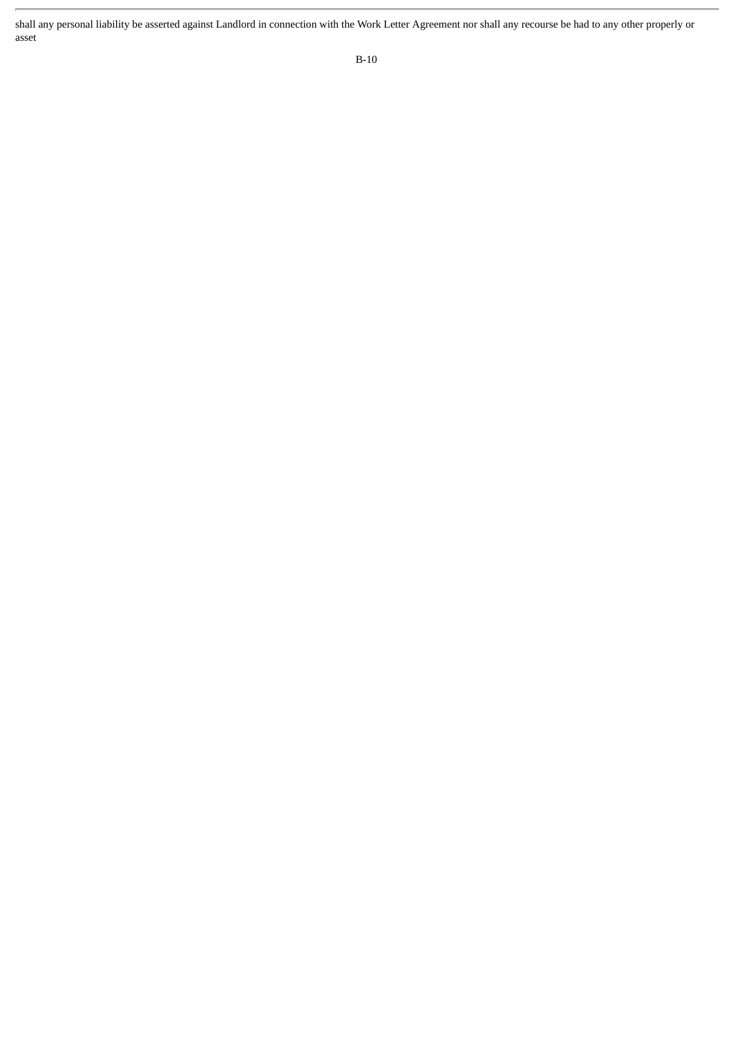shall any personal liability be asserted against Landlord in connection with the Work Letter Agreement nor shall any recourse be had to any other properly or asset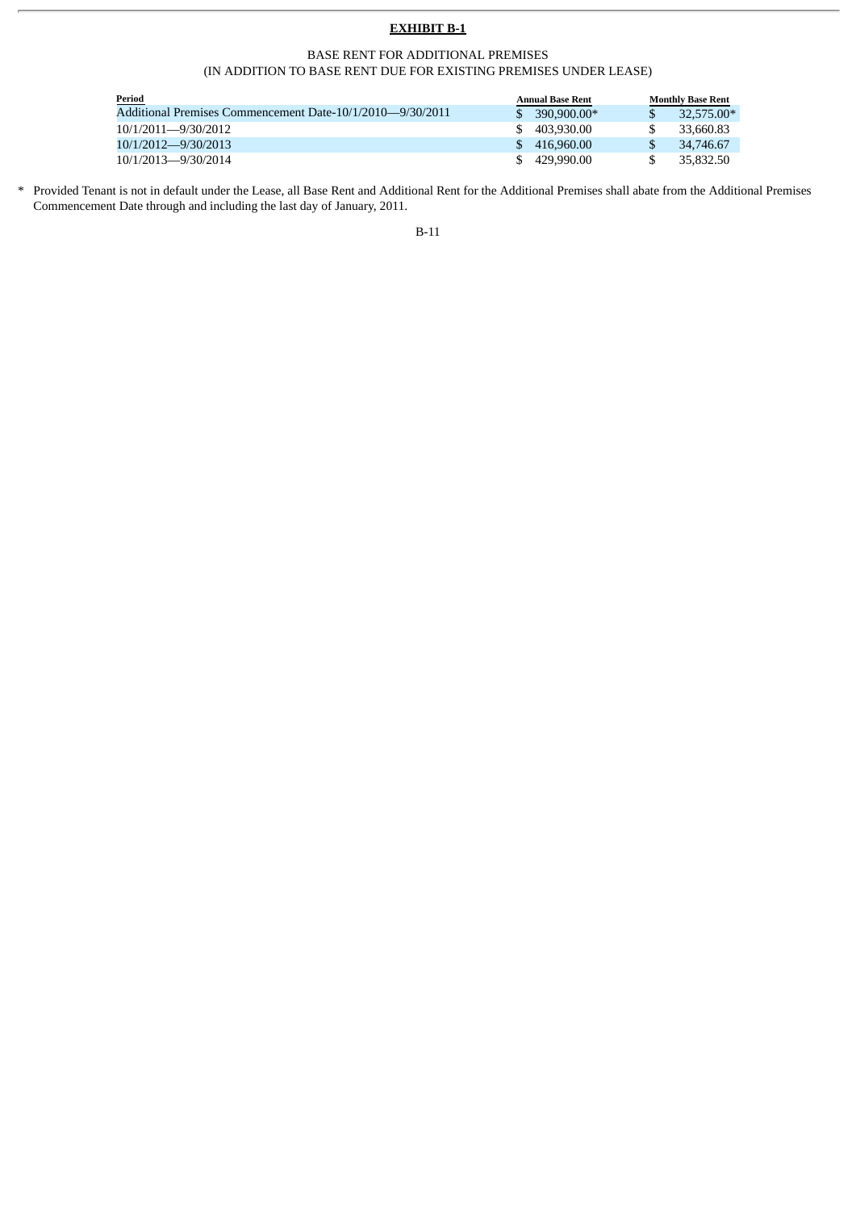**EXHIBIT B-1**

BASE RENT FOR ADDITIONAL PREMISES
(IN ADDITION TO BASE RENT DUE FOR EXISTING PREMISES UNDER LEASE)

| Period | Annual Base Rent | Monthly Base Rent |
|---|---|---|
| Additional Premises Commencement Date-10/1/2010—9/30/2011 | $ 390,900.00* | $ 32,575.00* |
| 10/1/2011—9/30/2012 | $ 403,930.00 | $ 33,660.83 |
| 10/1/2012—9/30/2013 | $ 416,960.00 | $ 34,746.67 |
| 10/1/2013—9/30/2014 | $ 429,990.00 | $ 35,832.50 |

\* Provided Tenant is not in default under the Lease, all Base Rent and Additional Rent for the Additional Premises shall abate from the Additional Premises Commencement Date through and including the last day of January, 2011.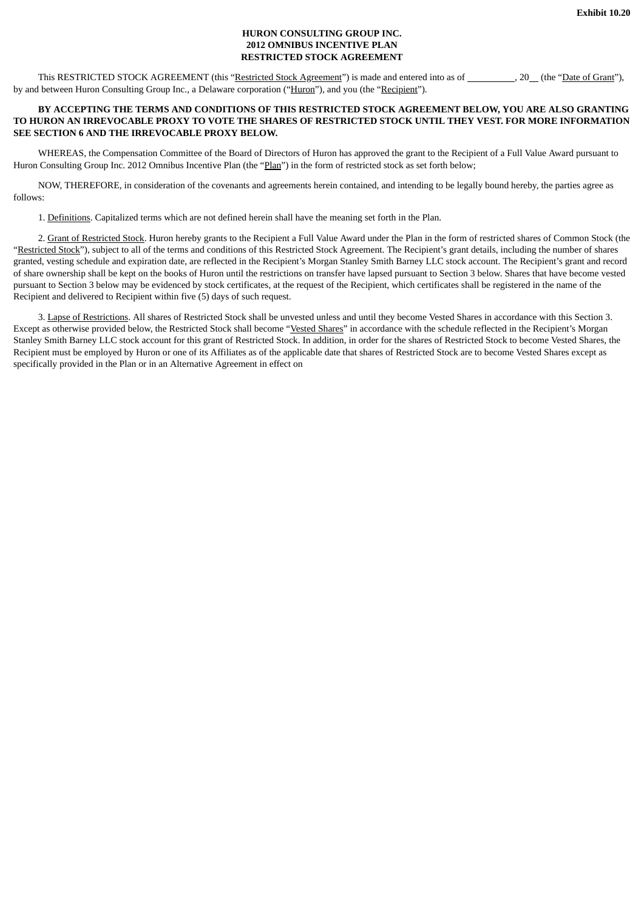**Exhibit 10.20**

**HURON CONSULTING GROUP INC.**
**2012 OMNIBUS INCENTIVE PLAN**
**RESTRICTED STOCK AGREEMENT**

This RESTRICTED STOCK AGREEMENT (this "Restricted Stock Agreement") is made and entered into as of __________, 20__ (the "Date of Grant"), by and between Huron Consulting Group Inc., a Delaware corporation ("Huron"), and you (the "Recipient").

**BY ACCEPTING THE TERMS AND CONDITIONS OF THIS RESTRICTED STOCK AGREEMENT BELOW, YOU ARE ALSO GRANTING TO HURON AN IRREVOCABLE PROXY TO VOTE THE SHARES OF RESTRICTED STOCK UNTIL THEY VEST. FOR MORE INFORMATION SEE SECTION 6 AND THE IRREVOCABLE PROXY BELOW.**

WHEREAS, the Compensation Committee of the Board of Directors of Huron has approved the grant to the Recipient of a Full Value Award pursuant to Huron Consulting Group Inc. 2012 Omnibus Incentive Plan (the "Plan") in the form of restricted stock as set forth below;

NOW, THEREFORE, in consideration of the covenants and agreements herein contained, and intending to be legally bound hereby, the parties agree as follows:

1. Definitions. Capitalized terms which are not defined herein shall have the meaning set forth in the Plan.

2. Grant of Restricted Stock. Huron hereby grants to the Recipient a Full Value Award under the Plan in the form of restricted shares of Common Stock (the "Restricted Stock"), subject to all of the terms and conditions of this Restricted Stock Agreement. The Recipient's grant details, including the number of shares granted, vesting schedule and expiration date, are reflected in the Recipient's Morgan Stanley Smith Barney LLC stock account. The Recipient's grant and record of share ownership shall be kept on the books of Huron until the restrictions on transfer have lapsed pursuant to Section 3 below. Shares that have become vested pursuant to Section 3 below may be evidenced by stock certificates, at the request of the Recipient, which certificates shall be registered in the name of the Recipient and delivered to Recipient within five (5) days of such request.

3. Lapse of Restrictions. All shares of Restricted Stock shall be unvested unless and until they become Vested Shares in accordance with this Section 3. Except as otherwise provided below, the Restricted Stock shall become "Vested Shares" in accordance with the schedule reflected in the Recipient's Morgan Stanley Smith Barney LLC stock account for this grant of Restricted Stock. In addition, in order for the shares of Restricted Stock to become Vested Shares, the Recipient must be employed by Huron or one of its Affiliates as of the applicable date that shares of Restricted Stock are to become Vested Shares except as specifically provided in the Plan or in an Alternative Agreement in effect on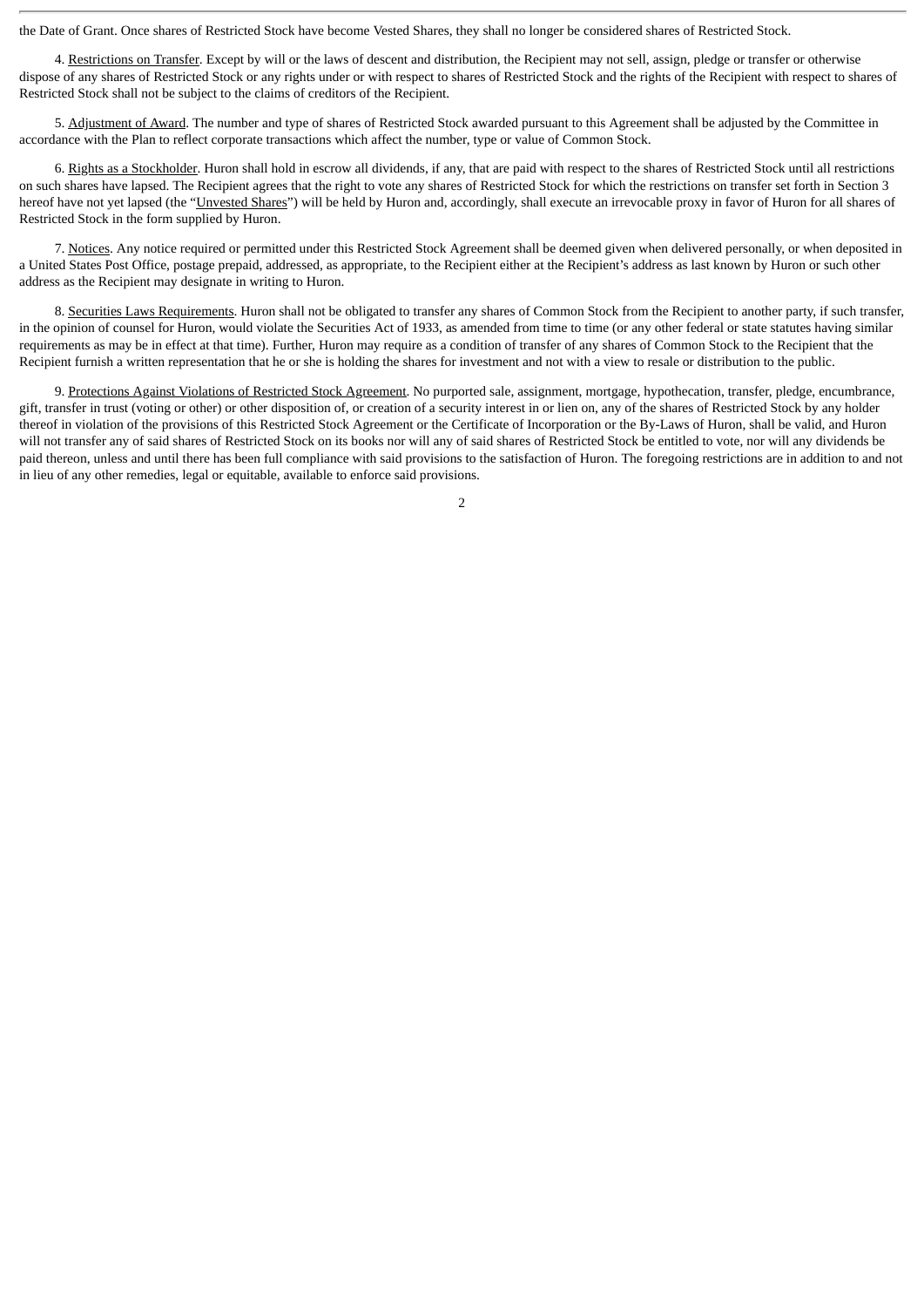the Date of Grant. Once shares of Restricted Stock have become Vested Shares, they shall no longer be considered shares of Restricted Stock.

4. Restrictions on Transfer. Except by will or the laws of descent and distribution, the Recipient may not sell, assign, pledge or transfer or otherwise dispose of any shares of Restricted Stock or any rights under or with respect to shares of Restricted Stock and the rights of the Recipient with respect to shares of Restricted Stock shall not be subject to the claims of creditors of the Recipient.

5. Adjustment of Award. The number and type of shares of Restricted Stock awarded pursuant to this Agreement shall be adjusted by the Committee in accordance with the Plan to reflect corporate transactions which affect the number, type or value of Common Stock.

6. Rights as a Stockholder. Huron shall hold in escrow all dividends, if any, that are paid with respect to the shares of Restricted Stock until all restrictions on such shares have lapsed. The Recipient agrees that the right to vote any shares of Restricted Stock for which the restrictions on transfer set forth in Section 3 hereof have not yet lapsed (the "Unvested Shares") will be held by Huron and, accordingly, shall execute an irrevocable proxy in favor of Huron for all shares of Restricted Stock in the form supplied by Huron.

7. Notices. Any notice required or permitted under this Restricted Stock Agreement shall be deemed given when delivered personally, or when deposited in a United States Post Office, postage prepaid, addressed, as appropriate, to the Recipient either at the Recipient's address as last known by Huron or such other address as the Recipient may designate in writing to Huron.

8. Securities Laws Requirements. Huron shall not be obligated to transfer any shares of Common Stock from the Recipient to another party, if such transfer, in the opinion of counsel for Huron, would violate the Securities Act of 1933, as amended from time to time (or any other federal or state statutes having similar requirements as may be in effect at that time). Further, Huron may require as a condition of transfer of any shares of Common Stock to the Recipient that the Recipient furnish a written representation that he or she is holding the shares for investment and not with a view to resale or distribution to the public.

9. Protections Against Violations of Restricted Stock Agreement. No purported sale, assignment, mortgage, hypothecation, transfer, pledge, encumbrance, gift, transfer in trust (voting or other) or other disposition of, or creation of a security interest in or lien on, any of the shares of Restricted Stock by any holder thereof in violation of the provisions of this Restricted Stock Agreement or the Certificate of Incorporation or the By-Laws of Huron, shall be valid, and Huron will not transfer any of said shares of Restricted Stock on its books nor will any of said shares of Restricted Stock be entitled to vote, nor will any dividends be paid thereon, unless and until there has been full compliance with said provisions to the satisfaction of Huron. The foregoing restrictions are in addition to and not in lieu of any other remedies, legal or equitable, available to enforce said provisions.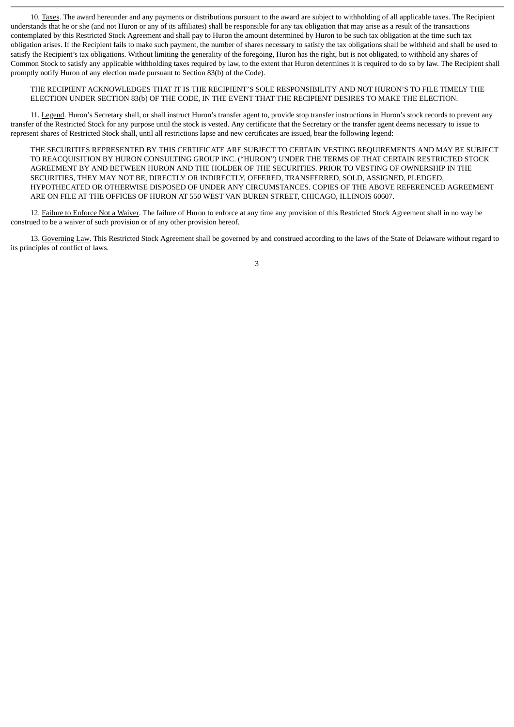10. Taxes. The award hereunder and any payments or distributions pursuant to the award are subject to withholding of all applicable taxes. The Recipient understands that he or she (and not Huron or any of its affiliates) shall be responsible for any tax obligation that may arise as a result of the transactions contemplated by this Restricted Stock Agreement and shall pay to Huron the amount determined by Huron to be such tax obligation at the time such tax obligation arises. If the Recipient fails to make such payment, the number of shares necessary to satisfy the tax obligations shall be withheld and shall be used to satisfy the Recipient's tax obligations. Without limiting the generality of the foregoing, Huron has the right, but is not obligated, to withhold any shares of Common Stock to satisfy any applicable withholding taxes required by law, to the extent that Huron determines it is required to do so by law. The Recipient shall promptly notify Huron of any election made pursuant to Section 83(b) of the Code).

THE RECIPIENT ACKNOWLEDGES THAT IT IS THE RECIPIENT'S SOLE RESPONSIBILITY AND NOT HURON'S TO FILE TIMELY THE ELECTION UNDER SECTION 83(b) OF THE CODE, IN THE EVENT THAT THE RECIPIENT DESIRES TO MAKE THE ELECTION.

11. Legend. Huron's Secretary shall, or shall instruct Huron's transfer agent to, provide stop transfer instructions in Huron's stock records to prevent any transfer of the Restricted Stock for any purpose until the stock is vested. Any certificate that the Secretary or the transfer agent deems necessary to issue to represent shares of Restricted Stock shall, until all restrictions lapse and new certificates are issued, bear the following legend:

THE SECURITIES REPRESENTED BY THIS CERTIFICATE ARE SUBJECT TO CERTAIN VESTING REQUIREMENTS AND MAY BE SUBJECT TO REACQUISITION BY HURON CONSULTING GROUP INC. ("HURON") UNDER THE TERMS OF THAT CERTAIN RESTRICTED STOCK AGREEMENT BY AND BETWEEN HURON AND THE HOLDER OF THE SECURITIES. PRIOR TO VESTING OF OWNERSHIP IN THE SECURITIES, THEY MAY NOT BE, DIRECTLY OR INDIRECTLY, OFFERED, TRANSFERRED, SOLD, ASSIGNED, PLEDGED, HYPOTHECATED OR OTHERWISE DISPOSED OF UNDER ANY CIRCUMSTANCES. COPIES OF THE ABOVE REFERENCED AGREEMENT ARE ON FILE AT THE OFFICES OF HURON AT 550 WEST VAN BUREN STREET, CHICAGO, ILLINOIS 60607.

12. Failure to Enforce Not a Waiver. The failure of Huron to enforce at any time any provision of this Restricted Stock Agreement shall in no way be construed to be a waiver of such provision or of any other provision hereof.

13. Governing Law. This Restricted Stock Agreement shall be governed by and construed according to the laws of the State of Delaware without regard to its principles of conflict of laws.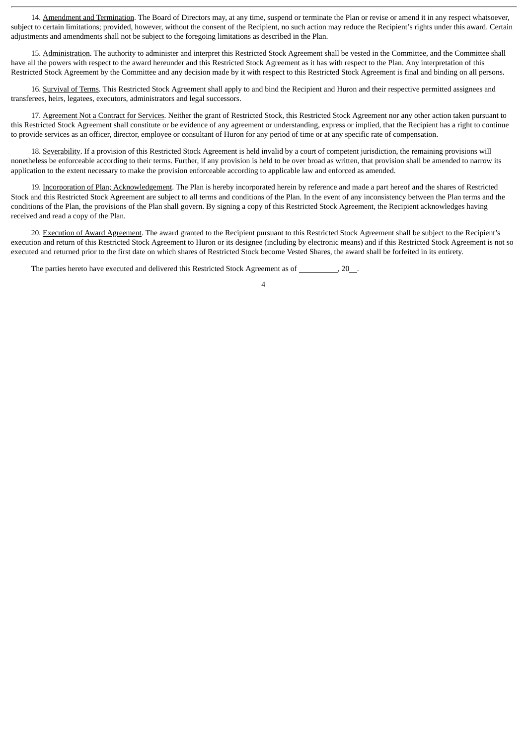14. Amendment and Termination. The Board of Directors may, at any time, suspend or terminate the Plan or revise or amend it in any respect whatsoever, subject to certain limitations; provided, however, without the consent of the Recipient, no such action may reduce the Recipient's rights under this award. Certain adjustments and amendments shall not be subject to the foregoing limitations as described in the Plan.

15. Administration. The authority to administer and interpret this Restricted Stock Agreement shall be vested in the Committee, and the Committee shall have all the powers with respect to the award hereunder and this Restricted Stock Agreement as it has with respect to the Plan. Any interpretation of this Restricted Stock Agreement by the Committee and any decision made by it with respect to this Restricted Stock Agreement is final and binding on all persons.

16. Survival of Terms. This Restricted Stock Agreement shall apply to and bind the Recipient and Huron and their respective permitted assignees and transferees, heirs, legatees, executors, administrators and legal successors.

17. Agreement Not a Contract for Services. Neither the grant of Restricted Stock, this Restricted Stock Agreement nor any other action taken pursuant to this Restricted Stock Agreement shall constitute or be evidence of any agreement or understanding, express or implied, that the Recipient has a right to continue to provide services as an officer, director, employee or consultant of Huron for any period of time or at any specific rate of compensation.

18. Severability. If a provision of this Restricted Stock Agreement is held invalid by a court of competent jurisdiction, the remaining provisions will nonetheless be enforceable according to their terms. Further, if any provision is held to be over broad as written, that provision shall be amended to narrow its application to the extent necessary to make the provision enforceable according to applicable law and enforced as amended.

19. Incorporation of Plan; Acknowledgement. The Plan is hereby incorporated herein by reference and made a part hereof and the shares of Restricted Stock and this Restricted Stock Agreement are subject to all terms and conditions of the Plan. In the event of any inconsistency between the Plan terms and the conditions of the Plan, the provisions of the Plan shall govern. By signing a copy of this Restricted Stock Agreement, the Recipient acknowledges having received and read a copy of the Plan.

20. Execution of Award Agreement. The award granted to the Recipient pursuant to this Restricted Stock Agreement shall be subject to the Recipient's execution and return of this Restricted Stock Agreement to Huron or its designee (including by electronic means) and if this Restricted Stock Agreement is not so executed and returned prior to the first date on which shares of Restricted Stock become Vested Shares, the award shall be forfeited in its entirety.

The parties hereto have executed and delivered this Restricted Stock Agreement as of __________, 20__.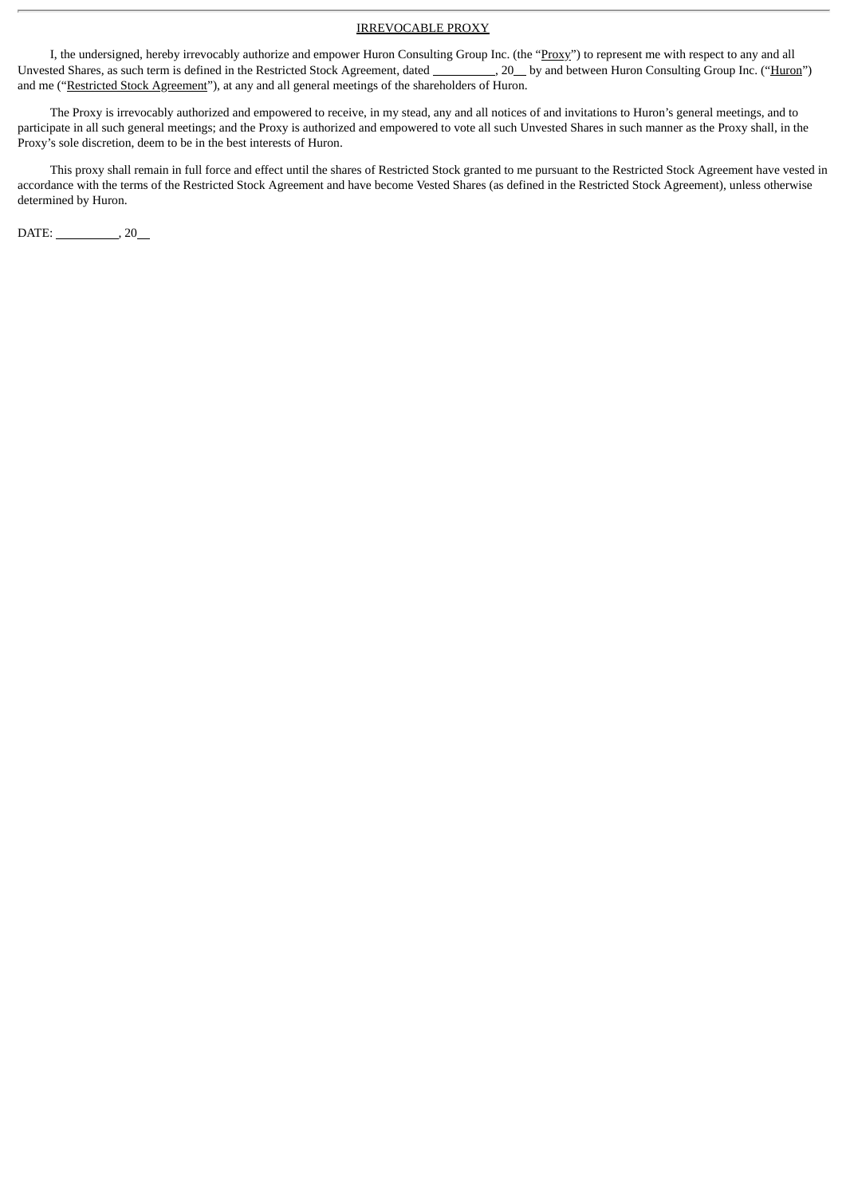<u>IRREVOCABLE PROXY</u>

I, the undersigned, hereby irrevocably authorize and empower Huron Consulting Group Inc. (the "<u>Proxy</u>") to represent me with respect to any and all Unvested Shares, as such term is defined in the Restricted Stock Agreement, dated \_\_\_\_\_\_\_\_\_\_, 20\_\_ by and between Huron Consulting Group Inc. ("<u>Huron</u>") and me ("<u>Restricted Stock Agreement</u>"), at any and all general meetings of the shareholders of Huron.

The Proxy is irrevocably authorized and empowered to receive, in my stead, any and all notices of and invitations to Huron's general meetings, and to participate in all such general meetings; and the Proxy is authorized and empowered to vote all such Unvested Shares in such manner as the Proxy shall, in the Proxy's sole discretion, deem to be in the best interests of Huron.

This proxy shall remain in full force and effect until the shares of Restricted Stock granted to me pursuant to the Restricted Stock Agreement have vested in accordance with the terms of the Restricted Stock Agreement and have become Vested Shares (as defined in the Restricted Stock Agreement), unless otherwise determined by Huron.

DATE: \_\_\_\_\_\_\_\_\_\_, 20\_\_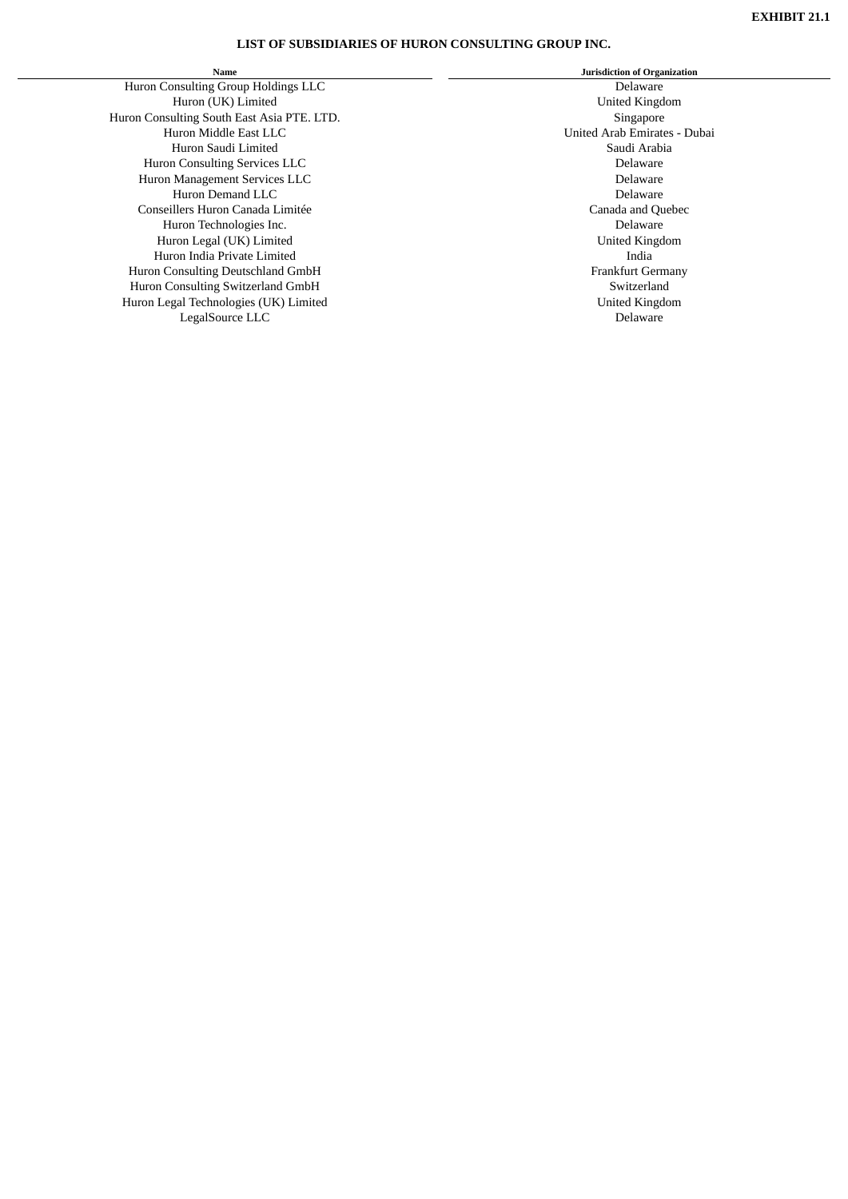**EXHIBIT 21.1**

# LIST OF SUBSIDIARIES OF HURON CONSULTING GROUP INC.

| Name | Jurisdiction of Organization |
|---|---|
| Huron Consulting Group Holdings LLC | Delaware |
| Huron (UK) Limited | United Kingdom |
| Huron Consulting South East Asia PTE. LTD. | Singapore |
| Huron Middle East LLC | United Arab Emirates - Dubai |
| Huron Saudi Limited | Saudi Arabia |
| Huron Consulting Services LLC | Delaware |
| Huron Management Services LLC | Delaware |
| Huron Demand LLC | Delaware |
| Conseillers Huron Canada Limitée | Canada and Quebec |
| Huron Technologies Inc. | Delaware |
| Huron Legal (UK) Limited | United Kingdom |
| Huron India Private Limited | India |
| Huron Consulting Deutschland GmbH | Frankfurt Germany |
| Huron Consulting Switzerland GmbH | Switzerland |
| Huron Legal Technologies (UK) Limited | United Kingdom |
| LegalSource LLC | Delaware |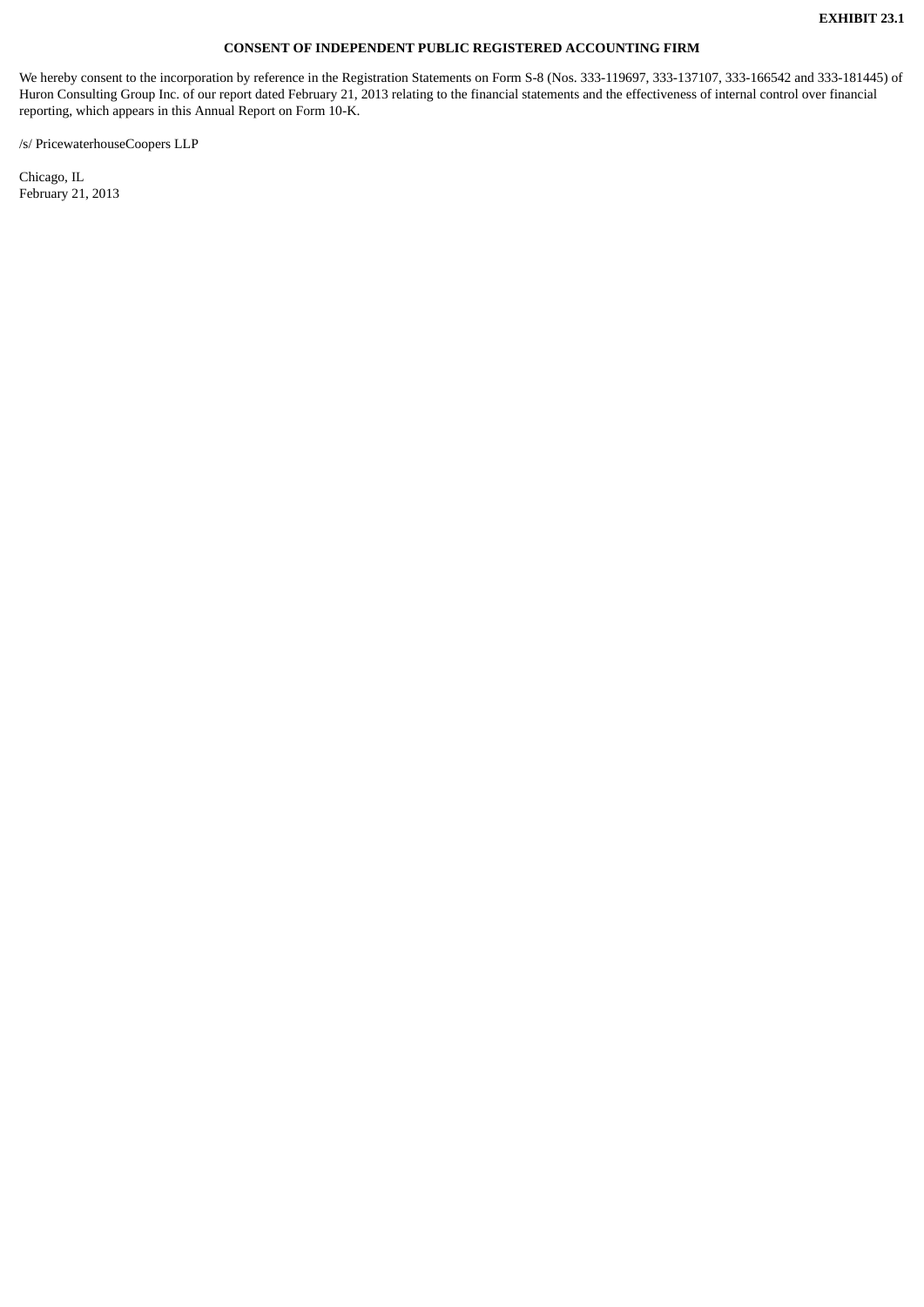**EXHIBIT 23.1**

**CONSENT OF INDEPENDENT PUBLIC REGISTERED ACCOUNTING FIRM**

We hereby consent to the incorporation by reference in the Registration Statements on Form S-8 (Nos. 333-119697, 333-137107, 333-166542 and 333-181445) of Huron Consulting Group Inc. of our report dated February 21, 2013 relating to the financial statements and the effectiveness of internal control over financial reporting, which appears in this Annual Report on Form 10-K.

/s/ PricewaterhouseCoopers LLP

Chicago, IL
February 21, 2013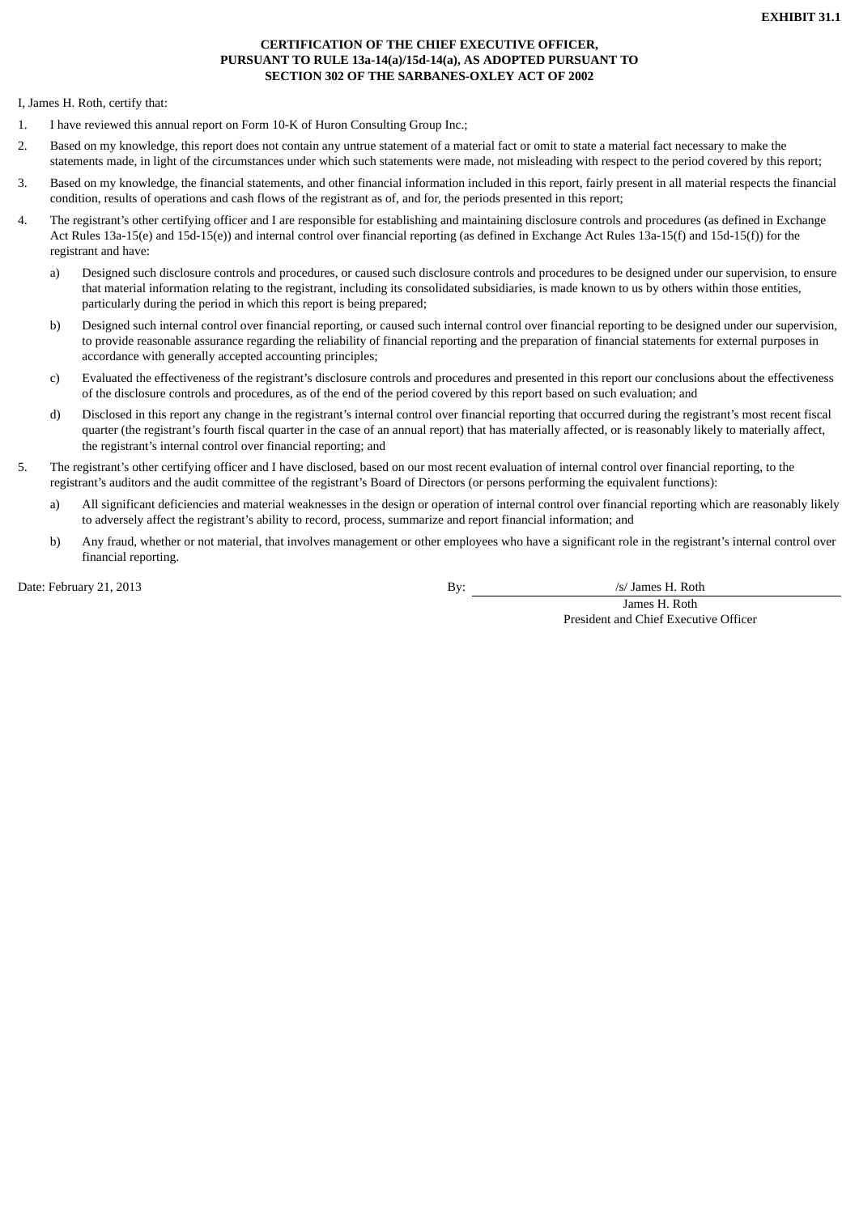**EXHIBIT 31.1**

**CERTIFICATION OF THE CHIEF EXECUTIVE OFFICER, PURSUANT TO RULE 13a-14(a)/15d-14(a), AS ADOPTED PURSUANT TO SECTION 302 OF THE SARBANES-OXLEY ACT OF 2002**

I, James H. Roth, certify that:

1. I have reviewed this annual report on Form 10-K of Huron Consulting Group Inc.;
2. Based on my knowledge, this report does not contain any untrue statement of a material fact or omit to state a material fact necessary to make the statements made, in light of the circumstances under which such statements were made, not misleading with respect to the period covered by this report;
3. Based on my knowledge, the financial statements, and other financial information included in this report, fairly present in all material respects the financial condition, results of operations and cash flows of the registrant as of, and for, the periods presented in this report;
4. The registrant's other certifying officer and I are responsible for establishing and maintaining disclosure controls and procedures (as defined in Exchange Act Rules 13a-15(e) and 15d-15(e)) and internal control over financial reporting (as defined in Exchange Act Rules 13a-15(f) and 15d-15(f)) for the registrant and have:
   a) Designed such disclosure controls and procedures, or caused such disclosure controls and procedures to be designed under our supervision, to ensure that material information relating to the registrant, including its consolidated subsidiaries, is made known to us by others within those entities, particularly during the period in which this report is being prepared;
   b) Designed such internal control over financial reporting, or caused such internal control over financial reporting to be designed under our supervision, to provide reasonable assurance regarding the reliability of financial reporting and the preparation of financial statements for external purposes in accordance with generally accepted accounting principles;
   c) Evaluated the effectiveness of the registrant's disclosure controls and procedures and presented in this report our conclusions about the effectiveness of the disclosure controls and procedures, as of the end of the period covered by this report based on such evaluation; and
   d) Disclosed in this report any change in the registrant's internal control over financial reporting that occurred during the registrant's most recent fiscal quarter (the registrant's fourth fiscal quarter in the case of an annual report) that has materially affected, or is reasonably likely to materially affect, the registrant's internal control over financial reporting; and
5. The registrant's other certifying officer and I have disclosed, based on our most recent evaluation of internal control over financial reporting, to the registrant's auditors and the audit committee of the registrant's Board of Directors (or persons performing the equivalent functions):
   a) All significant deficiencies and material weaknesses in the design or operation of internal control over financial reporting which are reasonably likely to adversely affect the registrant's ability to record, process, summarize and report financial information; and
   b) Any fraud, whether or not material, that involves management or other employees who have a significant role in the registrant's internal control over financial reporting.

Date: February 21, 2013

By: /s/ James H. Roth

James H. Roth
President and Chief Executive Officer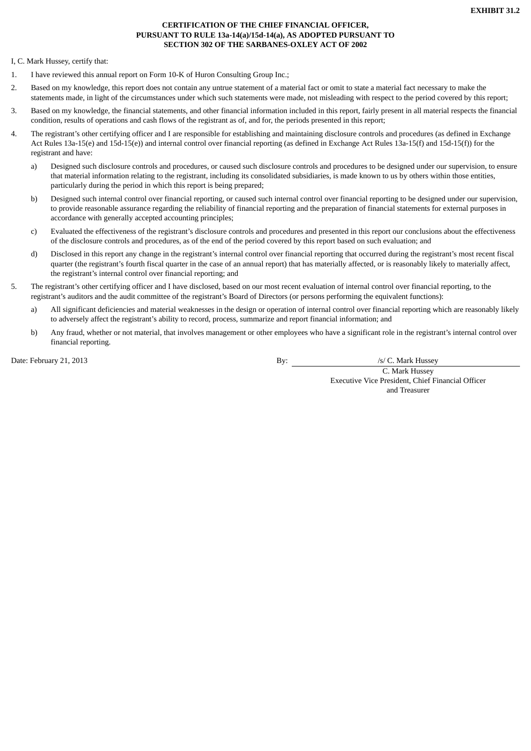**EXHIBIT 31.2**

**CERTIFICATION OF THE CHIEF FINANCIAL OFFICER,
PURSUANT TO RULE 13a-14(a)/15d-14(a), AS ADOPTED PURSUANT TO
SECTION 302 OF THE SARBANES-OXLEY ACT OF 2002**

I, C. Mark Hussey, certify that:

1. I have reviewed this annual report on Form 10-K of Huron Consulting Group Inc.;
2. Based on my knowledge, this report does not contain any untrue statement of a material fact or omit to state a material fact necessary to make the statements made, in light of the circumstances under which such statements were made, not misleading with respect to the period covered by this report;
3. Based on my knowledge, the financial statements, and other financial information included in this report, fairly present in all material respects the financial condition, results of operations and cash flows of the registrant as of, and for, the periods presented in this report;
4. The registrant's other certifying officer and I are responsible for establishing and maintaining disclosure controls and procedures (as defined in Exchange Act Rules 13a-15(e) and 15d-15(e)) and internal control over financial reporting (as defined in Exchange Act Rules 13a-15(f) and 15d-15(f)) for the registrant and have:
   a) Designed such disclosure controls and procedures, or caused such disclosure controls and procedures to be designed under our supervision, to ensure that material information relating to the registrant, including its consolidated subsidiaries, is made known to us by others within those entities, particularly during the period in which this report is being prepared;
   b) Designed such internal control over financial reporting, or caused such internal control over financial reporting to be designed under our supervision, to provide reasonable assurance regarding the reliability of financial reporting and the preparation of financial statements for external purposes in accordance with generally accepted accounting principles;
   c) Evaluated the effectiveness of the registrant's disclosure controls and procedures and presented in this report our conclusions about the effectiveness of the disclosure controls and procedures, as of the end of the period covered by this report based on such evaluation; and
   d) Disclosed in this report any change in the registrant's internal control over financial reporting that occurred during the registrant's most recent fiscal quarter (the registrant's fourth fiscal quarter in the case of an annual report) that has materially affected, or is reasonably likely to materially affect, the registrant's internal control over financial reporting; and
5. The registrant's other certifying officer and I have disclosed, based on our most recent evaluation of internal control over financial reporting, to the registrant's auditors and the audit committee of the registrant's Board of Directors (or persons performing the equivalent functions):
   a) All significant deficiencies and material weaknesses in the design or operation of internal control over financial reporting which are reasonably likely to adversely affect the registrant's ability to record, process, summarize and report financial information; and
   b) Any fraud, whether or not material, that involves management or other employees who have a significant role in the registrant's internal control over financial reporting.

Date: February 21, 2013

By: /s/ C. Mark Hussey

C. Mark Hussey
Executive Vice President, Chief Financial Officer
and Treasurer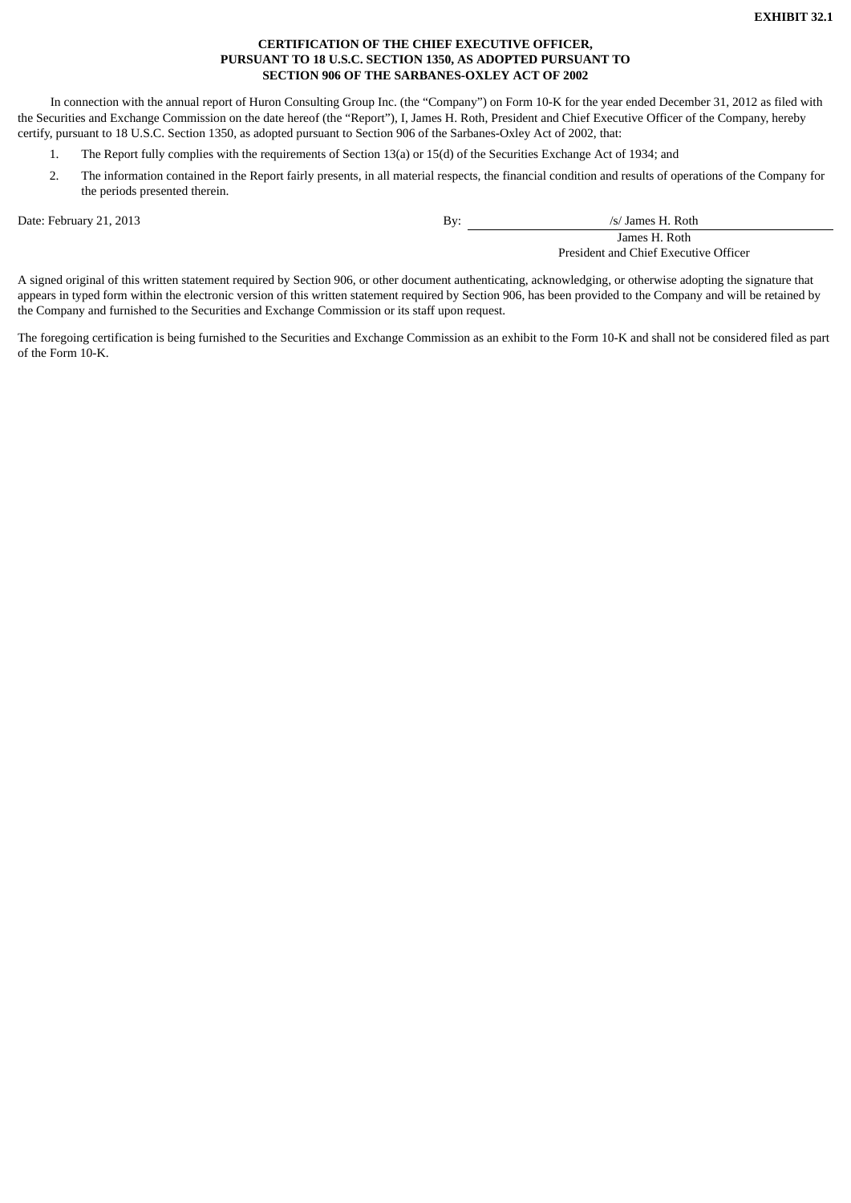**EXHIBIT 32.1**

**CERTIFICATION OF THE CHIEF EXECUTIVE OFFICER,
PURSUANT TO 18 U.S.C. SECTION 1350, AS ADOPTED PURSUANT TO
SECTION 906 OF THE SARBANES-OXLEY ACT OF 2002**

In connection with the annual report of Huron Consulting Group Inc. (the "Company") on Form 10-K for the year ended December 31, 2012 as filed with the Securities and Exchange Commission on the date hereof (the "Report"), I, James H. Roth, President and Chief Executive Officer of the Company, hereby certify, pursuant to 18 U.S.C. Section 1350, as adopted pursuant to Section 906 of the Sarbanes-Oxley Act of 2002, that:

1. The Report fully complies with the requirements of Section 13(a) or 15(d) of the Securities Exchange Act of 1934; and
2. The information contained in the Report fairly presents, in all material respects, the financial condition and results of operations of the Company for the periods presented therein.

Date: February 21, 2013

By: /s/ James H. Roth
James H. Roth
President and Chief Executive Officer

A signed original of this written statement required by Section 906, or other document authenticating, acknowledging, or otherwise adopting the signature that appears in typed form within the electronic version of this written statement required by Section 906, has been provided to the Company and will be retained by the Company and furnished to the Securities and Exchange Commission or its staff upon request.

The foregoing certification is being furnished to the Securities and Exchange Commission as an exhibit to the Form 10-K and shall not be considered filed as part of the Form 10-K.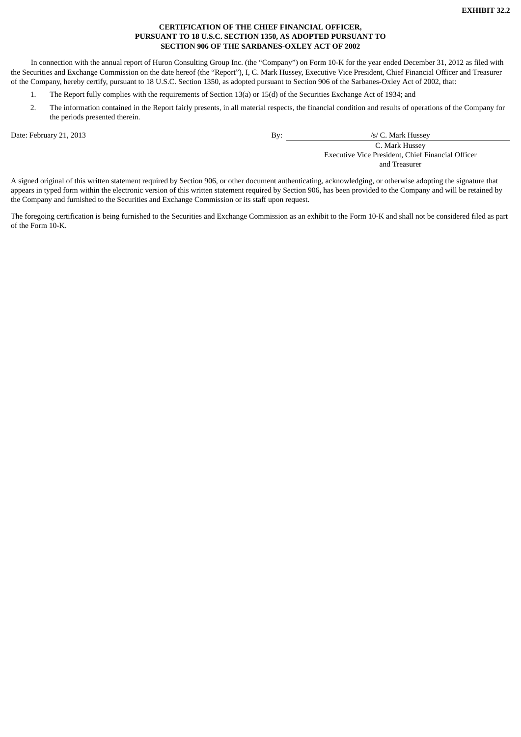**EXHIBIT 32.2**

**CERTIFICATION OF THE CHIEF FINANCIAL OFFICER,
PURSUANT TO 18 U.S.C. SECTION 1350, AS ADOPTED PURSUANT TO
SECTION 906 OF THE SARBANES-OXLEY ACT OF 2002**

In connection with the annual report of Huron Consulting Group Inc. (the "Company") on Form 10-K for the year ended December 31, 2012 as filed with the Securities and Exchange Commission on the date hereof (the "Report"), I, C. Mark Hussey, Executive Vice President, Chief Financial Officer and Treasurer of the Company, hereby certify, pursuant to 18 U.S.C. Section 1350, as adopted pursuant to Section 906 of the Sarbanes-Oxley Act of 2002, that:

1. The Report fully complies with the requirements of Section 13(a) or 15(d) of the Securities Exchange Act of 1934; and
2. The information contained in the Report fairly presents, in all material respects, the financial condition and results of operations of the Company for the periods presented therein.

Date: February 21, 2013

By: /s/ C. Mark Hussey
C. Mark Hussey
Executive Vice President, Chief Financial Officer
and Treasurer

A signed original of this written statement required by Section 906, or other document authenticating, acknowledging, or otherwise adopting the signature that appears in typed form within the electronic version of this written statement required by Section 906, has been provided to the Company and will be retained by the Company and furnished to the Securities and Exchange Commission or its staff upon request.

The foregoing certification is being furnished to the Securities and Exchange Commission as an exhibit to the Form 10-K and shall not be considered filed as part of the Form 10-K.